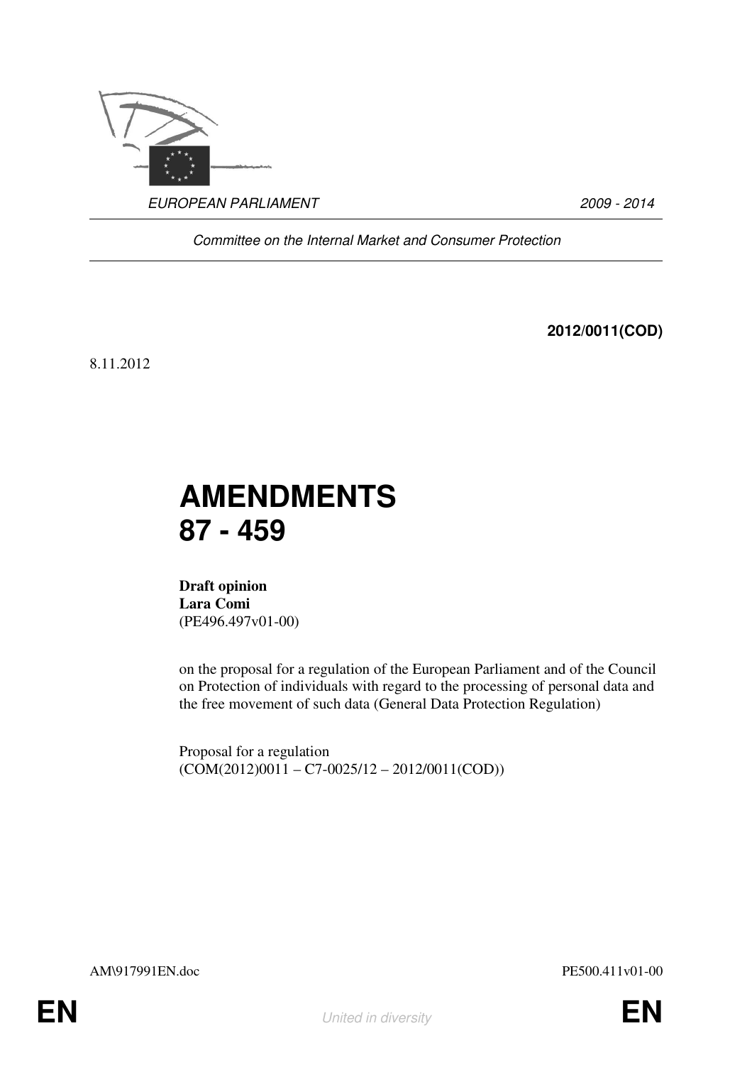*EUROPEAN PARLIAMENT* *2009 - 2014*

*Committee on the Internal Market and Consumer Protection*

**2012/0011(COD)**

8.11.2012

# AMENDMENTS 87 - 459

**Draft opinion**
**Lara Comi**
(PE496.497v01-00)

on the proposal for a regulation of the European Parliament and of the Council on Protection of individuals with regard to the processing of personal data and the free movement of such data (General Data Protection Regulation)

Proposal for a regulation
(COM(2012)0011 – C7-0025/12 – 2012/0011(COD))

AM\917991EN.doc PE500.411v01-00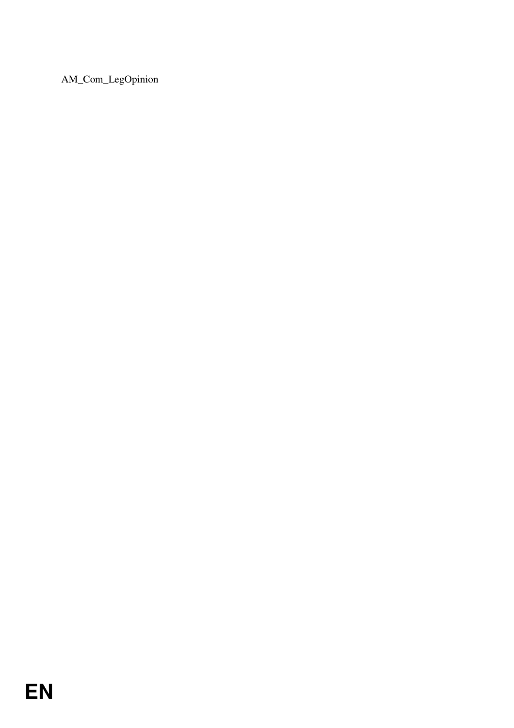AM_Com_LegOpinion

EN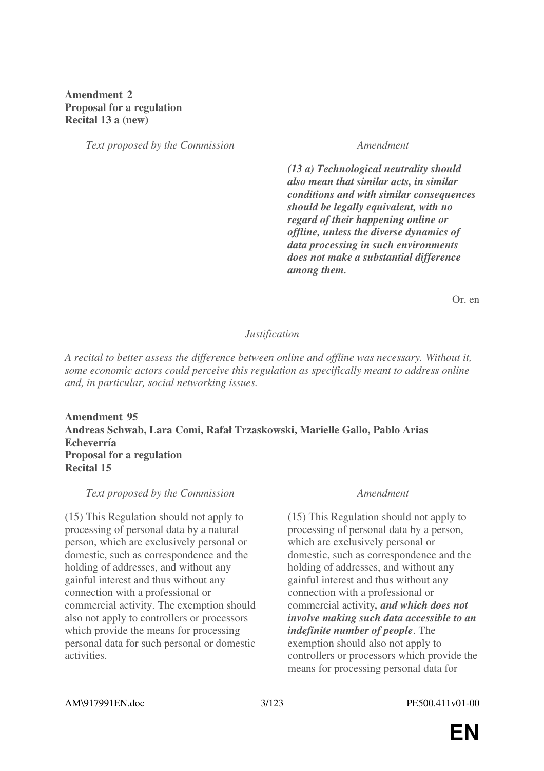**Amendment 2**
**Proposal for a regulation**
**Recital 13 a (new)**

| *Text proposed by the Commission* | *Amendment* |
|---|---|
| | ***(13 a) Technological neutrality should also mean that similar acts, in similar conditions and with similar consequences should be legally equivalent, with no regard of their happening online or offline, unless the diverse dynamics of data processing in such environments does not make a substantial difference among them.*** |

Or. en

*Justification*

*A recital to better assess the difference between online and offline was necessary. Without it, some economic actors could perceive this regulation as specifically meant to address online and, in particular, social networking issues.*

**Amendment 95**
**Andreas Schwab, Lara Comi, Rafał Trzaskowski, Marielle Gallo, Pablo Arias Echeverría**
**Proposal for a regulation**
**Recital 15**

| *Text proposed by the Commission* | *Amendment* |
|---|---|
| (15) This Regulation should not apply to processing of personal data by a natural person, which are exclusively personal or domestic, such as correspondence and the holding of addresses, and without any gainful interest and thus without any connection with a professional or commercial activity. The exemption should also not apply to controllers or processors which provide the means for processing personal data for such personal or domestic activities. | (15) This Regulation should not apply to processing of personal data by a person, which are exclusively personal or domestic, such as correspondence and the holding of addresses, and without any gainful interest and thus without any connection with a professional or commercial activity***, and which does not involve making such data accessible to an indefinite number of people***. The exemption should also not apply to controllers or processors which provide the means for processing personal data for |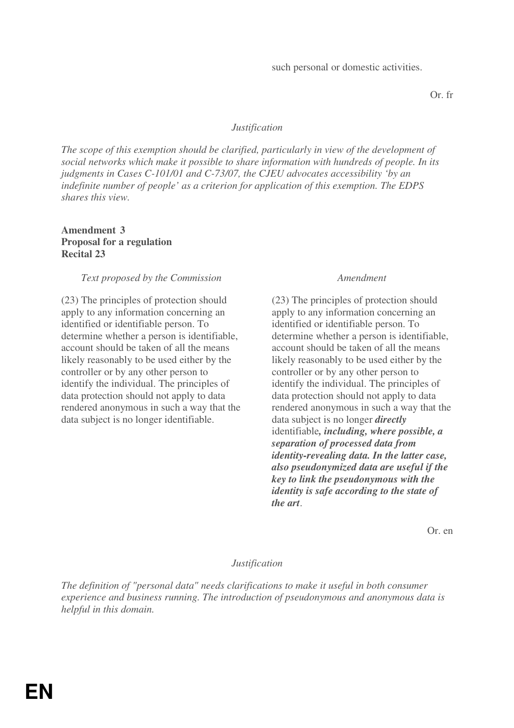| | |
|---|---|
| | such personal or domestic activities. |

Or. fr

*Justification*

*The scope of this exemption should be clarified, particularly in view of the development of social networks which make it possible to share information with hundreds of people. In its judgments in Cases C-101/01 and C-73/07, the CJEU advocates accessibility 'by an indefinite number of people' as a criterion for application of this exemption. The EDPS shares this view.*

**Amendment 3**
**Proposal for a regulation**
**Recital 23**

| *Text proposed by the Commission* | *Amendment* |
|---|---|
| (23) The principles of protection should apply to any information concerning an identified or identifiable person. To determine whether a person is identifiable, account should be taken of all the means likely reasonably to be used either by the controller or by any other person to identify the individual. The principles of data protection should not apply to data rendered anonymous in such a way that the data subject is no longer identifiable. | (23) The principles of protection should apply to any information concerning an identified or identifiable person. To determine whether a person is identifiable, account should be taken of all the means likely reasonably to be used either by the controller or by any other person to identify the individual. The principles of data protection should not apply to data rendered anonymous in such a way that the data subject is no longer ***directly*** identifiable***, including, where possible, a separation of processed data from identity-revealing data. In the latter case, also pseudonymized data are useful if the key to link the pseudonymous with the identity is safe according to the state of the art***. |

Or. en

*Justification*

*The definition of "personal data" needs clarifications to make it useful in both consumer experience and business running. The introduction of pseudonymous and anonymous data is helpful in this domain.*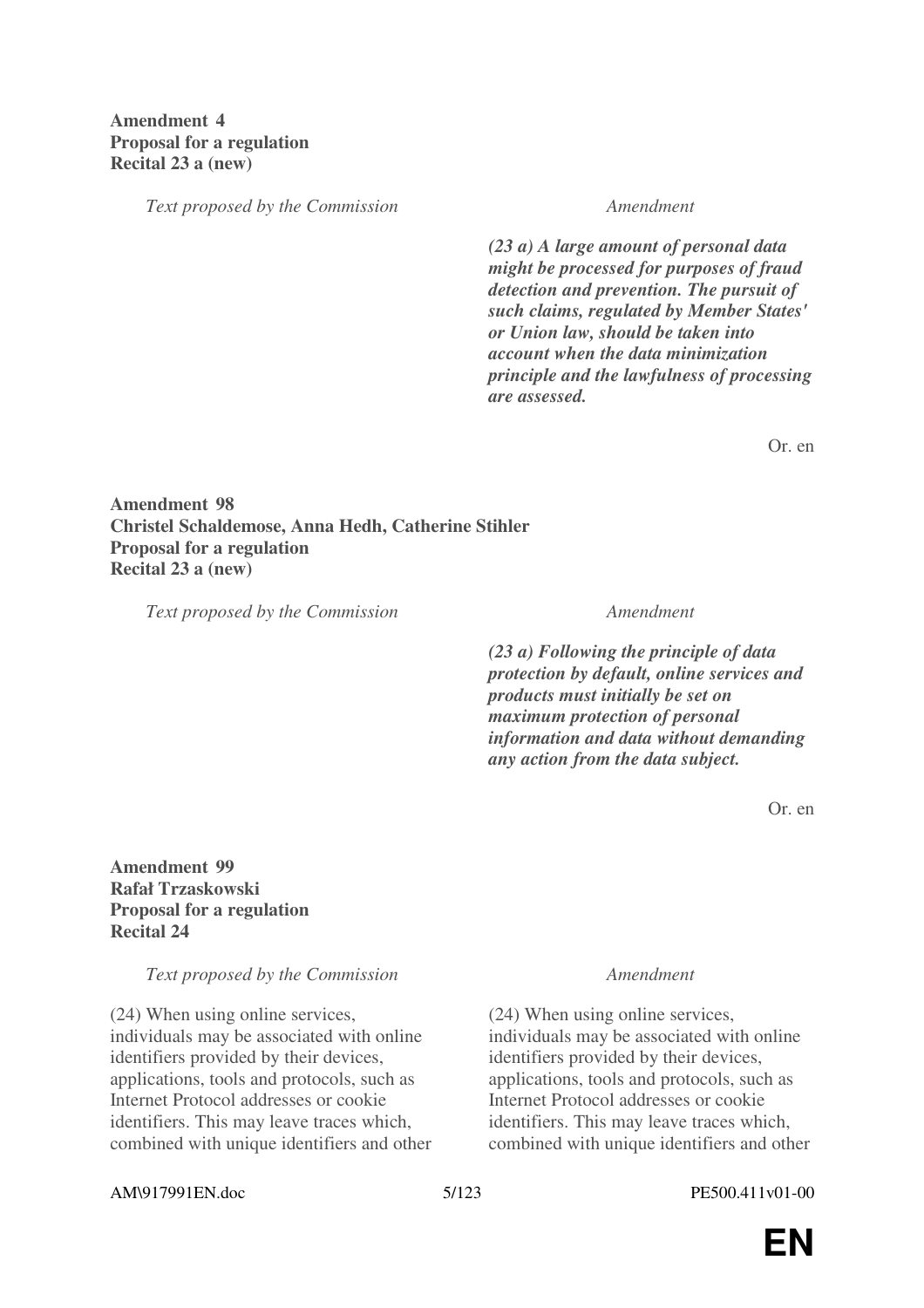**Amendment 4**
**Proposal for a regulation**
**Recital 23 a (new)**

| *Text proposed by the Commission* | *Amendment* |
|---|---|
| | ***(23 a) A large amount of personal data might be processed for purposes of fraud detection and prevention. The pursuit of such claims, regulated by Member States' or Union law, should be taken into account when the data minimization principle and the lawfulness of processing are assessed.*** |

Or. en

**Amendment 98**
**Christel Schaldemose, Anna Hedh, Catherine Stihler**
**Proposal for a regulation**
**Recital 23 a (new)**

| *Text proposed by the Commission* | *Amendment* |
|---|---|
| | ***(23 a) Following the principle of data protection by default, online services and products must initially be set on maximum protection of personal information and data without demanding any action from the data subject.*** |

Or. en

**Amendment 99**
**Rafał Trzaskowski**
**Proposal for a regulation**
**Recital 24**

| *Text proposed by the Commission* | *Amendment* |
|---|---|
| (24) When using online services, individuals may be associated with online identifiers provided by their devices, applications, tools and protocols, such as Internet Protocol addresses or cookie identifiers. This may leave traces which, combined with unique identifiers and other | (24) When using online services, individuals may be associated with online identifiers provided by their devices, applications, tools and protocols, such as Internet Protocol addresses or cookie identifiers. This may leave traces which, combined with unique identifiers and other |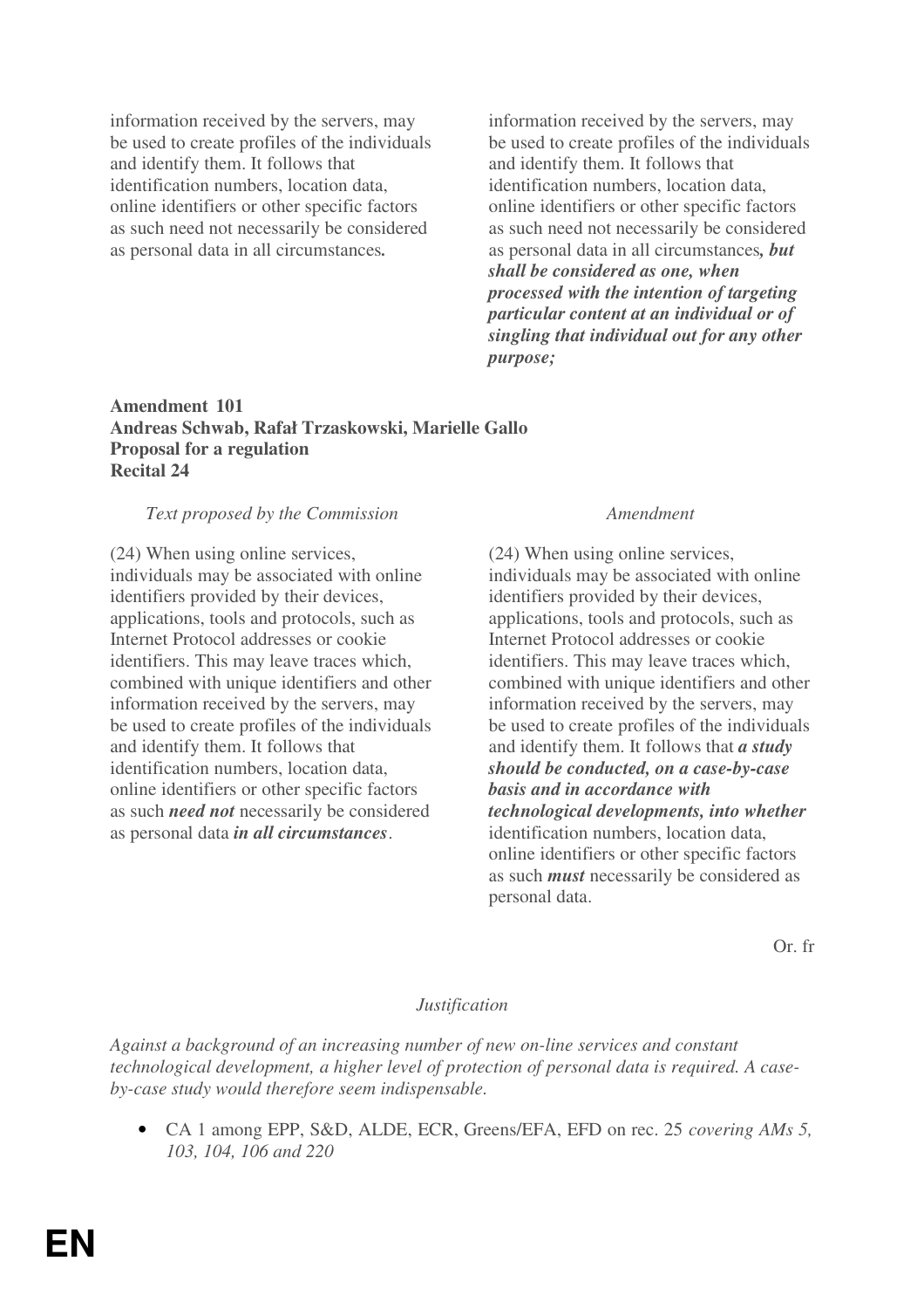| | |
|---|---|
| information received by the servers, may be used to create profiles of the individuals and identify them. It follows that identification numbers, location data, online identifiers or other specific factors as such need not necessarily be considered as personal data in all circumstances**.** | information received by the servers, may be used to create profiles of the individuals and identify them. It follows that identification numbers, location data, online identifiers or other specific factors as such need not necessarily be considered as personal data in all circumstances***, but shall be considered as one, when processed with the intention of targeting particular content at an individual or of singling that individual out for any other purpose;*** |

**Amendment 101**
**Andreas Schwab, Rafał Trzaskowski, Marielle Gallo**
**Proposal for a regulation**
**Recital 24**

| *Text proposed by the Commission* | *Amendment* |
|---|---|
| (24) When using online services, individuals may be associated with online identifiers provided by their devices, applications, tools and protocols, such as Internet Protocol addresses or cookie identifiers. This may leave traces which, combined with unique identifiers and other information received by the servers, may be used to create profiles of the individuals and identify them. It follows that identification numbers, location data, online identifiers or other specific factors as such ***need not*** necessarily be considered as personal data ***in all circumstances***. | (24) When using online services, individuals may be associated with online identifiers provided by their devices, applications, tools and protocols, such as Internet Protocol addresses or cookie identifiers. This may leave traces which, combined with unique identifiers and other information received by the servers, may be used to create profiles of the individuals and identify them. It follows that ***a study should be conducted, on a case-by-case basis and in accordance with technological developments, into whether*** identification numbers, location data, online identifiers or other specific factors as such ***must*** necessarily be considered as personal data. |

Or. fr

*Justification*

*Against a background of an increasing number of new on-line services and constant technological development, a higher level of protection of personal data is required. A case-by-case study would therefore seem indispensable.*

- CA 1 among EPP, S&D, ALDE, ECR, Greens/EFA, EFD on rec. 25 *covering AMs 5, 103, 104, 106 and 220*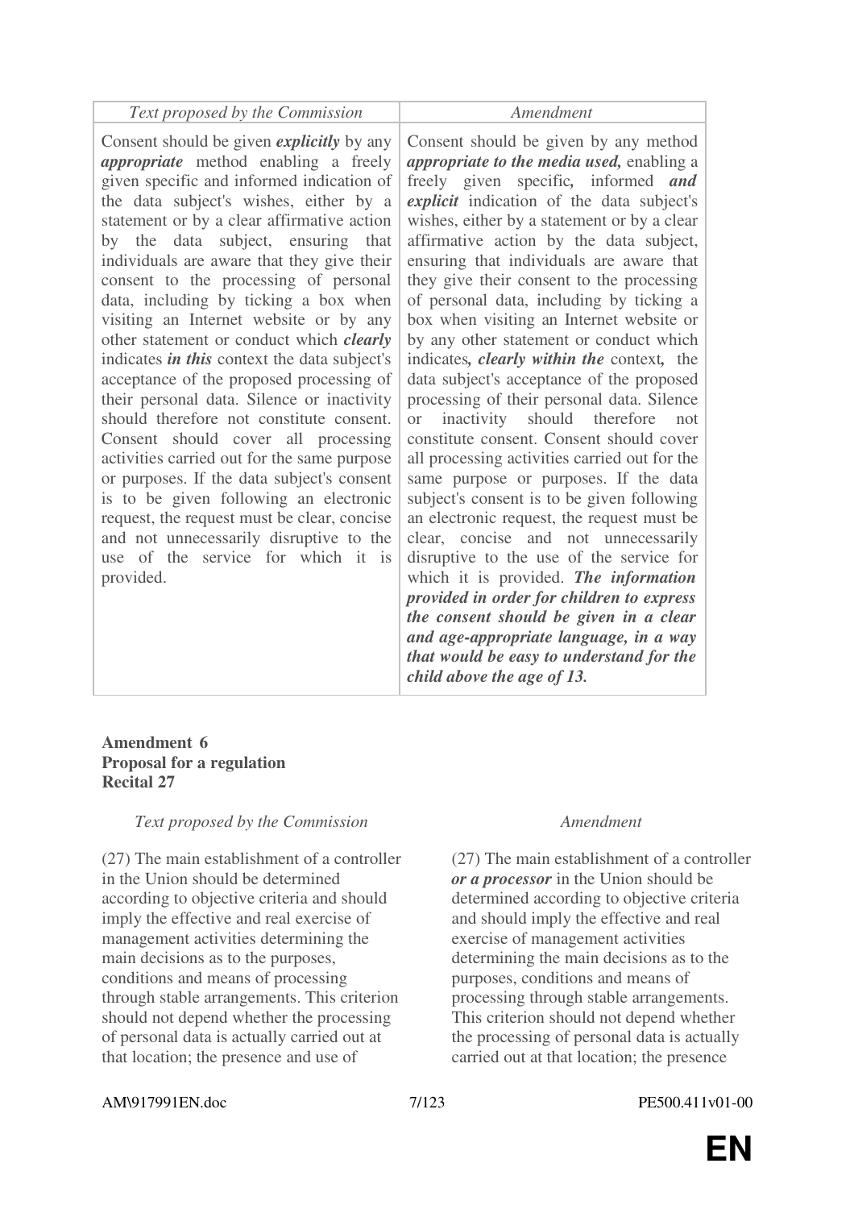| Text proposed by the Commission | Amendment |
|---|---|
| Consent should be given ***explicitly*** by any ***appropriate*** method enabling a freely given specific and informed indication of the data subject's wishes, either by a statement or by a clear affirmative action by the data subject, ensuring that individuals are aware that they give their consent to the processing of personal data, including by ticking a box when visiting an Internet website or by any other statement or conduct which ***clearly*** indicates ***in this*** context the data subject's acceptance of the proposed processing of their personal data. Silence or inactivity should therefore not constitute consent. Consent should cover all processing activities carried out for the same purpose or purposes. If the data subject's consent is to be given following an electronic request, the request must be clear, concise and not unnecessarily disruptive to the use of the service for which it is provided. | Consent should be given by any method ***appropriate to the media used,*** enabling a freely given specific***,*** informed ***and explicit*** indication of the data subject's wishes, either by a statement or by a clear affirmative action by the data subject, ensuring that individuals are aware that they give their consent to the processing of personal data, including by ticking a box when visiting an Internet website or by any other statement or conduct which indicates***, clearly within the*** context***,*** the data subject's acceptance of the proposed processing of their personal data. Silence or inactivity should therefore not constitute consent. Consent should cover all processing activities carried out for the same purpose or purposes. If the data subject's consent is to be given following an electronic request, the request must be clear, concise and not unnecessarily disruptive to the use of the service for which it is provided. ***The information provided in order for children to express the consent should be given in a clear and age-appropriate language, in a way that would be easy to understand for the child above the age of 13.*** |

**Amendment 6**
**Proposal for a regulation**
**Recital 27**

| Text proposed by the Commission | Amendment |
|---|---|
| (27) The main establishment of a controller in the Union should be determined according to objective criteria and should imply the effective and real exercise of management activities determining the main decisions as to the purposes, conditions and means of processing through stable arrangements. This criterion should not depend whether the processing of personal data is actually carried out at that location; the presence and use of | (27) The main establishment of a controller ***or a processor*** in the Union should be determined according to objective criteria and should imply the effective and real exercise of management activities determining the main decisions as to the purposes, conditions and means of processing through stable arrangements. This criterion should not depend whether the processing of personal data is actually carried out at that location; the presence |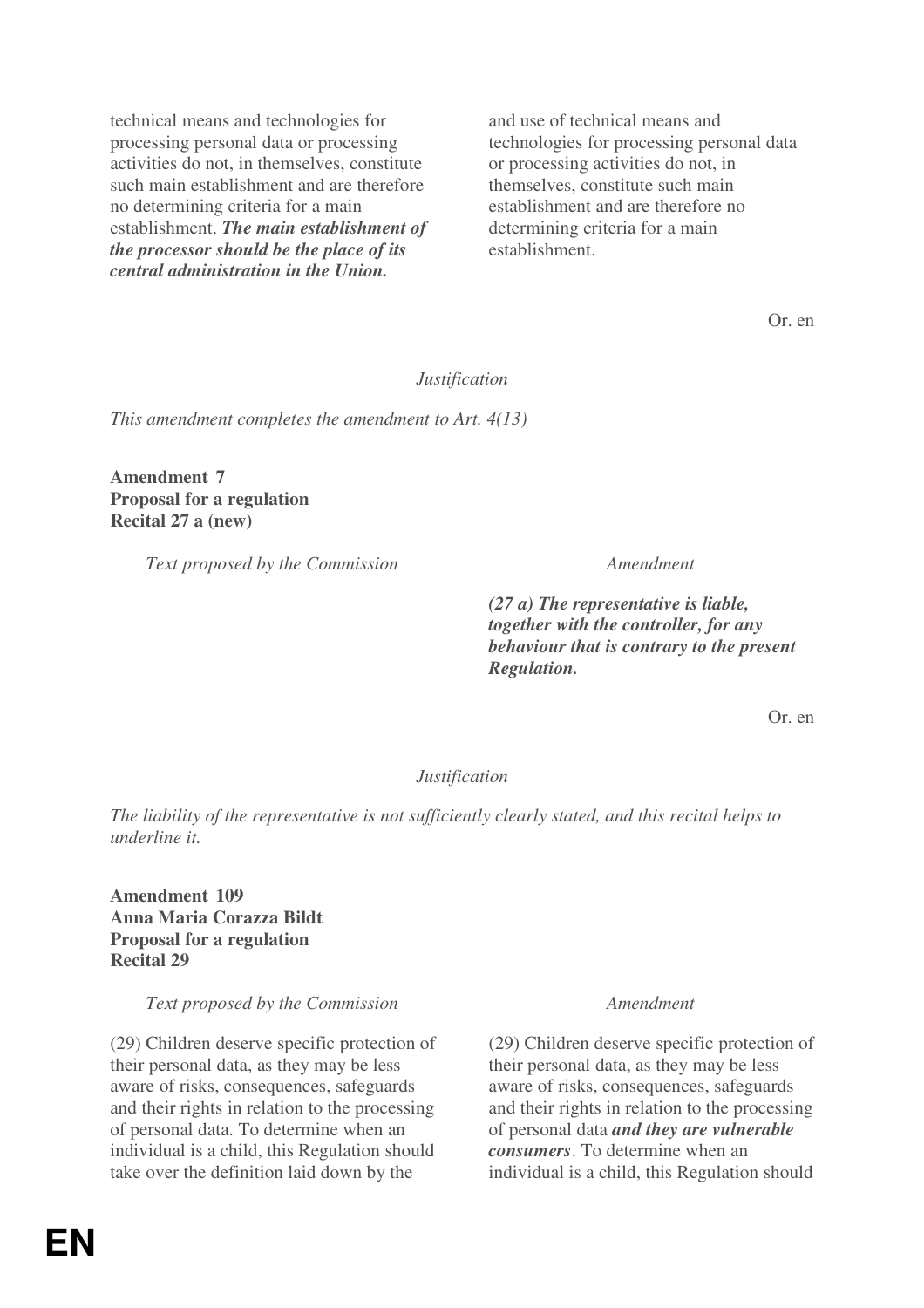| | |
|---|---|
| technical means and technologies for processing personal data or processing activities do not, in themselves, constitute such main establishment and are therefore no determining criteria for a main establishment. ***The main establishment of the processor should be the place of its central administration in the Union.*** | and use of technical means and technologies for processing personal data or processing activities do not, in themselves, constitute such main establishment and are therefore no determining criteria for a main establishment. |

Or. en

*Justification*

*This amendment completes the amendment to Art. 4(13)*

**Amendment 7**
**Proposal for a regulation**
**Recital 27 a (new)**

| *Text proposed by the Commission* | *Amendment* |
|---|---|
| | ***(27 a) The representative is liable, together with the controller, for any behaviour that is contrary to the present Regulation.*** |

Or. en

*Justification*

*The liability of the representative is not sufficiently clearly stated, and this recital helps to underline it.*

**Amendment 109**
**Anna Maria Corazza Bildt**
**Proposal for a regulation**
**Recital 29**

| *Text proposed by the Commission* | *Amendment* |
|---|---|
| (29) Children deserve specific protection of their personal data, as they may be less aware of risks, consequences, safeguards and their rights in relation to the processing of personal data. To determine when an individual is a child, this Regulation should take over the definition laid down by the | (29) Children deserve specific protection of their personal data, as they may be less aware of risks, consequences, safeguards and their rights in relation to the processing of personal data ***and they are vulnerable consumers***. To determine when an individual is a child, this Regulation should |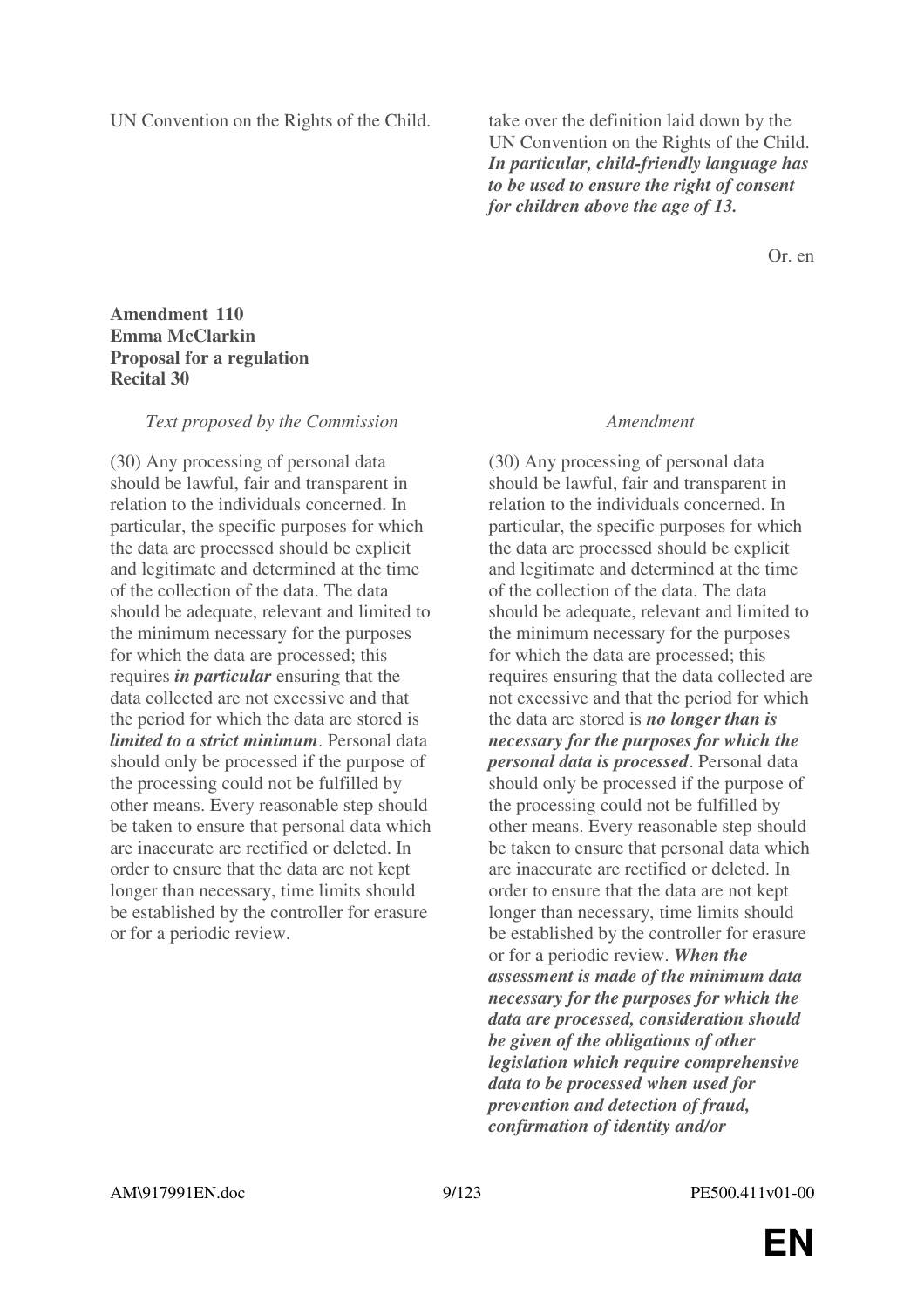| | |
|---|---|
| UN Convention on the Rights of the Child. | take over the definition laid down by the UN Convention on the Rights of the Child. ***In particular, child-friendly language has to be used to ensure the right of consent for children above the age of 13.*** |

Or. en

**Amendment 110**
**Emma McClarkin**
**Proposal for a regulation**
**Recital 30**

| *Text proposed by the Commission* | *Amendment* |
|---|---|
| (30) Any processing of personal data should be lawful, fair and transparent in relation to the individuals concerned. In particular, the specific purposes for which the data are processed should be explicit and legitimate and determined at the time of the collection of the data. The data should be adequate, relevant and limited to the minimum necessary for the purposes for which the data are processed; this requires ***in particular*** ensuring that the data collected are not excessive and that the period for which the data are stored is ***limited to a strict minimum***. Personal data should only be processed if the purpose of the processing could not be fulfilled by other means. Every reasonable step should be taken to ensure that personal data which are inaccurate are rectified or deleted. In order to ensure that the data are not kept longer than necessary, time limits should be established by the controller for erasure or for a periodic review. | (30) Any processing of personal data should be lawful, fair and transparent in relation to the individuals concerned. In particular, the specific purposes for which the data are processed should be explicit and legitimate and determined at the time of the collection of the data. The data should be adequate, relevant and limited to the minimum necessary for the purposes for which the data are processed; this requires ensuring that the data collected are not excessive and that the period for which the data are stored is ***no longer than is necessary for the purposes for which the personal data is processed***. Personal data should only be processed if the purpose of the processing could not be fulfilled by other means. Every reasonable step should be taken to ensure that personal data which are inaccurate are rectified or deleted. In order to ensure that the data are not kept longer than necessary, time limits should be established by the controller for erasure or for a periodic review. ***When the assessment is made of the minimum data necessary for the purposes for which the data are processed, consideration should be given of the obligations of other legislation which require comprehensive data to be processed when used for prevention and detection of fraud, confirmation of identity and/or*** |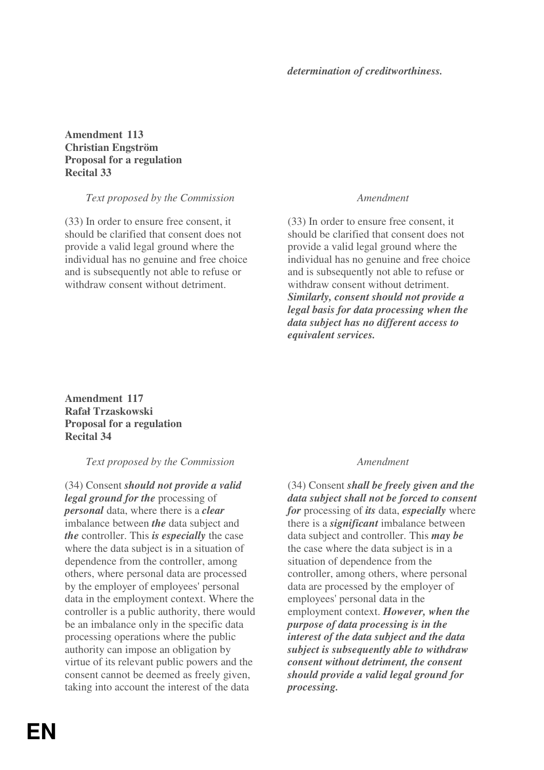*determination of creditworthiness.*

**Amendment 113**
**Christian Engström**
**Proposal for a regulation**
**Recital 33**

| *Text proposed by the Commission* | *Amendment* |
|---|---|
| (33) In order to ensure free consent, it should be clarified that consent does not provide a valid legal ground where the individual has no genuine and free choice and is subsequently not able to refuse or withdraw consent without detriment. | (33) In order to ensure free consent, it should be clarified that consent does not provide a valid legal ground where the individual has no genuine and free choice and is subsequently not able to refuse or withdraw consent without detriment. ***Similarly, consent should not provide a legal basis for data processing when the data subject has no different access to equivalent services.*** |

**Amendment 117**
**Rafał Trzaskowski**
**Proposal for a regulation**
**Recital 34**

| *Text proposed by the Commission* | *Amendment* |
|---|---|
| (34) Consent ***should not provide a valid legal ground for the*** processing of ***personal*** data, where there is a ***clear*** imbalance between ***the*** data subject and ***the*** controller. This ***is especially*** the case where the data subject is in a situation of dependence from the controller, among others, where personal data are processed by the employer of employees' personal data in the employment context. Where the controller is a public authority, there would be an imbalance only in the specific data processing operations where the public authority can impose an obligation by virtue of its relevant public powers and the consent cannot be deemed as freely given, taking into account the interest of the data | (34) Consent ***shall be freely given and the data subject shall not be forced to consent for*** processing of ***its*** data, ***especially*** where there is a ***significant*** imbalance between data subject and controller. This ***may be*** the case where the data subject is in a situation of dependence from the controller, among others, where personal data are processed by the employer of employees' personal data in the employment context. ***However, when the purpose of data processing is in the interest of the data subject and the data subject is subsequently able to withdraw consent without detriment, the consent should provide a valid legal ground for processing.*** |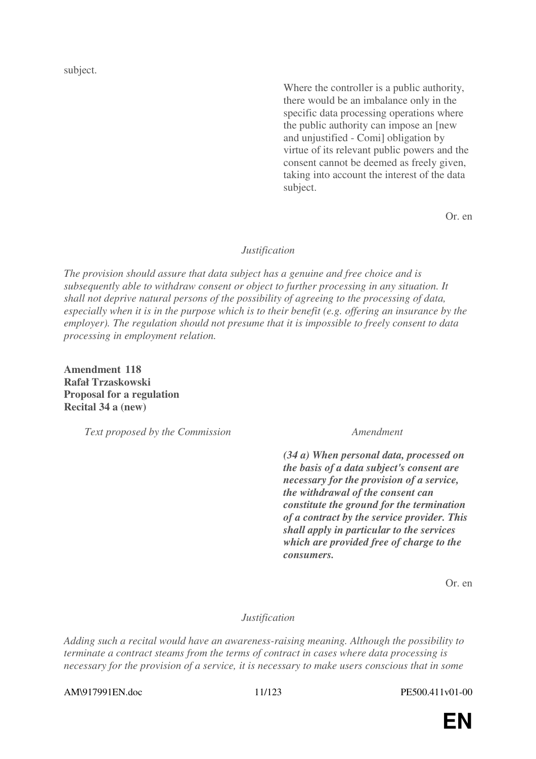subject.

| | |
|---|---|
| | Where the controller is a public authority, there would be an imbalance only in the specific data processing operations where the public authority can impose an [new and unjustified - Comi] obligation by virtue of its relevant public powers and the consent cannot be deemed as freely given, taking into account the interest of the data subject. |

Or. en

*Justification*

*The provision should assure that data subject has a genuine and free choice and is subsequently able to withdraw consent or object to further processing in any situation. It shall not deprive natural persons of the possibility of agreeing to the processing of data, especially when it is in the purpose which is to their benefit (e.g. offering an insurance by the employer). The regulation should not presume that it is impossible to freely consent to data processing in employment relation.*

**Amendment 118**
**Rafał Trzaskowski**
**Proposal for a regulation**
**Recital 34 a (new)**

| *Text proposed by the Commission* | *Amendment* |
|---|---|
| | ***(34 a) When personal data, processed on the basis of a data subject's consent are necessary for the provision of a service, the withdrawal of the consent can constitute the ground for the termination of a contract by the service provider. This shall apply in particular to the services which are provided free of charge to the consumers.*** |

Or. en

*Justification*

*Adding such a recital would have an awareness-raising meaning. Although the possibility to terminate a contract steams from the terms of contract in cases where data processing is necessary for the provision of a service, it is necessary to make users conscious that in some*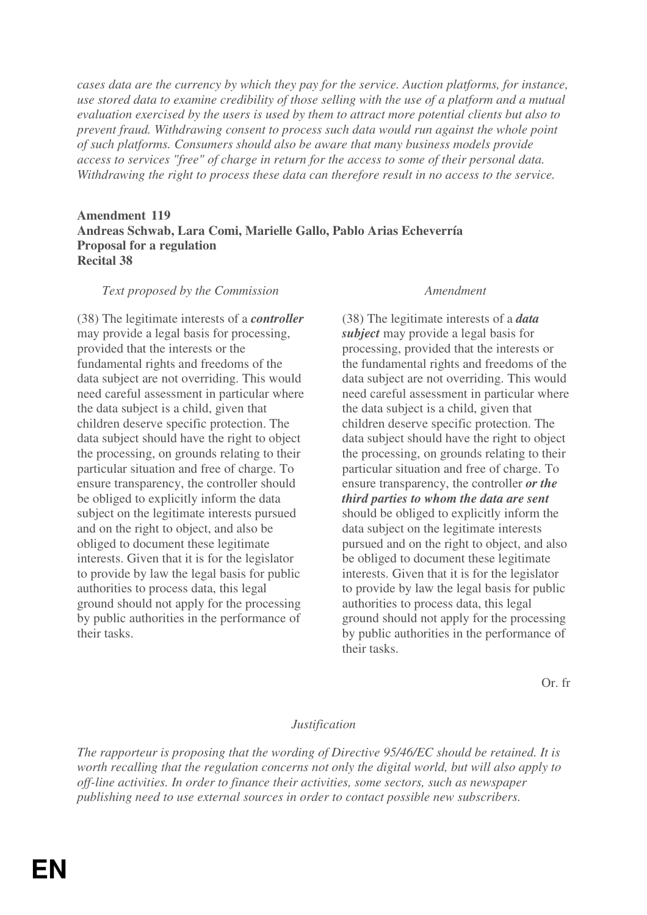*cases data are the currency by which they pay for the service. Auction platforms, for instance, use stored data to examine credibility of those selling with the use of a platform and a mutual evaluation exercised by the users is used by them to attract more potential clients but also to prevent fraud. Withdrawing consent to process such data would run against the whole point of such platforms. Consumers should also be aware that many business models provide access to services "free" of charge in return for the access to some of their personal data. Withdrawing the right to process these data can therefore result in no access to the service.*

**Amendment 119**
**Andreas Schwab, Lara Comi, Marielle Gallo, Pablo Arias Echeverría**
**Proposal for a regulation**
**Recital 38**

| *Text proposed by the Commission* | *Amendment* |
|---|---|
| (38) The legitimate interests of a ***controller*** may provide a legal basis for processing, provided that the interests or the fundamental rights and freedoms of the data subject are not overriding. This would need careful assessment in particular where the data subject is a child, given that children deserve specific protection. The data subject should have the right to object the processing, on grounds relating to their particular situation and free of charge. To ensure transparency, the controller should be obliged to explicitly inform the data subject on the legitimate interests pursued and on the right to object, and also be obliged to document these legitimate interests. Given that it is for the legislator to provide by law the legal basis for public authorities to process data, this legal ground should not apply for the processing by public authorities in the performance of their tasks. | (38) The legitimate interests of a ***data subject*** may provide a legal basis for processing, provided that the interests or the fundamental rights and freedoms of the data subject are not overriding. This would need careful assessment in particular where the data subject is a child, given that children deserve specific protection. The data subject should have the right to object the processing, on grounds relating to their particular situation and free of charge. To ensure transparency, the controller ***or the third parties to whom the data are sent*** should be obliged to explicitly inform the data subject on the legitimate interests pursued and on the right to object, and also be obliged to document these legitimate interests. Given that it is for the legislator to provide by law the legal basis for public authorities to process data, this legal ground should not apply for the processing by public authorities in the performance of their tasks. |

Or. fr

*Justification*

*The rapporteur is proposing that the wording of Directive 95/46/EC should be retained. It is worth recalling that the regulation concerns not only the digital world, but will also apply to off-line activities. In order to finance their activities, some sectors, such as newspaper publishing need to use external sources in order to contact possible new subscribers.*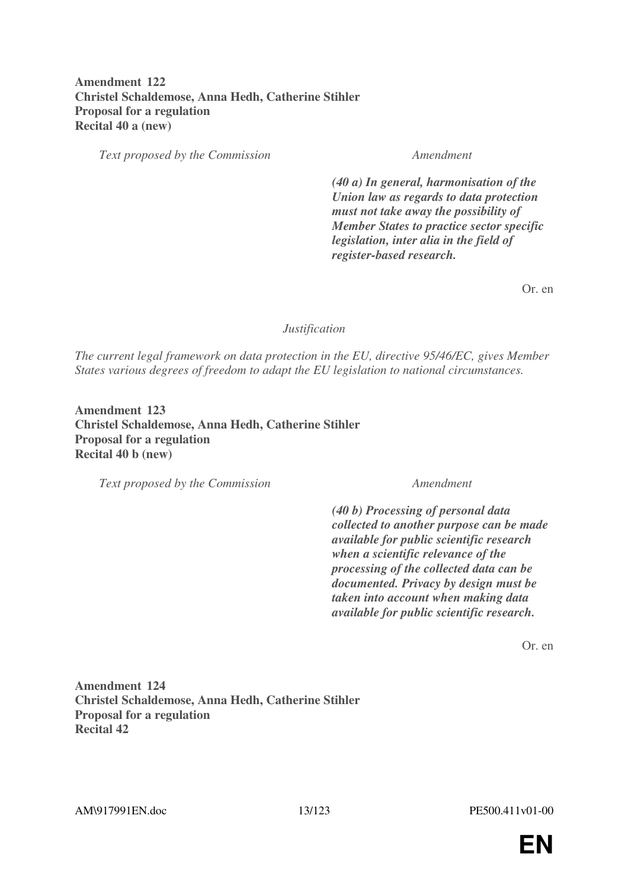**Amendment 122**
**Christel Schaldemose, Anna Hedh, Catherine Stihler**
**Proposal for a regulation**
**Recital 40 a (new)**

| *Text proposed by the Commission* | *Amendment* |
|---|---|
| | ***(40 a) In general, harmonisation of the Union law as regards to data protection must not take away the possibility of Member States to practice sector specific legislation, inter alia in the field of register-based research.*** |

Or. en

*Justification*

*The current legal framework on data protection in the EU, directive 95/46/EC, gives Member States various degrees of freedom to adapt the EU legislation to national circumstances.*

**Amendment 123**
**Christel Schaldemose, Anna Hedh, Catherine Stihler**
**Proposal for a regulation**
**Recital 40 b (new)**

| *Text proposed by the Commission* | *Amendment* |
|---|---|
| | ***(40 b) Processing of personal data collected to another purpose can be made available for public scientific research when a scientific relevance of the processing of the collected data can be documented. Privacy by design must be taken into account when making data available for public scientific research.*** |

Or. en

**Amendment 124**
**Christel Schaldemose, Anna Hedh, Catherine Stihler**
**Proposal for a regulation**
**Recital 42**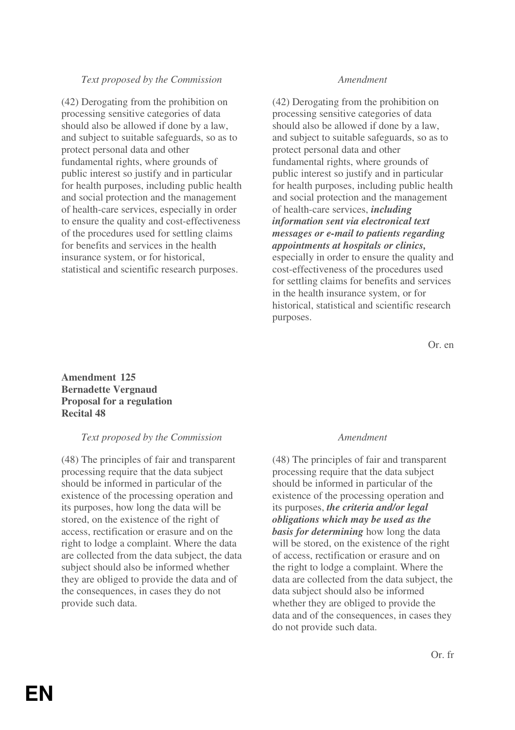| *Text proposed by the Commission* | *Amendment* |
| --- | --- |
| (42) Derogating from the prohibition on processing sensitive categories of data should also be allowed if done by a law, and subject to suitable safeguards, so as to protect personal data and other fundamental rights, where grounds of public interest so justify and in particular for health purposes, including public health and social protection and the management of health-care services, especially in order to ensure the quality and cost-effectiveness of the procedures used for settling claims for benefits and services in the health insurance system, or for historical, statistical and scientific research purposes. | (42) Derogating from the prohibition on processing sensitive categories of data should also be allowed if done by a law, and subject to suitable safeguards, so as to protect personal data and other fundamental rights, where grounds of public interest so justify and in particular for health purposes, including public health and social protection and the management of health-care services, ***including information sent via electronical text messages or e-mail to patients regarding appointments at hospitals or clinics,*** especially in order to ensure the quality and cost-effectiveness of the procedures used for settling claims for benefits and services in the health insurance system, or for historical, statistical and scientific research purposes. |

Or. en

**Amendment 125**
**Bernadette Vergnaud**
**Proposal for a regulation**
**Recital 48**

| *Text proposed by the Commission* | *Amendment* |
| --- | --- |
| (48) The principles of fair and transparent processing require that the data subject should be informed in particular of the existence of the processing operation and its purposes, how long the data will be stored, on the existence of the right of access, rectification or erasure and on the right to lodge a complaint. Where the data are collected from the data subject, the data subject should also be informed whether they are obliged to provide the data and of the consequences, in cases they do not provide such data. | (48) The principles of fair and transparent processing require that the data subject should be informed in particular of the existence of the processing operation and its purposes, ***the criteria and/or legal obligations which may be used as the basis for determining*** how long the data will be stored, on the existence of the right of access, rectification or erasure and on the right to lodge a complaint. Where the data are collected from the data subject, the data subject should also be informed whether they are obliged to provide the data and of the consequences, in cases they do not provide such data. |

Or. fr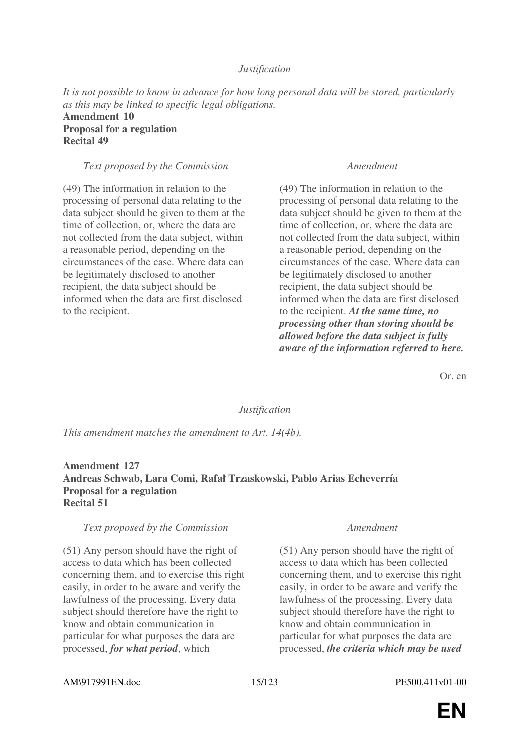*Justification*

*It is not possible to know in advance for how long personal data will be stored, particularly as this may be linked to specific legal obligations.*

**Amendment 10**
**Proposal for a regulation**
**Recital 49**

| *Text proposed by the Commission* | *Amendment* |
| --- | --- |
| (49) The information in relation to the processing of personal data relating to the data subject should be given to them at the time of collection, or, where the data are not collected from the data subject, within a reasonable period, depending on the circumstances of the case. Where data can be legitimately disclosed to another recipient, the data subject should be informed when the data are first disclosed to the recipient. | (49) The information in relation to the processing of personal data relating to the data subject should be given to them at the time of collection, or, where the data are not collected from the data subject, within a reasonable period, depending on the circumstances of the case. Where data can be legitimately disclosed to another recipient, the data subject should be informed when the data are first disclosed to the recipient. ***At the same time, no processing other than storing should be allowed before the data subject is fully aware of the information referred to here.*** |

Or. en

*Justification*

*This amendment matches the amendment to Art. 14(4b).*

**Amendment 127**
**Andreas Schwab, Lara Comi, Rafał Trzaskowski, Pablo Arias Echeverría**
**Proposal for a regulation**
**Recital 51**

| *Text proposed by the Commission* | *Amendment* |
| --- | --- |
| (51) Any person should have the right of access to data which has been collected concerning them, and to exercise this right easily, in order to be aware and verify the lawfulness of the processing. Every data subject should therefore have the right to know and obtain communication in particular for what purposes the data are processed, ***for what period***, which | (51) Any person should have the right of access to data which has been collected concerning them, and to exercise this right easily, in order to be aware and verify the lawfulness of the processing. Every data subject should therefore have the right to know and obtain communication in particular for what purposes the data are processed, ***the criteria which may be used*** |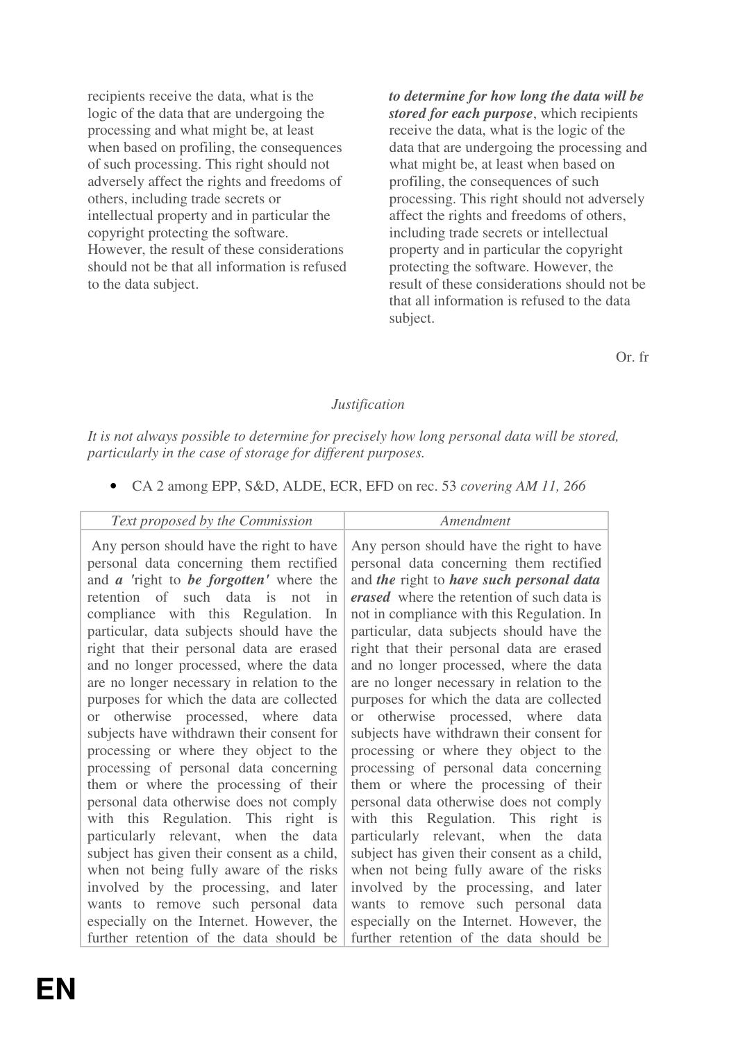| | |
|---|---|
| recipients receive the data, what is the logic of the data that are undergoing the processing and what might be, at least when based on profiling, the consequences of such processing. This right should not adversely affect the rights and freedoms of others, including trade secrets or intellectual property and in particular the copyright protecting the software. However, the result of these considerations should not be that all information is refused to the data subject. | ***to determine for how long the data will be stored for each purpose***, which recipients receive the data, what is the logic of the data that are undergoing the processing and what might be, at least when based on profiling, the consequences of such processing. This right should not adversely affect the rights and freedoms of others, including trade secrets or intellectual property and in particular the copyright protecting the software. However, the result of these considerations should not be that all information is refused to the data subject. |

Or. fr

*Justification*

*It is not always possible to determine for precisely how long personal data will be stored, particularly in the case of storage for different purposes.*

- CA 2 among EPP, S&D, ALDE, ECR, EFD on rec. 53 *covering AM 11, 266*

| *Text proposed by the Commission* | *Amendment* |
|---|---|
| Any person should have the right to have personal data concerning them rectified and ***a*** '*right to* ***be forgotten'*** where the retention of such data is not in compliance with this Regulation. In particular, data subjects should have the right that their personal data are erased and no longer processed, where the data are no longer necessary in relation to the purposes for which the data are collected or otherwise processed, where data subjects have withdrawn their consent for processing or where they object to the processing of personal data concerning them or where the processing of their personal data otherwise does not comply with this Regulation. This right is particularly relevant, when the data subject has given their consent as a child, when not being fully aware of the risks involved by the processing, and later wants to remove such personal data especially on the Internet. However, the further retention of the data should be | Any person should have the right to have personal data concerning them rectified and ***the*** right to ***have such personal data erased*** where the retention of such data is not in compliance with this Regulation. In particular, data subjects should have the right that their personal data are erased and no longer processed, where the data are no longer necessary in relation to the purposes for which the data are collected or otherwise processed, where data subjects have withdrawn their consent for processing or where they object to the processing of personal data concerning them or where the processing of their personal data otherwise does not comply with this Regulation. This right is particularly relevant, when the data subject has given their consent as a child, when not being fully aware of the risks involved by the processing, and later wants to remove such personal data especially on the Internet. However, the further retention of the data should be |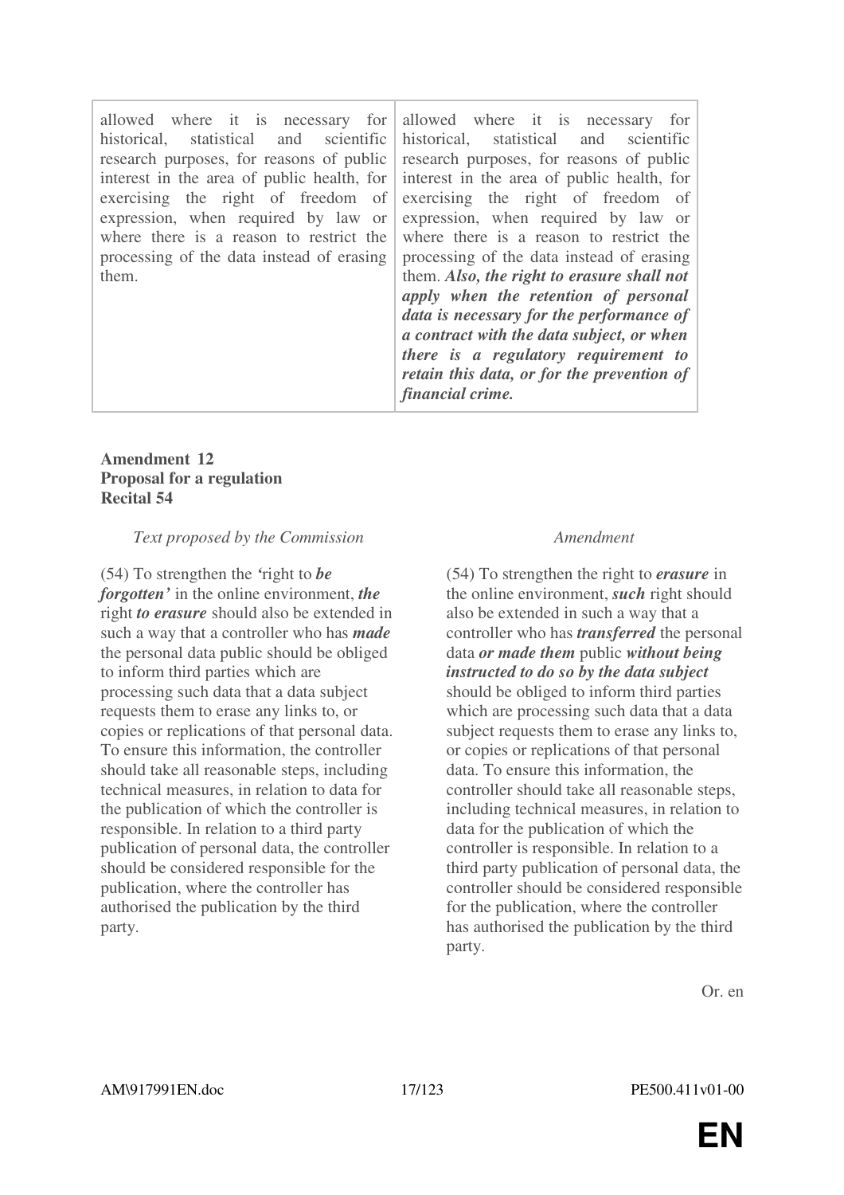| | |
|---|---|
| allowed where it is necessary for historical, statistical and scientific research purposes, for reasons of public interest in the area of public health, for exercising the right of freedom of expression, when required by law or where there is a reason to restrict the processing of the data instead of erasing them. | allowed where it is necessary for historical, statistical and scientific research purposes, for reasons of public interest in the area of public health, for exercising the right of freedom of expression, when required by law or where there is a reason to restrict the processing of the data instead of erasing them. ***Also, the right to erasure shall not apply when the retention of personal data is necessary for the performance of a contract with the data subject, or when there is a regulatory requirement to retain this data, or for the prevention of financial crime.*** |

**Amendment 12**
**Proposal for a regulation**
**Recital 54**

| *Text proposed by the Commission* | *Amendment* |
|---|---|
| (54) To strengthen the *'*right to ***be forgotten'*** in the online environment, ***the*** right ***to erasure*** should also be extended in such a way that a controller who has ***made*** the personal data public should be obliged to inform third parties which are processing such data that a data subject requests them to erase any links to, or copies or replications of that personal data. To ensure this information, the controller should take all reasonable steps, including technical measures, in relation to data for the publication of which the controller is responsible. In relation to a third party publication of personal data, the controller should be considered responsible for the publication, where the controller has authorised the publication by the third party. | (54) To strengthen the right to ***erasure*** in the online environment, ***such*** right should also be extended in such a way that a controller who has ***transferred*** the personal data ***or made them*** public ***without being instructed to do so by the data subject*** should be obliged to inform third parties which are processing such data that a data subject requests them to erase any links to, or copies or replications of that personal data. To ensure this information, the controller should take all reasonable steps, including technical measures, in relation to data for the publication of which the controller is responsible. In relation to a third party publication of personal data, the controller should be considered responsible for the publication, where the controller has authorised the publication by the third party. |

Or. en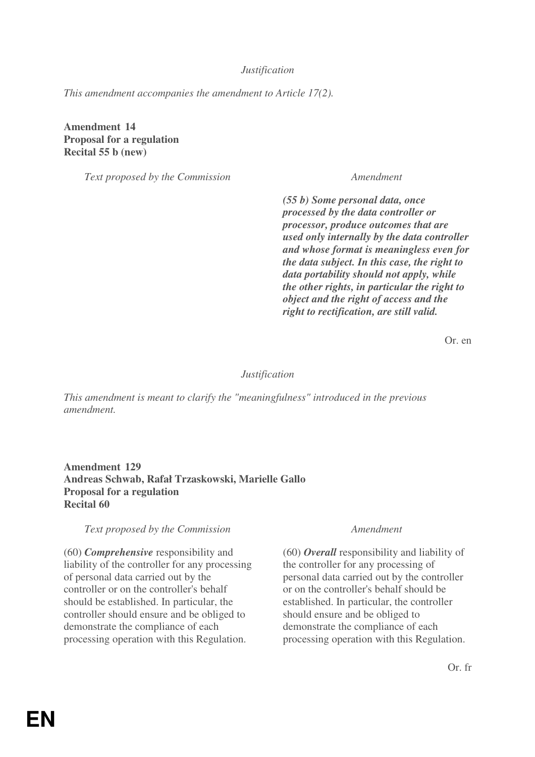*Justification*

*This amendment accompanies the amendment to Article 17(2).*

**Amendment 14**
**Proposal for a regulation**
**Recital 55 b (new)**

| *Text proposed by the Commission* | *Amendment* |
|---|---|
| | ***(55 b) Some personal data, once processed by the data controller or processor, produce outcomes that are used only internally by the data controller and whose format is meaningless even for the data subject. In this case, the right to data portability should not apply, while the other rights, in particular the right to object and the right of access and the right to rectification, are still valid.*** |

Or. en

*Justification*

*This amendment is meant to clarify the "meaningfulness" introduced in the previous amendment.*

**Amendment 129**
**Andreas Schwab, Rafał Trzaskowski, Marielle Gallo**
**Proposal for a regulation**
**Recital 60**

| *Text proposed by the Commission* | *Amendment* |
|---|---|
| (60) ***Comprehensive*** responsibility and liability of the controller for any processing of personal data carried out by the controller or on the controller's behalf should be established. In particular, the controller should ensure and be obliged to demonstrate the compliance of each processing operation with this Regulation. | (60) ***Overall*** responsibility and liability of the controller for any processing of personal data carried out by the controller or on the controller's behalf should be established. In particular, the controller should ensure and be obliged to demonstrate the compliance of each processing operation with this Regulation. |

Or. fr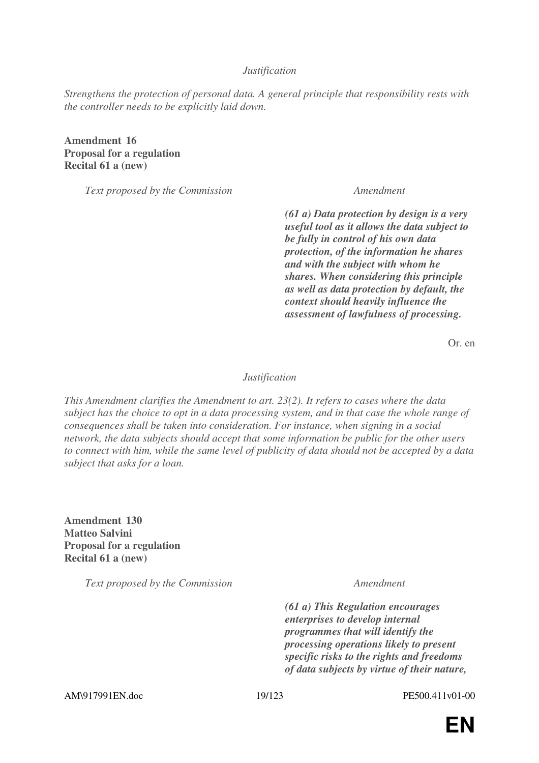*Justification*

*Strengthens the protection of personal data. A general principle that responsibility rests with the controller needs to be explicitly laid down.*

**Amendment 16**
**Proposal for a regulation**
**Recital 61 a (new)**

| *Text proposed by the Commission* | *Amendment* |
|---|---|
| | ***(61 a) Data protection by design is a very useful tool as it allows the data subject to be fully in control of his own data protection, of the information he shares and with the subject with whom he shares. When considering this principle as well as data protection by default, the context should heavily influence the assessment of lawfulness of processing.*** |

Or. en

*Justification*

*This Amendment clarifies the Amendment to art. 23(2). It refers to cases where the data subject has the choice to opt in a data processing system, and in that case the whole range of consequences shall be taken into consideration. For instance, when signing in a social network, the data subjects should accept that some information be public for the other users to connect with him, while the same level of publicity of data should not be accepted by a data subject that asks for a loan.*

**Amendment 130**
**Matteo Salvini**
**Proposal for a regulation**
**Recital 61 a (new)**

| *Text proposed by the Commission* | *Amendment* |
|---|---|
| | ***(61 a) This Regulation encourages enterprises to develop internal programmes that will identify the processing operations likely to present specific risks to the rights and freedoms of data subjects by virtue of their nature,*** |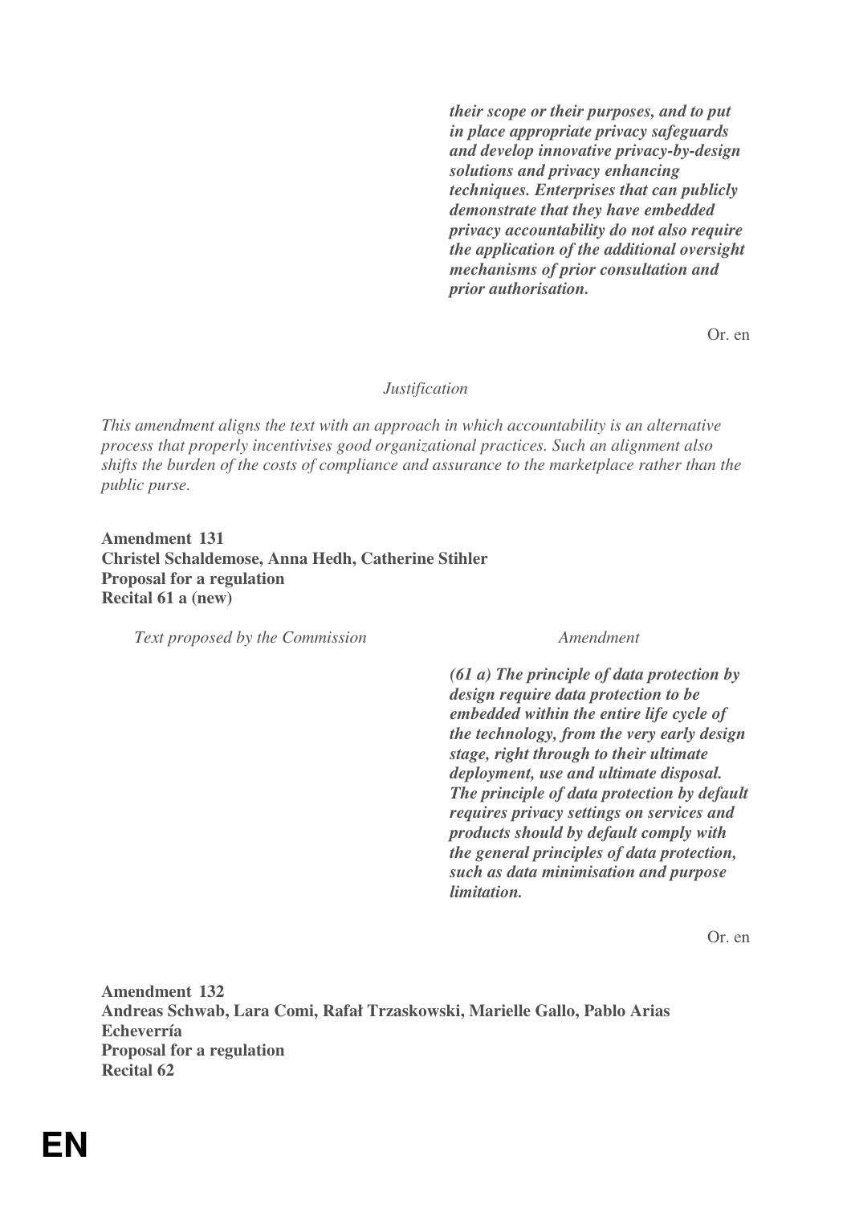| | |
|---|---|
| | ***their scope or their purposes, and to put in place appropriate privacy safeguards and develop innovative privacy-by-design solutions and privacy enhancing techniques. Enterprises that can publicly demonstrate that they have embedded privacy accountability do not also require the application of the additional oversight mechanisms of prior consultation and prior authorisation.*** |

Or. en

*Justification*

*This amendment aligns the text with an approach in which accountability is an alternative process that properly incentivises good organizational practices. Such an alignment also shifts the burden of the costs of compliance and assurance to the marketplace rather than the public purse.*

**Amendment 131**
**Christel Schaldemose, Anna Hedh, Catherine Stihler**
**Proposal for a regulation**
**Recital 61 a (new)**

| *Text proposed by the Commission* | *Amendment* |
|---|---|
| | ***(61 a) The principle of data protection by design require data protection to be embedded within the entire life cycle of the technology, from the very early design stage, right through to their ultimate deployment, use and ultimate disposal. The principle of data protection by default requires privacy settings on services and products should by default comply with the general principles of data protection, such as data minimisation and purpose limitation.*** |

Or. en

**Amendment 132**
**Andreas Schwab, Lara Comi, Rafał Trzaskowski, Marielle Gallo, Pablo Arias Echeverría**
**Proposal for a regulation**
**Recital 62**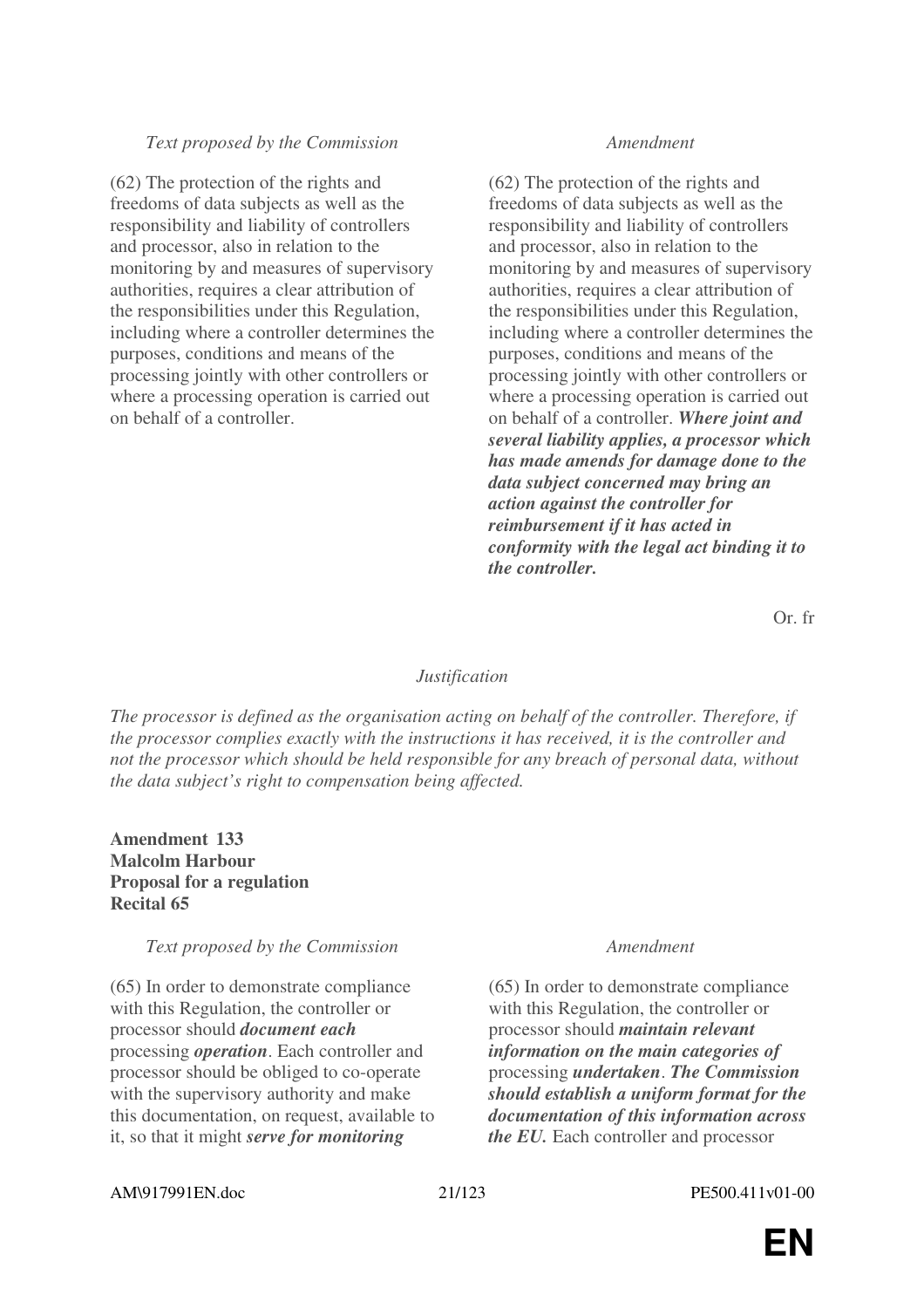| *Text proposed by the Commission* | *Amendment* |
|---|---|
| (62) The protection of the rights and freedoms of data subjects as well as the responsibility and liability of controllers and processor, also in relation to the monitoring by and measures of supervisory authorities, requires a clear attribution of the responsibilities under this Regulation, including where a controller determines the purposes, conditions and means of the processing jointly with other controllers or where a processing operation is carried out on behalf of a controller. | (62) The protection of the rights and freedoms of data subjects as well as the responsibility and liability of controllers and processor, also in relation to the monitoring by and measures of supervisory authorities, requires a clear attribution of the responsibilities under this Regulation, including where a controller determines the purposes, conditions and means of the processing jointly with other controllers or where a processing operation is carried out on behalf of a controller. ***Where joint and several liability applies, a processor which has made amends for damage done to the data subject concerned may bring an action against the controller for reimbursement if it has acted in conformity with the legal act binding it to the controller.*** |

Or. fr

*Justification*

*The processor is defined as the organisation acting on behalf of the controller. Therefore, if the processor complies exactly with the instructions it has received, it is the controller and not the processor which should be held responsible for any breach of personal data, without the data subject's right to compensation being affected.*

**Amendment 133**
**Malcolm Harbour**
**Proposal for a regulation**
**Recital 65**

| *Text proposed by the Commission* | *Amendment* |
|---|---|
| (65) In order to demonstrate compliance with this Regulation, the controller or processor should ***document each*** processing ***operation***. Each controller and processor should be obliged to co-operate with the supervisory authority and make this documentation, on request, available to it, so that it might ***serve for monitoring*** | (65) In order to demonstrate compliance with this Regulation, the controller or processor should ***maintain relevant information on the main categories of*** processing ***undertaken***. ***The Commission should establish a uniform format for the documentation of this information across the EU.*** Each controller and processor |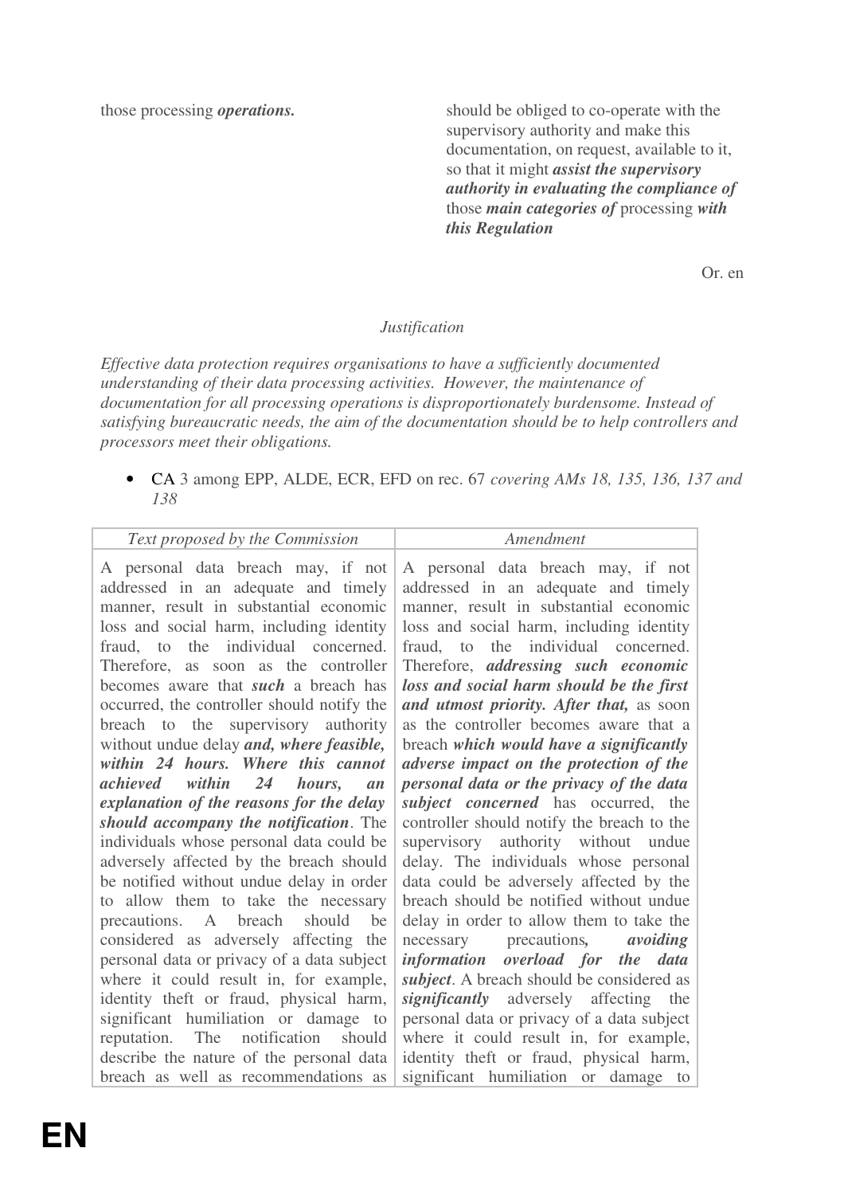| | |
|---|---|
| those processing ***operations.*** | should be obliged to co-operate with the supervisory authority and make this documentation, on request, available to it, so that it might ***assist the supervisory authority in evaluating the compliance of*** those ***main categories of*** processing ***with this Regulation*** |

Or. en

*Justification*

*Effective data protection requires organisations to have a sufficiently documented understanding of their data processing activities. However, the maintenance of documentation for all processing operations is disproportionately burdensome. Instead of satisfying bureaucratic needs, the aim of the documentation should be to help controllers and processors meet their obligations.*

- CA 3 among EPP, ALDE, ECR, EFD on rec. 67 *covering AMs 18, 135, 136, 137 and 138*

| *Text proposed by the Commission* | *Amendment* |
|---|---|
| A personal data breach may, if not addressed in an adequate and timely manner, result in substantial economic loss and social harm, including identity fraud, to the individual concerned. Therefore, as soon as the controller becomes aware that ***such*** a breach has occurred, the controller should notify the breach to the supervisory authority without undue delay ***and, where feasible, within 24 hours. Where this cannot achieved within 24 hours, an explanation of the reasons for the delay should accompany the notification***. The individuals whose personal data could be adversely affected by the breach should be notified without undue delay in order to allow them to take the necessary precautions. A breach should be considered as adversely affecting the personal data or privacy of a data subject where it could result in, for example, identity theft or fraud, physical harm, significant humiliation or damage to reputation. The notification should describe the nature of the personal data breach as well as recommendations as | A personal data breach may, if not addressed in an adequate and timely manner, result in substantial economic loss and social harm, including identity fraud, to the individual concerned. Therefore, ***addressing such economic loss and social harm should be the first and utmost priority. After that,*** as soon as the controller becomes aware that a breach ***which would have a significantly adverse impact on the protection of the personal data or the privacy of the data subject concerned*** has occurred, the controller should notify the breach to the supervisory authority without undue delay. The individuals whose personal data could be adversely affected by the breach should be notified without undue delay in order to allow them to take the necessary precautions***, avoiding information overload for the data subject***. A breach should be considered as ***significantly*** adversely affecting the personal data or privacy of a data subject where it could result in, for example, identity theft or fraud, physical harm, significant humiliation or damage to |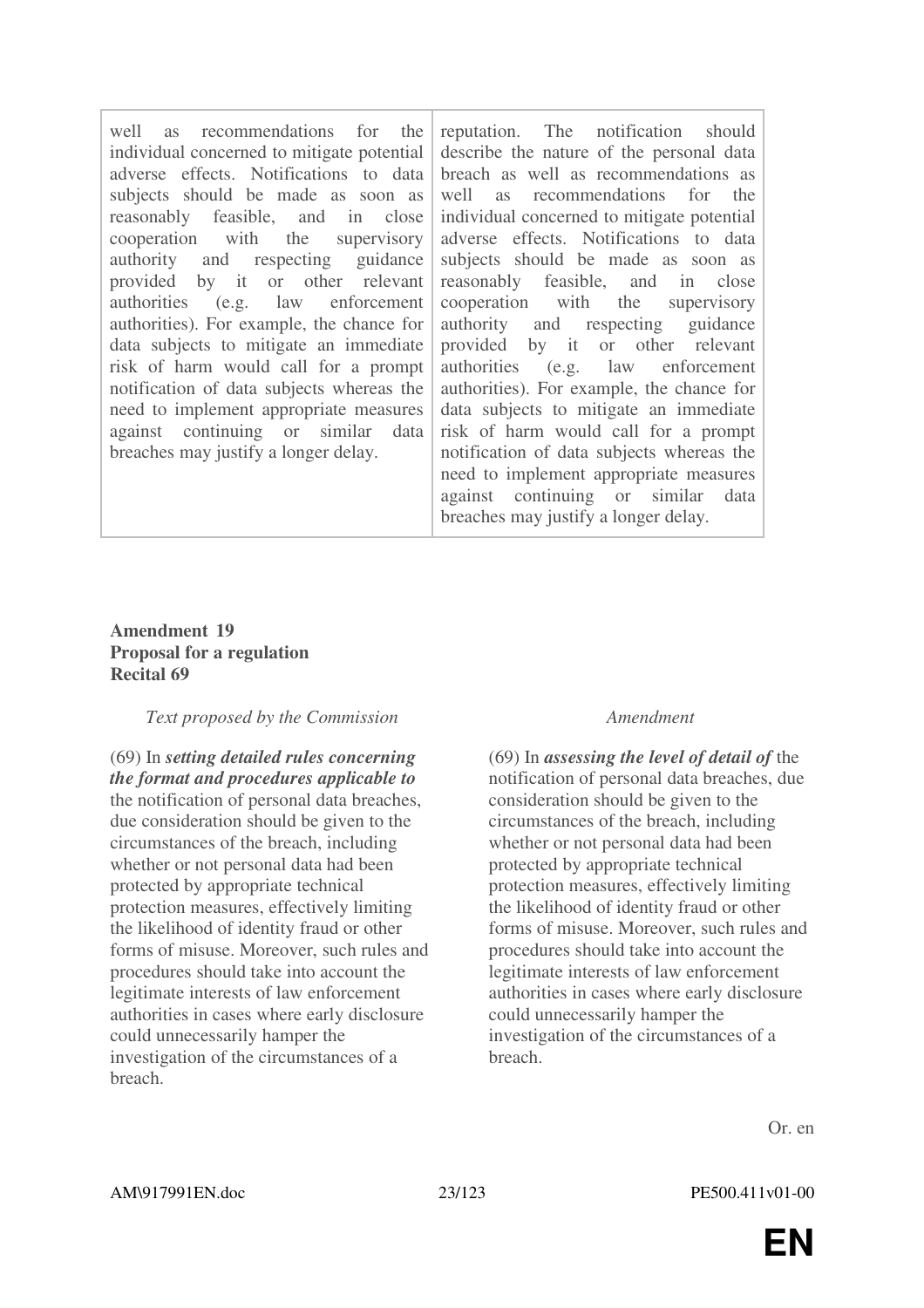| | |
|---|---|
| well as recommendations for the individual concerned to mitigate potential adverse effects. Notifications to data subjects should be made as soon as reasonably feasible, and in close cooperation with the supervisory authority and respecting guidance provided by it or other relevant authorities (e.g. law enforcement authorities). For example, the chance for data subjects to mitigate an immediate risk of harm would call for a prompt notification of data subjects whereas the need to implement appropriate measures against continuing or similar data breaches may justify a longer delay. | reputation. The notification should describe the nature of the personal data breach as well as recommendations as well as recommendations for the individual concerned to mitigate potential adverse effects. Notifications to data subjects should be made as soon as reasonably feasible, and in close cooperation with the supervisory authority and respecting guidance provided by it or other relevant authorities (e.g. law enforcement authorities). For example, the chance for data subjects to mitigate an immediate risk of harm would call for a prompt notification of data subjects whereas the need to implement appropriate measures against continuing or similar data breaches may justify a longer delay. |

**Amendment 19**
**Proposal for a regulation**
**Recital 69**

| *Text proposed by the Commission* | *Amendment* |
|---|---|
| (69) In ***setting detailed rules concerning the format and procedures applicable to*** the notification of personal data breaches, due consideration should be given to the circumstances of the breach, including whether or not personal data had been protected by appropriate technical protection measures, effectively limiting the likelihood of identity fraud or other forms of misuse. Moreover, such rules and procedures should take into account the legitimate interests of law enforcement authorities in cases where early disclosure could unnecessarily hamper the investigation of the circumstances of a breach. | (69) In ***assessing the level of detail of*** the notification of personal data breaches, due consideration should be given to the circumstances of the breach, including whether or not personal data had been protected by appropriate technical protection measures, effectively limiting the likelihood of identity fraud or other forms of misuse. Moreover, such rules and procedures should take into account the legitimate interests of law enforcement authorities in cases where early disclosure could unnecessarily hamper the investigation of the circumstances of a breach. |

Or. en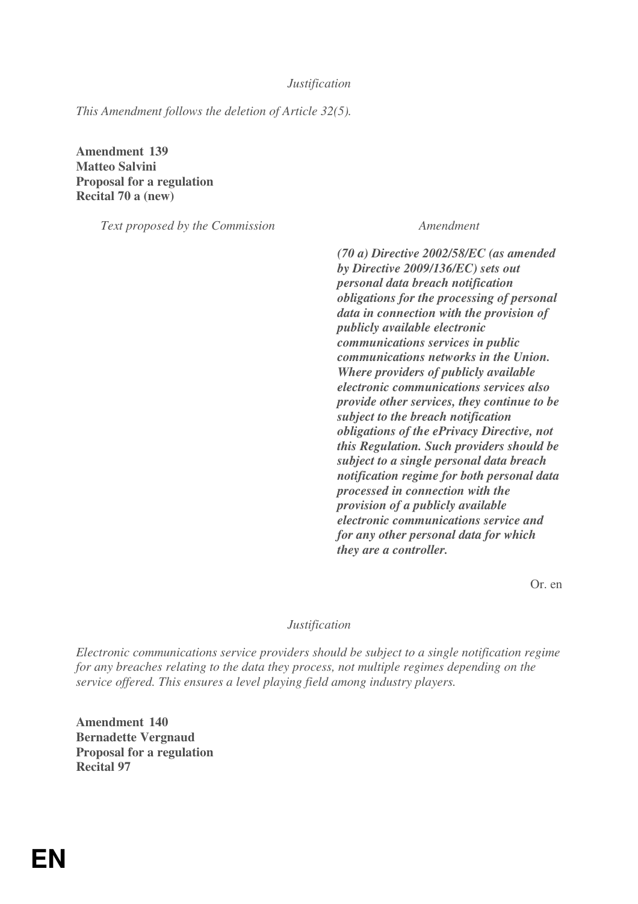*Justification*

*This Amendment follows the deletion of Article 32(5).*

**Amendment 139**
**Matteo Salvini**
**Proposal for a regulation**
**Recital 70 a (new)**

| *Text proposed by the Commission* | *Amendment* |
|---|---|
| | ***(70 a) Directive 2002/58/EC (as amended by Directive 2009/136/EC) sets out personal data breach notification obligations for the processing of personal data in connection with the provision of publicly available electronic communications services in public communications networks in the Union. Where providers of publicly available electronic communications services also provide other services, they continue to be subject to the breach notification obligations of the ePrivacy Directive, not this Regulation. Such providers should be subject to a single personal data breach notification regime for both personal data processed in connection with the provision of a publicly available electronic communications service and for any other personal data for which they are a controller.*** |

Or. en

*Justification*

*Electronic communications service providers should be subject to a single notification regime for any breaches relating to the data they process, not multiple regimes depending on the service offered. This ensures a level playing field among industry players.*

**Amendment 140**
**Bernadette Vergnaud**
**Proposal for a regulation**
**Recital 97**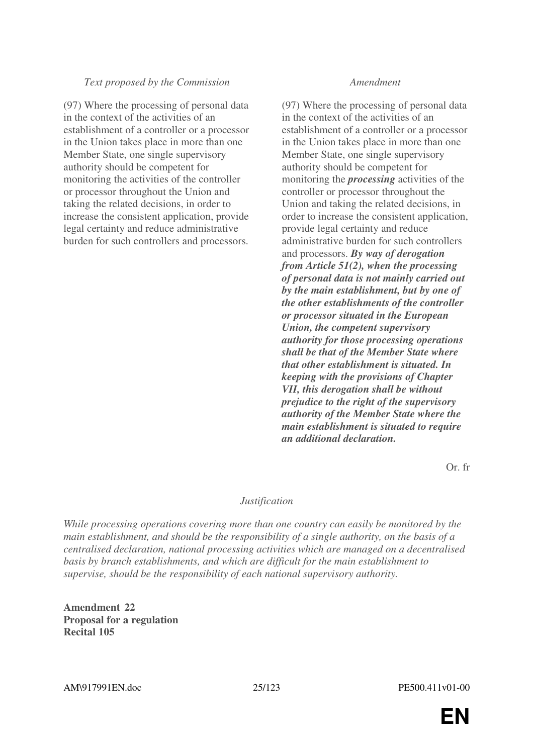| *Text proposed by the Commission* | *Amendment* |
|---|---|
| (97) Where the processing of personal data in the context of the activities of an establishment of a controller or a processor in the Union takes place in more than one Member State, one single supervisory authority should be competent for monitoring the activities of the controller or processor throughout the Union and taking the related decisions, in order to increase the consistent application, provide legal certainty and reduce administrative burden for such controllers and processors. | (97) Where the processing of personal data in the context of the activities of an establishment of a controller or a processor in the Union takes place in more than one Member State, one single supervisory authority should be competent for monitoring the ***processing*** activities of the controller or processor throughout the Union and taking the related decisions, in order to increase the consistent application, provide legal certainty and reduce administrative burden for such controllers and processors. ***By way of derogation from Article 51(2), when the processing of personal data is not mainly carried out by the main establishment, but by one of the other establishments of the controller or processor situated in the European Union, the competent supervisory authority for those processing operations shall be that of the Member State where that other establishment is situated. In keeping with the provisions of Chapter VII, this derogation shall be without prejudice to the right of the supervisory authority of the Member State where the main establishment is situated to require an additional declaration.*** |

Or. fr

*Justification*

*While processing operations covering more than one country can easily be monitored by the main establishment, and should be the responsibility of a single authority, on the basis of a centralised declaration, national processing activities which are managed on a decentralised basis by branch establishments, and which are difficult for the main establishment to supervise, should be the responsibility of each national supervisory authority.*

**Amendment 22**
**Proposal for a regulation**
**Recital 105**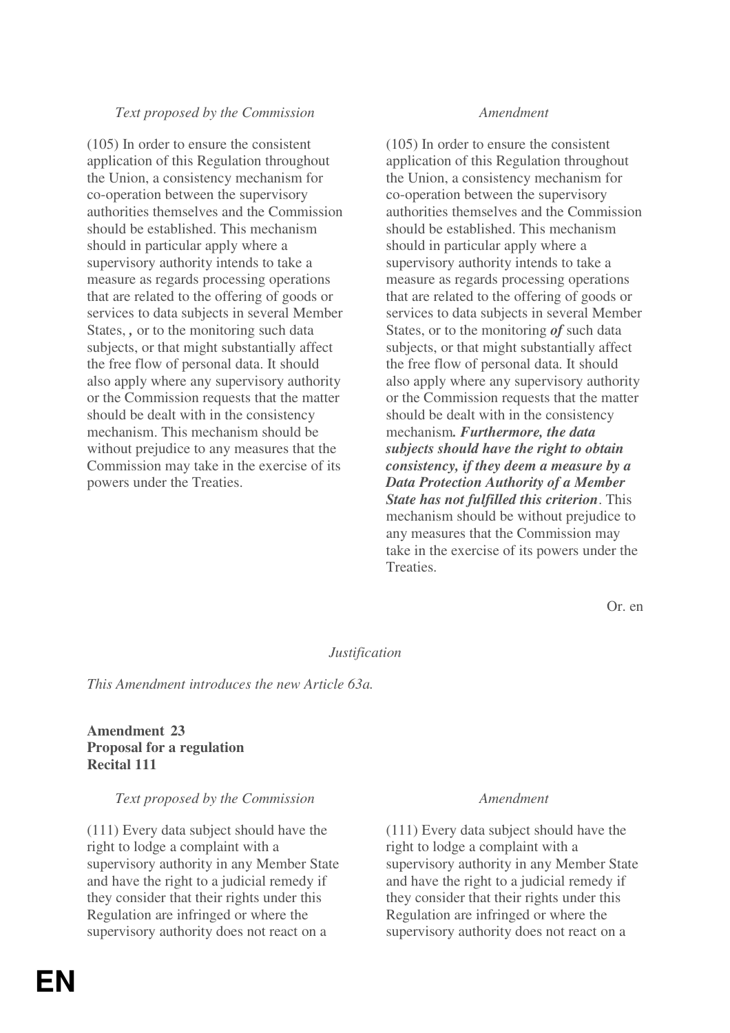| *Text proposed by the Commission* | *Amendment* |
| --- | --- |
| (105) In order to ensure the consistent application of this Regulation throughout the Union, a consistency mechanism for co-operation between the supervisory authorities themselves and the Commission should be established. This mechanism should in particular apply where a supervisory authority intends to take a measure as regards processing operations that are related to the offering of goods or services to data subjects in several Member States, **,** or to the monitoring such data subjects, or that might substantially affect the free flow of personal data. It should also apply where any supervisory authority or the Commission requests that the matter should be dealt with in the consistency mechanism. This mechanism should be without prejudice to any measures that the Commission may take in the exercise of its powers under the Treaties. | (105) In order to ensure the consistent application of this Regulation throughout the Union, a consistency mechanism for co-operation between the supervisory authorities themselves and the Commission should be established. This mechanism should in particular apply where a supervisory authority intends to take a measure as regards processing operations that are related to the offering of goods or services to data subjects in several Member States, or to the monitoring ***of*** such data subjects, or that might substantially affect the free flow of personal data. It should also apply where any supervisory authority or the Commission requests that the matter should be dealt with in the consistency mechanism***. Furthermore, the data subjects should have the right to obtain consistency, if they deem a measure by a Data Protection Authority of a Member State has not fulfilled this criterion***. This mechanism should be without prejudice to any measures that the Commission may take in the exercise of its powers under the Treaties. |

Or. en

*Justification*

*This Amendment introduces the new Article 63a.*

**Amendment 23**
**Proposal for a regulation**
**Recital 111**

| *Text proposed by the Commission* | *Amendment* |
| --- | --- |
| (111) Every data subject should have the right to lodge a complaint with a supervisory authority in any Member State and have the right to a judicial remedy if they consider that their rights under this Regulation are infringed or where the supervisory authority does not react on a | (111) Every data subject should have the right to lodge a complaint with a supervisory authority in any Member State and have the right to a judicial remedy if they consider that their rights under this Regulation are infringed or where the supervisory authority does not react on a |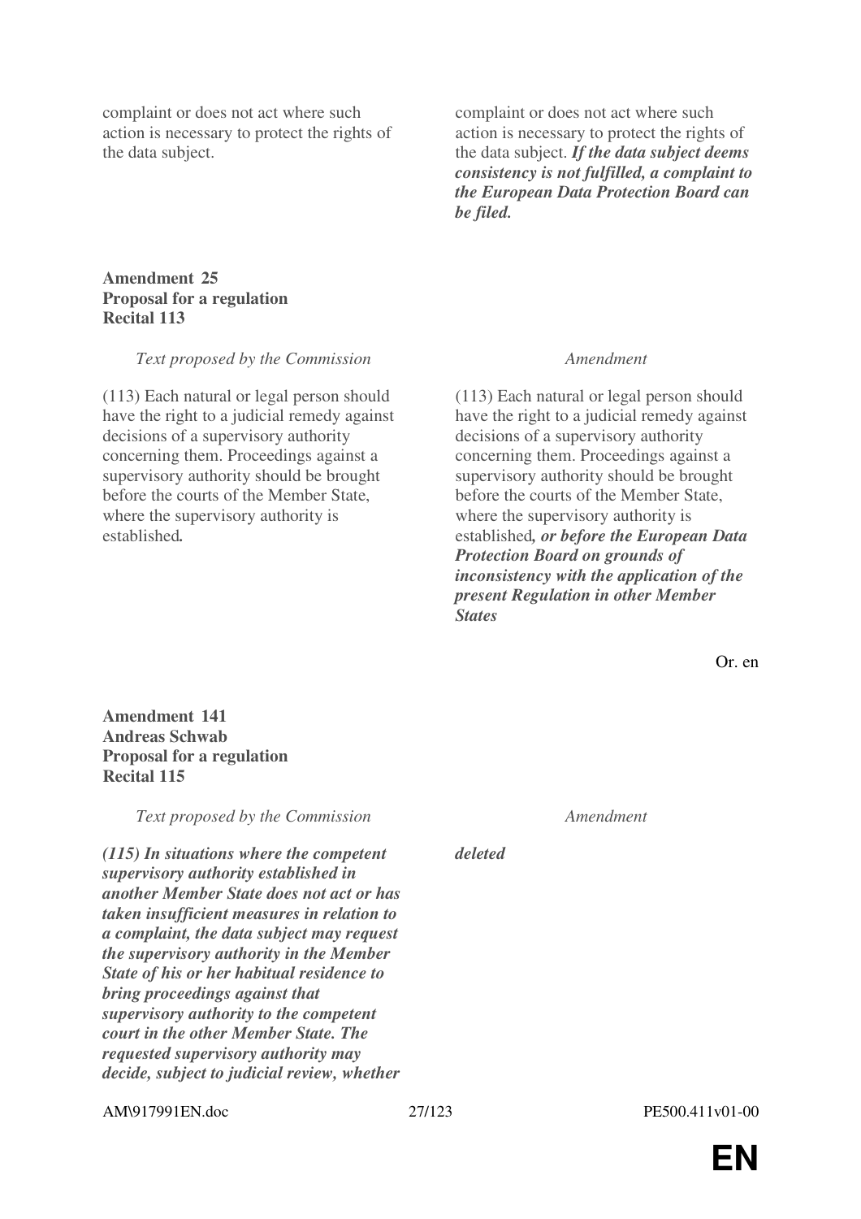| | |
|---|---|
| complaint or does not act where such action is necessary to protect the rights of the data subject. | complaint or does not act where such action is necessary to protect the rights of the data subject. ***If the data subject deems consistency is not fulfilled, a complaint to the European Data Protection Board can be filed.*** |

**Amendment 25**
**Proposal for a regulation**
**Recital 113**

| *Text proposed by the Commission* | *Amendment* |
|---|---|
| (113) Each natural or legal person should have the right to a judicial remedy against decisions of a supervisory authority concerning them. Proceedings against a supervisory authority should be brought before the courts of the Member State, where the supervisory authority is established**.** | (113) Each natural or legal person should have the right to a judicial remedy against decisions of a supervisory authority concerning them. Proceedings against a supervisory authority should be brought before the courts of the Member State, where the supervisory authority is established***, or before the European Data Protection Board on grounds of inconsistency with the application of the present Regulation in other Member States*** |

Or. en

**Amendment 141**
**Andreas Schwab**
**Proposal for a regulation**
**Recital 115**

| *Text proposed by the Commission* | *Amendment* |
|---|---|
| ***(115) In situations where the competent supervisory authority established in another Member State does not act or has taken insufficient measures in relation to a complaint, the data subject may request the supervisory authority in the Member State of his or her habitual residence to bring proceedings against that supervisory authority to the competent court in the other Member State. The requested supervisory authority may decide, subject to judicial review, whether*** | ***deleted*** |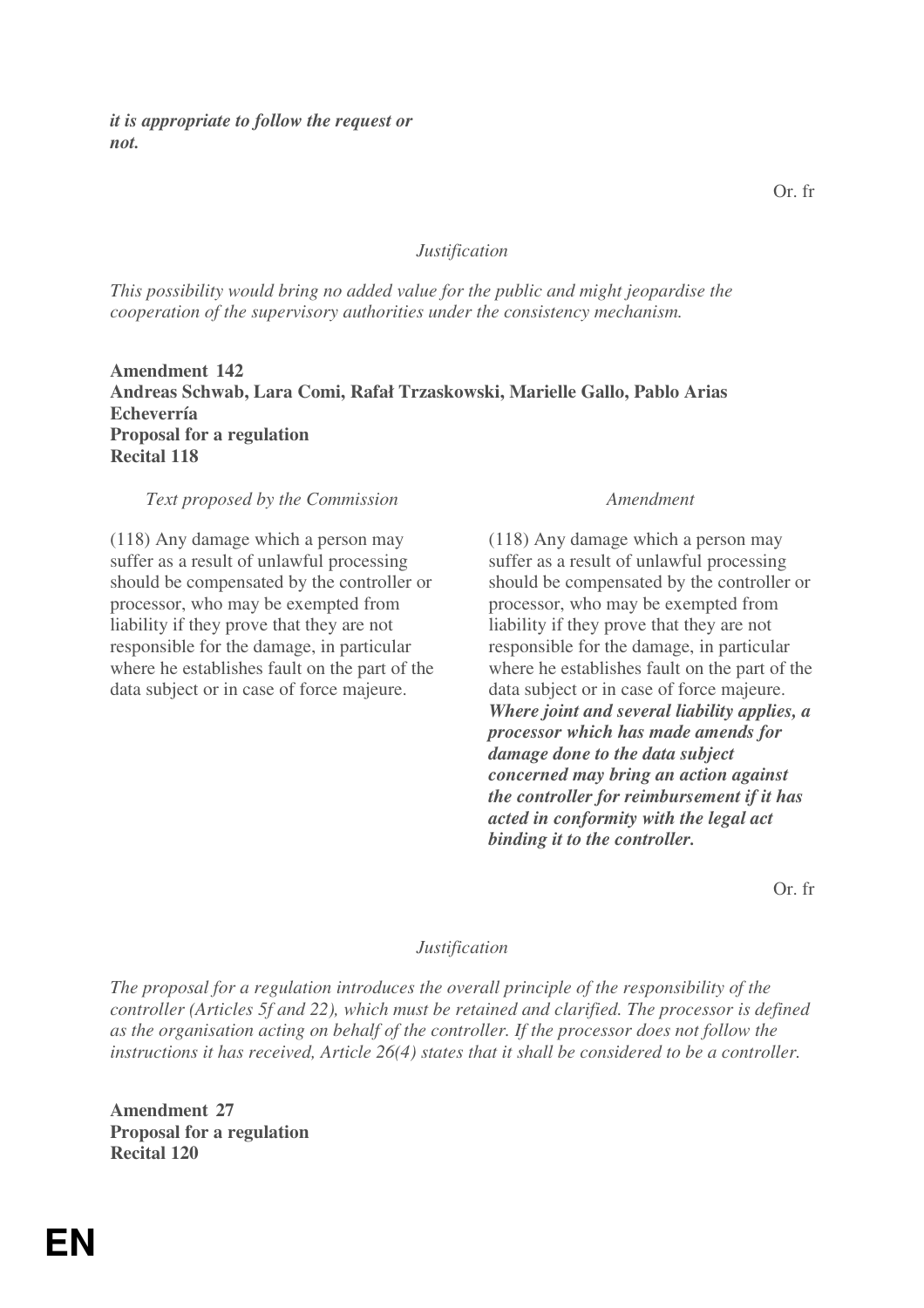***it is appropriate to follow the request or not.***

Or. fr

*Justification*

*This possibility would bring no added value for the public and might jeopardise the cooperation of the supervisory authorities under the consistency mechanism.*

**Amendment 142**
**Andreas Schwab, Lara Comi, Rafał Trzaskowski, Marielle Gallo, Pablo Arias Echeverría**
**Proposal for a regulation**
**Recital 118**

| *Text proposed by the Commission* | *Amendment* |
|---|---|
| (118) Any damage which a person may suffer as a result of unlawful processing should be compensated by the controller or processor, who may be exempted from liability if they prove that they are not responsible for the damage, in particular where he establishes fault on the part of the data subject or in case of force majeure. | (118) Any damage which a person may suffer as a result of unlawful processing should be compensated by the controller or processor, who may be exempted from liability if they prove that they are not responsible for the damage, in particular where he establishes fault on the part of the data subject or in case of force majeure. ***Where joint and several liability applies, a processor which has made amends for damage done to the data subject concerned may bring an action against the controller for reimbursement if it has acted in conformity with the legal act binding it to the controller.*** |

Or. fr

*Justification*

*The proposal for a regulation introduces the overall principle of the responsibility of the controller (Articles 5f and 22), which must be retained and clarified. The processor is defined as the organisation acting on behalf of the controller. If the processor does not follow the instructions it has received, Article 26(4) states that it shall be considered to be a controller.*

**Amendment 27**
**Proposal for a regulation**
**Recital 120**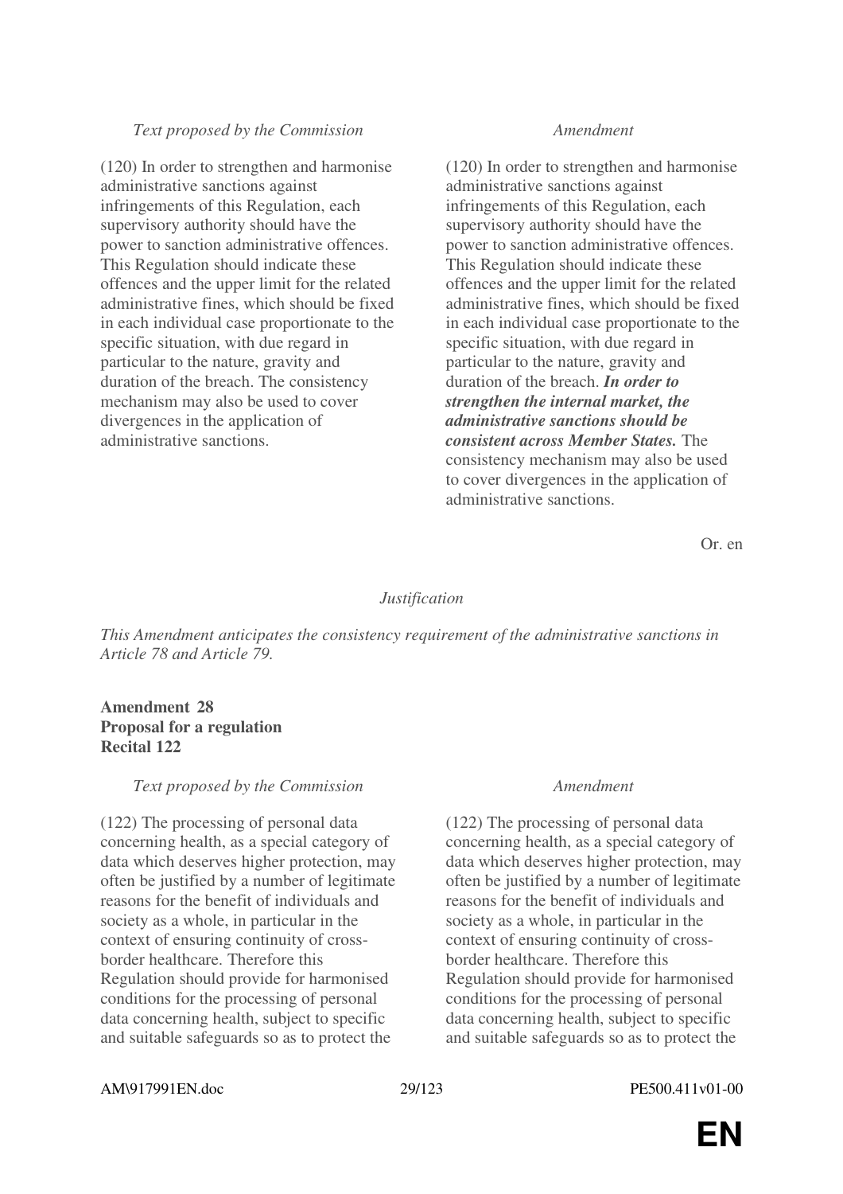| *Text proposed by the Commission* | *Amendment* |
|---|---|
| (120) In order to strengthen and harmonise administrative sanctions against infringements of this Regulation, each supervisory authority should have the power to sanction administrative offences. This Regulation should indicate these offences and the upper limit for the related administrative fines, which should be fixed in each individual case proportionate to the specific situation, with due regard in particular to the nature, gravity and duration of the breach. The consistency mechanism may also be used to cover divergences in the application of administrative sanctions. | (120) In order to strengthen and harmonise administrative sanctions against infringements of this Regulation, each supervisory authority should have the power to sanction administrative offences. This Regulation should indicate these offences and the upper limit for the related administrative fines, which should be fixed in each individual case proportionate to the specific situation, with due regard in particular to the nature, gravity and duration of the breach. ***In order to strengthen the internal market, the administrative sanctions should be consistent across Member States.*** The consistency mechanism may also be used to cover divergences in the application of administrative sanctions. |

Or. en

*Justification*

*This Amendment anticipates the consistency requirement of the administrative sanctions in Article 78 and Article 79.*

**Amendment 28**
**Proposal for a regulation**
**Recital 122**

| *Text proposed by the Commission* | *Amendment* |
|---|---|
| (122) The processing of personal data concerning health, as a special category of data which deserves higher protection, may often be justified by a number of legitimate reasons for the benefit of individuals and society as a whole, in particular in the context of ensuring continuity of cross-border healthcare. Therefore this Regulation should provide for harmonised conditions for the processing of personal data concerning health, subject to specific and suitable safeguards so as to protect the | (122) The processing of personal data concerning health, as a special category of data which deserves higher protection, may often be justified by a number of legitimate reasons for the benefit of individuals and society as a whole, in particular in the context of ensuring continuity of cross-border healthcare. Therefore this Regulation should provide for harmonised conditions for the processing of personal data concerning health, subject to specific and suitable safeguards so as to protect the |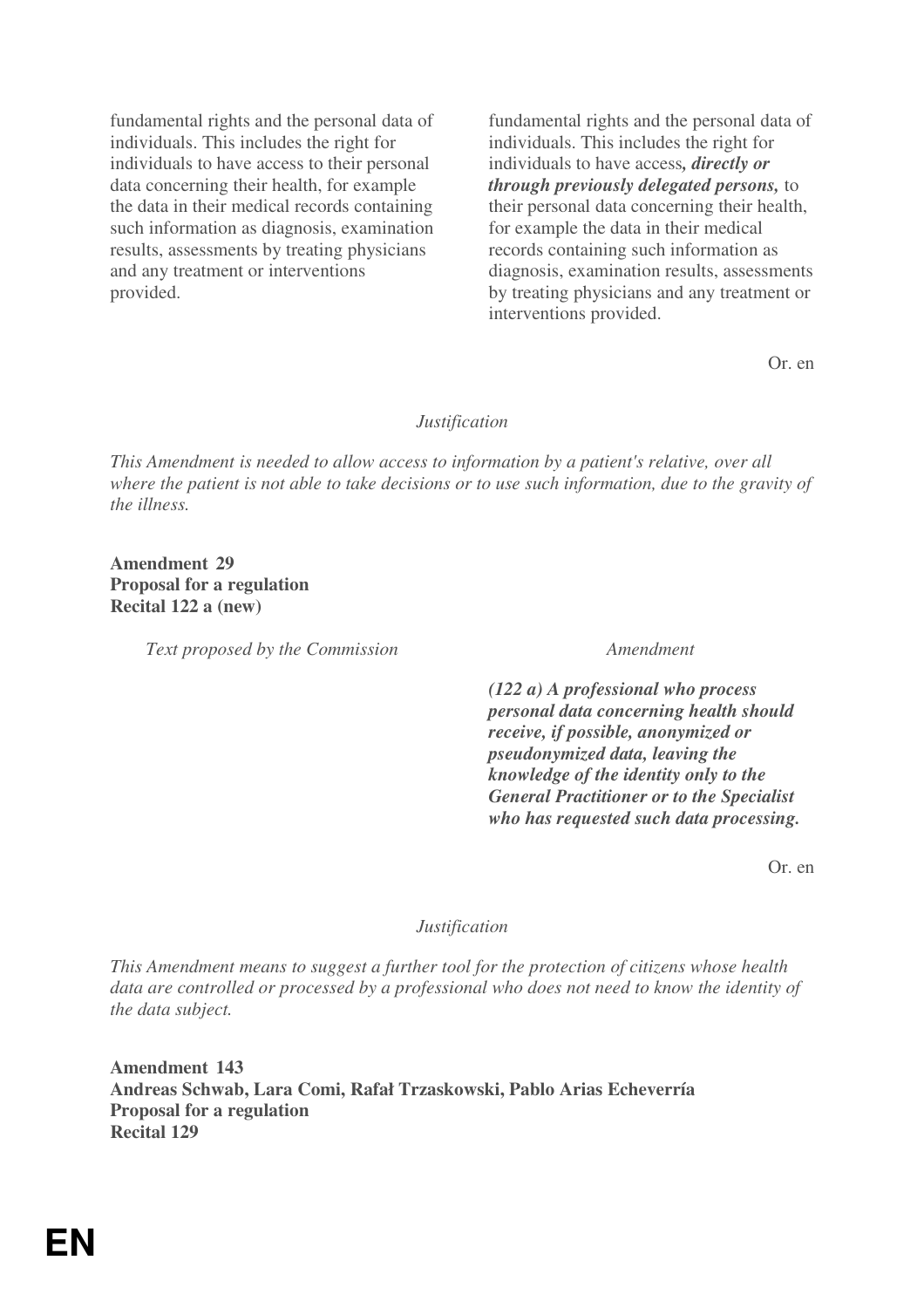| | |
|---|---|
| fundamental rights and the personal data of individuals. This includes the right for individuals to have access to their personal data concerning their health, for example the data in their medical records containing such information as diagnosis, examination results, assessments by treating physicians and any treatment or interventions provided. | fundamental rights and the personal data of individuals. This includes the right for individuals to have access***, directly or through previously delegated persons,*** to their personal data concerning their health, for example the data in their medical records containing such information as diagnosis, examination results, assessments by treating physicians and any treatment or interventions provided. |

Or. en

*Justification*

*This Amendment is needed to allow access to information by a patient's relative, over all where the patient is not able to take decisions or to use such information, due to the gravity of the illness.*

**Amendment 29**
**Proposal for a regulation**
**Recital 122 a (new)**

| *Text proposed by the Commission* | *Amendment* |
|---|---|
| | ***(122 a) A professional who process personal data concerning health should receive, if possible, anonymized or pseudonymized data, leaving the knowledge of the identity only to the General Practitioner or to the Specialist who has requested such data processing.*** |

Or. en

*Justification*

*This Amendment means to suggest a further tool for the protection of citizens whose health data are controlled or processed by a professional who does not need to know the identity of the data subject.*

**Amendment 143**
**Andreas Schwab, Lara Comi, Rafał Trzaskowski, Pablo Arias Echeverría**
**Proposal for a regulation**
**Recital 129**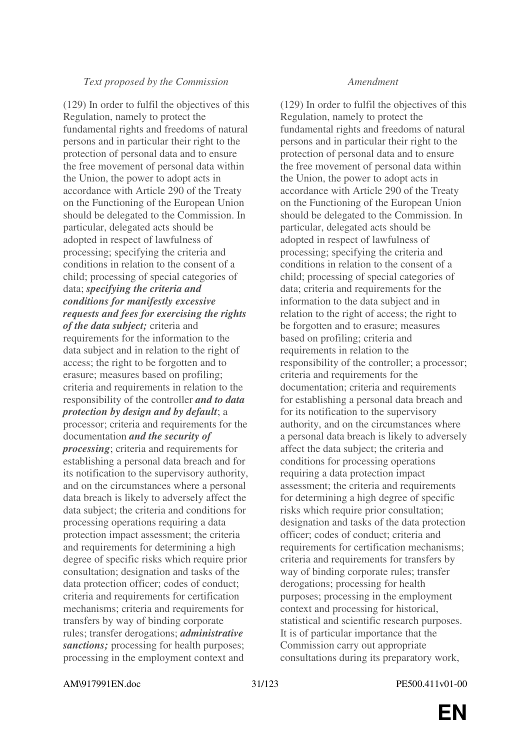| *Text proposed by the Commission* | *Amendment* |
| --- | --- |
| (129) In order to fulfil the objectives of this Regulation, namely to protect the fundamental rights and freedoms of natural persons and in particular their right to the protection of personal data and to ensure the free movement of personal data within the Union, the power to adopt acts in accordance with Article 290 of the Treaty on the Functioning of the European Union should be delegated to the Commission. In particular, delegated acts should be adopted in respect of lawfulness of processing; specifying the criteria and conditions in relation to the consent of a child; processing of special categories of data; ***specifying the criteria and conditions for manifestly excessive requests and fees for exercising the rights of the data subject;*** criteria and requirements for the information to the data subject and in relation to the right of access; the right to be forgotten and to erasure; measures based on profiling; criteria and requirements in relation to the responsibility of the controller ***and to data protection by design and by default***; a processor; criteria and requirements for the documentation ***and the security of processing***; criteria and requirements for establishing a personal data breach and for its notification to the supervisory authority, and on the circumstances where a personal data breach is likely to adversely affect the data subject; the criteria and conditions for processing operations requiring a data protection impact assessment; the criteria and requirements for determining a high degree of specific risks which require prior consultation; designation and tasks of the data protection officer; codes of conduct; criteria and requirements for certification mechanisms; criteria and requirements for transfers by way of binding corporate rules; transfer derogations; ***administrative sanctions;*** processing for health purposes; processing in the employment context and | (129) In order to fulfil the objectives of this Regulation, namely to protect the fundamental rights and freedoms of natural persons and in particular their right to the protection of personal data and to ensure the free movement of personal data within the Union, the power to adopt acts in accordance with Article 290 of the Treaty on the Functioning of the European Union should be delegated to the Commission. In particular, delegated acts should be adopted in respect of lawfulness of processing; specifying the criteria and conditions in relation to the consent of a child; processing of special categories of data; criteria and requirements for the information to the data subject and in relation to the right of access; the right to be forgotten and to erasure; measures based on profiling; criteria and requirements in relation to the responsibility of the controller; a processor; criteria and requirements for the documentation; criteria and requirements for establishing a personal data breach and for its notification to the supervisory authority, and on the circumstances where a personal data breach is likely to adversely affect the data subject; the criteria and conditions for processing operations requiring a data protection impact assessment; the criteria and requirements for determining a high degree of specific risks which require prior consultation; designation and tasks of the data protection officer; codes of conduct; criteria and requirements for certification mechanisms; criteria and requirements for transfers by way of binding corporate rules; transfer derogations; processing for health purposes; processing in the employment context and processing for historical, statistical and scientific research purposes. It is of particular importance that the Commission carry out appropriate consultations during its preparatory work, |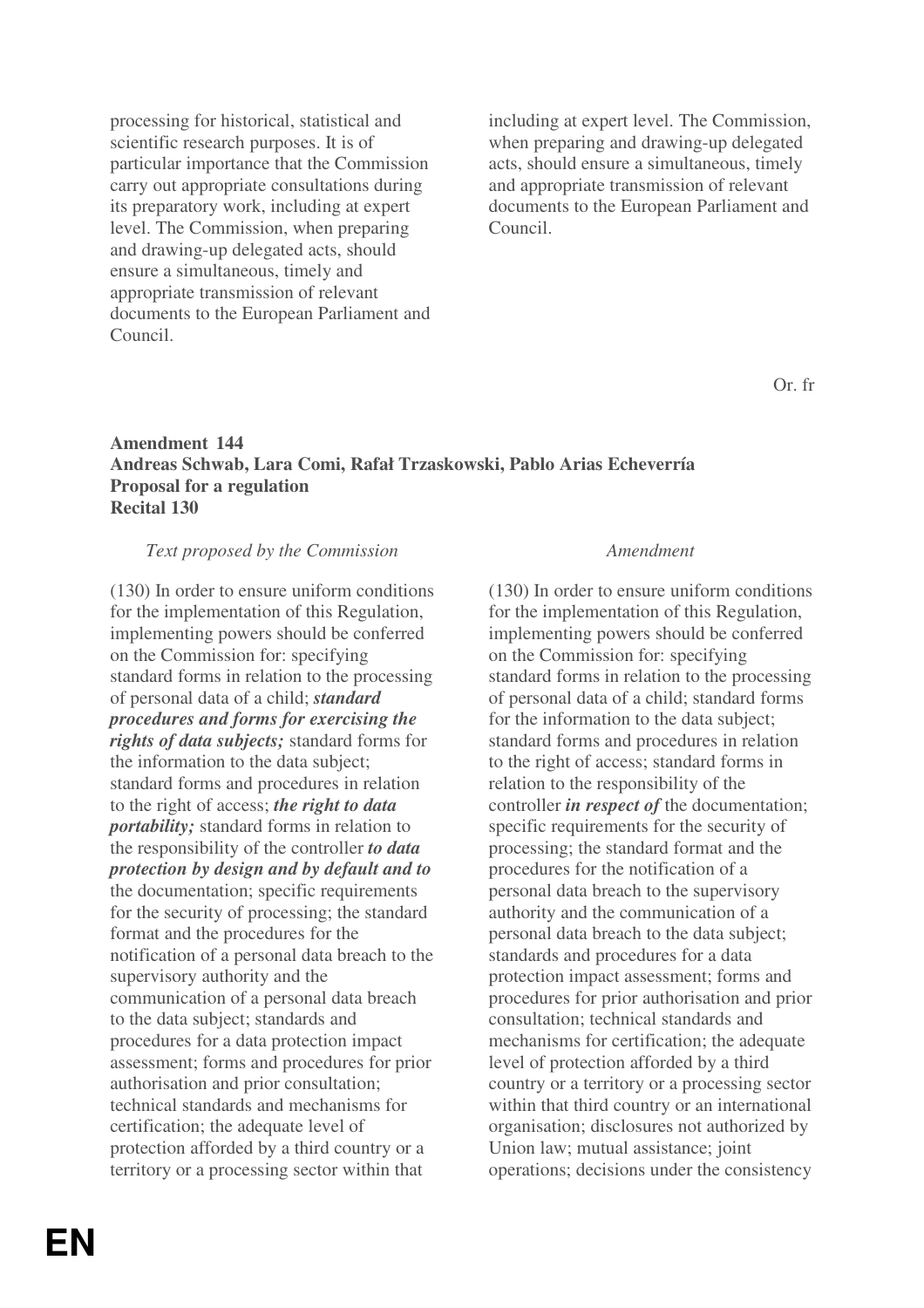| | |
|---|---|
| processing for historical, statistical and scientific research purposes. It is of particular importance that the Commission carry out appropriate consultations during its preparatory work, including at expert level. The Commission, when preparing and drawing-up delegated acts, should ensure a simultaneous, timely and appropriate transmission of relevant documents to the European Parliament and Council. | including at expert level. The Commission, when preparing and drawing-up delegated acts, should ensure a simultaneous, timely and appropriate transmission of relevant documents to the European Parliament and Council. |

Or. fr

**Amendment 144**
**Andreas Schwab, Lara Comi, Rafał Trzaskowski, Pablo Arias Echeverría**
**Proposal for a regulation**
**Recital 130**

| *Text proposed by the Commission* | *Amendment* |
|---|---|
| (130) In order to ensure uniform conditions for the implementation of this Regulation, implementing powers should be conferred on the Commission for: specifying standard forms in relation to the processing of personal data of a child; ***standard procedures and forms for exercising the rights of data subjects;*** standard forms for the information to the data subject; standard forms and procedures in relation to the right of access; ***the right to data portability;*** standard forms in relation to the responsibility of the controller ***to data protection by design and by default and to*** the documentation; specific requirements for the security of processing; the standard format and the procedures for the notification of a personal data breach to the supervisory authority and the communication of a personal data breach to the data subject; standards and procedures for a data protection impact assessment; forms and procedures for prior authorisation and prior consultation; technical standards and mechanisms for certification; the adequate level of protection afforded by a third country or a territory or a processing sector within that | (130) In order to ensure uniform conditions for the implementation of this Regulation, implementing powers should be conferred on the Commission for: specifying standard forms in relation to the processing of personal data of a child; standard forms for the information to the data subject; standard forms and procedures in relation to the right of access; standard forms in relation to the responsibility of the controller ***in respect of*** the documentation; specific requirements for the security of processing; the standard format and the procedures for the notification of a personal data breach to the supervisory authority and the communication of a personal data breach to the data subject; standards and procedures for a data protection impact assessment; forms and procedures for prior authorisation and prior consultation; technical standards and mechanisms for certification; the adequate level of protection afforded by a third country or a territory or a processing sector within that third country or an international organisation; disclosures not authorized by Union law; mutual assistance; joint operations; decisions under the consistency |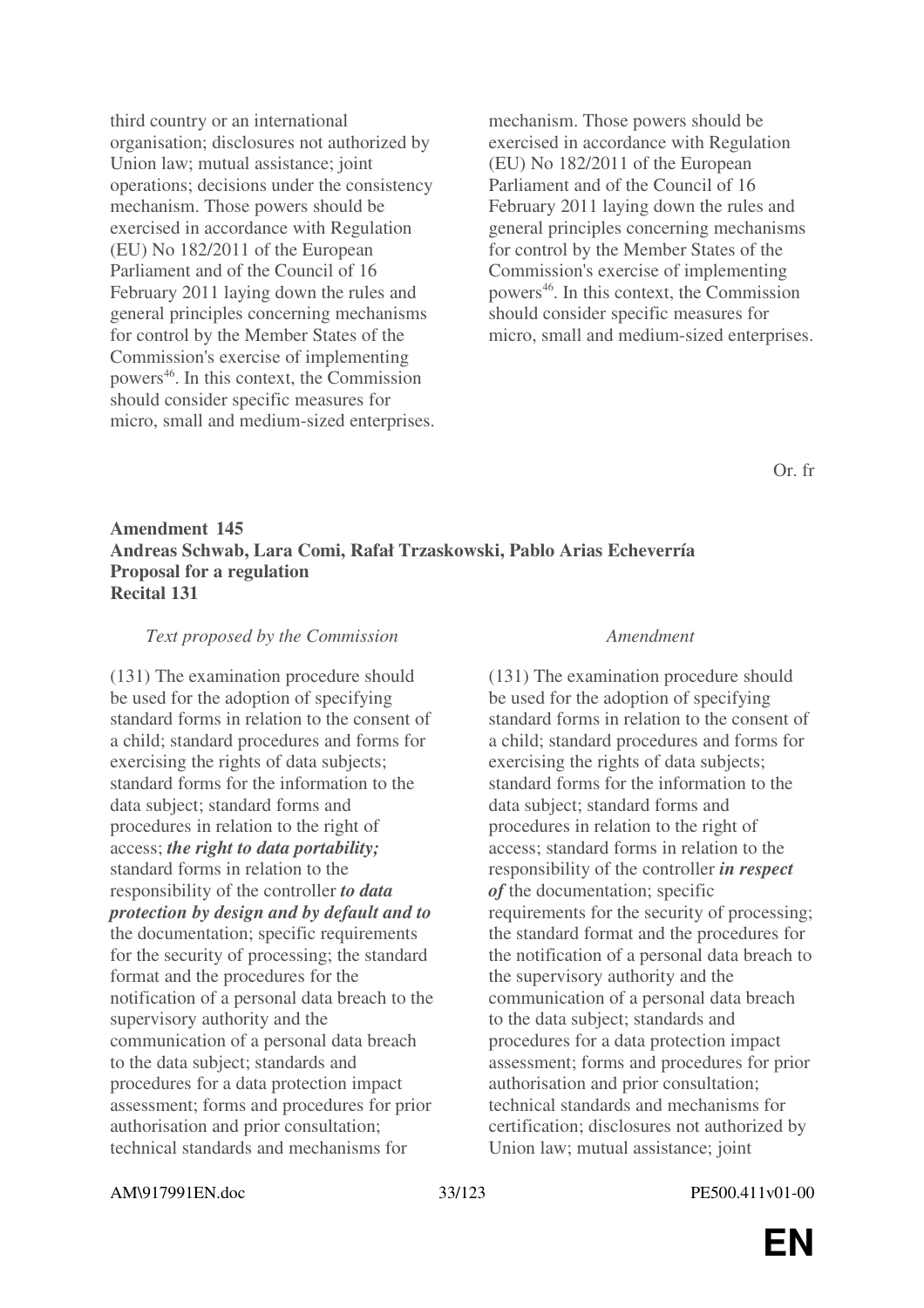| | |
|---|---|
| third country or an international organisation; disclosures not authorized by Union law; mutual assistance; joint operations; decisions under the consistency mechanism. Those powers should be exercised in accordance with Regulation (EU) No 182/2011 of the European Parliament and of the Council of 16 February 2011 laying down the rules and general principles concerning mechanisms for control by the Member States of the Commission's exercise of implementing powers[46]. In this context, the Commission should consider specific measures for micro, small and medium-sized enterprises. | mechanism. Those powers should be exercised in accordance with Regulation (EU) No 182/2011 of the European Parliament and of the Council of 16 February 2011 laying down the rules and general principles concerning mechanisms for control by the Member States of the Commission's exercise of implementing powers[46]. In this context, the Commission should consider specific measures for micro, small and medium-sized enterprises. |

Or. fr

**Amendment 145**
**Andreas Schwab, Lara Comi, Rafał Trzaskowski, Pablo Arias Echeverría**
**Proposal for a regulation**
**Recital 131**

| *Text proposed by the Commission* | *Amendment* |
|---|---|
| (131) The examination procedure should be used for the adoption of specifying standard forms in relation to the consent of a child; standard procedures and forms for exercising the rights of data subjects; standard forms for the information to the data subject; standard forms and procedures in relation to the right of access; ***the right to data portability;*** standard forms in relation to the responsibility of the controller ***to data protection by design and by default and to*** the documentation; specific requirements for the security of processing; the standard format and the procedures for the notification of a personal data breach to the supervisory authority and the communication of a personal data breach to the data subject; standards and procedures for a data protection impact assessment; forms and procedures for prior authorisation and prior consultation; technical standards and mechanisms for | (131) The examination procedure should be used for the adoption of specifying standard forms in relation to the consent of a child; standard procedures and forms for exercising the rights of data subjects; standard forms for the information to the data subject; standard forms and procedures in relation to the right of access; standard forms in relation to the responsibility of the controller ***in respect of*** the documentation; specific requirements for the security of processing; the standard format and the procedures for the notification of a personal data breach to the supervisory authority and the communication of a personal data breach to the data subject; standards and procedures for a data protection impact assessment; forms and procedures for prior authorisation and prior consultation; technical standards and mechanisms for certification; disclosures not authorized by Union law; mutual assistance; joint |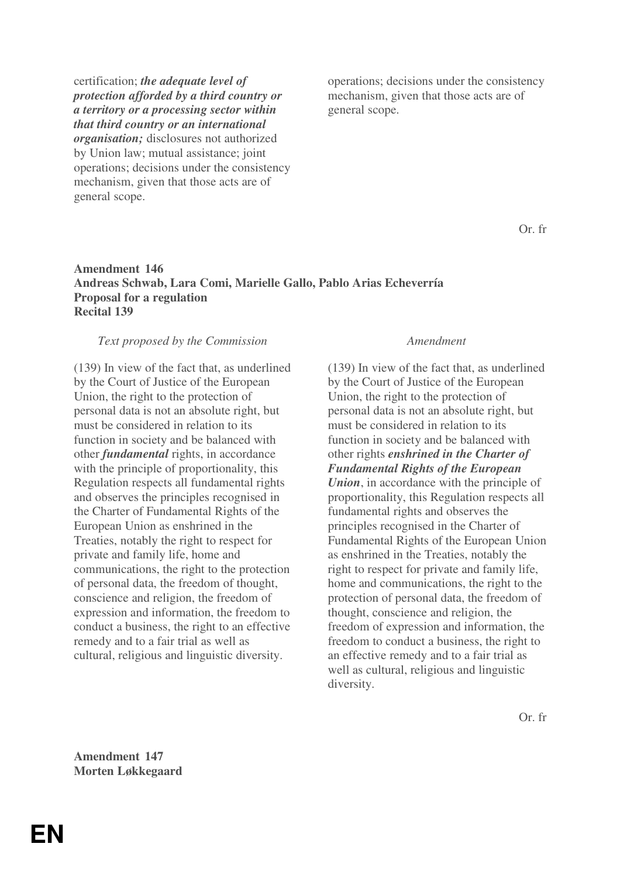| | |
|---|---|
| certification; ***the adequate level of protection afforded by a third country or a territory or a processing sector within that third country or an international organisation;*** disclosures not authorized by Union law; mutual assistance; joint operations; decisions under the consistency mechanism, given that those acts are of general scope. | operations; decisions under the consistency mechanism, given that those acts are of general scope. |

Or. fr

**Amendment 146**
**Andreas Schwab, Lara Comi, Marielle Gallo, Pablo Arias Echeverría**
**Proposal for a regulation**
**Recital 139**

| *Text proposed by the Commission* | *Amendment* |
|---|---|
| (139) In view of the fact that, as underlined by the Court of Justice of the European Union, the right to the protection of personal data is not an absolute right, but must be considered in relation to its function in society and be balanced with other ***fundamental*** rights, in accordance with the principle of proportionality, this Regulation respects all fundamental rights and observes the principles recognised in the Charter of Fundamental Rights of the European Union as enshrined in the Treaties, notably the right to respect for private and family life, home and communications, the right to the protection of personal data, the freedom of thought, conscience and religion, the freedom of expression and information, the freedom to conduct a business, the right to an effective remedy and to a fair trial as well as cultural, religious and linguistic diversity. | (139) In view of the fact that, as underlined by the Court of Justice of the European Union, the right to the protection of personal data is not an absolute right, but must be considered in relation to its function in society and be balanced with other rights ***enshrined in the Charter of Fundamental Rights of the European Union***, in accordance with the principle of proportionality, this Regulation respects all fundamental rights and observes the principles recognised in the Charter of Fundamental Rights of the European Union as enshrined in the Treaties, notably the right to respect for private and family life, home and communications, the right to the protection of personal data, the freedom of thought, conscience and religion, the freedom of expression and information, the freedom to conduct a business, the right to an effective remedy and to a fair trial as well as cultural, religious and linguistic diversity. |

Or. fr

**Amendment 147**
**Morten Løkkegaard**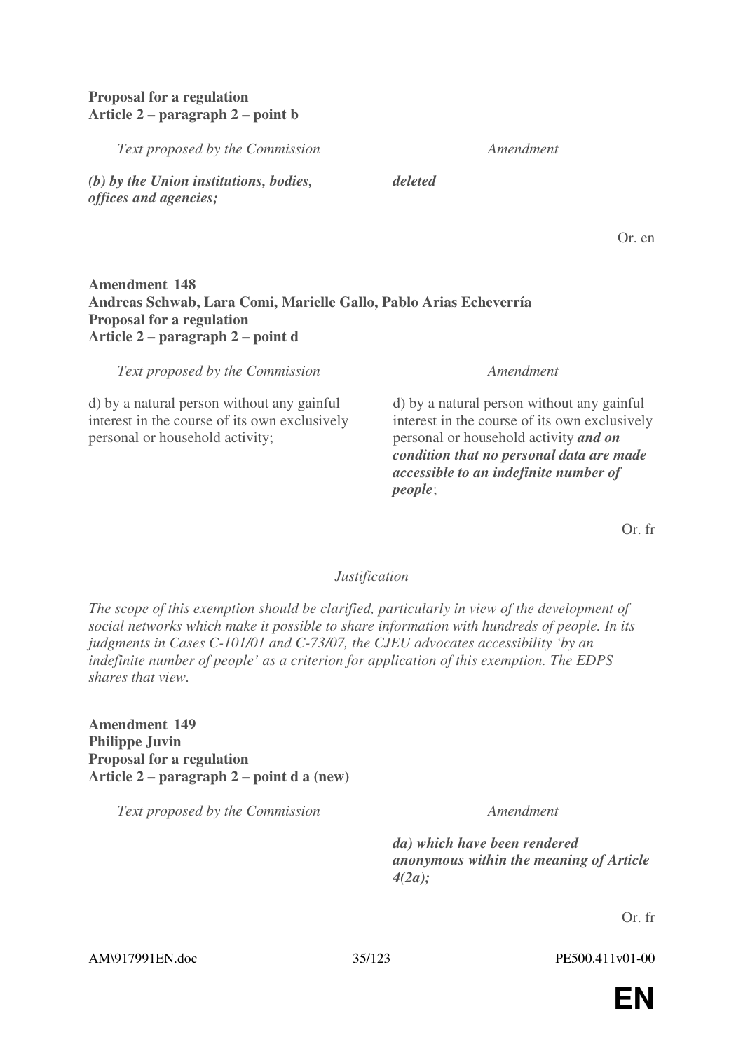**Proposal for a regulation**
**Article 2 – paragraph 2 – point b**

| *Text proposed by the Commission* | *Amendment* |
|---|---|
| ***(b) by the Union institutions, bodies, offices and agencies;*** | ***deleted*** |

Or. en

**Amendment 148**
**Andreas Schwab, Lara Comi, Marielle Gallo, Pablo Arias Echeverría**
**Proposal for a regulation**
**Article 2 – paragraph 2 – point d**

| *Text proposed by the Commission* | *Amendment* |
|---|---|
| d) by a natural person without any gainful interest in the course of its own exclusively personal or household activity; | d) by a natural person without any gainful interest in the course of its own exclusively personal or household activity ***and on condition that no personal data are made accessible to an indefinite number of people***; |

Or. fr

*Justification*

*The scope of this exemption should be clarified, particularly in view of the development of social networks which make it possible to share information with hundreds of people. In its judgments in Cases C-101/01 and C-73/07, the CJEU advocates accessibility 'by an indefinite number of people' as a criterion for application of this exemption. The EDPS shares that view.*

**Amendment 149**
**Philippe Juvin**
**Proposal for a regulation**
**Article 2 – paragraph 2 – point d a (new)**

| *Text proposed by the Commission* | *Amendment* |
|---|---|
| | ***da) which have been rendered anonymous within the meaning of Article 4(2a);*** |

Or. fr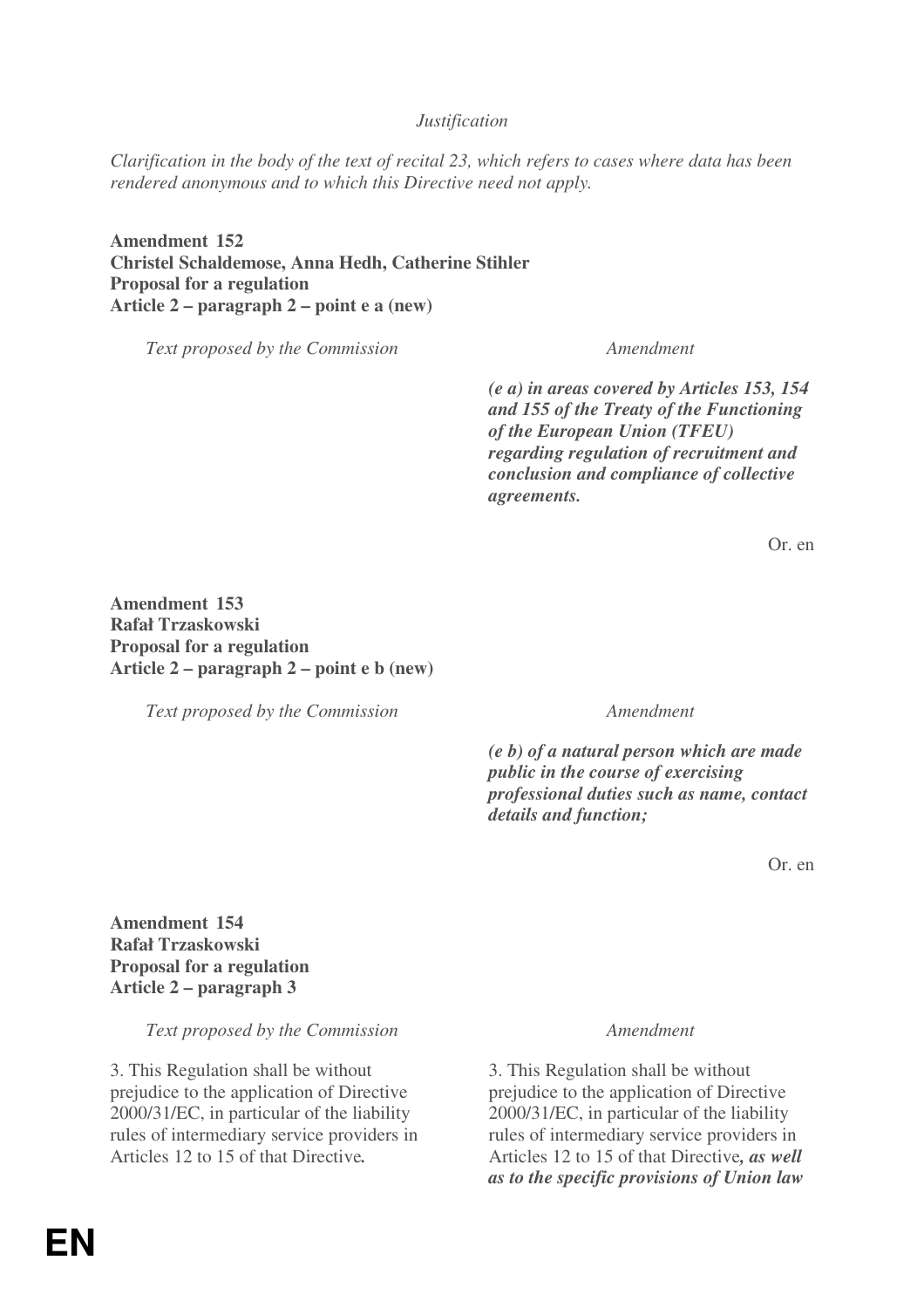*Justification*

*Clarification in the body of the text of recital 23, which refers to cases where data has been rendered anonymous and to which this Directive need not apply.*

**Amendment 152**
**Christel Schaldemose, Anna Hedh, Catherine Stihler**
**Proposal for a regulation**
**Article 2 – paragraph 2 – point e a (new)**

| *Text proposed by the Commission* | *Amendment* |
| --- | --- |
| | ***(e a) in areas covered by Articles 153, 154 and 155 of the Treaty of the Functioning of the European Union (TFEU) regarding regulation of recruitment and conclusion and compliance of collective agreements.*** |

Or. en

**Amendment 153**
**Rafał Trzaskowski**
**Proposal for a regulation**
**Article 2 – paragraph 2 – point e b (new)**

| *Text proposed by the Commission* | *Amendment* |
| --- | --- |
| | ***(e b) of a natural person which are made public in the course of exercising professional duties such as name, contact details and function;*** |

Or. en

**Amendment 154**
**Rafał Trzaskowski**
**Proposal for a regulation**
**Article 2 – paragraph 3**

| *Text proposed by the Commission* | *Amendment* |
| --- | --- |
| 3. This Regulation shall be without prejudice to the application of Directive 2000/31/EC, in particular of the liability rules of intermediary service providers in Articles 12 to 15 of that Directive**.** | 3. This Regulation shall be without prejudice to the application of Directive 2000/31/EC, in particular of the liability rules of intermediary service providers in Articles 12 to 15 of that Directive***, as well as to the specific provisions of Union law*** |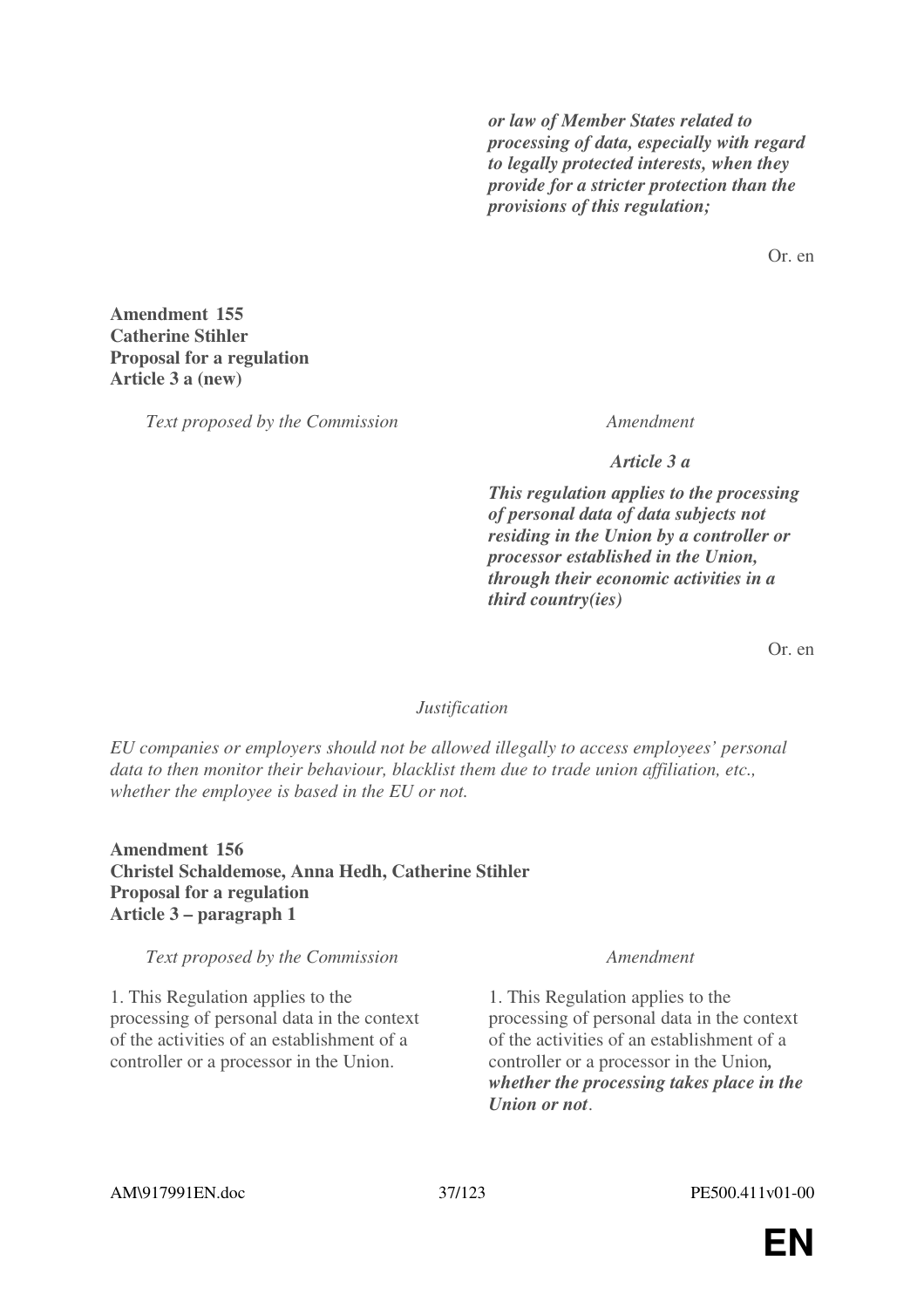| | |
|---|---|
| | ***or law of Member States related to processing of data, especially with regard to legally protected interests, when they provide for a stricter protection than the provisions of this regulation;*** |

Or. en

**Amendment 155**
**Catherine Stihler**
**Proposal for a regulation**
**Article 3 a (new)**

| *Text proposed by the Commission* | *Amendment* |
|---|---|
| | ***Article 3 a*** |
| | ***This regulation applies to the processing of personal data of data subjects not residing in the Union by a controller or processor established in the Union, through their economic activities in a third country(ies)*** |

Or. en

*Justification*

*EU companies or employers should not be allowed illegally to access employees' personal data to then monitor their behaviour, blacklist them due to trade union affiliation, etc., whether the employee is based in the EU or not.*

**Amendment 156**
**Christel Schaldemose, Anna Hedh, Catherine Stihler**
**Proposal for a regulation**
**Article 3 – paragraph 1**

| *Text proposed by the Commission* | *Amendment* |
|---|---|
| 1. This Regulation applies to the processing of personal data in the context of the activities of an establishment of a controller or a processor in the Union. | 1. This Regulation applies to the processing of personal data in the context of the activities of an establishment of a controller or a processor in the Union***, whether the processing takes place in the Union or not***. |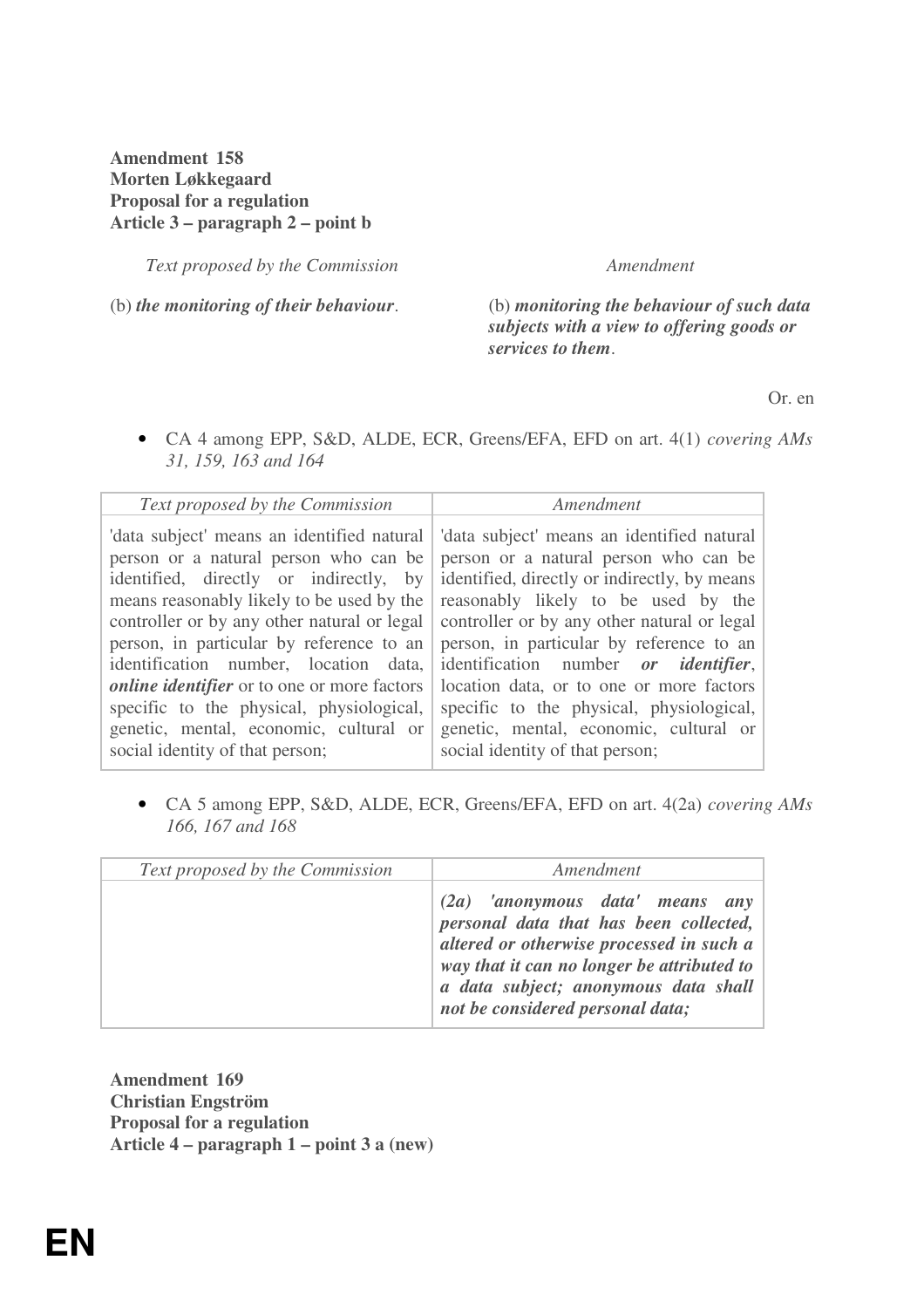**Amendment 158**
**Morten Løkkegaard**
**Proposal for a regulation**
**Article 3 – paragraph 2 – point b**

| *Text proposed by the Commission* | *Amendment* |
|---|---|
| (b) ***the monitoring of their behaviour***. | (b) ***monitoring the behaviour of such data subjects with a view to offering goods or services to them***. |

Or. en

- CA 4 among EPP, S&D, ALDE, ECR, Greens/EFA, EFD on art. 4(1) *covering AMs 31, 159, 163 and 164*

| *Text proposed by the Commission* | *Amendment* |
|---|---|
| 'data subject' means an identified natural person or a natural person who can be identified, directly or indirectly, by means reasonably likely to be used by the controller or by any other natural or legal person, in particular by reference to an identification number, location data, ***online identifier*** or to one or more factors specific to the physical, physiological, genetic, mental, economic, cultural or social identity of that person; | 'data subject' means an identified natural person or a natural person who can be identified, directly or indirectly, by means reasonably likely to be used by the controller or by any other natural or legal person, in particular by reference to an identification number ***or identifier***, location data, or to one or more factors specific to the physical, physiological, genetic, mental, economic, cultural or social identity of that person; |

- CA 5 among EPP, S&D, ALDE, ECR, Greens/EFA, EFD on art. 4(2a) *covering AMs 166, 167 and 168*

| *Text proposed by the Commission* | *Amendment* |
|---|---|
| | ***(2a) 'anonymous data' means any personal data that has been collected, altered or otherwise processed in such a way that it can no longer be attributed to a data subject; anonymous data shall not be considered personal data;*** |

**Amendment 169**
**Christian Engström**
**Proposal for a regulation**
**Article 4 – paragraph 1 – point 3 a (new)**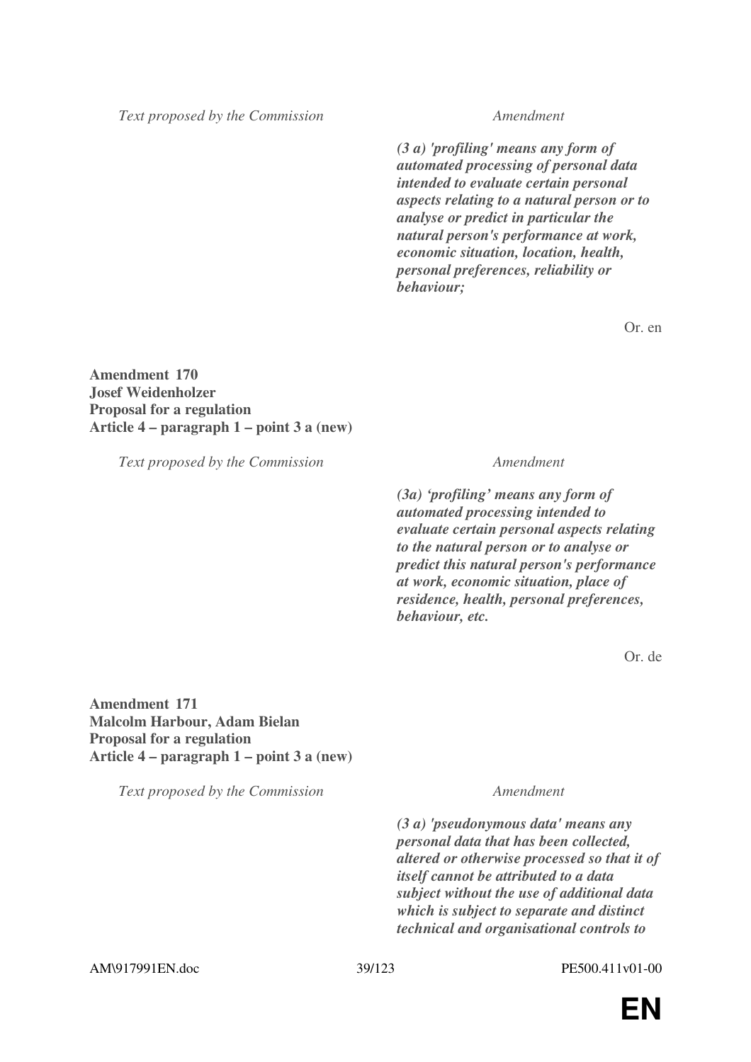| *Text proposed by the Commission* | *Amendment* |
|---|---|
| | ***(3 a) 'profiling' means any form of automated processing of personal data intended to evaluate certain personal aspects relating to a natural person or to analyse or predict in particular the natural person's performance at work, economic situation, location, health, personal preferences, reliability or behaviour;*** |

Or. en

**Amendment 170**
**Josef Weidenholzer**
**Proposal for a regulation**
**Article 4 – paragraph 1 – point 3 a (new)**

| *Text proposed by the Commission* | *Amendment* |
|---|---|
| | ***(3a) 'profiling' means any form of automated processing intended to evaluate certain personal aspects relating to the natural person or to analyse or predict this natural person's performance at work, economic situation, place of residence, health, personal preferences, behaviour, etc.*** |

Or. de

**Amendment 171**
**Malcolm Harbour, Adam Bielan**
**Proposal for a regulation**
**Article 4 – paragraph 1 – point 3 a (new)**

| *Text proposed by the Commission* | *Amendment* |
|---|---|
| | ***(3 a) 'pseudonymous data' means any personal data that has been collected, altered or otherwise processed so that it of itself cannot be attributed to a data subject without the use of additional data which is subject to separate and distinct technical and organisational controls to*** |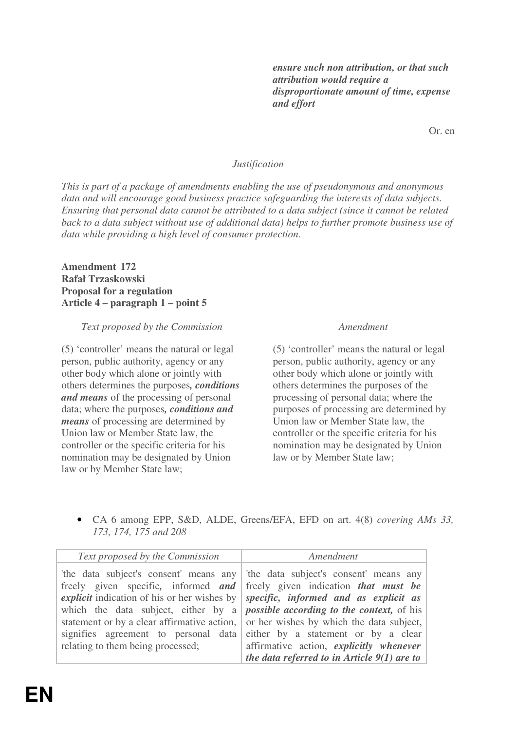| | *ensure such non attribution, or that such attribution would require a disproportionate amount of time, expense and effort* |
|---|---|

Or. en

*Justification*

*This is part of a package of amendments enabling the use of pseudonymous and anonymous data and will encourage good business practice safeguarding the interests of data subjects. Ensuring that personal data cannot be attributed to a data subject (since it cannot be related back to a data subject without use of additional data) helps to further promote business use of data while providing a high level of consumer protection.*

**Amendment 172**
**Rafał Trzaskowski**
**Proposal for a regulation**
**Article 4 – paragraph 1 – point 5**

| *Text proposed by the Commission* | *Amendment* |
|---|---|
| (5) 'controller' means the natural or legal person, public authority, agency or any other body which alone or jointly with others determines the purposes***, conditions and means*** of the processing of personal data; where the purposes***, conditions and means*** of processing are determined by Union law or Member State law, the controller or the specific criteria for his nomination may be designated by Union law or by Member State law; | (5) 'controller' means the natural or legal person, public authority, agency or any other body which alone or jointly with others determines the purposes of the processing of personal data; where the purposes of processing are determined by Union law or Member State law, the controller or the specific criteria for his nomination may be designated by Union law or by Member State law; |

- CA 6 among EPP, S&D, ALDE, Greens/EFA, EFD on art. 4(8) *covering AMs 33, 173, 174, 175 and 208*

| *Text proposed by the Commission* | *Amendment* |
|---|---|
| 'the data subject's consent' means any freely given specific***,*** informed ***and explicit*** indication of his or her wishes by which the data subject, either by a statement or by a clear affirmative action, signifies agreement to personal data relating to them being processed; | 'the data subject's consent' means any freely given indication ***that must be specific, informed and as explicit as possible according to the context,*** of his or her wishes by which the data subject, either by a statement or by a clear affirmative action, ***explicitly whenever the data referred to in Article 9(1) are to*** |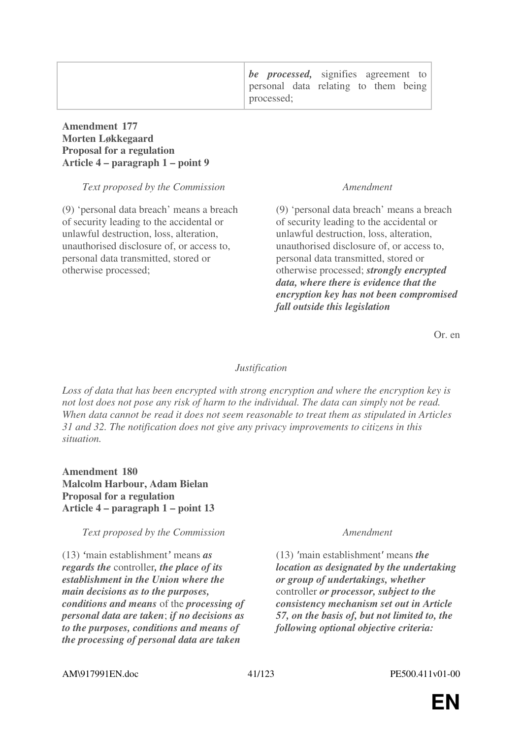| | ***be processed,*** signifies agreement to personal data relating to them being processed; |
|---|---|

**Amendment 177**
**Morten Løkkegaard**
**Proposal for a regulation**
**Article 4 – paragraph 1 – point 9**

| *Text proposed by the Commission* | *Amendment* |
|---|---|
| (9) 'personal data breach' means a breach of security leading to the accidental or unlawful destruction, loss, alteration, unauthorised disclosure of, or access to, personal data transmitted, stored or otherwise processed; | (9) 'personal data breach' means a breach of security leading to the accidental or unlawful destruction, loss, alteration, unauthorised disclosure of, or access to, personal data transmitted, stored or otherwise processed; ***strongly encrypted data, where there is evidence that the encryption key has not been compromised fall outside this legislation*** |

Or. en

*Justification*

*Loss of data that has been encrypted with strong encryption and where the encryption key is not lost does not pose any risk of harm to the individual. The data can simply not be read. When data cannot be read it does not seem reasonable to treat them as stipulated in Articles 31 and 32. The notification does not give any privacy improvements to citizens in this situation.*

**Amendment 180**
**Malcolm Harbour, Adam Bielan**
**Proposal for a regulation**
**Article 4 – paragraph 1 – point 13**

| *Text proposed by the Commission* | *Amendment* |
|---|---|
| (13) 'main establishment' means ***as regards the*** controller***, the place of its establishment in the Union where the main decisions as to the purposes, conditions and means*** of the ***processing of personal data are taken***; ***if no decisions as to the purposes, conditions and means of the processing of personal data are taken*** | (13) 'main establishment' means ***the location as designated by the undertaking or group of undertakings, whether*** controller ***or processor, subject to the consistency mechanism set out in Article 57, on the basis of, but not limited to, the following optional objective criteria:*** |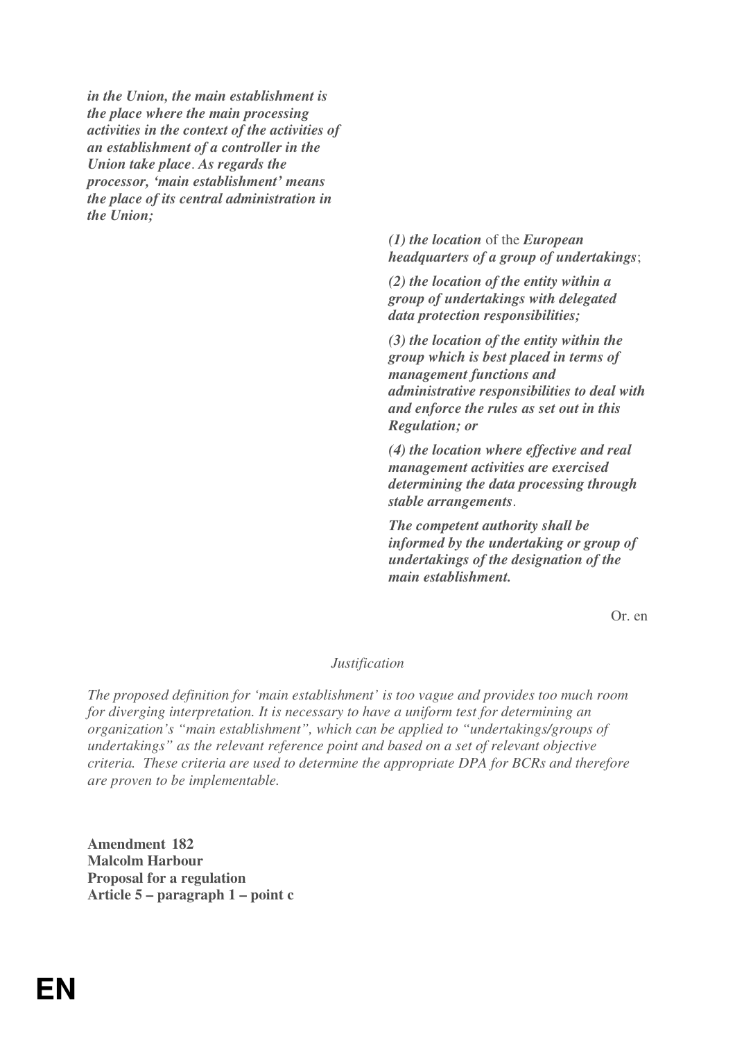| | |
|---|---|
| ***in the Union, the main establishment is the place where the main processing activities in the context of the activities of an establishment of a controller in the Union take place**. **As regards the processor, 'main establishment' means the place of its central administration in the Union;*** | |
| | ***(1) the location*** *of the* ***European headquarters of a group of undertakings****;* |
| | ***(2) the location of the entity within a group of undertakings with delegated data protection responsibilities;*** |
| | ***(3) the location of the entity within the group which is best placed in terms of management functions and administrative responsibilities to deal with and enforce the rules as set out in this Regulation; or*** |
| | ***(4) the location where effective and real management activities are exercised determining the data processing through stable arrangements****.* |
| | ***The competent authority shall be informed by the undertaking or group of undertakings of the designation of the main establishment.*** |

Or. en

*Justification*

*The proposed definition for 'main establishment' is too vague and provides too much room for diverging interpretation. It is necessary to have a uniform test for determining an organization's "main establishment", which can be applied to "undertakings/groups of undertakings" as the relevant reference point and based on a set of relevant objective criteria. These criteria are used to determine the appropriate DPA for BCRs and therefore are proven to be implementable.*

**Amendment 182**
**Malcolm Harbour**
**Proposal for a regulation**
**Article 5 – paragraph 1 – point c**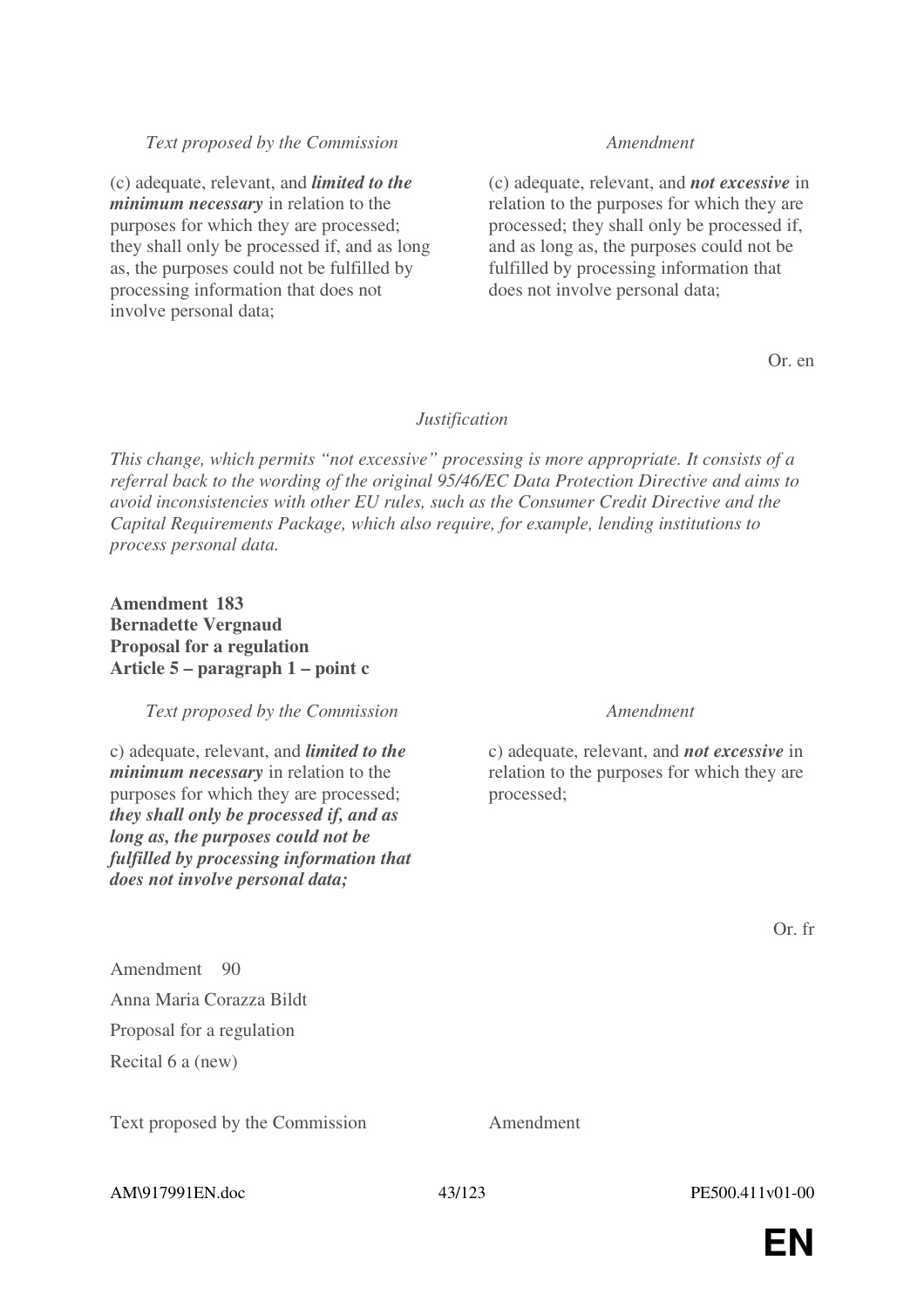| *Text proposed by the Commission* | *Amendment* |
| --- | --- |
| (c) adequate, relevant, and ***limited to the minimum necessary*** in relation to the purposes for which they are processed; they shall only be processed if, and as long as, the purposes could not be fulfilled by processing information that does not involve personal data; | (c) adequate, relevant, and ***not excessive*** in relation to the purposes for which they are processed; they shall only be processed if, and as long as, the purposes could not be fulfilled by processing information that does not involve personal data; |

Or. en

*Justification*

*This change, which permits "not excessive" processing is more appropriate. It consists of a referral back to the wording of the original 95/46/EC Data Protection Directive and aims to avoid inconsistencies with other EU rules, such as the Consumer Credit Directive and the Capital Requirements Package, which also require, for example, lending institutions to process personal data.*

**Amendment 183**
**Bernadette Vergnaud**
**Proposal for a regulation**
**Article 5 – paragraph 1 – point c**

| *Text proposed by the Commission* | *Amendment* |
| --- | --- |
| c) adequate, relevant, and ***limited to the minimum necessary*** in relation to the purposes for which they are processed; ***they shall only be processed if, and as long as, the purposes could not be fulfilled by processing information that does not involve personal data;*** | c) adequate, relevant, and ***not excessive*** in relation to the purposes for which they are processed; |

Or. fr

Amendment 90
Anna Maria Corazza Bildt
Proposal for a regulation
Recital 6 a (new)

| Text proposed by the Commission | Amendment |
| --- | --- |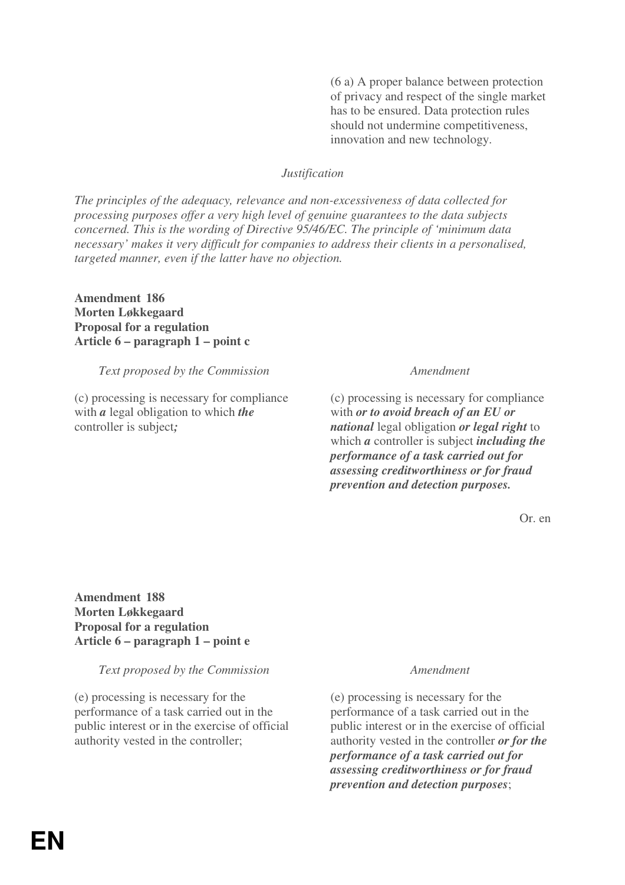| | |
|---|---|
| | (6 a) A proper balance between protection of privacy and respect of the single market has to be ensured. Data protection rules should not undermine competitiveness, innovation and new technology. |

*Justification*

*The principles of the adequacy, relevance and non-excessiveness of data collected for processing purposes offer a very high level of genuine guarantees to the data subjects concerned. This is the wording of Directive 95/46/EC. The principle of 'minimum data necessary' makes it very difficult for companies to address their clients in a personalised, targeted manner, even if the latter have no objection.*

**Amendment 186**
**Morten Løkkegaard**
**Proposal for a regulation**
**Article 6 – paragraph 1 – point c**

| *Text proposed by the Commission* | *Amendment* |
|---|---|
| (c) processing is necessary for compliance with ***a*** legal obligation to which ***the*** controller is subject***;*** | (c) processing is necessary for compliance with ***or to avoid breach of an EU or national*** legal obligation ***or legal right*** to which ***a*** controller is subject ***including the performance of a task carried out for assessing creditworthiness or for fraud prevention and detection purposes.*** |

Or. en

**Amendment 188**
**Morten Løkkegaard**
**Proposal for a regulation**
**Article 6 – paragraph 1 – point e**

| *Text proposed by the Commission* | *Amendment* |
|---|---|
| (e) processing is necessary for the performance of a task carried out in the public interest or in the exercise of official authority vested in the controller; | (e) processing is necessary for the performance of a task carried out in the public interest or in the exercise of official authority vested in the controller ***or for the performance of a task carried out for assessing creditworthiness or for fraud prevention and detection purposes***; |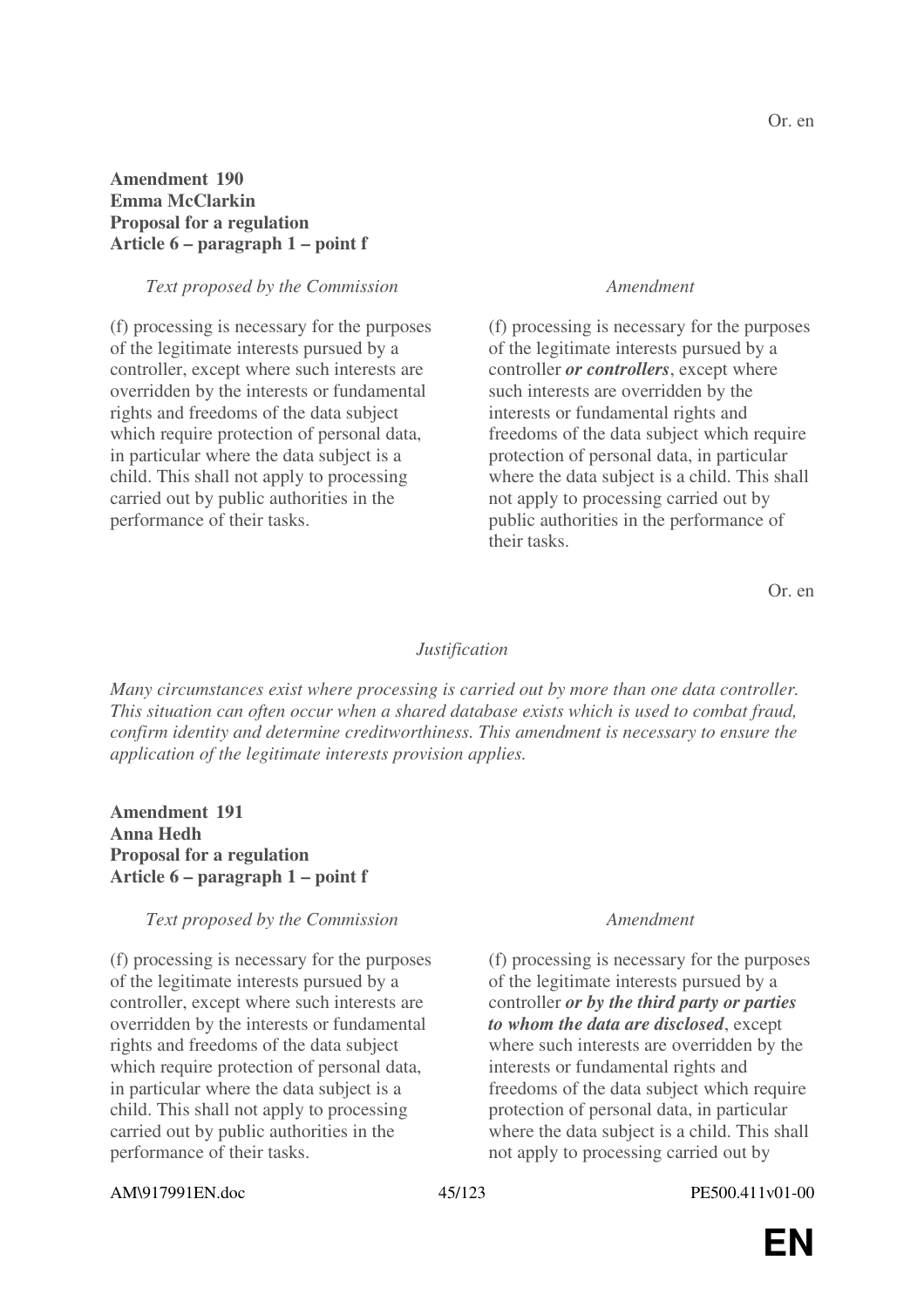Or. en

**Amendment 190**
**Emma McClarkin**
**Proposal for a regulation**
**Article 6 – paragraph 1 – point f**

| *Text proposed by the Commission* | *Amendment* |
|---|---|
| (f) processing is necessary for the purposes of the legitimate interests pursued by a controller, except where such interests are overridden by the interests or fundamental rights and freedoms of the data subject which require protection of personal data, in particular where the data subject is a child. This shall not apply to processing carried out by public authorities in the performance of their tasks. | (f) processing is necessary for the purposes of the legitimate interests pursued by a controller ***or controllers***, except where such interests are overridden by the interests or fundamental rights and freedoms of the data subject which require protection of personal data, in particular where the data subject is a child. This shall not apply to processing carried out by public authorities in the performance of their tasks. |

Or. en

*Justification*

*Many circumstances exist where processing is carried out by more than one data controller. This situation can often occur when a shared database exists which is used to combat fraud, confirm identity and determine creditworthiness. This amendment is necessary to ensure the application of the legitimate interests provision applies.*

**Amendment 191**
**Anna Hedh**
**Proposal for a regulation**
**Article 6 – paragraph 1 – point f**

| *Text proposed by the Commission* | *Amendment* |
|---|---|
| (f) processing is necessary for the purposes of the legitimate interests pursued by a controller, except where such interests are overridden by the interests or fundamental rights and freedoms of the data subject which require protection of personal data, in particular where the data subject is a child. This shall not apply to processing carried out by public authorities in the performance of their tasks. | (f) processing is necessary for the purposes of the legitimate interests pursued by a controller ***or by the third party or parties to whom the data are disclosed***, except where such interests are overridden by the interests or fundamental rights and freedoms of the data subject which require protection of personal data, in particular where the data subject is a child. This shall not apply to processing carried out by |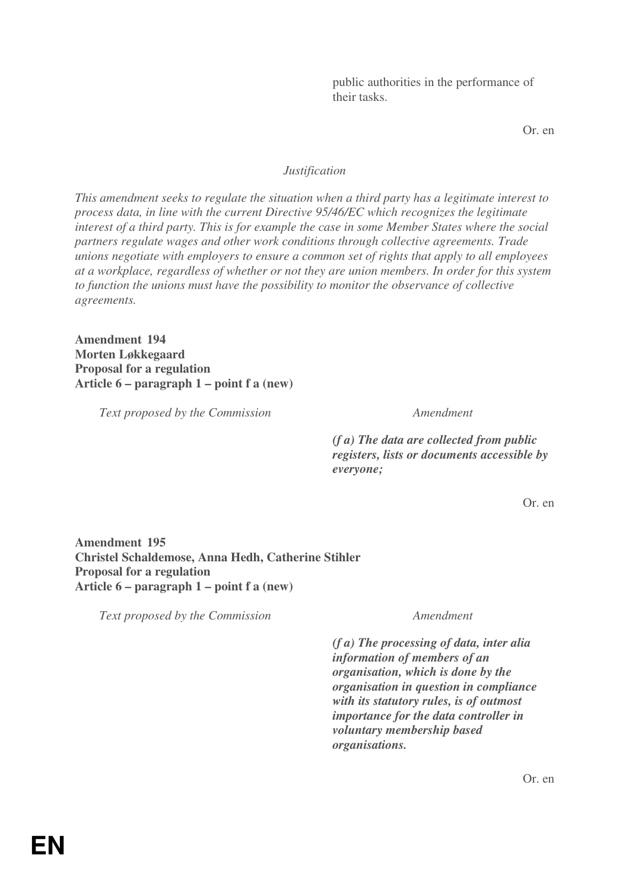| | |
|---|---|
| | public authorities in the performance of their tasks. |

Or. en

*Justification*

*This amendment seeks to regulate the situation when a third party has a legitimate interest to process data, in line with the current Directive 95/46/EC which recognizes the legitimate interest of a third party. This is for example the case in some Member States where the social partners regulate wages and other work conditions through collective agreements. Trade unions negotiate with employers to ensure a common set of rights that apply to all employees at a workplace, regardless of whether or not they are union members. In order for this system to function the unions must have the possibility to monitor the observance of collective agreements.*

**Amendment 194**
**Morten Løkkegaard**
**Proposal for a regulation**
**Article 6 – paragraph 1 – point f a (new)**

| *Text proposed by the Commission* | *Amendment* |
|---|---|
| | ***(f a) The data are collected from public registers, lists or documents accessible by everyone;*** |

Or. en

**Amendment 195**
**Christel Schaldemose, Anna Hedh, Catherine Stihler**
**Proposal for a regulation**
**Article 6 – paragraph 1 – point f a (new)**

| *Text proposed by the Commission* | *Amendment* |
|---|---|
| | ***(f a) The processing of data, inter alia information of members of an organisation, which is done by the organisation in question in compliance with its statutory rules, is of outmost importance for the data controller in voluntary membership based organisations.*** |

Or. en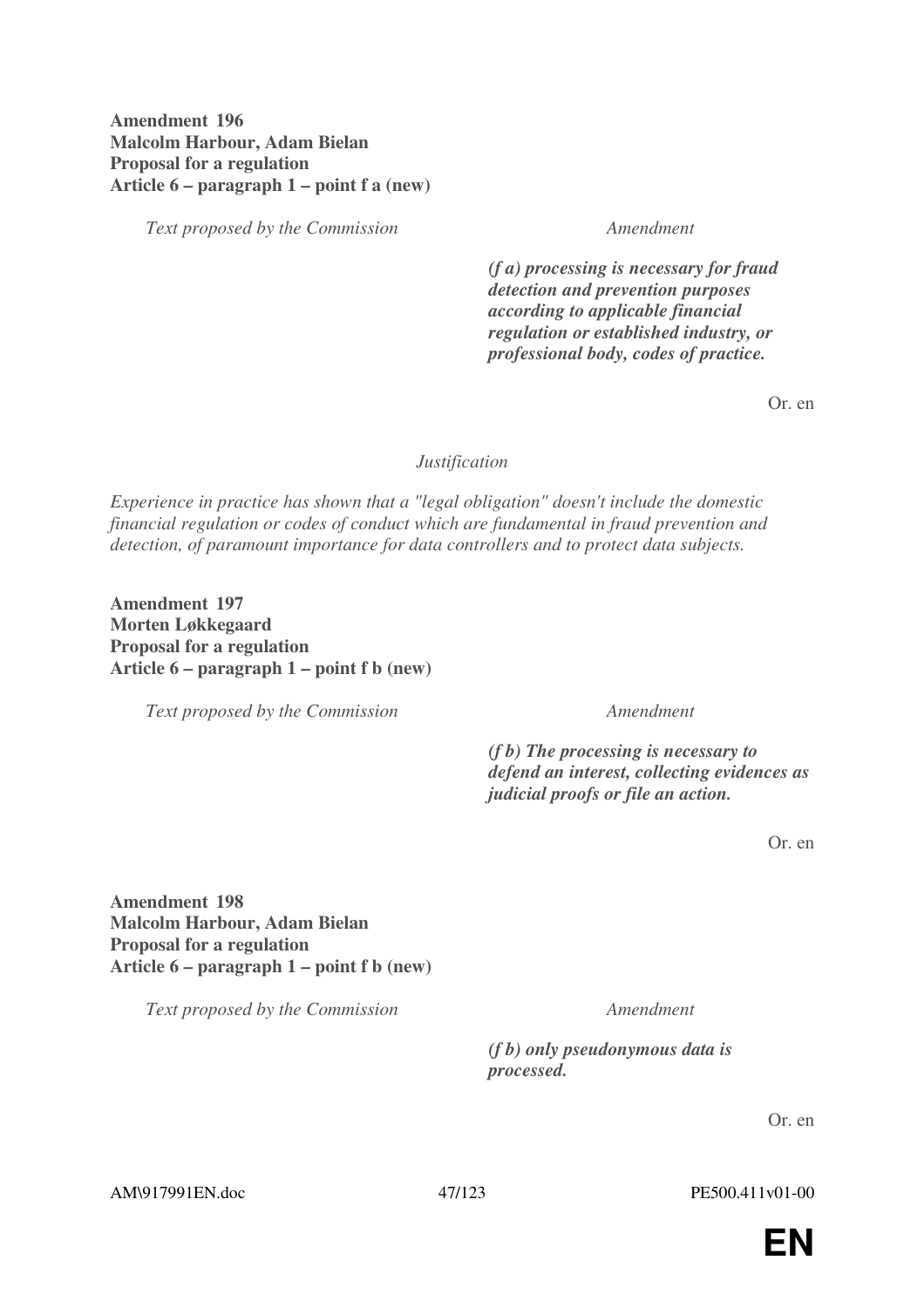**Amendment 196**
**Malcolm Harbour, Adam Bielan**
**Proposal for a regulation**
**Article 6 – paragraph 1 – point f a (new)**

| *Text proposed by the Commission* | *Amendment* |
|---|---|
| | ***(f a) processing is necessary for fraud detection and prevention purposes according to applicable financial regulation or established industry, or professional body, codes of practice.*** |

Or. en

*Justification*

*Experience in practice has shown that a "legal obligation" doesn't include the domestic financial regulation or codes of conduct which are fundamental in fraud prevention and detection, of paramount importance for data controllers and to protect data subjects.*

**Amendment 197**
**Morten Løkkegaard**
**Proposal for a regulation**
**Article 6 – paragraph 1 – point f b (new)**

| *Text proposed by the Commission* | *Amendment* |
|---|---|
| | ***(f b) The processing is necessary to defend an interest, collecting evidences as judicial proofs or file an action.*** |

Or. en

**Amendment 198**
**Malcolm Harbour, Adam Bielan**
**Proposal for a regulation**
**Article 6 – paragraph 1 – point f b (new)**

| *Text proposed by the Commission* | *Amendment* |
|---|---|
| | ***(f b) only pseudonymous data is processed.*** |

Or. en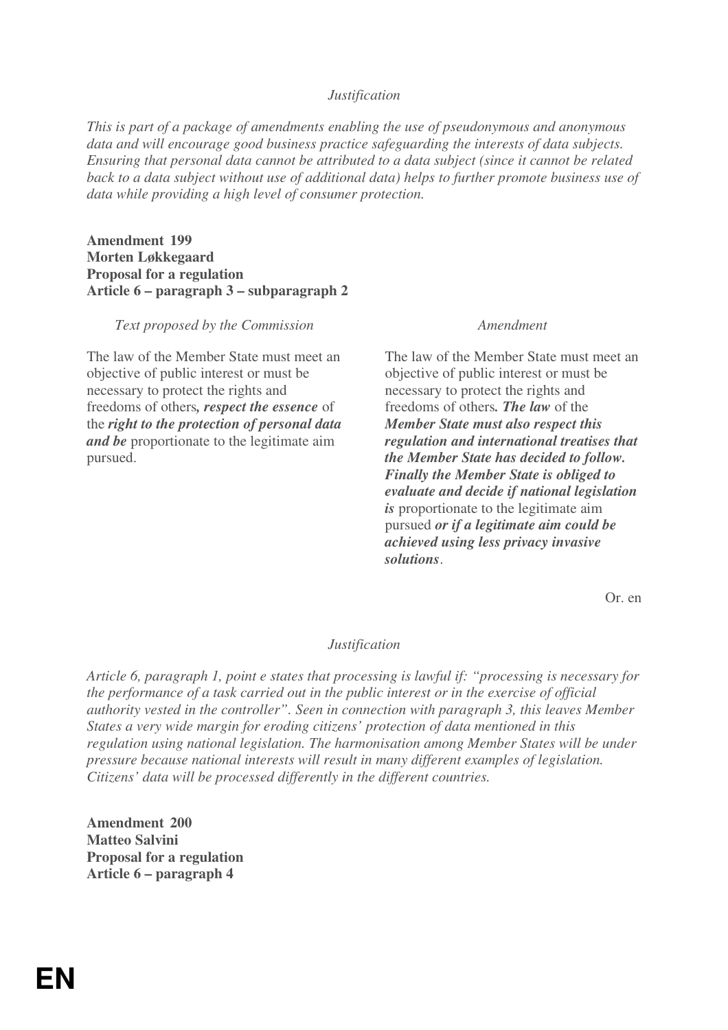*Justification*

*This is part of a package of amendments enabling the use of pseudonymous and anonymous data and will encourage good business practice safeguarding the interests of data subjects. Ensuring that personal data cannot be attributed to a data subject (since it cannot be related back to a data subject without use of additional data) helps to further promote business use of data while providing a high level of consumer protection.*

**Amendment 199**
**Morten Løkkegaard**
**Proposal for a regulation**
**Article 6 – paragraph 3 – subparagraph 2**

| *Text proposed by the Commission* | *Amendment* |
|---|---|
| The law of the Member State must meet an objective of public interest or must be necessary to protect the rights and freedoms of others***, respect the essence*** of the ***right to the protection of personal data and be*** proportionate to the legitimate aim pursued. | The law of the Member State must meet an objective of public interest or must be necessary to protect the rights and freedoms of others***. The law*** of the ***Member State must also respect this regulation and international treatises that the Member State has decided to follow. Finally the Member State is obliged to evaluate and decide if national legislation is*** proportionate to the legitimate aim pursued ***or if a legitimate aim could be achieved using less privacy invasive solutions***. |

Or. en

*Justification*

*Article 6, paragraph 1, point e states that processing is lawful if: "processing is necessary for the performance of a task carried out in the public interest or in the exercise of official authority vested in the controller". Seen in connection with paragraph 3, this leaves Member States a very wide margin for eroding citizens' protection of data mentioned in this regulation using national legislation. The harmonisation among Member States will be under pressure because national interests will result in many different examples of legislation. Citizens' data will be processed differently in the different countries.*

**Amendment 200**
**Matteo Salvini**
**Proposal for a regulation**
**Article 6 – paragraph 4**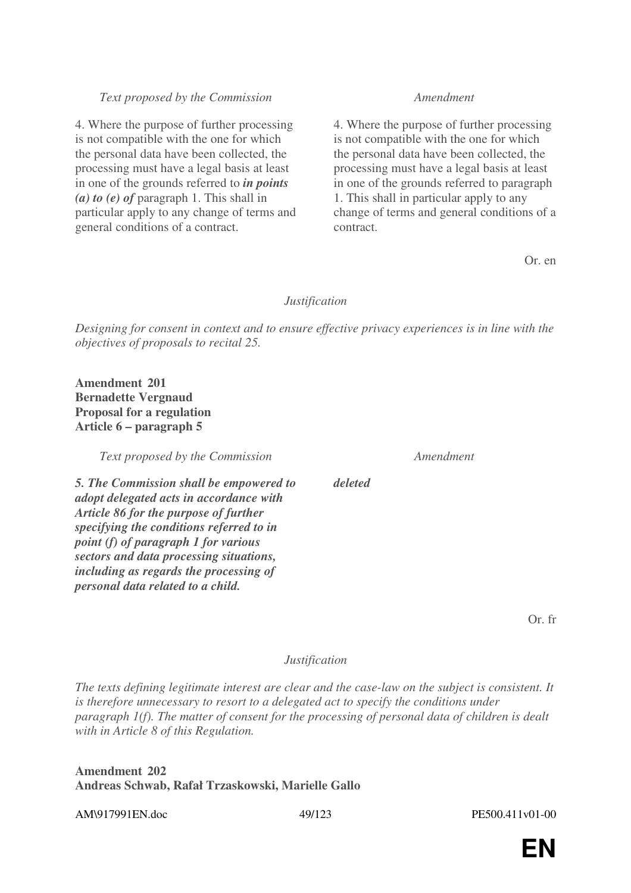| Text proposed by the Commission | Amendment |
| --- | --- |
| 4. Where the purpose of further processing is not compatible with the one for which the personal data have been collected, the processing must have a legal basis at least in one of the grounds referred to ***in points (a) to (e) of*** paragraph 1. This shall in particular apply to any change of terms and general conditions of a contract. | 4. Where the purpose of further processing is not compatible with the one for which the personal data have been collected, the processing must have a legal basis at least in one of the grounds referred to paragraph 1. This shall in particular apply to any change of terms and general conditions of a contract. |

Or. en

*Justification*

*Designing for consent in context and to ensure effective privacy experiences is in line with the objectives of proposals to recital 25.*

**Amendment 201**
**Bernadette Vergnaud**
**Proposal for a regulation**
**Article 6 – paragraph 5**

| Text proposed by the Commission | Amendment |
| --- | --- |
| ***5. The Commission shall be empowered to adopt delegated acts in accordance with Article 86 for the purpose of further specifying the conditions referred to in point (f) of paragraph 1 for various sectors and data processing situations, including as regards the processing of personal data related to a child.*** | ***deleted*** |

Or. fr

*Justification*

*The texts defining legitimate interest are clear and the case-law on the subject is consistent. It is therefore unnecessary to resort to a delegated act to specify the conditions under paragraph 1(f). The matter of consent for the processing of personal data of children is dealt with in Article 8 of this Regulation.*

**Amendment 202**
**Andreas Schwab, Rafał Trzaskowski, Marielle Gallo**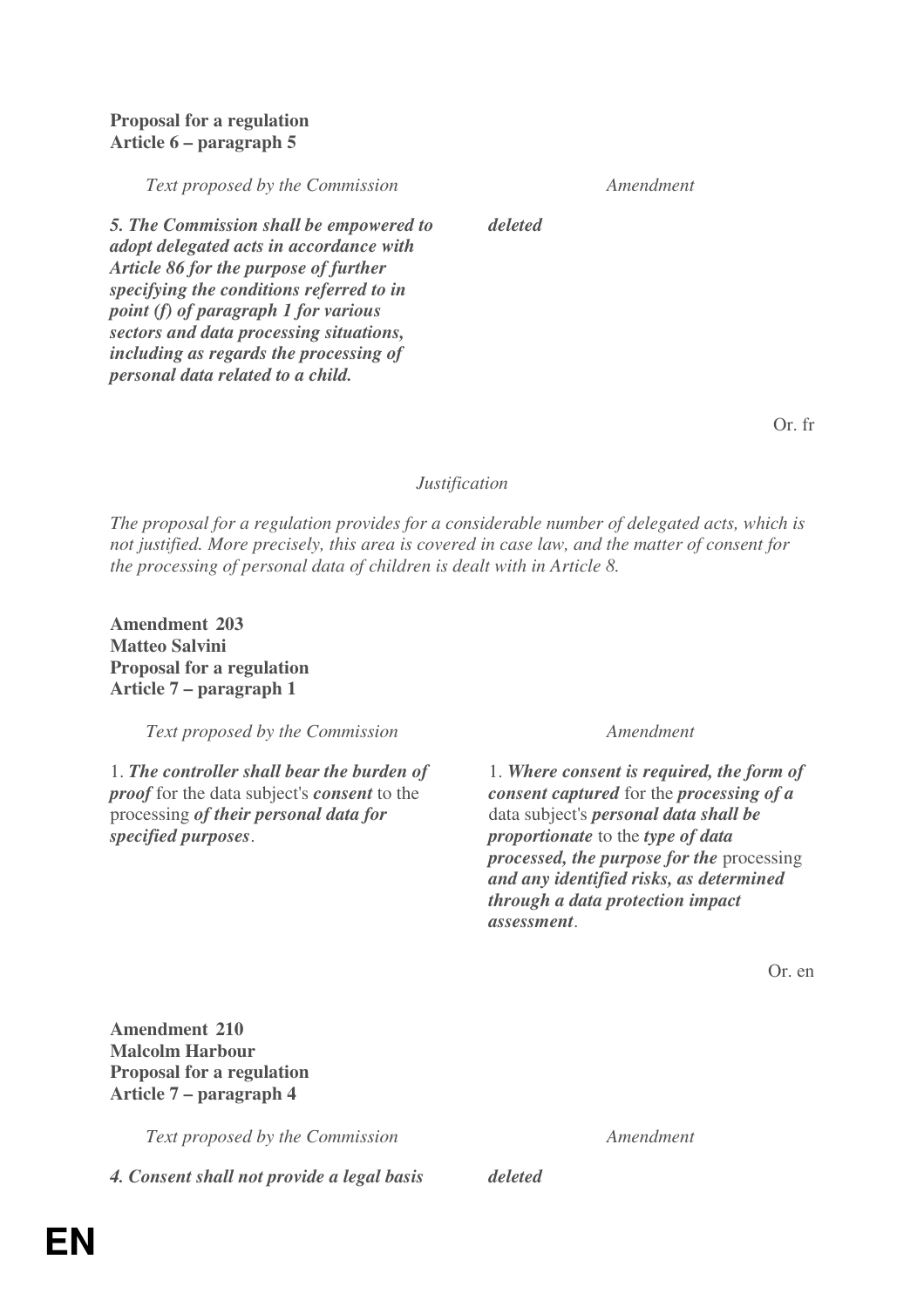**Proposal for a regulation**
**Article 6 – paragraph 5**

| *Text proposed by the Commission* | *Amendment* |
|---|---|
| ***5. The Commission shall be empowered to adopt delegated acts in accordance with Article 86 for the purpose of further specifying the conditions referred to in point (f) of paragraph 1 for various sectors and data processing situations, including as regards the processing of personal data related to a child.*** | ***deleted*** |

Or. fr

*Justification*

*The proposal for a regulation provides for a considerable number of delegated acts, which is not justified. More precisely, this area is covered in case law, and the matter of consent for the processing of personal data of children is dealt with in Article 8.*

**Amendment 203**
**Matteo Salvini**
**Proposal for a regulation**
**Article 7 – paragraph 1**

| *Text proposed by the Commission* | *Amendment* |
|---|---|
| 1. ***The controller shall bear the burden of proof*** for the data subject's ***consent*** to the processing ***of their personal data for specified purposes***. | 1. ***Where consent is required, the form of consent captured*** for the ***processing of a*** data subject's ***personal data shall be proportionate*** to the ***type of data processed, the purpose for the*** processing ***and any identified risks, as determined through a data protection impact assessment***. |

Or. en

**Amendment 210**
**Malcolm Harbour**
**Proposal for a regulation**
**Article 7 – paragraph 4**

| *Text proposed by the Commission* | *Amendment* |
|---|---|
| ***4. Consent shall not provide a legal basis*** | ***deleted*** |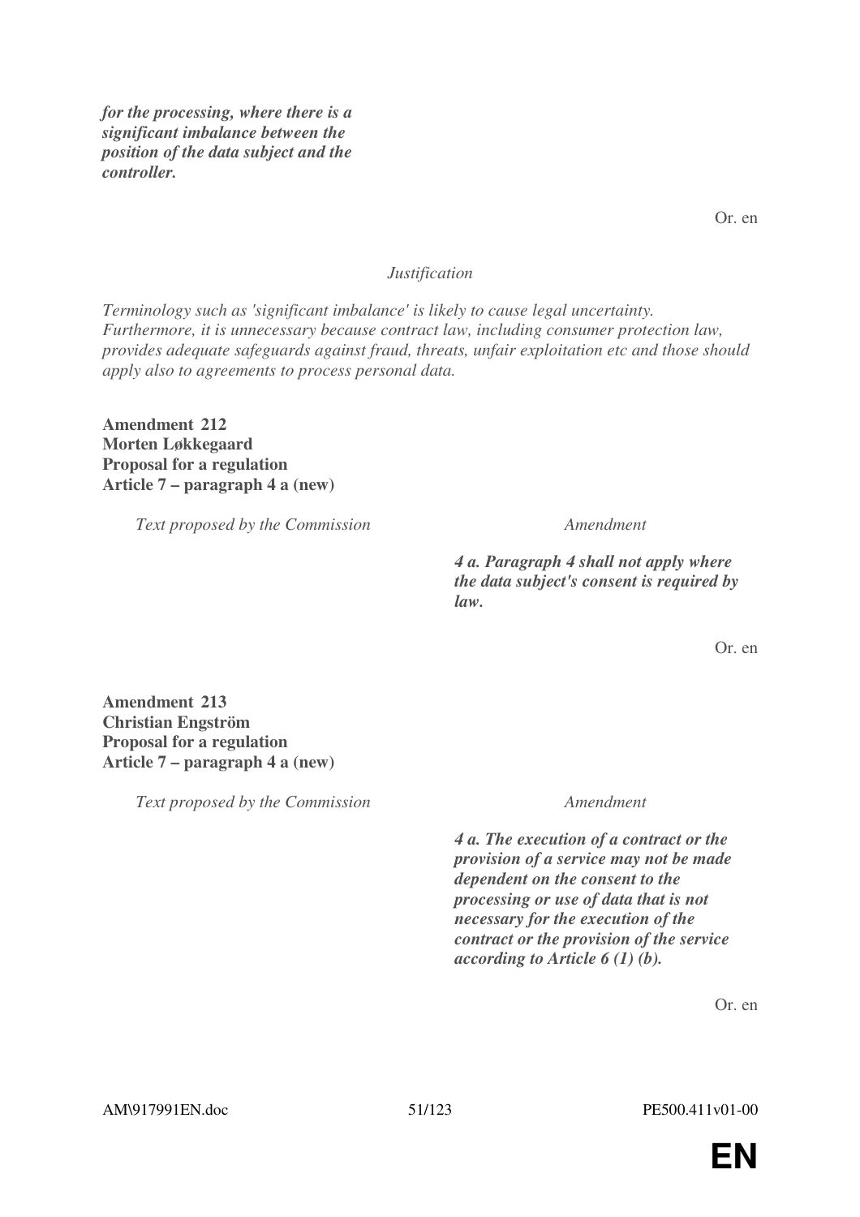| | |
|---|---|
| | ***for the processing, where there is a significant imbalance between the position of the data subject and the controller.*** |

Or. en

*Justification*

*Terminology such as 'significant imbalance' is likely to cause legal uncertainty. Furthermore, it is unnecessary because contract law, including consumer protection law, provides adequate safeguards against fraud, threats, unfair exploitation etc and those should apply also to agreements to process personal data.*

**Amendment 212**
**Morten Løkkegaard**
**Proposal for a regulation**
**Article 7 – paragraph 4 a (new)**

| *Text proposed by the Commission* | *Amendment* |
|---|---|
| | ***4 a. Paragraph 4 shall not apply where the data subject's consent is required by law.*** |

Or. en

**Amendment 213**
**Christian Engström**
**Proposal for a regulation**
**Article 7 – paragraph 4 a (new)**

| *Text proposed by the Commission* | *Amendment* |
|---|---|
| | ***4 a. The execution of a contract or the provision of a service may not be made dependent on the consent to the processing or use of data that is not necessary for the execution of the contract or the provision of the service according to Article 6 (1) (b).*** |

Or. en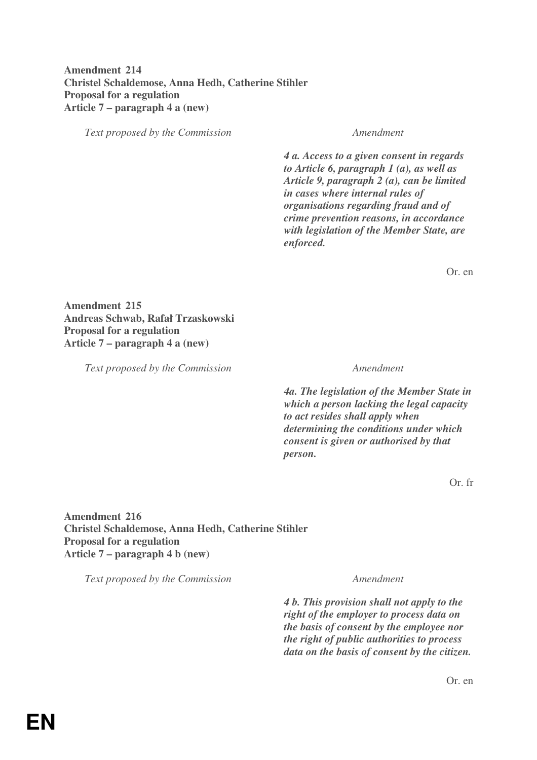**Amendment 214**
**Christel Schaldemose, Anna Hedh, Catherine Stihler**
**Proposal for a regulation**
**Article 7 – paragraph 4 a (new)**

| *Text proposed by the Commission* | *Amendment* |
|---|---|
| | ***4 a. Access to a given consent in regards to Article 6, paragraph 1 (a), as well as Article 9, paragraph 2 (a), can be limited in cases where internal rules of organisations regarding fraud and of crime prevention reasons, in accordance with legislation of the Member State, are enforced.*** |

Or. en

**Amendment 215**
**Andreas Schwab, Rafał Trzaskowski**
**Proposal for a regulation**
**Article 7 – paragraph 4 a (new)**

| *Text proposed by the Commission* | *Amendment* |
|---|---|
| | ***4a. The legislation of the Member State in which a person lacking the legal capacity to act resides shall apply when determining the conditions under which consent is given or authorised by that person.*** |

Or. fr

**Amendment 216**
**Christel Schaldemose, Anna Hedh, Catherine Stihler**
**Proposal for a regulation**
**Article 7 – paragraph 4 b (new)**

| *Text proposed by the Commission* | *Amendment* |
|---|---|
| | ***4 b. This provision shall not apply to the right of the employer to process data on the basis of consent by the employee nor the right of public authorities to process data on the basis of consent by the citizen.*** |

Or. en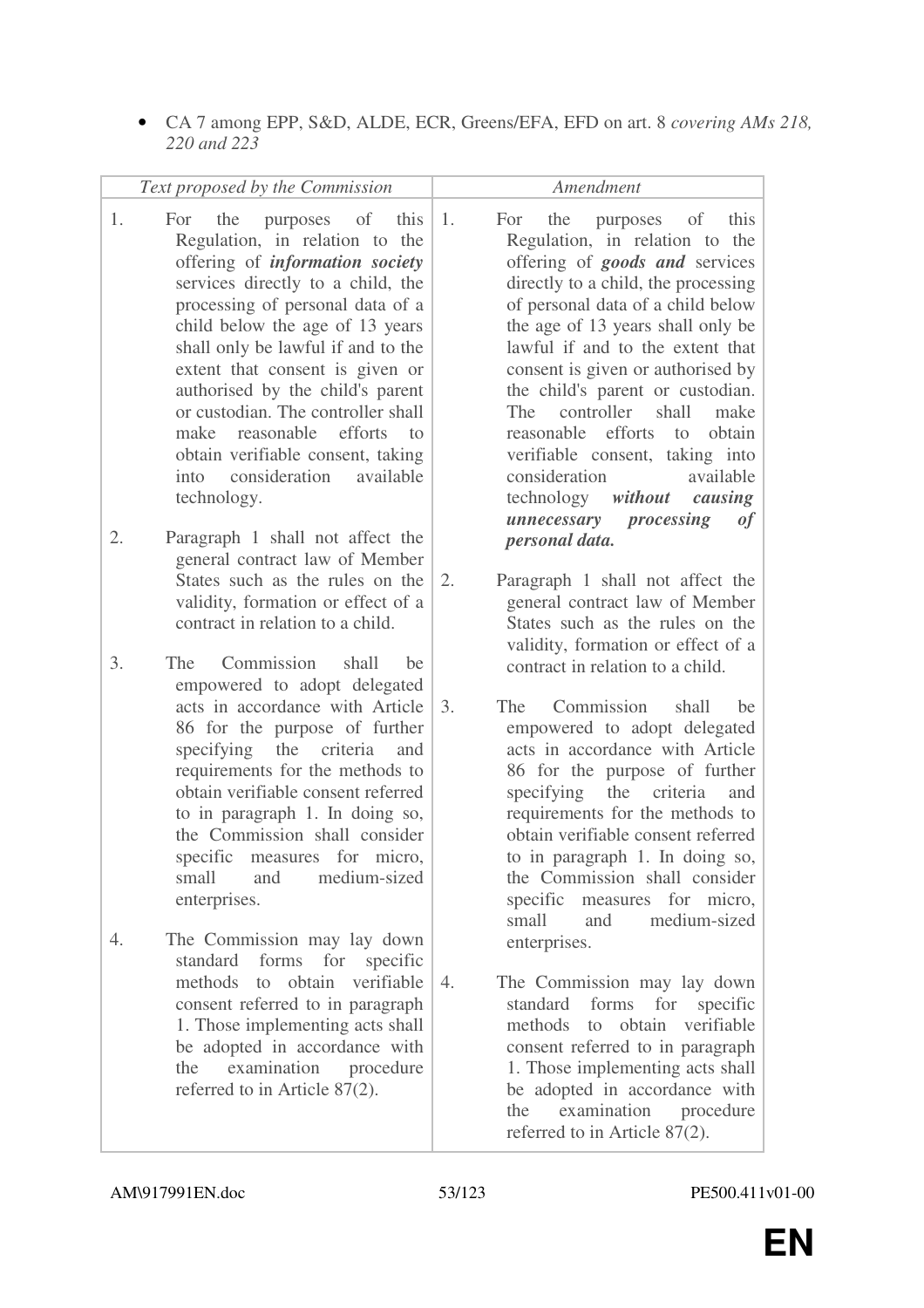- CA 7 among EPP, S&D, ALDE, ECR, Greens/EFA, EFD on art. 8 *covering AMs 218, 220 and 223*

| *Text proposed by the Commission* | *Amendment* |
|---|---|
| 1. For the purposes of this Regulation, in relation to the offering of ***information society*** services directly to a child, the processing of personal data of a child below the age of 13 years shall only be lawful if and to the extent that consent is given or authorised by the child's parent or custodian. The controller shall make reasonable efforts to obtain verifiable consent, taking into consideration available technology. | 1. For the purposes of this Regulation, in relation to the offering of ***goods and*** services directly to a child, the processing of personal data of a child below the age of 13 years shall only be lawful if and to the extent that consent is given or authorised by the child's parent or custodian. The controller shall make reasonable efforts to obtain verifiable consent, taking into consideration available technology ***without causing unnecessary processing of personal data.*** |
| 2. Paragraph 1 shall not affect the general contract law of Member States such as the rules on the validity, formation or effect of a contract in relation to a child. | 2. Paragraph 1 shall not affect the general contract law of Member States such as the rules on the validity, formation or effect of a contract in relation to a child. |
| 3. The Commission shall be empowered to adopt delegated acts in accordance with Article 86 for the purpose of further specifying the criteria and requirements for the methods to obtain verifiable consent referred to in paragraph 1. In doing so, the Commission shall consider specific measures for micro, small and medium-sized enterprises. | 3. The Commission shall be empowered to adopt delegated acts in accordance with Article 86 for the purpose of further specifying the criteria and requirements for the methods to obtain verifiable consent referred to in paragraph 1. In doing so, the Commission shall consider specific measures for micro, small and medium-sized enterprises. |
| 4. The Commission may lay down standard forms for specific methods to obtain verifiable consent referred to in paragraph 1. Those implementing acts shall be adopted in accordance with the examination procedure referred to in Article 87(2). | 4. The Commission may lay down standard forms for specific methods to obtain verifiable consent referred to in paragraph 1. Those implementing acts shall be adopted in accordance with the examination procedure referred to in Article 87(2). |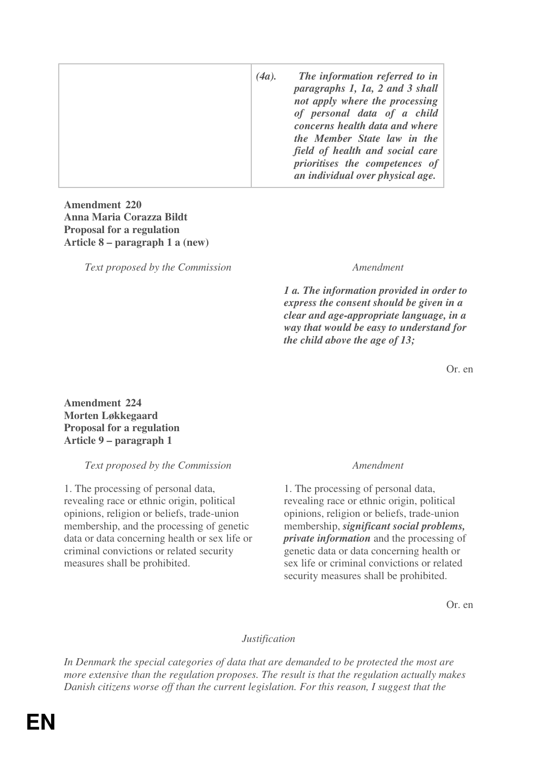| | |
|---|---|
| | ***(4a). The information referred to in paragraphs 1, 1a, 2 and 3 shall not apply where the processing of personal data of a child concerns health data and where the Member State law in the field of health and social care prioritises the competences of an individual over physical age.*** |

**Amendment 220**
**Anna Maria Corazza Bildt**
**Proposal for a regulation**
**Article 8 – paragraph 1 a (new)**

| *Text proposed by the Commission* | *Amendment* |
|---|---|
| | ***1 a. The information provided in order to express the consent should be given in a clear and age-appropriate language, in a way that would be easy to understand for the child above the age of 13;*** |

Or. en

**Amendment 224**
**Morten Løkkegaard**
**Proposal for a regulation**
**Article 9 – paragraph 1**

| *Text proposed by the Commission* | *Amendment* |
|---|---|
| 1. The processing of personal data, revealing race or ethnic origin, political opinions, religion or beliefs, trade-union membership, and the processing of genetic data or data concerning health or sex life or criminal convictions or related security measures shall be prohibited. | 1. The processing of personal data, revealing race or ethnic origin, political opinions, religion or beliefs, trade-union membership, ***significant social problems, private information*** and the processing of genetic data or data concerning health or sex life or criminal convictions or related security measures shall be prohibited. |

Or. en

*Justification*

*In Denmark the special categories of data that are demanded to be protected the most are more extensive than the regulation proposes. The result is that the regulation actually makes Danish citizens worse off than the current legislation. For this reason, I suggest that the*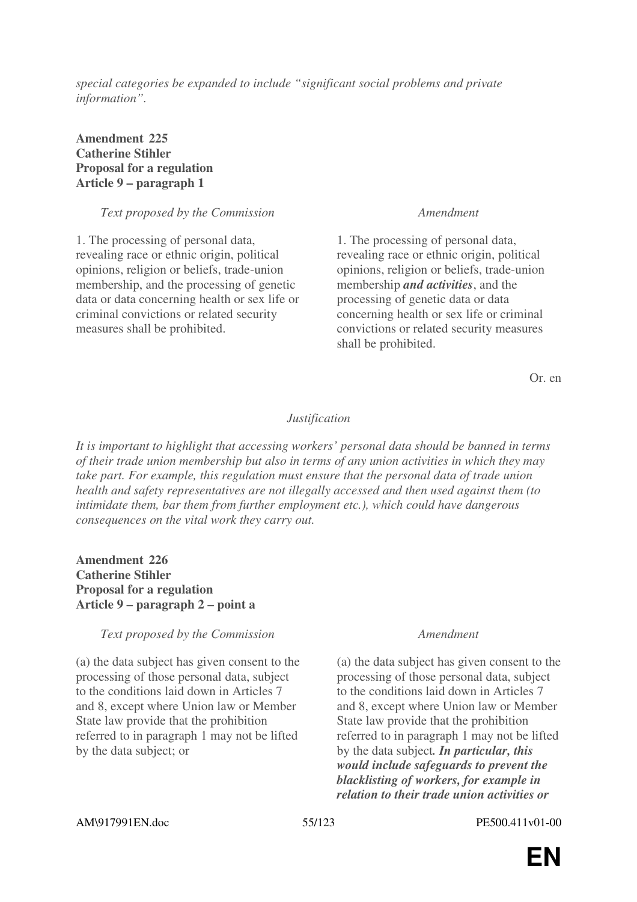*special categories be expanded to include "significant social problems and private information".*

**Amendment 225**
**Catherine Stihler**
**Proposal for a regulation**
**Article 9 – paragraph 1**

| *Text proposed by the Commission* | *Amendment* |
| --- | --- |
| 1. The processing of personal data, revealing race or ethnic origin, political opinions, religion or beliefs, trade-union membership, and the processing of genetic data or data concerning health or sex life or criminal convictions or related security measures shall be prohibited. | 1. The processing of personal data, revealing race or ethnic origin, political opinions, religion or beliefs, trade-union membership ***and activities***, and the processing of genetic data or data concerning health or sex life or criminal convictions or related security measures shall be prohibited. |

Or. en

*Justification*

*It is important to highlight that accessing workers' personal data should be banned in terms of their trade union membership but also in terms of any union activities in which they may take part. For example, this regulation must ensure that the personal data of trade union health and safety representatives are not illegally accessed and then used against them (to intimidate them, bar them from further employment etc.), which could have dangerous consequences on the vital work they carry out.*

**Amendment 226**
**Catherine Stihler**
**Proposal for a regulation**
**Article 9 – paragraph 2 – point a**

| *Text proposed by the Commission* | *Amendment* |
| --- | --- |
| (a) the data subject has given consent to the processing of those personal data, subject to the conditions laid down in Articles 7 and 8, except where Union law or Member State law provide that the prohibition referred to in paragraph 1 may not be lifted by the data subject; or | (a) the data subject has given consent to the processing of those personal data, subject to the conditions laid down in Articles 7 and 8, except where Union law or Member State law provide that the prohibition referred to in paragraph 1 may not be lifted by the data subject***. In particular, this would include safeguards to prevent the blacklisting of workers, for example in relation to their trade union activities or*** |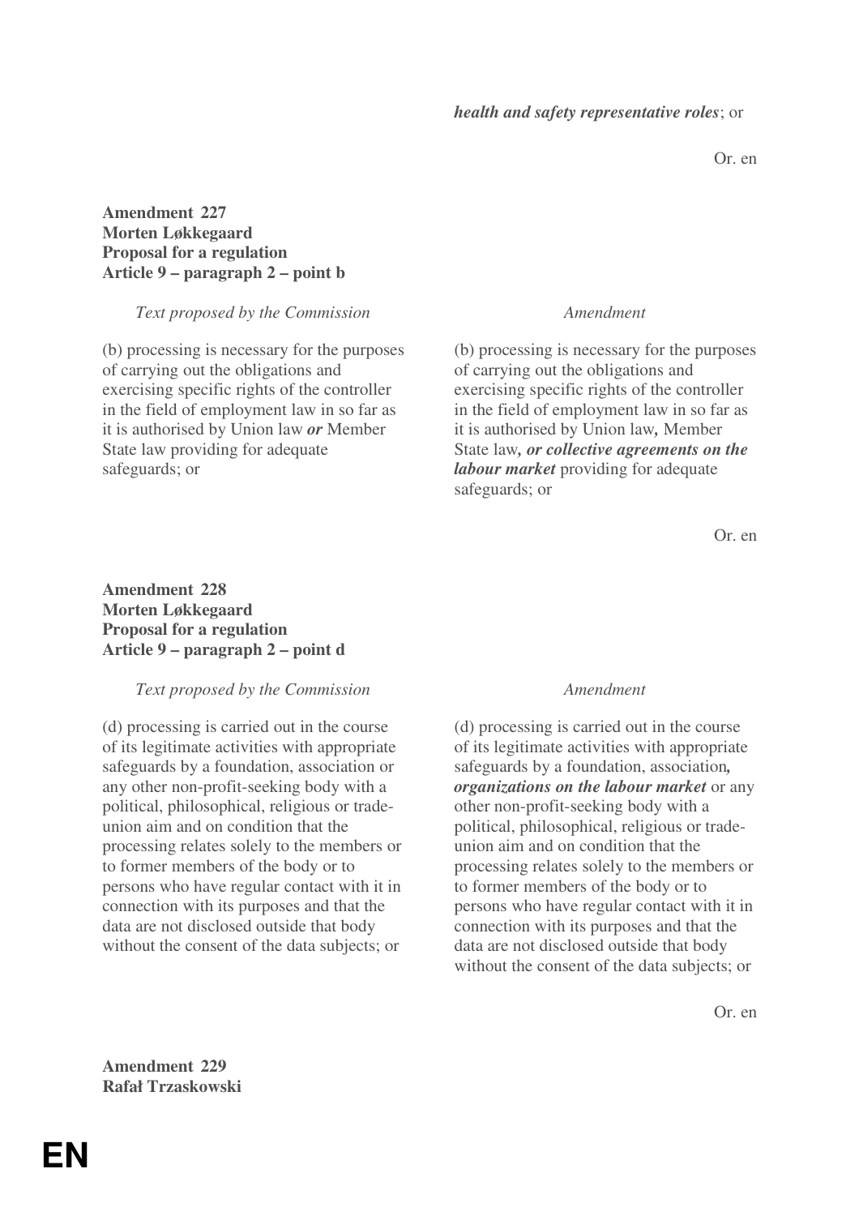*health and safety representative roles*; or

Or. en

**Amendment 227**
**Morten Løkkegaard**
**Proposal for a regulation**
**Article 9 – paragraph 2 – point b**

| *Text proposed by the Commission* | *Amendment* |
|---|---|
| (b) processing is necessary for the purposes of carrying out the obligations and exercising specific rights of the controller in the field of employment law in so far as it is authorised by Union law ***or*** Member State law providing for adequate safeguards; or | (b) processing is necessary for the purposes of carrying out the obligations and exercising specific rights of the controller in the field of employment law in so far as it is authorised by Union law***,*** Member State law***, or collective agreements on the labour market*** providing for adequate safeguards; or |

Or. en

**Amendment 228**
**Morten Løkkegaard**
**Proposal for a regulation**
**Article 9 – paragraph 2 – point d**

| *Text proposed by the Commission* | *Amendment* |
|---|---|
| (d) processing is carried out in the course of its legitimate activities with appropriate safeguards by a foundation, association or any other non-profit-seeking body with a political, philosophical, religious or trade-union aim and on condition that the processing relates solely to the members or to former members of the body or to persons who have regular contact with it in connection with its purposes and that the data are not disclosed outside that body without the consent of the data subjects; or | (d) processing is carried out in the course of its legitimate activities with appropriate safeguards by a foundation, association***, organizations on the labour market*** or any other non-profit-seeking body with a political, philosophical, religious or trade-union aim and on condition that the processing relates solely to the members or to former members of the body or to persons who have regular contact with it in connection with its purposes and that the data are not disclosed outside that body without the consent of the data subjects; or |

Or. en

**Amendment 229**
**Rafał Trzaskowski**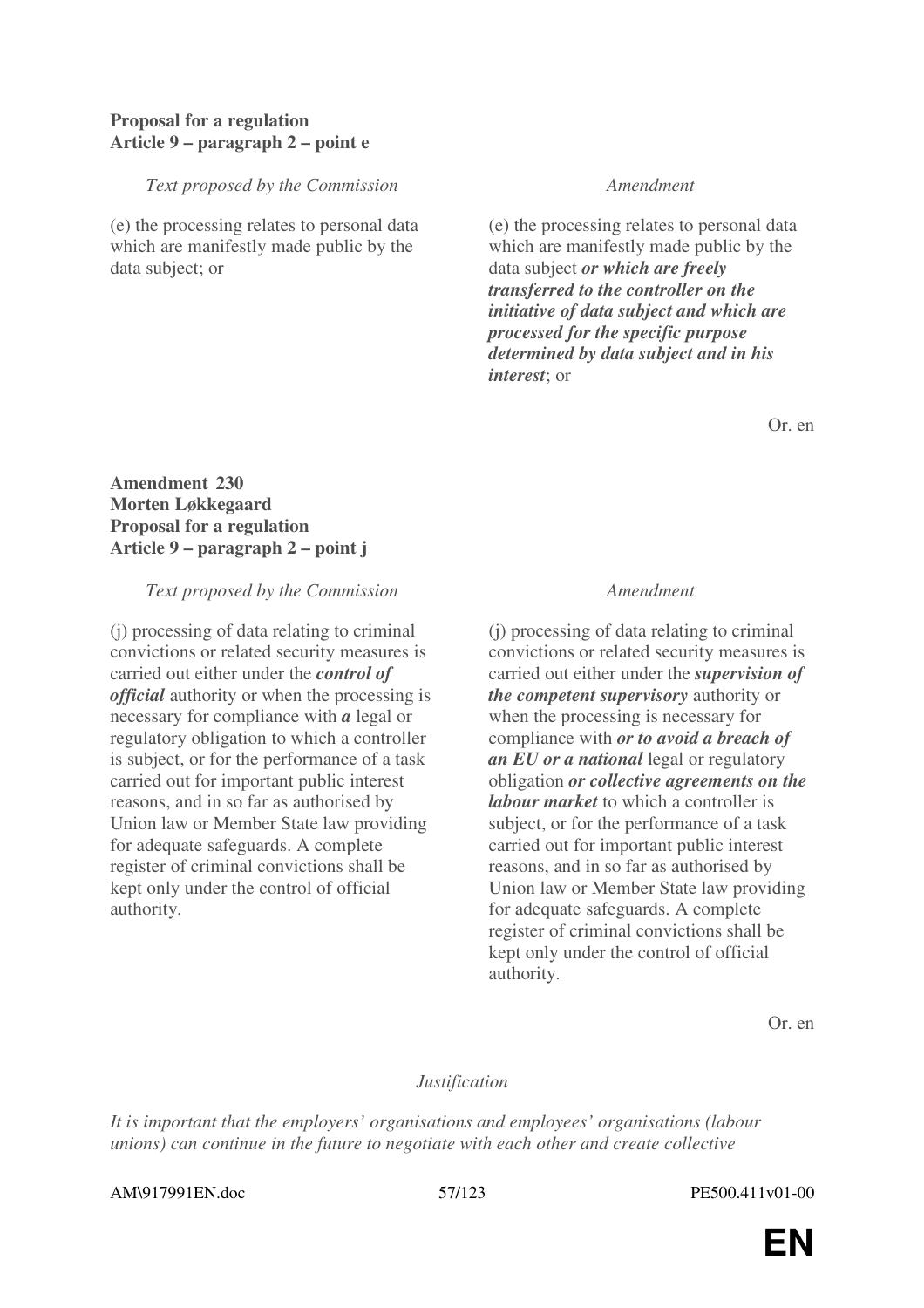**Proposal for a regulation**
**Article 9 – paragraph 2 – point e**

| *Text proposed by the Commission* | *Amendment* |
|---|---|
| (e) the processing relates to personal data which are manifestly made public by the data subject; or | (e) the processing relates to personal data which are manifestly made public by the data subject ***or which are freely transferred to the controller on the initiative of data subject and which are processed for the specific purpose determined by data subject and in his interest***; or |

Or. en

**Amendment 230**
**Morten Løkkegaard**
**Proposal for a regulation**
**Article 9 – paragraph 2 – point j**

| *Text proposed by the Commission* | *Amendment* |
|---|---|
| (j) processing of data relating to criminal convictions or related security measures is carried out either under the ***control of official*** authority or when the processing is necessary for compliance with ***a*** legal or regulatory obligation to which a controller is subject, or for the performance of a task carried out for important public interest reasons, and in so far as authorised by Union law or Member State law providing for adequate safeguards. A complete register of criminal convictions shall be kept only under the control of official authority. | (j) processing of data relating to criminal convictions or related security measures is carried out either under the ***supervision of the competent supervisory*** authority or when the processing is necessary for compliance with ***or to avoid a breach of an EU or a national*** legal or regulatory obligation ***or collective agreements on the labour market*** to which a controller is subject, or for the performance of a task carried out for important public interest reasons, and in so far as authorised by Union law or Member State law providing for adequate safeguards. A complete register of criminal convictions shall be kept only under the control of official authority. |

Or. en

*Justification*

*It is important that the employers' organisations and employees' organisations (labour unions) can continue in the future to negotiate with each other and create collective*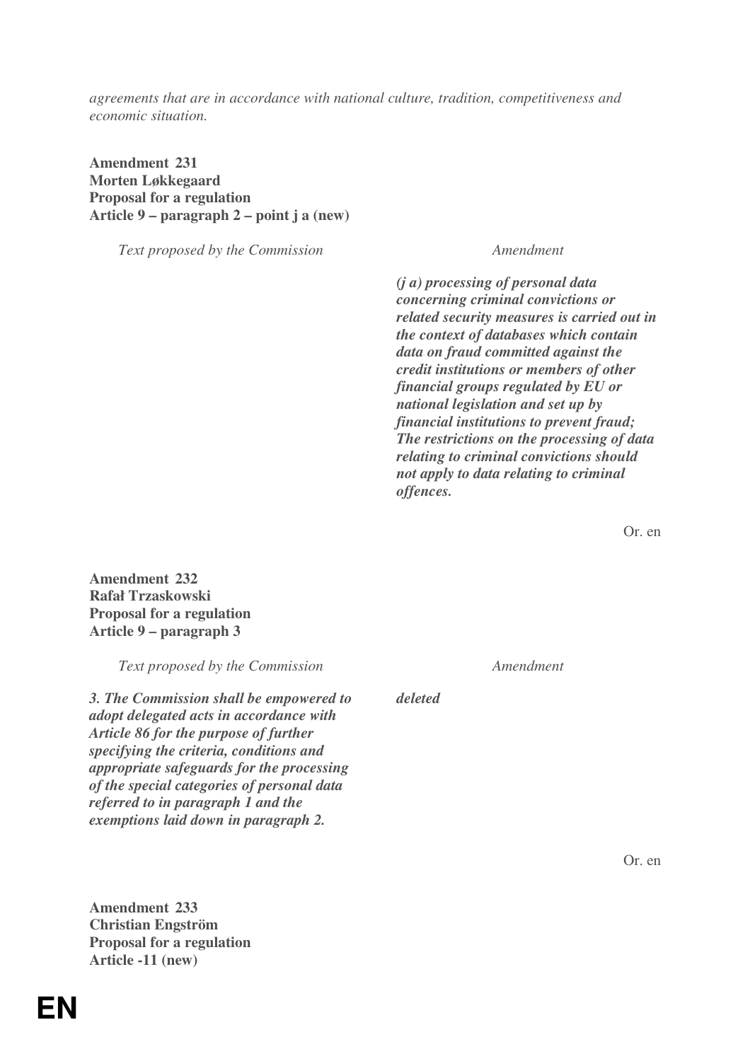*agreements that are in accordance with national culture, tradition, competitiveness and economic situation.*

**Amendment 231**
**Morten Løkkegaard**
**Proposal for a regulation**
**Article 9 – paragraph 2 – point j a (new)**

| *Text proposed by the Commission* | *Amendment* |
| --- | --- |
| | ***(j a) processing of personal data concerning criminal convictions or related security measures is carried out in the context of databases which contain data on fraud committed against the credit institutions or members of other financial groups regulated by EU or national legislation and set up by financial institutions to prevent fraud; The restrictions on the processing of data relating to criminal convictions should not apply to data relating to criminal offences.*** |

Or. en

**Amendment 232**
**Rafał Trzaskowski**
**Proposal for a regulation**
**Article 9 – paragraph 3**

| *Text proposed by the Commission* | *Amendment* |
| --- | --- |
| ***3. The Commission shall be empowered to adopt delegated acts in accordance with Article 86 for the purpose of further specifying the criteria, conditions and appropriate safeguards for the processing of the special categories of personal data referred to in paragraph 1 and the exemptions laid down in paragraph 2.*** | ***deleted*** |

Or. en

**Amendment 233**
**Christian Engström**
**Proposal for a regulation**
**Article -11 (new)**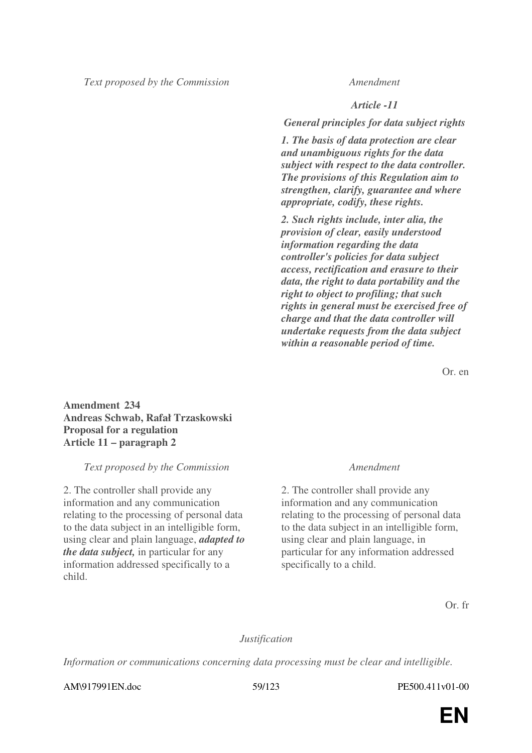| *Text proposed by the Commission* | *Amendment* |
|---|---|
| | ***Article -11*** |
| | ***General principles for data subject rights*** |
| | ***1. The basis of data protection are clear and unambiguous rights for the data subject with respect to the data controller. The provisions of this Regulation aim to strengthen, clarify, guarantee and where appropriate, codify, these rights.*** |
| | ***2. Such rights include, inter alia, the provision of clear, easily understood information regarding the data controller's policies for data subject access, rectification and erasure to their data, the right to data portability and the right to object to profiling; that such rights in general must be exercised free of charge and that the data controller will undertake requests from the data subject within a reasonable period of time.*** |

Or. en

**Amendment 234**
**Andreas Schwab, Rafał Trzaskowski**
**Proposal for a regulation**
**Article 11 – paragraph 2**

| *Text proposed by the Commission* | *Amendment* |
|---|---|
| 2. The controller shall provide any information and any communication relating to the processing of personal data to the data subject in an intelligible form, using clear and plain language, ***adapted to the data subject,*** in particular for any information addressed specifically to a child. | 2. The controller shall provide any information and any communication relating to the processing of personal data to the data subject in an intelligible form, using clear and plain language, in particular for any information addressed specifically to a child. |

Or. fr

*Justification*

*Information or communications concerning data processing must be clear and intelligible.*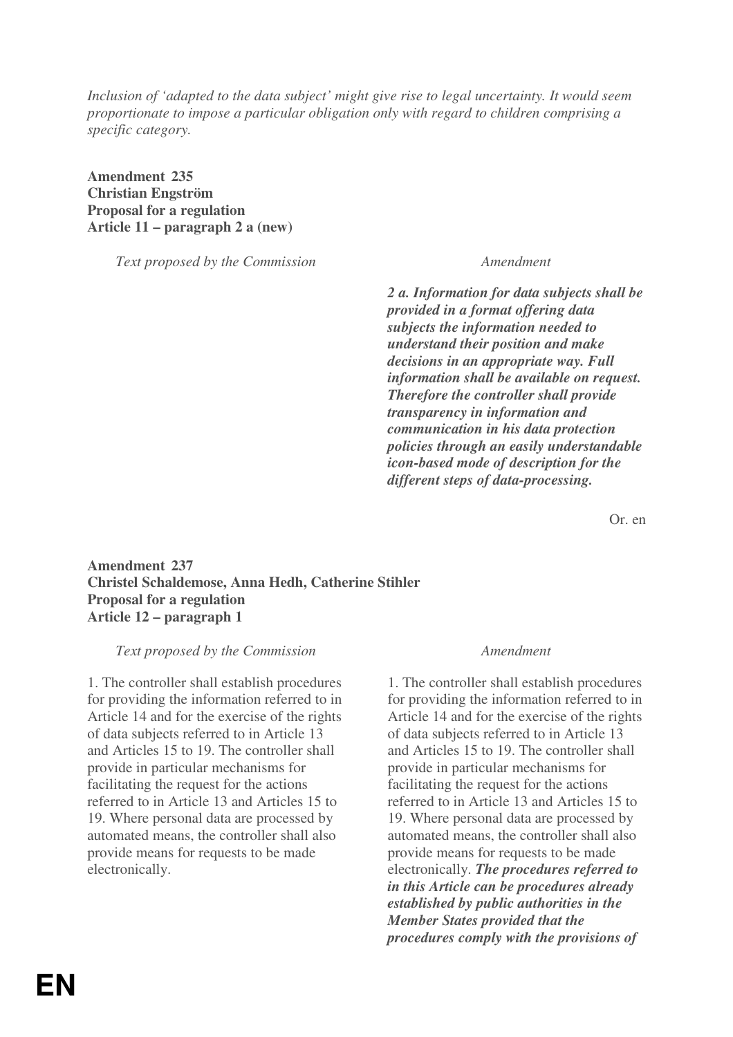*Inclusion of 'adapted to the data subject' might give rise to legal uncertainty. It would seem proportionate to impose a particular obligation only with regard to children comprising a specific category.*

**Amendment 235**
**Christian Engström**
**Proposal for a regulation**
**Article 11 – paragraph 2 a (new)**

| *Text proposed by the Commission* | *Amendment* |
| --- | --- |
| | ***2 a. Information for data subjects shall be provided in a format offering data subjects the information needed to understand their position and make decisions in an appropriate way. Full information shall be available on request. Therefore the controller shall provide transparency in information and communication in his data protection policies through an easily understandable icon-based mode of description for the different steps of data-processing.*** |

Or. en

**Amendment 237**
**Christel Schaldemose, Anna Hedh, Catherine Stihler**
**Proposal for a regulation**
**Article 12 – paragraph 1**

| *Text proposed by the Commission* | *Amendment* |
| --- | --- |
| 1. The controller shall establish procedures for providing the information referred to in Article 14 and for the exercise of the rights of data subjects referred to in Article 13 and Articles 15 to 19. The controller shall provide in particular mechanisms for facilitating the request for the actions referred to in Article 13 and Articles 15 to 19. Where personal data are processed by automated means, the controller shall also provide means for requests to be made electronically. | 1. The controller shall establish procedures for providing the information referred to in Article 14 and for the exercise of the rights of data subjects referred to in Article 13 and Articles 15 to 19. The controller shall provide in particular mechanisms for facilitating the request for the actions referred to in Article 13 and Articles 15 to 19. Where personal data are processed by automated means, the controller shall also provide means for requests to be made electronically. ***The procedures referred to in this Article can be procedures already established by public authorities in the Member States provided that the procedures comply with the provisions of*** |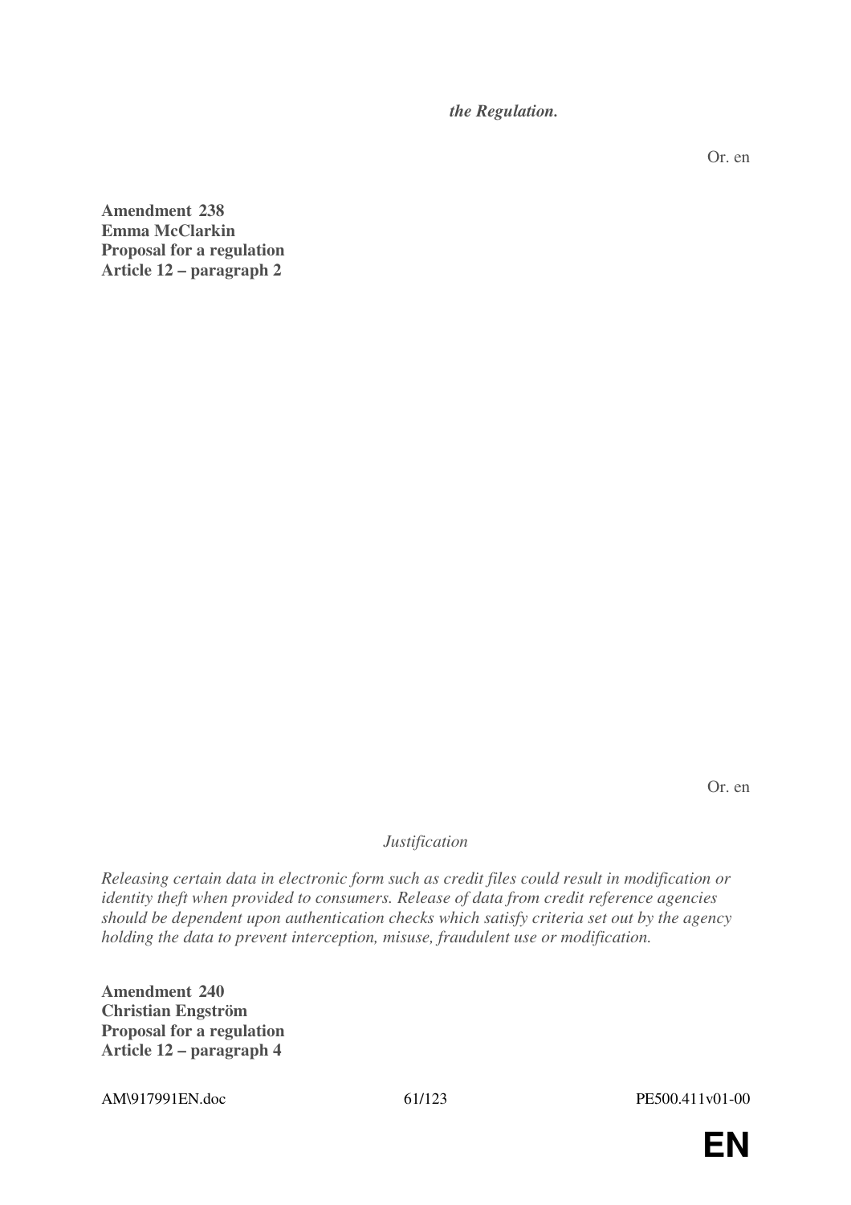*the Regulation.*

Or. en

**Amendment 238**
**Emma McClarkin**
**Proposal for a regulation**
**Article 12 – paragraph 2**

Or. en

*Justification*

*Releasing certain data in electronic form such as credit files could result in modification or identity theft when provided to consumers. Release of data from credit reference agencies should be dependent upon authentication checks which satisfy criteria set out by the agency holding the data to prevent interception, misuse, fraudulent use or modification.*

**Amendment 240**
**Christian Engström**
**Proposal for a regulation**
**Article 12 – paragraph 4**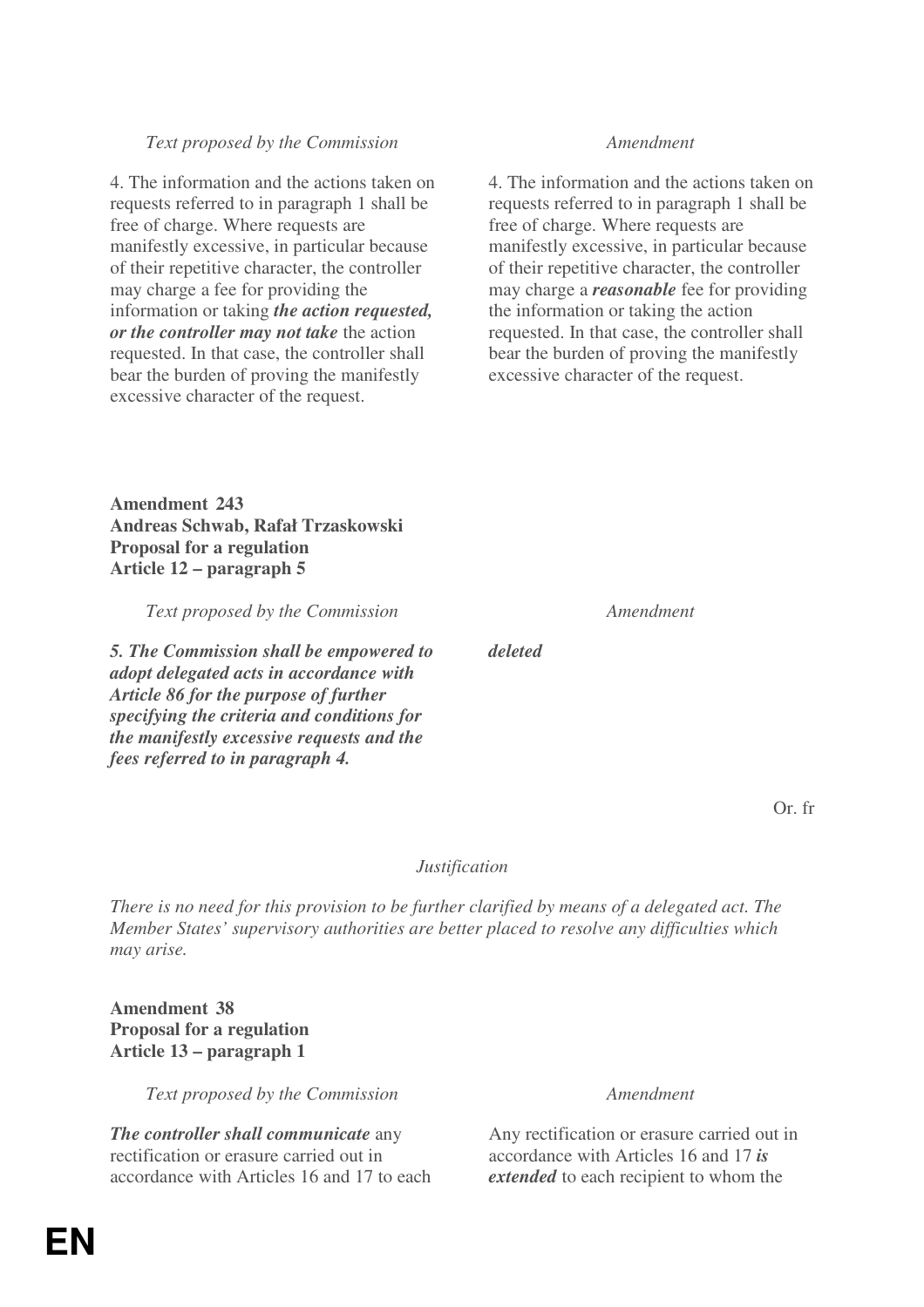| *Text proposed by the Commission* | *Amendment* |
|---|---|
| 4. The information and the actions taken on requests referred to in paragraph 1 shall be free of charge. Where requests are manifestly excessive, in particular because of their repetitive character, the controller may charge a fee for providing the information or taking ***the action requested, or the controller may not take*** the action requested. In that case, the controller shall bear the burden of proving the manifestly excessive character of the request. | 4. The information and the actions taken on requests referred to in paragraph 1 shall be free of charge. Where requests are manifestly excessive, in particular because of their repetitive character, the controller may charge a ***reasonable*** fee for providing the information or taking the action requested. In that case, the controller shall bear the burden of proving the manifestly excessive character of the request. |

**Amendment 243**
**Andreas Schwab, Rafał Trzaskowski**
**Proposal for a regulation**
**Article 12 – paragraph 5**

| *Text proposed by the Commission* | *Amendment* |
|---|---|
| ***5. The Commission shall be empowered to adopt delegated acts in accordance with Article 86 for the purpose of further specifying the criteria and conditions for the manifestly excessive requests and the fees referred to in paragraph 4.*** | ***deleted*** |

Or. fr

*Justification*

*There is no need for this provision to be further clarified by means of a delegated act. The Member States' supervisory authorities are better placed to resolve any difficulties which may arise.*

**Amendment 38**
**Proposal for a regulation**
**Article 13 – paragraph 1**

| *Text proposed by the Commission* | *Amendment* |
|---|---|
| ***The controller shall communicate*** any rectification or erasure carried out in accordance with Articles 16 and 17 to each | Any rectification or erasure carried out in accordance with Articles 16 and 17 ***is extended*** to each recipient to whom the |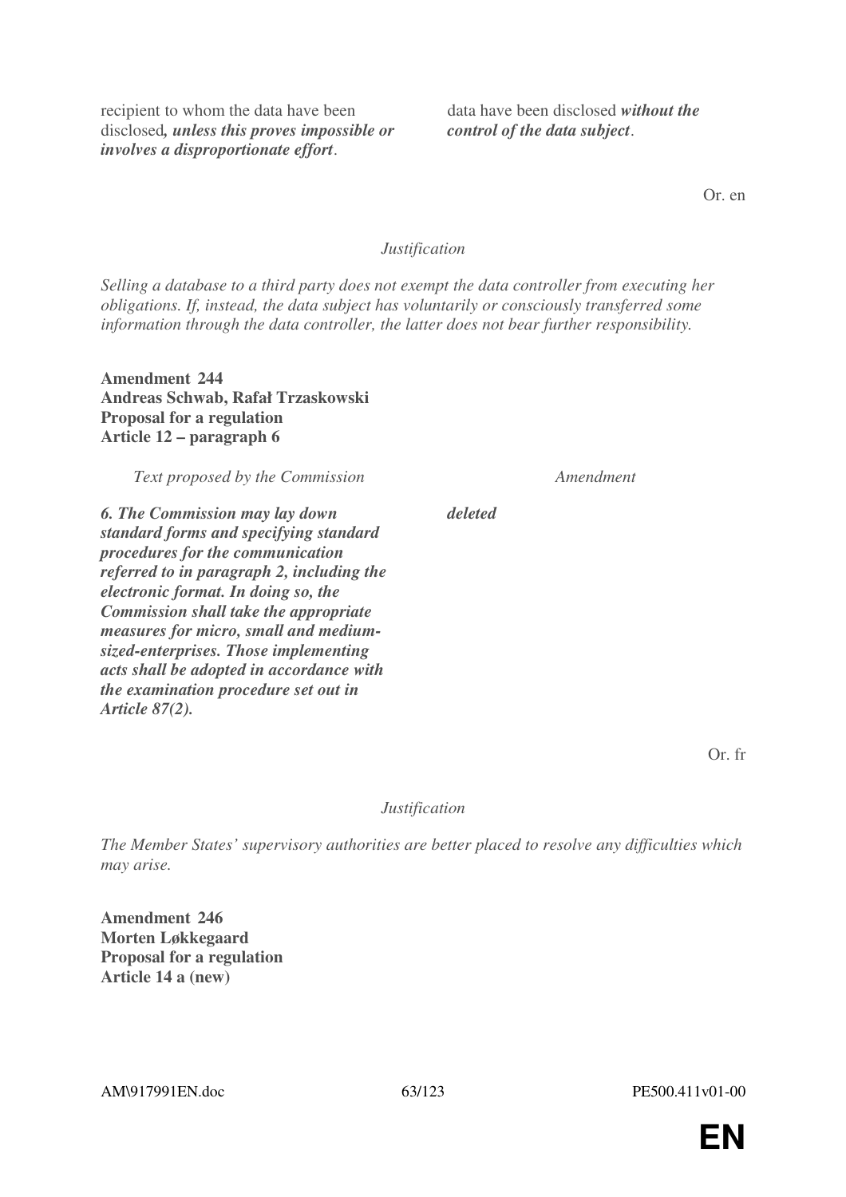| | |
|---|---|
| recipient to whom the data have been disclosed***, unless this proves impossible or involves a disproportionate effort***. | data have been disclosed ***without the control of the data subject***. |

Or. en

*Justification*

*Selling a database to a third party does not exempt the data controller from executing her obligations. If, instead, the data subject has voluntarily or consciously transferred some information through the data controller, the latter does not bear further responsibility.*

**Amendment 244**
**Andreas Schwab, Rafał Trzaskowski**
**Proposal for a regulation**
**Article 12 – paragraph 6**

| *Text proposed by the Commission* | *Amendment* |
|---|---|
| ***6. The Commission may lay down standard forms and specifying standard procedures for the communication referred to in paragraph 2, including the electronic format. In doing so, the Commission shall take the appropriate measures for micro, small and medium-sized-enterprises. Those implementing acts shall be adopted in accordance with the examination procedure set out in Article 87(2).*** | ***deleted*** |

Or. fr

*Justification*

*The Member States' supervisory authorities are better placed to resolve any difficulties which may arise.*

**Amendment 246**
**Morten Løkkegaard**
**Proposal for a regulation**
**Article 14 a (new)**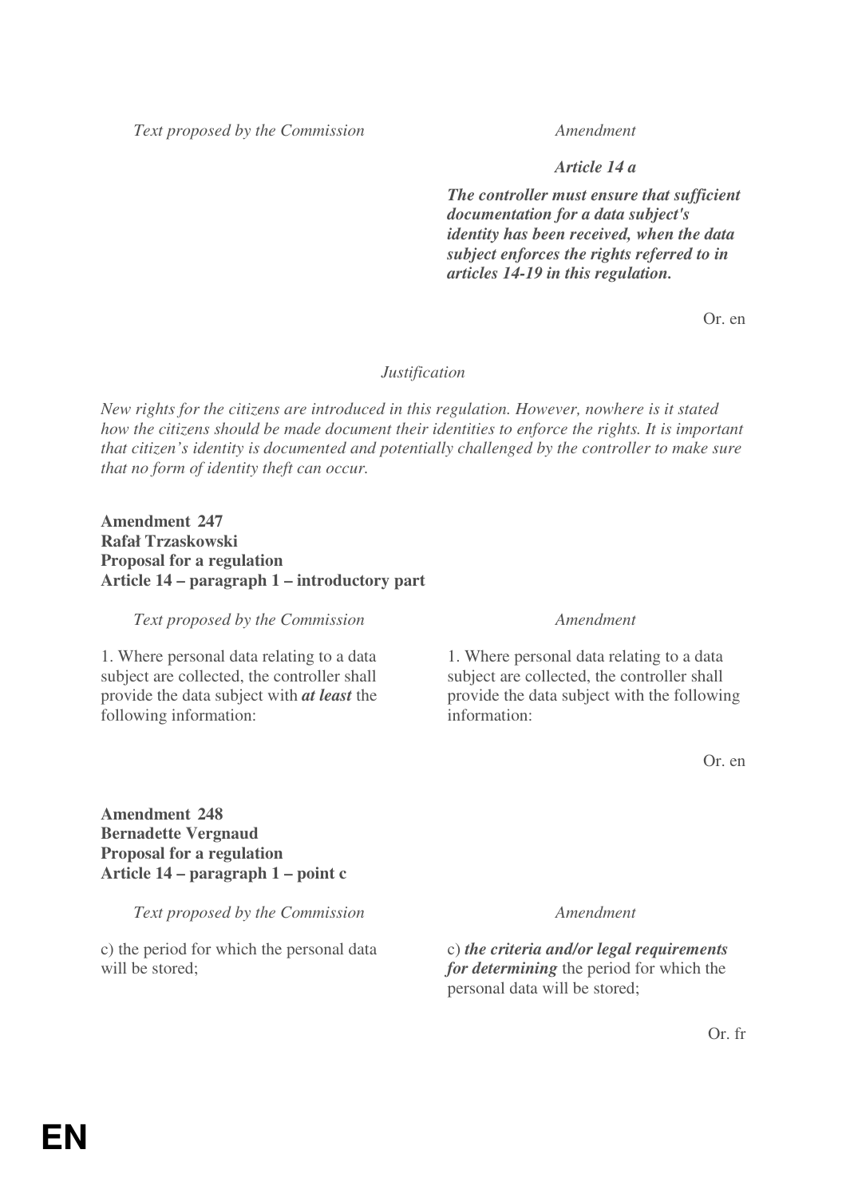| Text proposed by the Commission | Amendment |
| --- | --- |
| | ***Article 14 a*** |
| | ***The controller must ensure that sufficient documentation for a data subject's identity has been received, when the data subject enforces the rights referred to in articles 14-19 in this regulation.*** |

Or. en

*Justification*

*New rights for the citizens are introduced in this regulation. However, nowhere is it stated how the citizens should be made document their identities to enforce the rights. It is important that citizen's identity is documented and potentially challenged by the controller to make sure that no form of identity theft can occur.*

**Amendment 247**
**Rafał Trzaskowski**
**Proposal for a regulation**
**Article 14 – paragraph 1 – introductory part**

| Text proposed by the Commission | Amendment |
| --- | --- |
| 1. Where personal data relating to a data subject are collected, the controller shall provide the data subject with ***at least*** the following information: | 1. Where personal data relating to a data subject are collected, the controller shall provide the data subject with the following information: |

Or. en

**Amendment 248**
**Bernadette Vergnaud**
**Proposal for a regulation**
**Article 14 – paragraph 1 – point c**

| Text proposed by the Commission | Amendment |
| --- | --- |
| c) the period for which the personal data will be stored; | c) ***the criteria and/or legal requirements for determining*** the period for which the personal data will be stored; |

Or. fr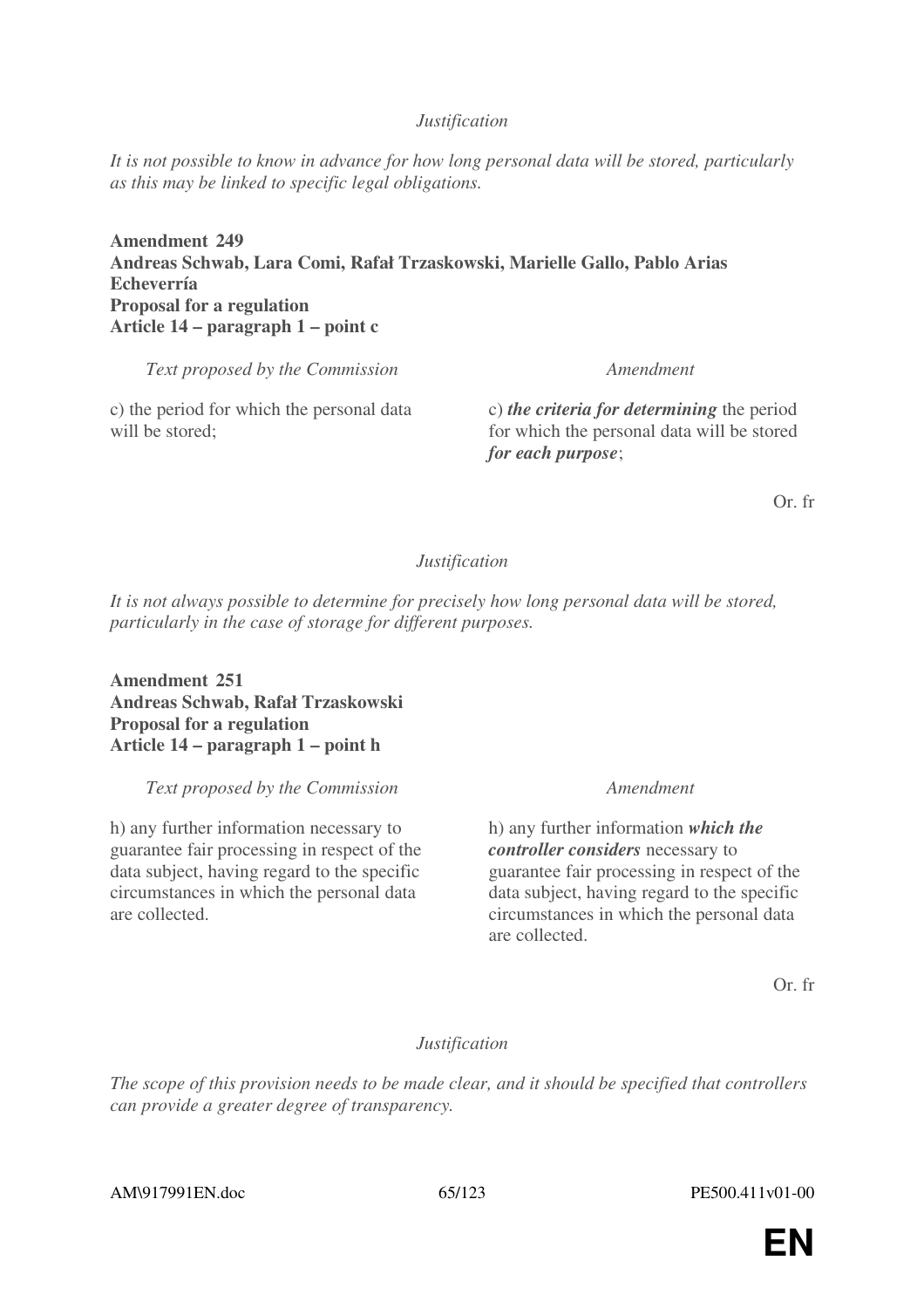*Justification*

*It is not possible to know in advance for how long personal data will be stored, particularly as this may be linked to specific legal obligations.*

**Amendment 249**
**Andreas Schwab, Lara Comi, Rafał Trzaskowski, Marielle Gallo, Pablo Arias Echeverría**
**Proposal for a regulation**
**Article 14 – paragraph 1 – point c**

| *Text proposed by the Commission* | *Amendment* |
|---|---|
| c) the period for which the personal data will be stored; | c) ***the criteria for determining*** the period for which the personal data will be stored ***for each purpose***; |

Or. fr

*Justification*

*It is not always possible to determine for precisely how long personal data will be stored, particularly in the case of storage for different purposes.*

**Amendment 251**
**Andreas Schwab, Rafał Trzaskowski**
**Proposal for a regulation**
**Article 14 – paragraph 1 – point h**

| *Text proposed by the Commission* | *Amendment* |
|---|---|
| h) any further information necessary to guarantee fair processing in respect of the data subject, having regard to the specific circumstances in which the personal data are collected. | h) any further information ***which the controller considers*** necessary to guarantee fair processing in respect of the data subject, having regard to the specific circumstances in which the personal data are collected. |

Or. fr

*Justification*

*The scope of this provision needs to be made clear, and it should be specified that controllers can provide a greater degree of transparency.*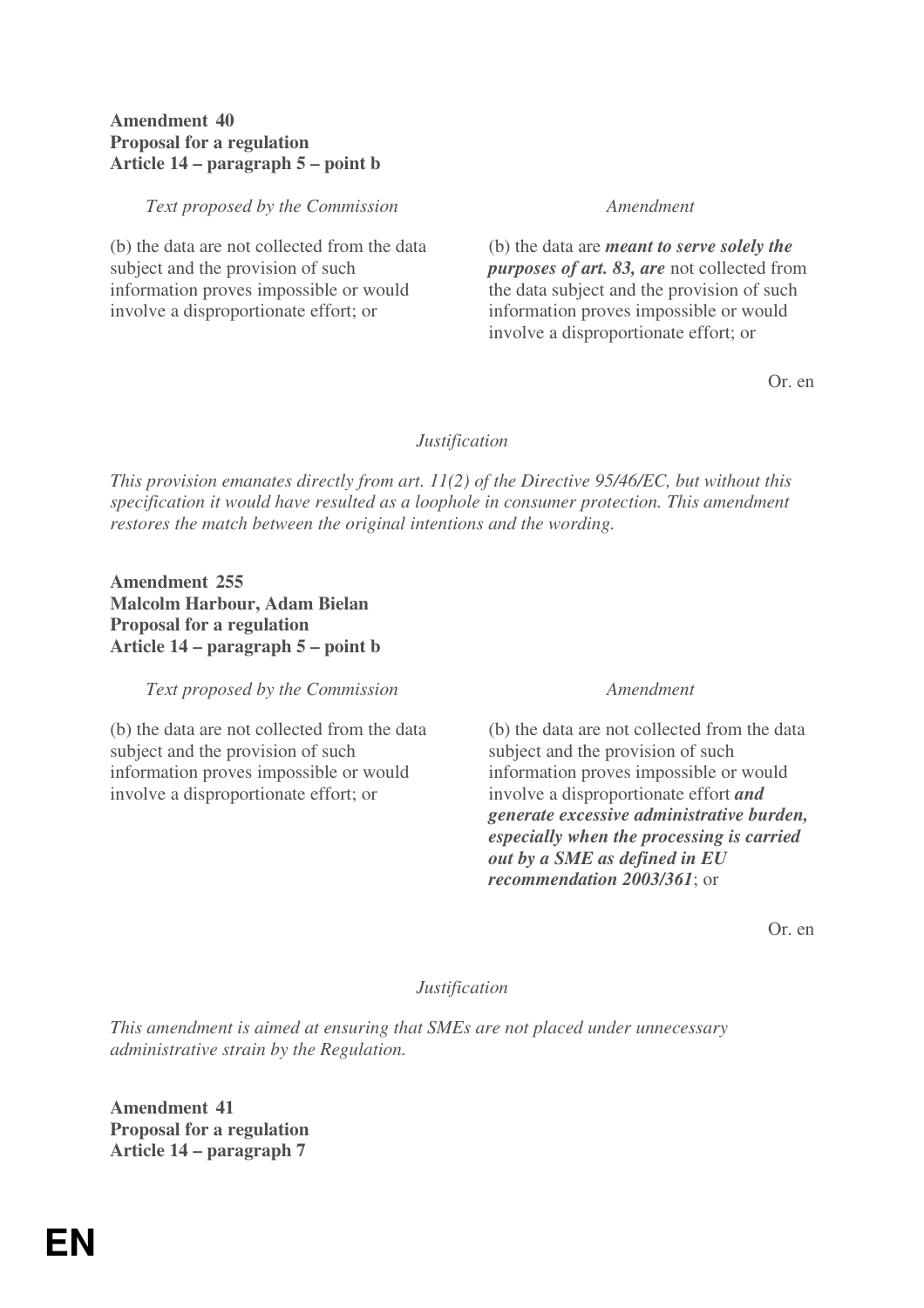**Amendment 40**
**Proposal for a regulation**
**Article 14 – paragraph 5 – point b**

| *Text proposed by the Commission* | *Amendment* |
|---|---|
| (b) the data are not collected from the data subject and the provision of such information proves impossible or would involve a disproportionate effort; or | (b) the data are ***meant to serve solely the purposes of art. 83, are*** not collected from the data subject and the provision of such information proves impossible or would involve a disproportionate effort; or |

Or. en

*Justification*

*This provision emanates directly from art. 11(2) of the Directive 95/46/EC, but without this specification it would have resulted as a loophole in consumer protection. This amendment restores the match between the original intentions and the wording.*

**Amendment 255**
**Malcolm Harbour, Adam Bielan**
**Proposal for a regulation**
**Article 14 – paragraph 5 – point b**

| *Text proposed by the Commission* | *Amendment* |
|---|---|
| (b) the data are not collected from the data subject and the provision of such information proves impossible or would involve a disproportionate effort; or | (b) the data are not collected from the data subject and the provision of such information proves impossible or would involve a disproportionate effort ***and generate excessive administrative burden, especially when the processing is carried out by a SME as defined in EU recommendation 2003/361***; or |

Or. en

*Justification*

*This amendment is aimed at ensuring that SMEs are not placed under unnecessary administrative strain by the Regulation.*

**Amendment 41**
**Proposal for a regulation**
**Article 14 – paragraph 7**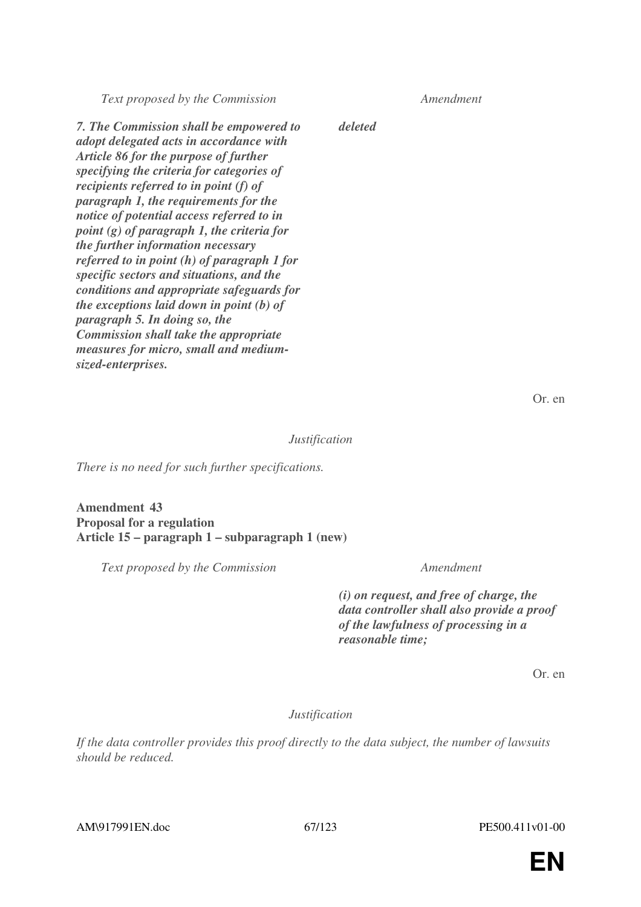| Text proposed by the Commission | Amendment |
|---|---|
| ***7. The Commission shall be empowered to adopt delegated acts in accordance with Article 86 for the purpose of further specifying the criteria for categories of recipients referred to in point (f) of paragraph 1, the requirements for the notice of potential access referred to in point (g) of paragraph 1, the criteria for the further information necessary referred to in point (h) of paragraph 1 for specific sectors and situations, and the conditions and appropriate safeguards for the exceptions laid down in point (b) of paragraph 5. In doing so, the Commission shall take the appropriate measures for micro, small and medium-sized-enterprises.*** | ***deleted*** |

Or. en

*Justification*

*There is no need for such further specifications.*

**Amendment 43**
**Proposal for a regulation**
**Article 15 – paragraph 1 – subparagraph 1 (new)**

| Text proposed by the Commission | Amendment |
|---|---|
| | ***(i) on request, and free of charge, the data controller shall also provide a proof of the lawfulness of processing in a reasonable time;*** |

Or. en

*Justification*

*If the data controller provides this proof directly to the data subject, the number of lawsuits should be reduced.*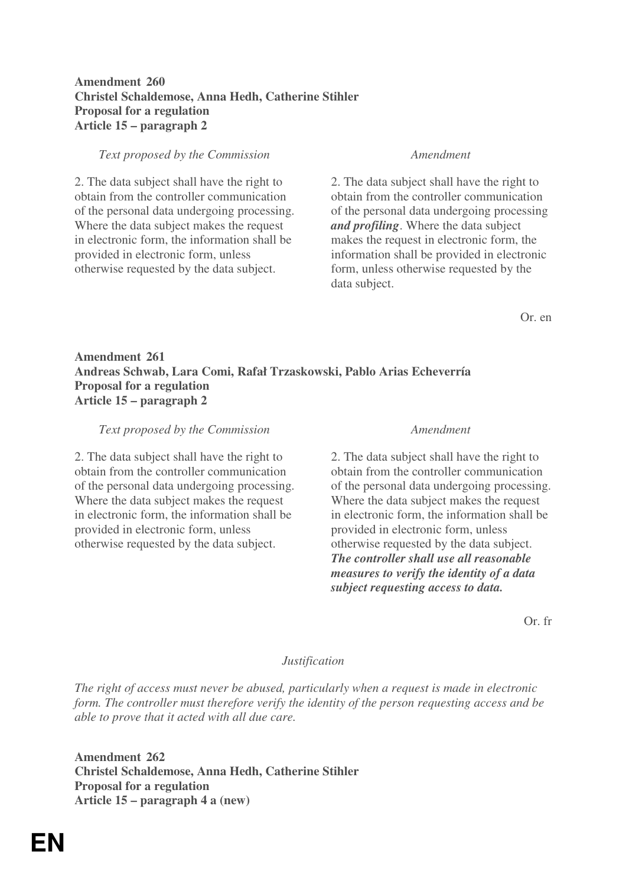**Amendment 260**
**Christel Schaldemose, Anna Hedh, Catherine Stihler**
**Proposal for a regulation**
**Article 15 – paragraph 2**

| *Text proposed by the Commission* | *Amendment* |
| --- | --- |
| 2. The data subject shall have the right to obtain from the controller communication of the personal data undergoing processing. Where the data subject makes the request in electronic form, the information shall be provided in electronic form, unless otherwise requested by the data subject. | 2. The data subject shall have the right to obtain from the controller communication of the personal data undergoing processing ***and profiling***. Where the data subject makes the request in electronic form, the information shall be provided in electronic form, unless otherwise requested by the data subject. |

Or. en

**Amendment 261**
**Andreas Schwab, Lara Comi, Rafał Trzaskowski, Pablo Arias Echeverría**
**Proposal for a regulation**
**Article 15 – paragraph 2**

| *Text proposed by the Commission* | *Amendment* |
| --- | --- |
| 2. The data subject shall have the right to obtain from the controller communication of the personal data undergoing processing. Where the data subject makes the request in electronic form, the information shall be provided in electronic form, unless otherwise requested by the data subject. | 2. The data subject shall have the right to obtain from the controller communication of the personal data undergoing processing. Where the data subject makes the request in electronic form, the information shall be provided in electronic form, unless otherwise requested by the data subject. ***The controller shall use all reasonable measures to verify the identity of a data subject requesting access to data.*** |

Or. fr

*Justification*

*The right of access must never be abused, particularly when a request is made in electronic form. The controller must therefore verify the identity of the person requesting access and be able to prove that it acted with all due care.*

**Amendment 262**
**Christel Schaldemose, Anna Hedh, Catherine Stihler**
**Proposal for a regulation**
**Article 15 – paragraph 4 a (new)**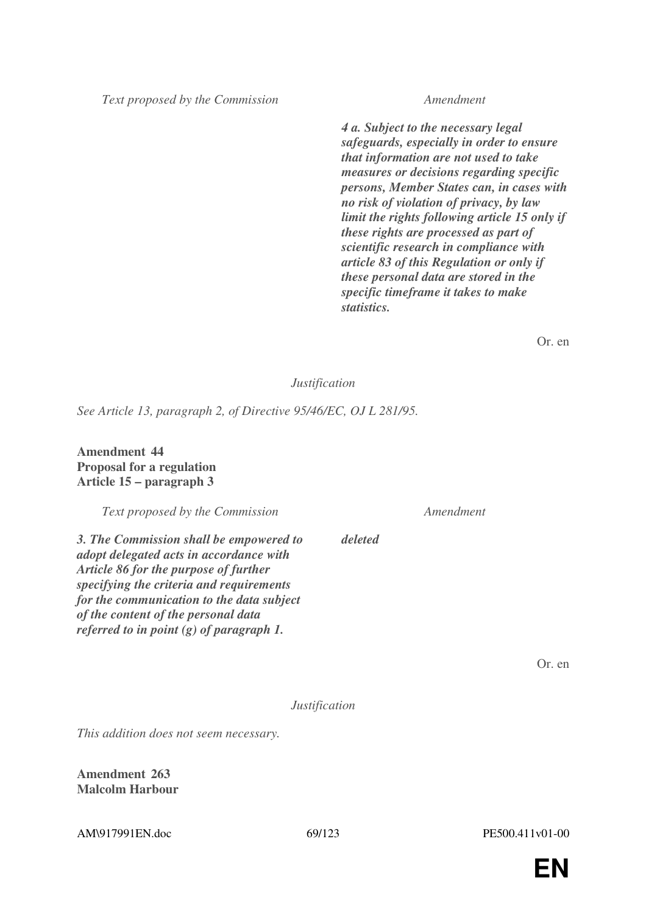| Text proposed by the Commission | Amendment |
|---|---|
| | ***4 a. Subject to the necessary legal safeguards, especially in order to ensure that information are not used to take measures or decisions regarding specific persons, Member States can, in cases with no risk of violation of privacy, by law limit the rights following article 15 only if these rights are processed as part of scientific research in compliance with article 83 of this Regulation or only if these personal data are stored in the specific timeframe it takes to make statistics.*** |

Or. en

*Justification*

*See Article 13, paragraph 2, of Directive 95/46/EC, OJ L 281/95.*

**Amendment 44**
**Proposal for a regulation**
**Article 15 – paragraph 3**

| Text proposed by the Commission | Amendment |
|---|---|
| ***3. The Commission shall be empowered to adopt delegated acts in accordance with Article 86 for the purpose of further specifying the criteria and requirements for the communication to the data subject of the content of the personal data referred to in point (g) of paragraph 1.*** | ***deleted*** |

Or. en

*Justification*

*This addition does not seem necessary.*

**Amendment 263**
**Malcolm Harbour**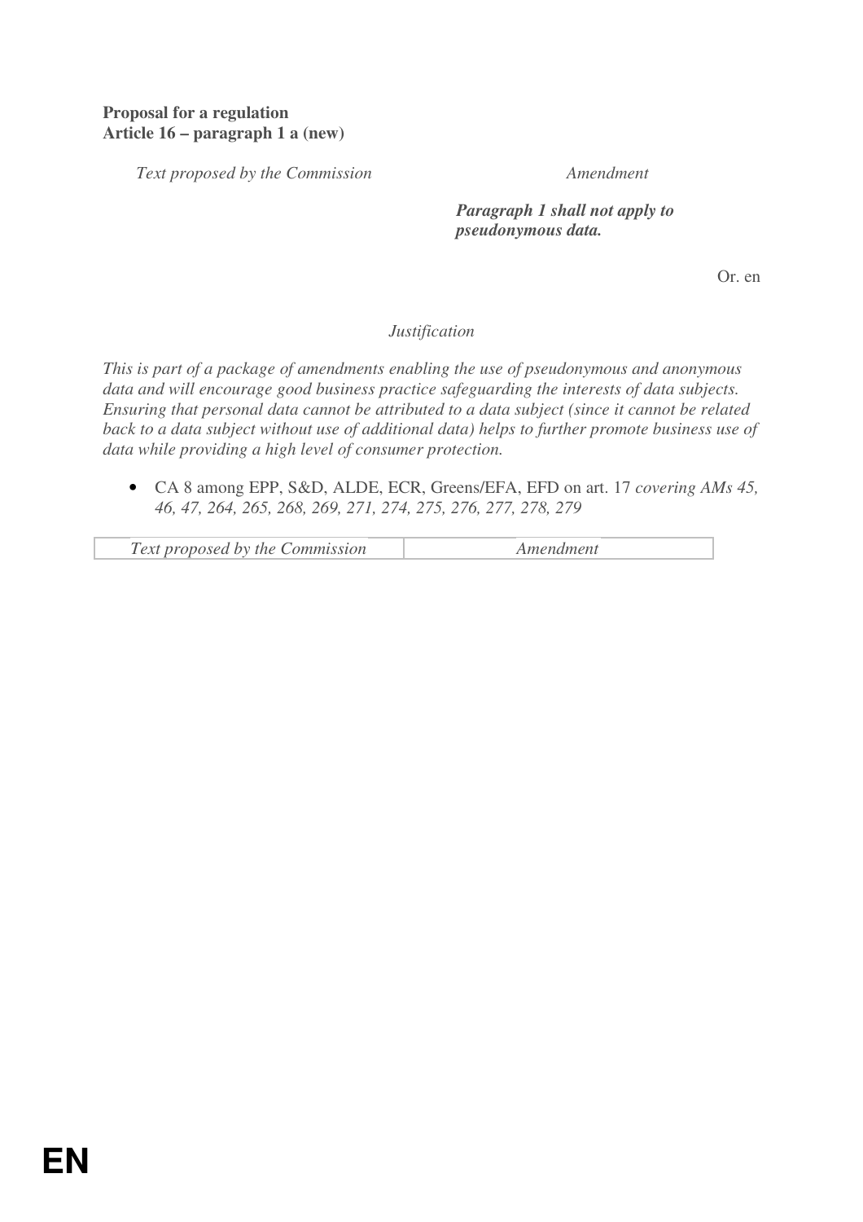**Proposal for a regulation**
**Article 16 – paragraph 1 a (new)**

| *Text proposed by the Commission* | *Amendment* |
| --- | --- |
| | ***Paragraph 1 shall not apply to pseudonymous data.*** |

Or. en

*Justification*

*This is part of a package of amendments enabling the use of pseudonymous and anonymous data and will encourage good business practice safeguarding the interests of data subjects. Ensuring that personal data cannot be attributed to a data subject (since it cannot be related back to a data subject without use of additional data) helps to further promote business use of data while providing a high level of consumer protection.*

- CA 8 among EPP, S&D, ALDE, ECR, Greens/EFA, EFD on art. 17 *covering AMs 45, 46, 47, 264, 265, 268, 269, 271, 274, 275, 276, 277, 278, 279*

| *Text proposed by the Commission* | *Amendment* |
| --- | --- |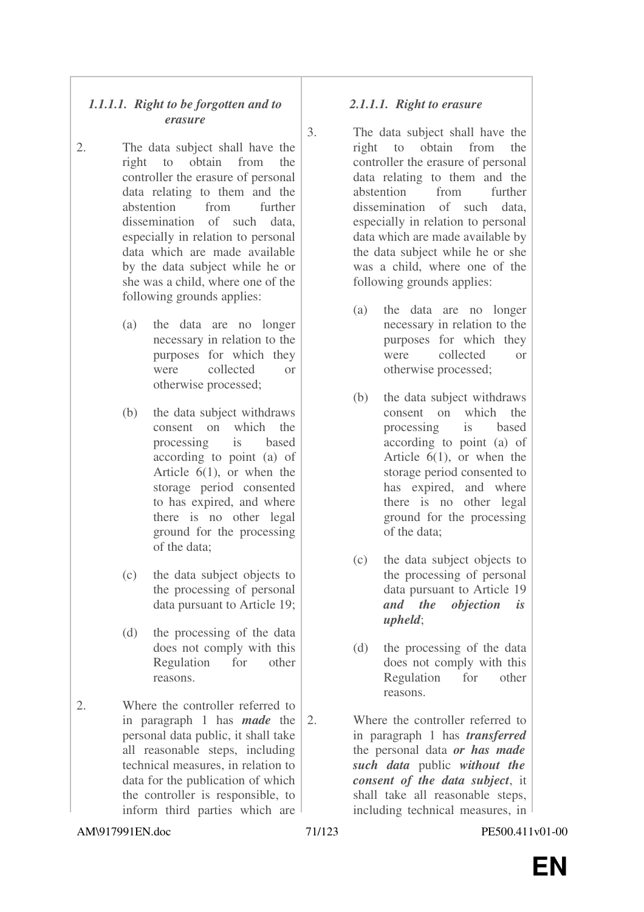| *1.1.1.1. Right to be forgotten and to erasure* | *2.1.1.1. Right to erasure* |
|---|---|
| 2. The data subject shall have the right to obtain from the controller the erasure of personal data relating to them and the abstention from further dissemination of such data, especially in relation to personal data which are made available by the data subject while he or she was a child, where one of the following grounds applies: | 3. The data subject shall have the right to obtain from the controller the erasure of personal data relating to them and the abstention from further dissemination of such data, especially in relation to personal data which are made available by the data subject while he or she was a child, where one of the following grounds applies: |
| (a) the data are no longer necessary in relation to the purposes for which they were collected or otherwise processed; | (a) the data are no longer necessary in relation to the purposes for which they were collected or otherwise processed; |
| (b) the data subject withdraws consent on which the processing is based according to point (a) of Article 6(1), or when the storage period consented to has expired, and where there is no other legal ground for the processing of the data; | (b) the data subject withdraws consent on which the processing is based according to point (a) of Article 6(1), or when the storage period consented to has expired, and where there is no other legal ground for the processing of the data; |
| (c) the data subject objects to the processing of personal data pursuant to Article 19; | (c) the data subject objects to the processing of personal data pursuant to Article 19 ***and the objection is upheld***; |
| (d) the processing of the data does not comply with this Regulation for other reasons. | (d) the processing of the data does not comply with this Regulation for other reasons. |
| 2. Where the controller referred to in paragraph 1 has ***made*** the personal data public, it shall take all reasonable steps, including technical measures, in relation to data for the publication of which the controller is responsible, to inform third parties which are | 2. Where the controller referred to in paragraph 1 has ***transferred*** the personal data ***or has made such data*** public ***without the consent of the data subject***, it shall take all reasonable steps, including technical measures, in |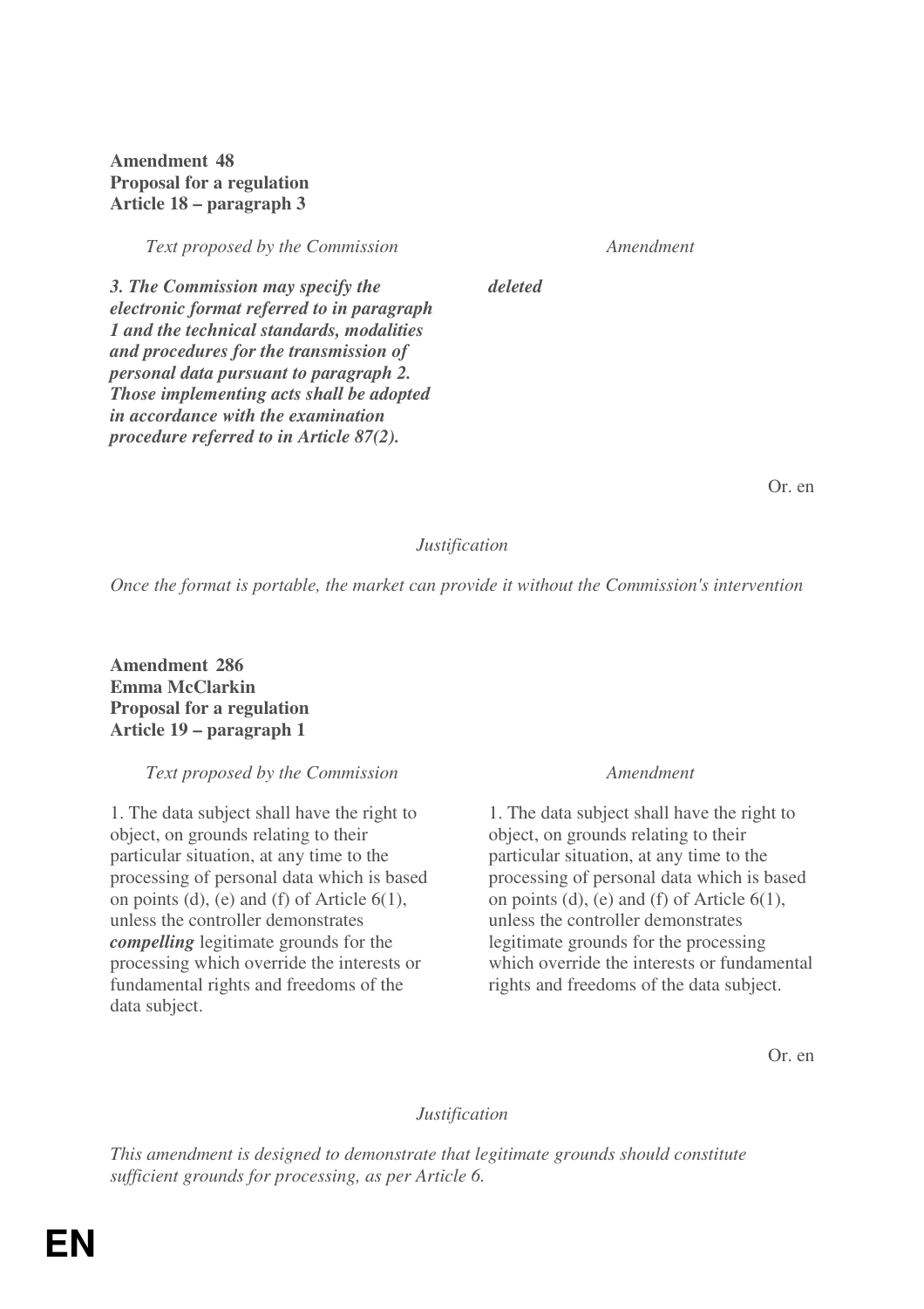**Amendment 48**
**Proposal for a regulation**
**Article 18 – paragraph 3**

| *Text proposed by the Commission* | *Amendment* |
|---|---|
| ***3. The Commission may specify the electronic format referred to in paragraph 1 and the technical standards, modalities and procedures for the transmission of personal data pursuant to paragraph 2. Those implementing acts shall be adopted in accordance with the examination procedure referred to in Article 87(2).*** | ***deleted*** |

Or. en

*Justification*

*Once the format is portable, the market can provide it without the Commission's intervention*

**Amendment 286**
**Emma McClarkin**
**Proposal for a regulation**
**Article 19 – paragraph 1**

| *Text proposed by the Commission* | *Amendment* |
|---|---|
| 1. The data subject shall have the right to object, on grounds relating to their particular situation, at any time to the processing of personal data which is based on points (d), (e) and (f) of Article 6(1), unless the controller demonstrates ***compelling*** legitimate grounds for the processing which override the interests or fundamental rights and freedoms of the data subject. | 1. The data subject shall have the right to object, on grounds relating to their particular situation, at any time to the processing of personal data which is based on points (d), (e) and (f) of Article 6(1), unless the controller demonstrates legitimate grounds for the processing which override the interests or fundamental rights and freedoms of the data subject. |

Or. en

*Justification*

*This amendment is designed to demonstrate that legitimate grounds should constitute sufficient grounds for processing, as per Article 6.*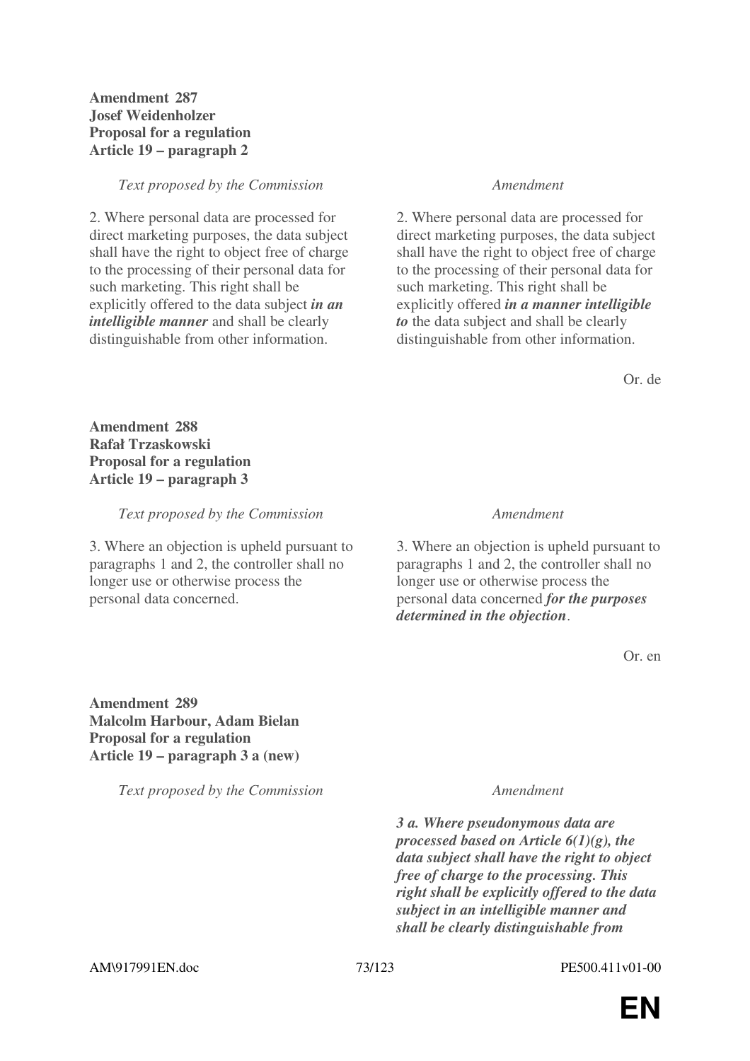**Amendment 287**
**Josef Weidenholzer**
**Proposal for a regulation**
**Article 19 – paragraph 2**

| *Text proposed by the Commission* | *Amendment* |
|---|---|
| 2. Where personal data are processed for direct marketing purposes, the data subject shall have the right to object free of charge to the processing of their personal data for such marketing. This right shall be explicitly offered to the data subject ***in an intelligible manner*** and shall be clearly distinguishable from other information. | 2. Where personal data are processed for direct marketing purposes, the data subject shall have the right to object free of charge to the processing of their personal data for such marketing. This right shall be explicitly offered ***in a manner intelligible to*** the data subject and shall be clearly distinguishable from other information. |

Or. de

**Amendment 288**
**Rafał Trzaskowski**
**Proposal for a regulation**
**Article 19 – paragraph 3**

| *Text proposed by the Commission* | *Amendment* |
|---|---|
| 3. Where an objection is upheld pursuant to paragraphs 1 and 2, the controller shall no longer use or otherwise process the personal data concerned. | 3. Where an objection is upheld pursuant to paragraphs 1 and 2, the controller shall no longer use or otherwise process the personal data concerned ***for the purposes determined in the objection***. |

Or. en

**Amendment 289**
**Malcolm Harbour, Adam Bielan**
**Proposal for a regulation**
**Article 19 – paragraph 3 a (new)**

| *Text proposed by the Commission* | *Amendment* |
|---|---|
| | ***3 a. Where pseudonymous data are processed based on Article 6(1)(g), the data subject shall have the right to object free of charge to the processing. This right shall be explicitly offered to the data subject in an intelligible manner and shall be clearly distinguishable from*** |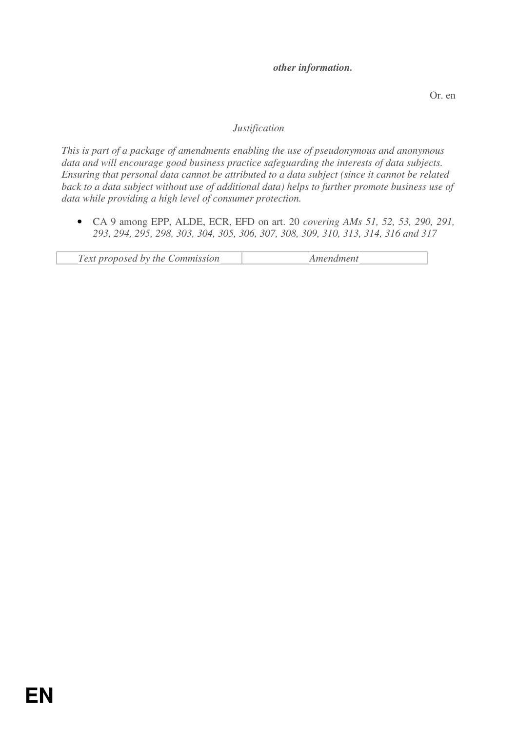***other information.***

Or. en

*Justification*

*This is part of a package of amendments enabling the use of pseudonymous and anonymous data and will encourage good business practice safeguarding the interests of data subjects. Ensuring that personal data cannot be attributed to a data subject (since it cannot be related back to a data subject without use of additional data) helps to further promote business use of data while providing a high level of consumer protection.*

- CA 9 among EPP, ALDE, ECR, EFD on art. 20 *covering AMs 51, 52, 53, 290, 291, 293, 294, 295, 298, 303, 304, 305, 306, 307, 308, 309, 310, 313, 314, 316 and 317*

| *Text proposed by the Commission* | *Amendment* |
|---|---|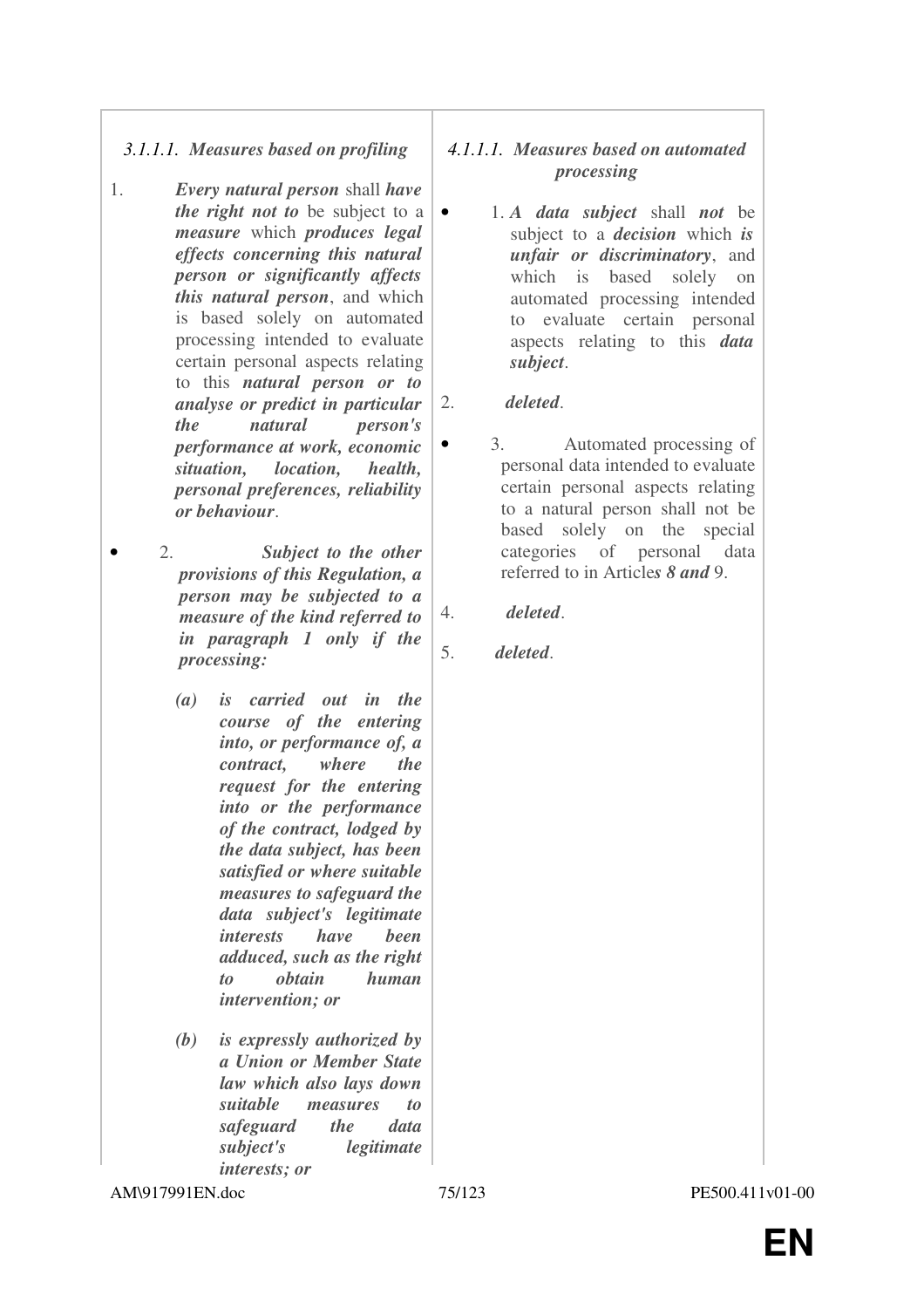| *3.1.1.1. Measures based on profiling* | *4.1.1.1. Measures based on automated processing* |
|---|---|
| 1. ***Every natural person*** shall ***have the right not to*** be subject to a ***measure*** which ***produces legal effects concerning this natural person or significantly affects this natural person***, and which is based solely on automated processing intended to evaluate certain personal aspects relating to this ***natural person or to analyse or predict in particular the natural person's performance at work, economic situation, location, health, personal preferences, reliability or behaviour***. | • 1. ***A data subject*** shall ***not*** be subject to a ***decision*** which ***is unfair or discriminatory***, and which is based solely on automated processing intended to evaluate certain personal aspects relating to this ***data subject***. |
| | 2. ***deleted***. |
| • 2. ***Subject to the other provisions of this Regulation, a person may be subjected to a measure of the kind referred to in paragraph 1 only if the processing:*** | • 3. Automated processing of personal data intended to evaluate certain personal aspects relating to a natural person shall not be based solely on the special categories of personal data referred to in Article***s 8 and*** 9. |
| | 4. ***deleted***. |
| | 5. ***deleted***. |
| ***(a) is carried out in the course of the entering into, or performance of, a contract, where the request for the entering into or the performance of the contract, lodged by the data subject, has been satisfied or where suitable measures to safeguard the data subject's legitimate interests have been adduced, such as the right to obtain human intervention; or*** | |
| ***(b) is expressly authorized by a Union or Member State law which also lays down suitable measures to safeguard the data subject's legitimate interests; or*** | |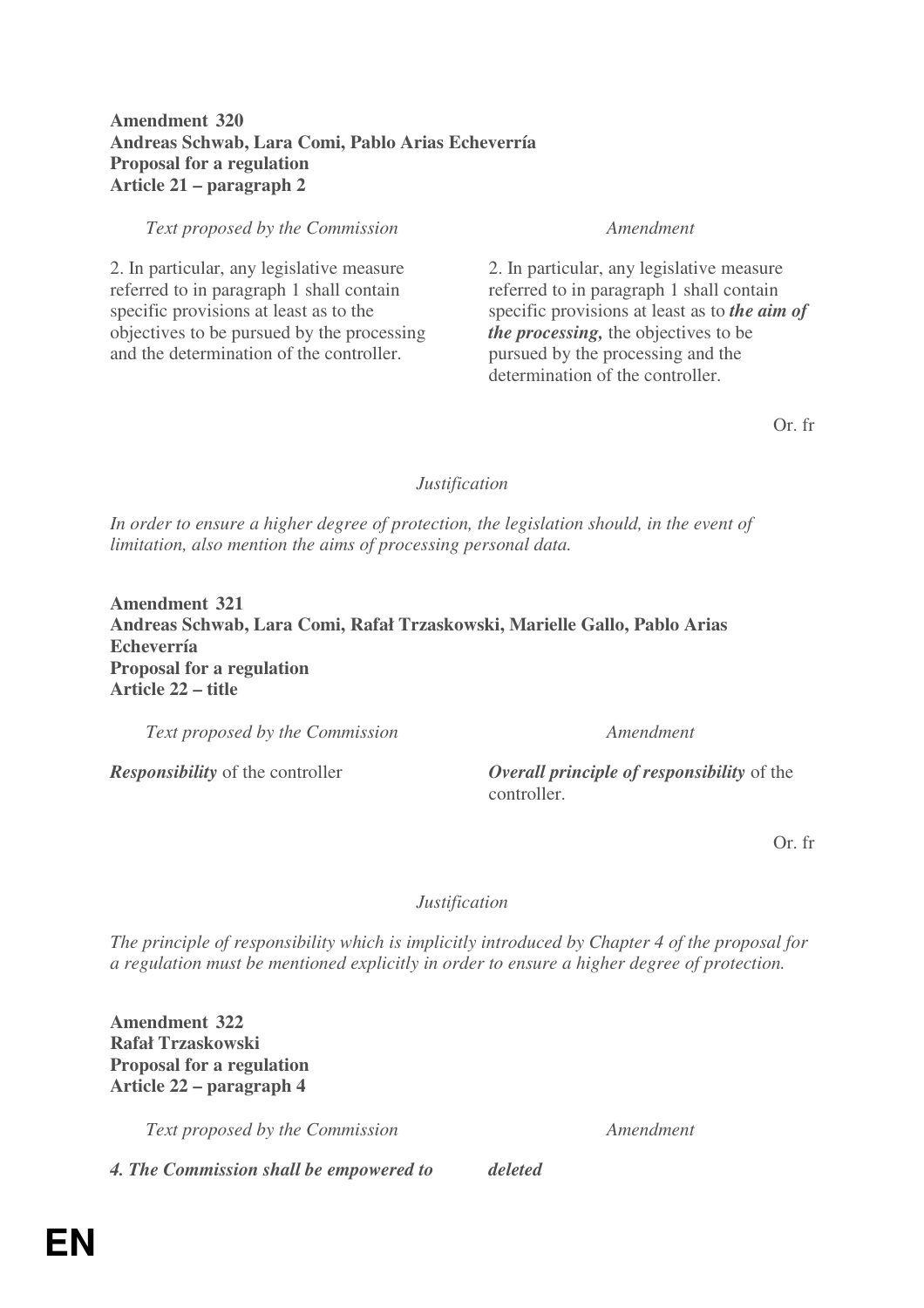**Amendment 320**
**Andreas Schwab, Lara Comi, Pablo Arias Echeverría**
**Proposal for a regulation**
**Article 21 – paragraph 2**

| *Text proposed by the Commission* | *Amendment* |
|---|---|
| 2. In particular, any legislative measure referred to in paragraph 1 shall contain specific provisions at least as to the objectives to be pursued by the processing and the determination of the controller. | 2. In particular, any legislative measure referred to in paragraph 1 shall contain specific provisions at least as to ***the aim of the processing,*** the objectives to be pursued by the processing and the determination of the controller. |

Or. fr

*Justification*

*In order to ensure a higher degree of protection, the legislation should, in the event of limitation, also mention the aims of processing personal data.*

**Amendment 321**
**Andreas Schwab, Lara Comi, Rafał Trzaskowski, Marielle Gallo, Pablo Arias Echeverría**
**Proposal for a regulation**
**Article 22 – title**

| *Text proposed by the Commission* | *Amendment* |
|---|---|
| ***Responsibility*** of the controller | ***Overall principle of responsibility*** of the controller. |

Or. fr

*Justification*

*The principle of responsibility which is implicitly introduced by Chapter 4 of the proposal for a regulation must be mentioned explicitly in order to ensure a higher degree of protection.*

**Amendment 322**
**Rafał Trzaskowski**
**Proposal for a regulation**
**Article 22 – paragraph 4**

| *Text proposed by the Commission* | *Amendment* |
|---|---|
| ***4. The Commission shall be empowered to*** | ***deleted*** |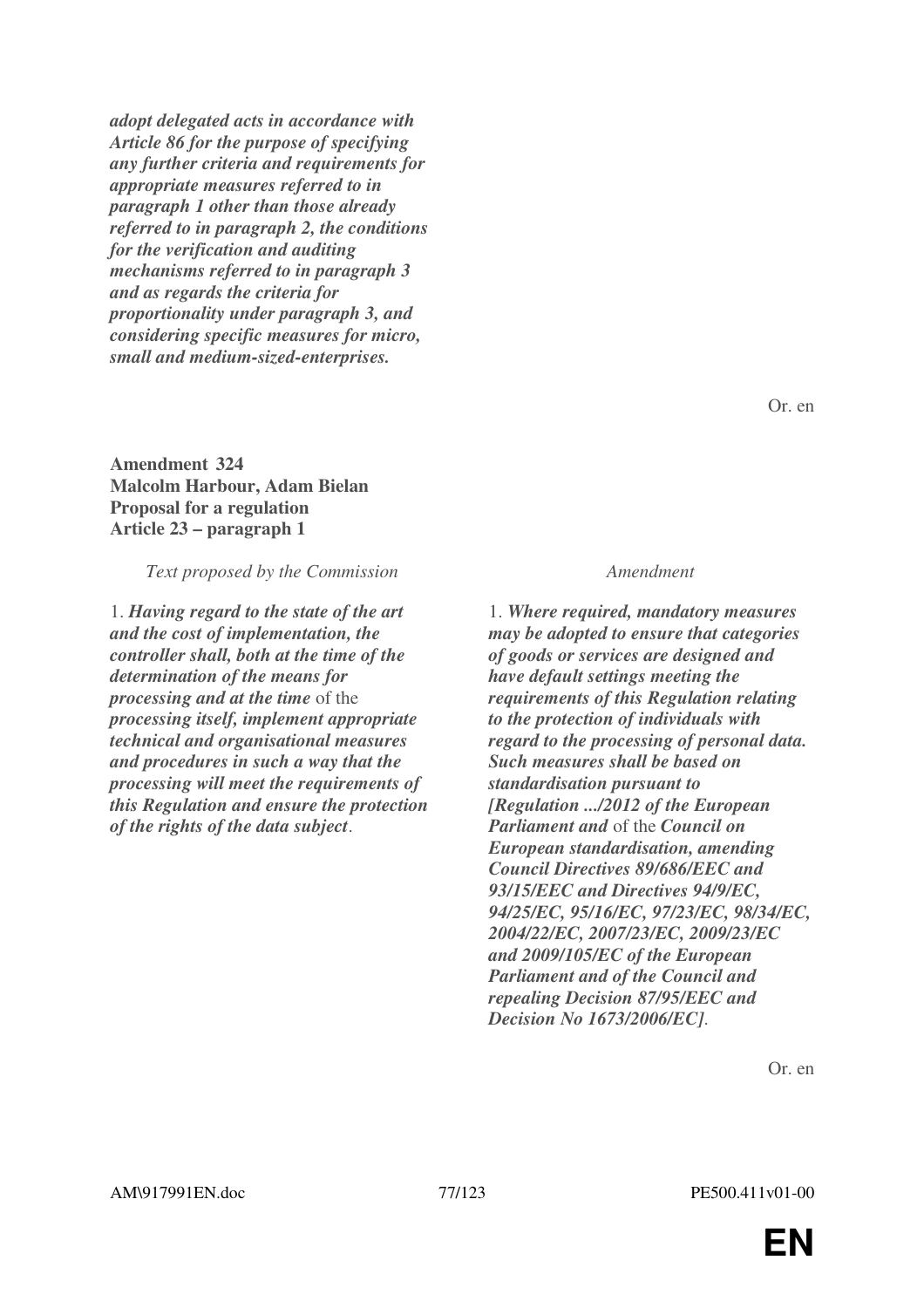***adopt delegated acts in accordance with Article 86 for the purpose of specifying any further criteria and requirements for appropriate measures referred to in paragraph 1 other than those already referred to in paragraph 2, the conditions for the verification and auditing mechanisms referred to in paragraph 3 and as regards the criteria for proportionality under paragraph 3, and considering specific measures for micro, small and medium-sized-enterprises.***

Or. en

**Amendment 324**
**Malcolm Harbour, Adam Bielan**
**Proposal for a regulation**
**Article 23 – paragraph 1**

| *Text proposed by the Commission* | *Amendment* |
|---|---|
| 1. ***Having regard to the state of the art and the cost of implementation, the controller shall, both at the time of the determination of the means for processing and at the time*** *of the* ***processing itself, implement appropriate technical and organisational measures and procedures in such a way that the processing will meet the requirements of this Regulation and ensure the protection of the rights of the data subject***. | 1. ***Where required, mandatory measures may be adopted to ensure that categories of goods or services are designed and have default settings meeting the requirements of this Regulation relating to the protection of individuals with regard to the processing of personal data. Such measures shall be based on standardisation pursuant to [Regulation .../2012 of the European Parliament and*** *of the* ***Council on European standardisation, amending Council Directives 89/686/EEC and 93/15/EEC and Directives 94/9/EC, 94/25/EC, 95/16/EC, 97/23/EC, 98/34/EC, 2004/22/EC, 2007/23/EC, 2009/23/EC and 2009/105/EC of the European Parliament and of the Council and repealing Decision 87/95/EEC and Decision No 1673/2006/EC]***. |

Or. en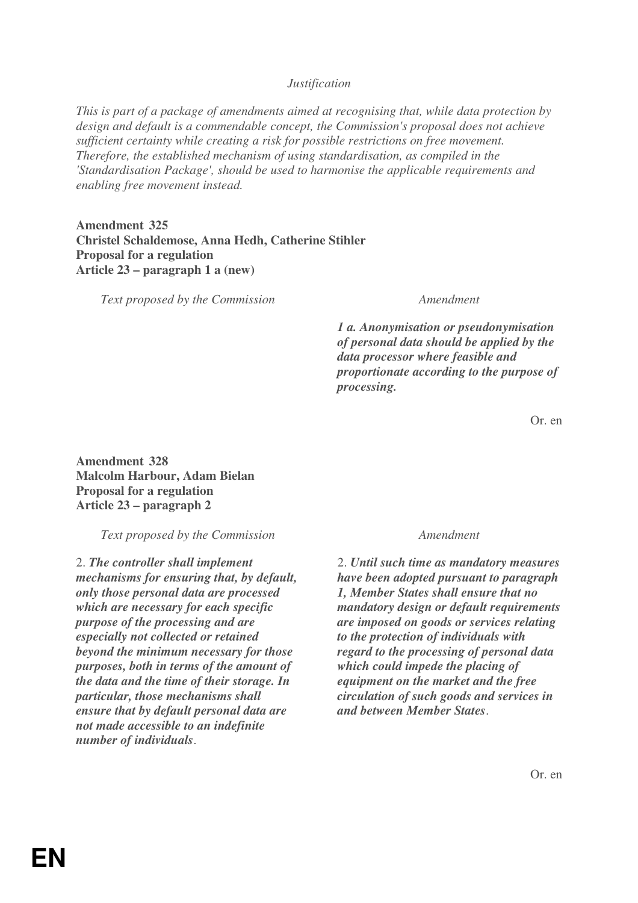*Justification*

*This is part of a package of amendments aimed at recognising that, while data protection by design and default is a commendable concept, the Commission's proposal does not achieve sufficient certainty while creating a risk for possible restrictions on free movement. Therefore, the established mechanism of using standardisation, as compiled in the 'Standardisation Package', should be used to harmonise the applicable requirements and enabling free movement instead.*

**Amendment 325**
**Christel Schaldemose, Anna Hedh, Catherine Stihler**
**Proposal for a regulation**
**Article 23 – paragraph 1 a (new)**

| *Text proposed by the Commission* | *Amendment* |
| --- | --- |
| | ***1 a. Anonymisation or pseudonymisation of personal data should be applied by the data processor where feasible and proportionate according to the purpose of processing.*** |

Or. en

**Amendment 328**
**Malcolm Harbour, Adam Bielan**
**Proposal for a regulation**
**Article 23 – paragraph 2**

| *Text proposed by the Commission* | *Amendment* |
| --- | --- |
| 2. ***The controller shall implement mechanisms for ensuring that, by default, only those personal data are processed which are necessary for each specific purpose of the processing and are especially not collected or retained beyond the minimum necessary for those purposes, both in terms of the amount of the data and the time of their storage. In particular, those mechanisms shall ensure that by default personal data are not made accessible to an indefinite number of individuals***. | 2. ***Until such time as mandatory measures have been adopted pursuant to paragraph 1, Member States shall ensure that no mandatory design or default requirements are imposed on goods or services relating to the protection of individuals with regard to the processing of personal data which could impede the placing of equipment on the market and the free circulation of such goods and services in and between Member States***. |

Or. en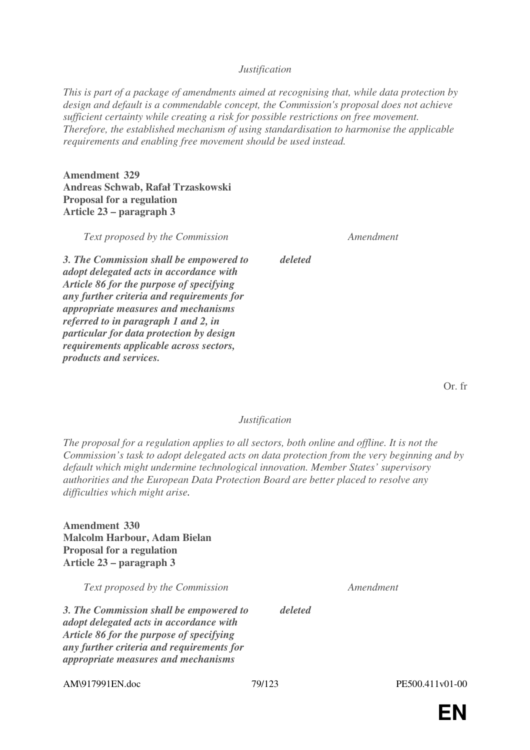*Justification*

*This is part of a package of amendments aimed at recognising that, while data protection by design and default is a commendable concept, the Commission's proposal does not achieve sufficient certainty while creating a risk for possible restrictions on free movement. Therefore, the established mechanism of using standardisation to harmonise the applicable requirements and enabling free movement should be used instead.*

**Amendment 329**
**Andreas Schwab, Rafał Trzaskowski**
**Proposal for a regulation**
**Article 23 – paragraph 3**

| *Text proposed by the Commission* | *Amendment* |
|---|---|
| ***3. The Commission shall be empowered to adopt delegated acts in accordance with Article 86 for the purpose of specifying any further criteria and requirements for appropriate measures and mechanisms referred to in paragraph 1 and 2, in particular for data protection by design requirements applicable across sectors, products and services.*** | ***deleted*** |

Or. fr

*Justification*

*The proposal for a regulation applies to all sectors, both online and offline. It is not the Commission's task to adopt delegated acts on data protection from the very beginning and by default which might undermine technological innovation. Member States' supervisory authorities and the European Data Protection Board are better placed to resolve any difficulties which might arise.*

**Amendment 330**
**Malcolm Harbour, Adam Bielan**
**Proposal for a regulation**
**Article 23 – paragraph 3**

| *Text proposed by the Commission* | *Amendment* |
|---|---|
| ***3. The Commission shall be empowered to adopt delegated acts in accordance with Article 86 for the purpose of specifying any further criteria and requirements for appropriate measures and mechanisms*** | ***deleted*** |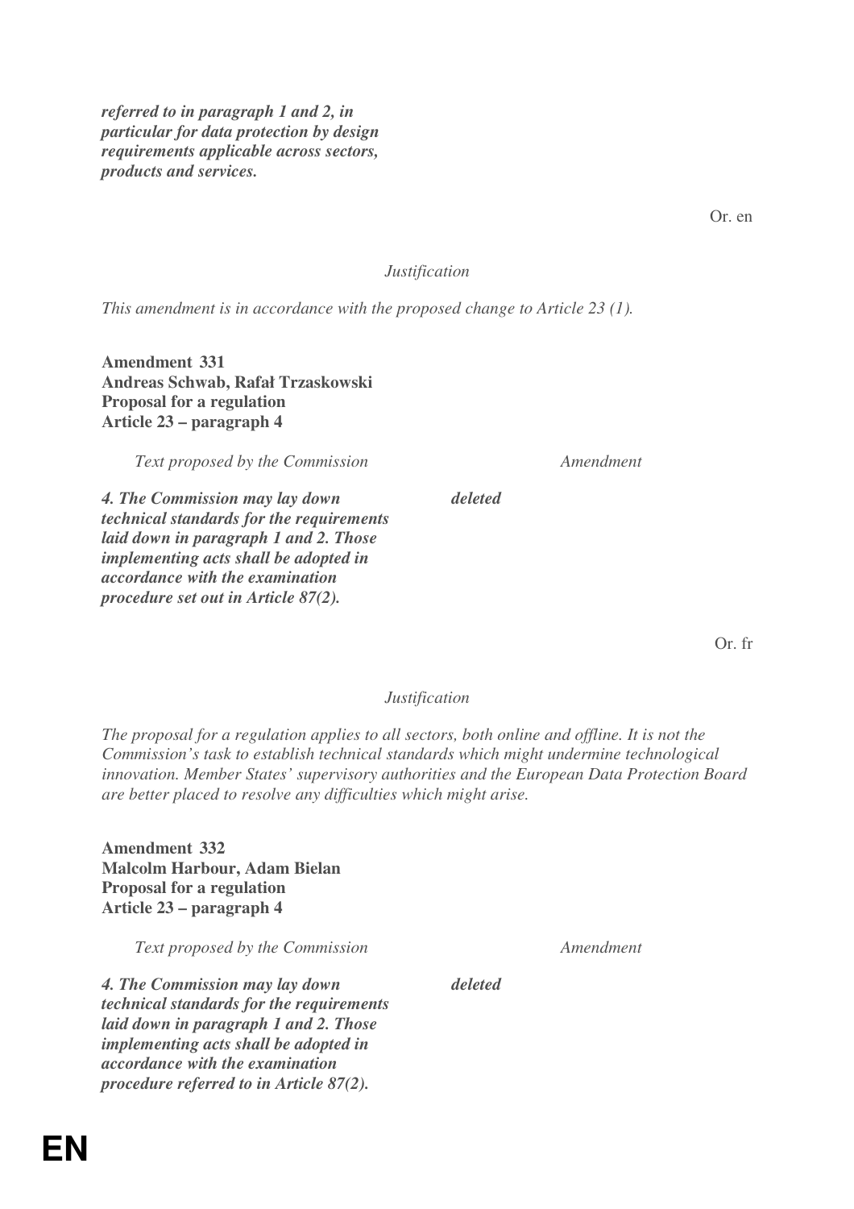***referred to in paragraph 1 and 2, in particular for data protection by design requirements applicable across sectors, products and services.***

Or. en

*Justification*

*This amendment is in accordance with the proposed change to Article 23 (1).*

**Amendment 331**
**Andreas Schwab, Rafał Trzaskowski**
**Proposal for a regulation**
**Article 23 – paragraph 4**

| *Text proposed by the Commission* | *Amendment* |
|---|---|
| ***4. The Commission may lay down technical standards for the requirements laid down in paragraph 1 and 2. Those implementing acts shall be adopted in accordance with the examination procedure set out in Article 87(2).*** | ***deleted*** |

Or. fr

*Justification*

*The proposal for a regulation applies to all sectors, both online and offline. It is not the Commission's task to establish technical standards which might undermine technological innovation. Member States' supervisory authorities and the European Data Protection Board are better placed to resolve any difficulties which might arise.*

**Amendment 332**
**Malcolm Harbour, Adam Bielan**
**Proposal for a regulation**
**Article 23 – paragraph 4**

| *Text proposed by the Commission* | *Amendment* |
|---|---|
| ***4. The Commission may lay down technical standards for the requirements laid down in paragraph 1 and 2. Those implementing acts shall be adopted in accordance with the examination procedure referred to in Article 87(2).*** | ***deleted*** |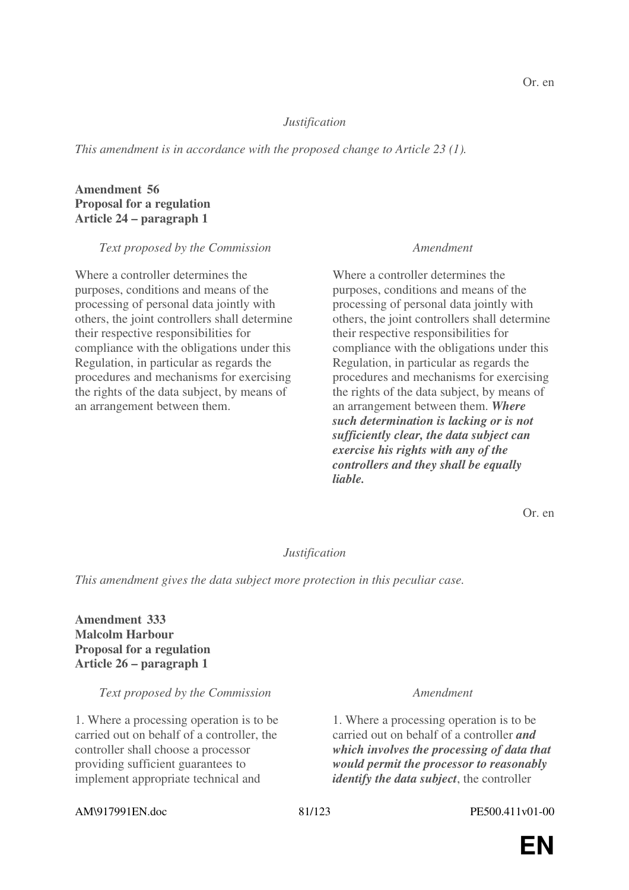Or. en

*Justification*

*This amendment is in accordance with the proposed change to Article 23 (1).*

**Amendment 56**
**Proposal for a regulation**
**Article 24 – paragraph 1**

| *Text proposed by the Commission* | *Amendment* |
|---|---|
| Where a controller determines the purposes, conditions and means of the processing of personal data jointly with others, the joint controllers shall determine their respective responsibilities for compliance with the obligations under this Regulation, in particular as regards the procedures and mechanisms for exercising the rights of the data subject, by means of an arrangement between them. | Where a controller determines the purposes, conditions and means of the processing of personal data jointly with others, the joint controllers shall determine their respective responsibilities for compliance with the obligations under this Regulation, in particular as regards the procedures and mechanisms for exercising the rights of the data subject, by means of an arrangement between them. ***Where such determination is lacking or is not sufficiently clear, the data subject can exercise his rights with any of the controllers and they shall be equally liable.*** |

Or. en

*Justification*

*This amendment gives the data subject more protection in this peculiar case.*

**Amendment 333**
**Malcolm Harbour**
**Proposal for a regulation**
**Article 26 – paragraph 1**

| *Text proposed by the Commission* | *Amendment* |
|---|---|
| 1. Where a processing operation is to be carried out on behalf of a controller, the controller shall choose a processor providing sufficient guarantees to implement appropriate technical and | 1. Where a processing operation is to be carried out on behalf of a controller ***and which involves the processing of data that would permit the processor to reasonably identify the data subject***, the controller |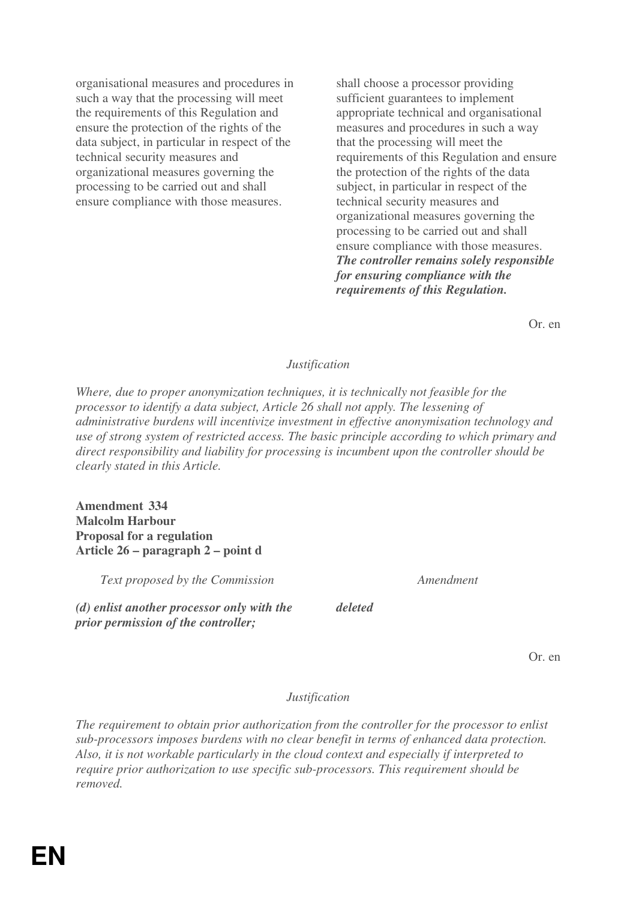| | |
|---|---|
| organisational measures and procedures in such a way that the processing will meet the requirements of this Regulation and ensure the protection of the rights of the data subject, in particular in respect of the technical security measures and organizational measures governing the processing to be carried out and shall ensure compliance with those measures. | shall choose a processor providing sufficient guarantees to implement appropriate technical and organisational measures and procedures in such a way that the processing will meet the requirements of this Regulation and ensure the protection of the rights of the data subject, in particular in respect of the technical security measures and organizational measures governing the processing to be carried out and shall ensure compliance with those measures. ***The controller remains solely responsible for ensuring compliance with the requirements of this Regulation.*** |

Or. en

*Justification*

*Where, due to proper anonymization techniques, it is technically not feasible for the processor to identify a data subject, Article 26 shall not apply. The lessening of administrative burdens will incentivize investment in effective anonymisation technology and use of strong system of restricted access. The basic principle according to which primary and direct responsibility and liability for processing is incumbent upon the controller should be clearly stated in this Article.*

**Amendment 334**
**Malcolm Harbour**
**Proposal for a regulation**
**Article 26 – paragraph 2 – point d**

| *Text proposed by the Commission* | *Amendment* |
|---|---|
| ***(d) enlist another processor only with the prior permission of the controller;*** | ***deleted*** |

Or. en

*Justification*

*The requirement to obtain prior authorization from the controller for the processor to enlist sub-processors imposes burdens with no clear benefit in terms of enhanced data protection. Also, it is not workable particularly in the cloud context and especially if interpreted to require prior authorization to use specific sub-processors. This requirement should be removed.*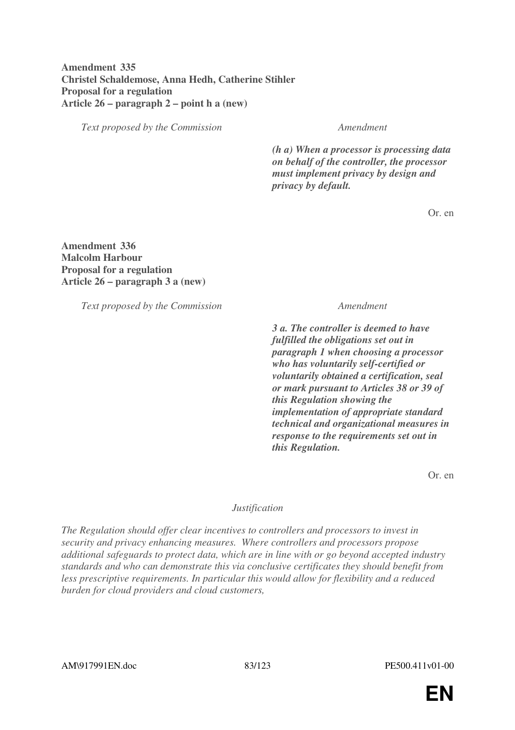**Amendment 335**
**Christel Schaldemose, Anna Hedh, Catherine Stihler**
**Proposal for a regulation**
**Article 26 – paragraph 2 – point h a (new)**

| *Text proposed by the Commission* | *Amendment* |
|---|---|
| | ***(h a) When a processor is processing data on behalf of the controller, the processor must implement privacy by design and privacy by default.*** |

Or. en

**Amendment 336**
**Malcolm Harbour**
**Proposal for a regulation**
**Article 26 – paragraph 3 a (new)**

| *Text proposed by the Commission* | *Amendment* |
|---|---|
| | ***3 a. The controller is deemed to have fulfilled the obligations set out in paragraph 1 when choosing a processor who has voluntarily self-certified or voluntarily obtained a certification, seal or mark pursuant to Articles 38 or 39 of this Regulation showing the implementation of appropriate standard technical and organizational measures in response to the requirements set out in this Regulation.*** |

Or. en

*Justification*

*The Regulation should offer clear incentives to controllers and processors to invest in security and privacy enhancing measures. Where controllers and processors propose additional safeguards to protect data, which are in line with or go beyond accepted industry standards and who can demonstrate this via conclusive certificates they should benefit from less prescriptive requirements. In particular this would allow for flexibility and a reduced burden for cloud providers and cloud customers,*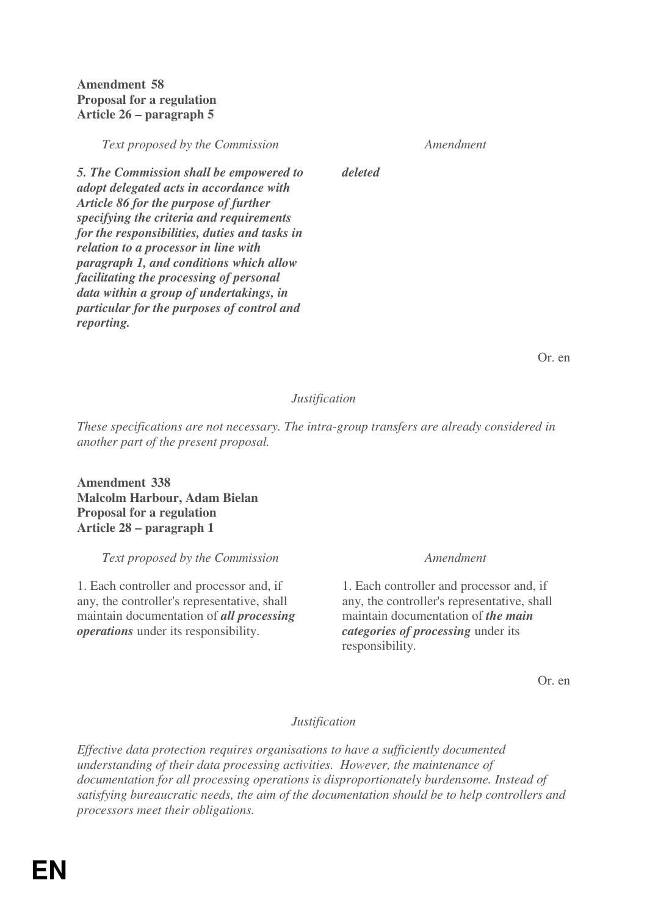**Amendment 58**
**Proposal for a regulation**
**Article 26 – paragraph 5**

| *Text proposed by the Commission* | *Amendment* |
|---|---|
| ***5. The Commission shall be empowered to adopt delegated acts in accordance with Article 86 for the purpose of further specifying the criteria and requirements for the responsibilities, duties and tasks in relation to a processor in line with paragraph 1, and conditions which allow facilitating the processing of personal data within a group of undertakings, in particular for the purposes of control and reporting.*** | ***deleted*** |

Or. en

*Justification*

*These specifications are not necessary. The intra-group transfers are already considered in another part of the present proposal.*

**Amendment 338**
**Malcolm Harbour, Adam Bielan**
**Proposal for a regulation**
**Article 28 – paragraph 1**

| *Text proposed by the Commission* | *Amendment* |
|---|---|
| 1. Each controller and processor and, if any, the controller's representative, shall maintain documentation of ***all processing operations*** under its responsibility. | 1. Each controller and processor and, if any, the controller's representative, shall maintain documentation of ***the main categories of processing*** under its responsibility. |

Or. en

*Justification*

*Effective data protection requires organisations to have a sufficiently documented understanding of their data processing activities. However, the maintenance of documentation for all processing operations is disproportionately burdensome. Instead of satisfying bureaucratic needs, the aim of the documentation should be to help controllers and processors meet their obligations.*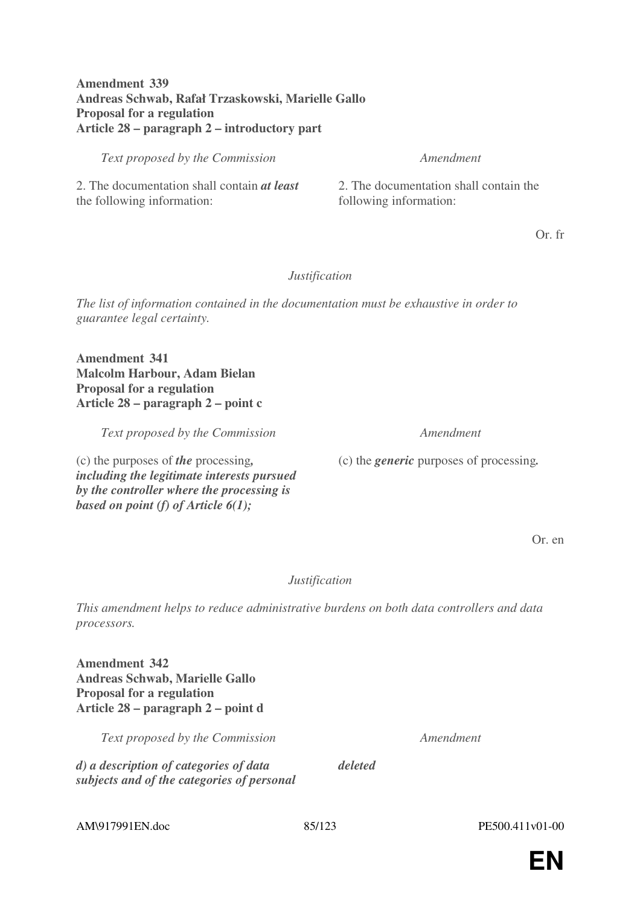**Amendment 339**
**Andreas Schwab, Rafał Trzaskowski, Marielle Gallo**
**Proposal for a regulation**
**Article 28 – paragraph 2 – introductory part**

| *Text proposed by the Commission* | *Amendment* |
|---|---|
| 2. The documentation shall contain ***at least*** the following information: | 2. The documentation shall contain the following information: |

Or. fr

*Justification*

*The list of information contained in the documentation must be exhaustive in order to guarantee legal certainty.*

**Amendment 341**
**Malcolm Harbour, Adam Bielan**
**Proposal for a regulation**
**Article 28 – paragraph 2 – point c**

| *Text proposed by the Commission* | *Amendment* |
|---|---|
| (c) the purposes of ***the*** processing***, including the legitimate interests pursued by the controller where the processing is based on point (f) of Article 6(1);*** | (c) the ***generic*** purposes of processing***.*** |

Or. en

*Justification*

*This amendment helps to reduce administrative burdens on both data controllers and data processors.*

**Amendment 342**
**Andreas Schwab, Marielle Gallo**
**Proposal for a regulation**
**Article 28 – paragraph 2 – point d**

| *Text proposed by the Commission* | *Amendment* |
|---|---|
| ***d) a description of categories of data subjects and of the categories of personal*** | ***deleted*** |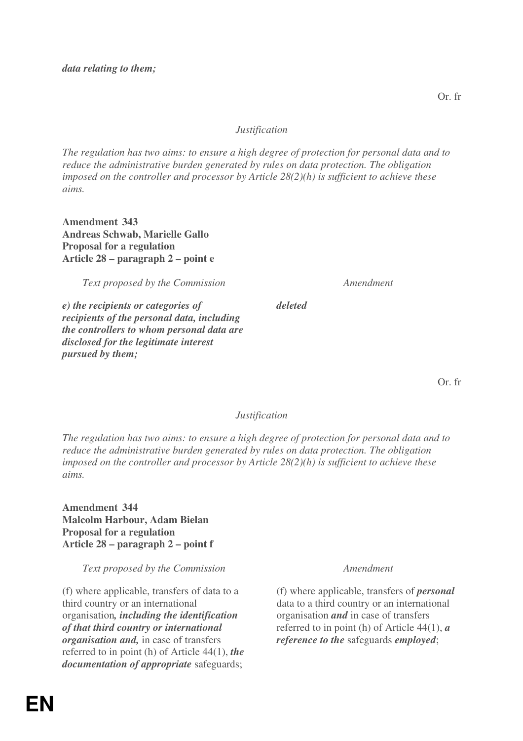***data relating to them;***

Or. fr

*Justification*

*The regulation has two aims: to ensure a high degree of protection for personal data and to reduce the administrative burden generated by rules on data protection. The obligation imposed on the controller and processor by Article 28(2)(h) is sufficient to achieve these aims.*

**Amendment 343**
**Andreas Schwab, Marielle Gallo**
**Proposal for a regulation**
**Article 28 – paragraph 2 – point e**

| *Text proposed by the Commission* | *Amendment* |
|---|---|
| ***e) the recipients or categories of recipients of the personal data, including the controllers to whom personal data are disclosed for the legitimate interest pursued by them;*** | ***deleted*** |

Or. fr

*Justification*

*The regulation has two aims: to ensure a high degree of protection for personal data and to reduce the administrative burden generated by rules on data protection. The obligation imposed on the controller and processor by Article 28(2)(h) is sufficient to achieve these aims.*

**Amendment 344**
**Malcolm Harbour, Adam Bielan**
**Proposal for a regulation**
**Article 28 – paragraph 2 – point f**

| *Text proposed by the Commission* | *Amendment* |
|---|---|
| (f) where applicable, transfers of data to a third country or an international organisation***, including the identification of that third country or international organisation and,*** in case of transfers referred to in point (h) of Article 44(1), ***the documentation of appropriate*** safeguards; | (f) where applicable, transfers of ***personal*** data to a third country or an international organisation ***and*** in case of transfers referred to in point (h) of Article 44(1), ***a reference to the*** safeguards ***employed***; |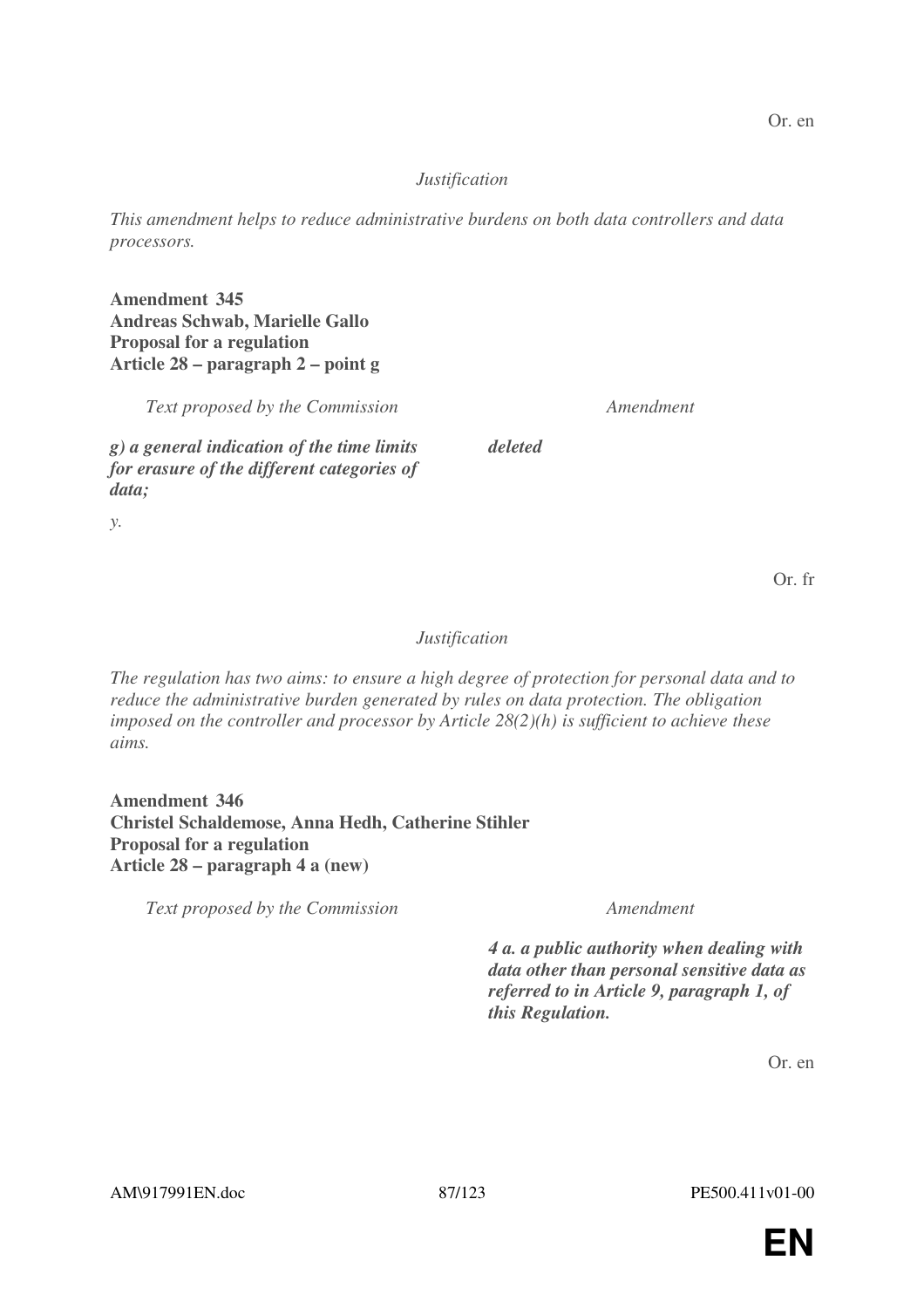Or. en

*Justification*

*This amendment helps to reduce administrative burdens on both data controllers and data processors.*

**Amendment 345**
**Andreas Schwab, Marielle Gallo**
**Proposal for a regulation**
**Article 28 – paragraph 2 – point g**

| *Text proposed by the Commission* | *Amendment* |
|---|---|
| ***g) a general indication of the time limits for erasure of the different categories of data;*** | ***deleted*** |

*y.*

Or. fr

*Justification*

*The regulation has two aims: to ensure a high degree of protection for personal data and to reduce the administrative burden generated by rules on data protection. The obligation imposed on the controller and processor by Article 28(2)(h) is sufficient to achieve these aims.*

**Amendment 346**
**Christel Schaldemose, Anna Hedh, Catherine Stihler**
**Proposal for a regulation**
**Article 28 – paragraph 4 a (new)**

| *Text proposed by the Commission* | *Amendment* |
|---|---|
| | ***4 a. a public authority when dealing with data other than personal sensitive data as referred to in Article 9, paragraph 1, of this Regulation.*** |

Or. en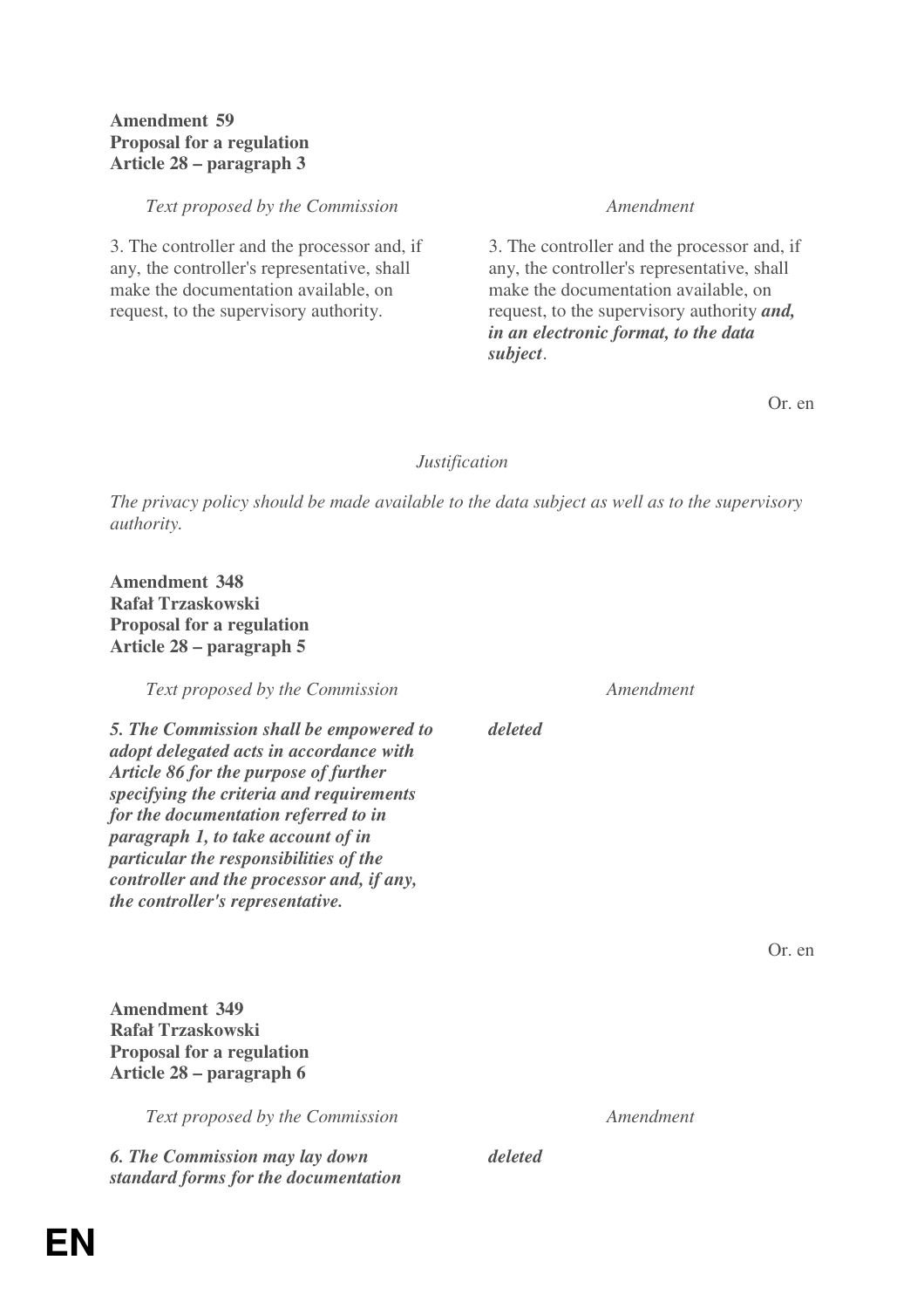**Amendment 59**
**Proposal for a regulation**
**Article 28 – paragraph 3**

| *Text proposed by the Commission* | *Amendment* |
|---|---|
| 3. The controller and the processor and, if any, the controller's representative, shall make the documentation available, on request, to the supervisory authority. | 3. The controller and the processor and, if any, the controller's representative, shall make the documentation available, on request, to the supervisory authority ***and, in an electronic format, to the data subject***. |

Or. en

*Justification*

*The privacy policy should be made available to the data subject as well as to the supervisory authority.*

**Amendment 348**
**Rafał Trzaskowski**
**Proposal for a regulation**
**Article 28 – paragraph 5**

| *Text proposed by the Commission* | *Amendment* |
|---|---|
| ***5. The Commission shall be empowered to adopt delegated acts in accordance with Article 86 for the purpose of further specifying the criteria and requirements for the documentation referred to in paragraph 1, to take account of in particular the responsibilities of the controller and the processor and, if any, the controller's representative.*** | ***deleted*** |

Or. en

**Amendment 349**
**Rafał Trzaskowski**
**Proposal for a regulation**
**Article 28 – paragraph 6**

| *Text proposed by the Commission* | *Amendment* |
|---|---|
| ***6. The Commission may lay down standard forms for the documentation*** | ***deleted*** |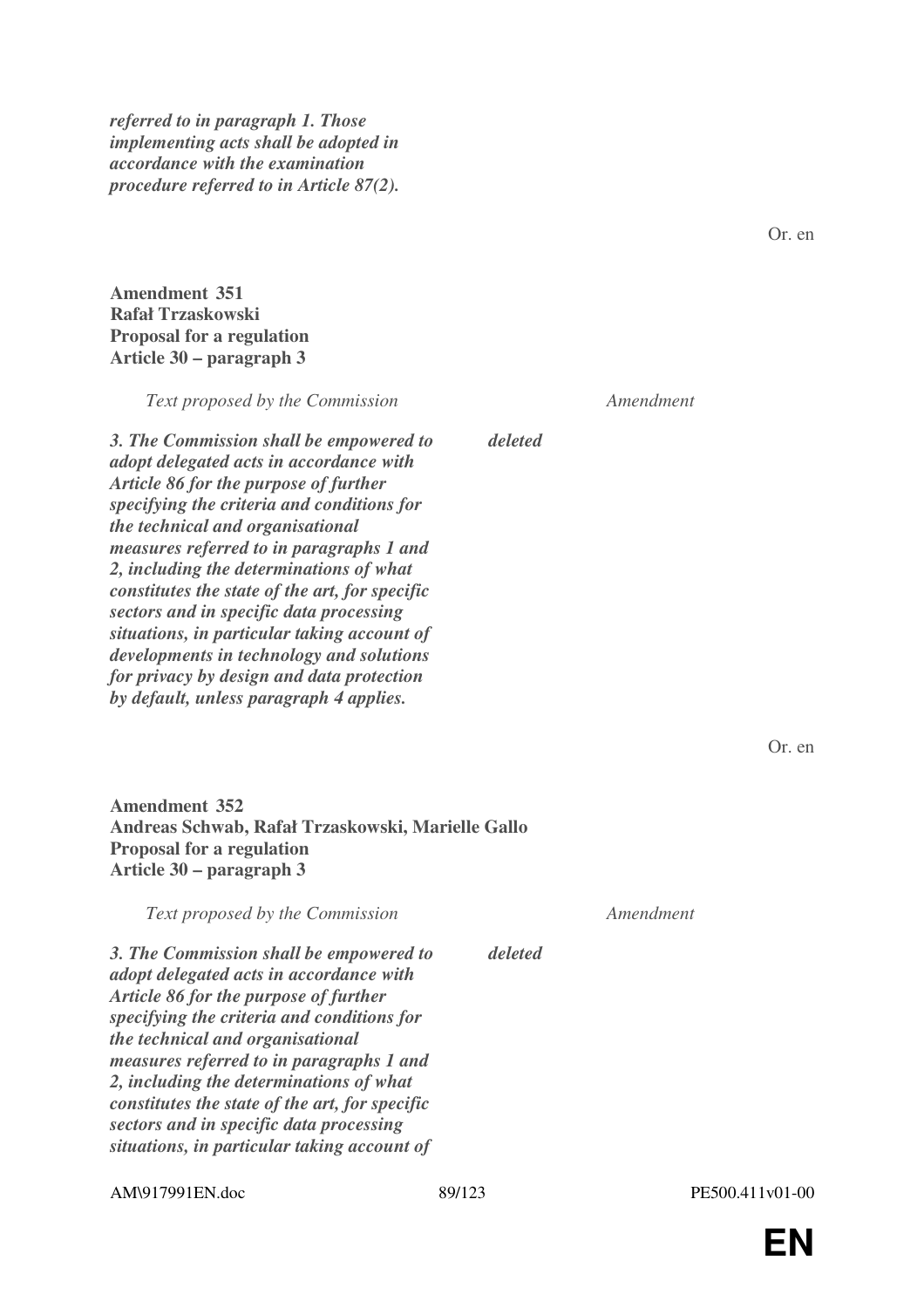***referred to in paragraph 1. Those implementing acts shall be adopted in accordance with the examination procedure referred to in Article 87(2).***

Or. en

**Amendment 351**
**Rafał Trzaskowski**
**Proposal for a regulation**
**Article 30 – paragraph 3**

| *Text proposed by the Commission* | *Amendment* |
|---|---|
| ***3. The Commission shall be empowered to adopt delegated acts in accordance with Article 86 for the purpose of further specifying the criteria and conditions for the technical and organisational measures referred to in paragraphs 1 and 2, including the determinations of what constitutes the state of the art, for specific sectors and in specific data processing situations, in particular taking account of developments in technology and solutions for privacy by design and data protection by default, unless paragraph 4 applies.*** | ***deleted*** |

Or. en

**Amendment 352**
**Andreas Schwab, Rafał Trzaskowski, Marielle Gallo**
**Proposal for a regulation**
**Article 30 – paragraph 3**

| *Text proposed by the Commission* | *Amendment* |
|---|---|
| ***3. The Commission shall be empowered to adopt delegated acts in accordance with Article 86 for the purpose of further specifying the criteria and conditions for the technical and organisational measures referred to in paragraphs 1 and 2, including the determinations of what constitutes the state of the art, for specific sectors and in specific data processing situations, in particular taking account of*** | ***deleted*** |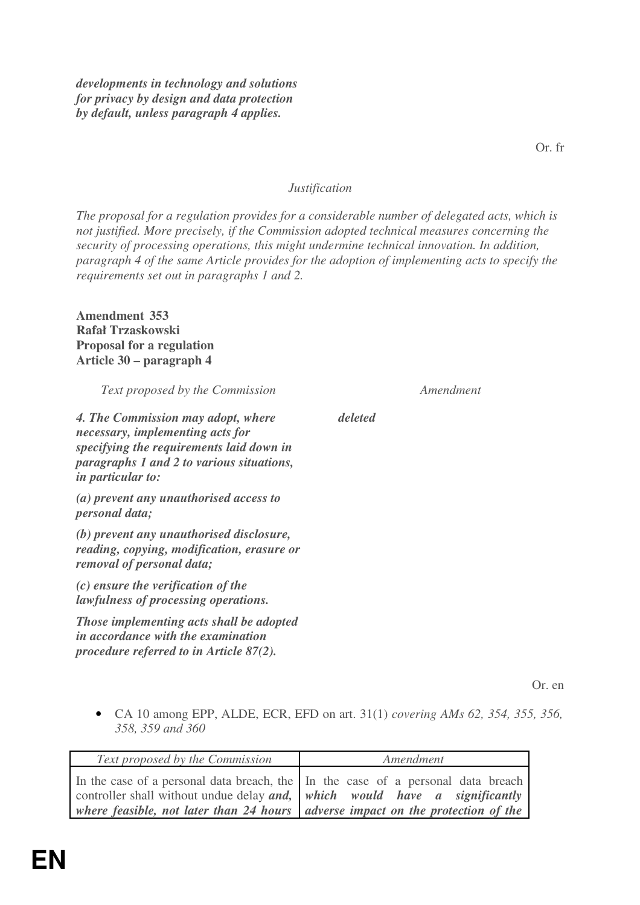***developments in technology and solutions for privacy by design and data protection by default, unless paragraph 4 applies.***

Or. fr

*Justification*

*The proposal for a regulation provides for a considerable number of delegated acts, which is not justified. More precisely, if the Commission adopted technical measures concerning the security of processing operations, this might undermine technical innovation. In addition, paragraph 4 of the same Article provides for the adoption of implementing acts to specify the requirements set out in paragraphs 1 and 2.*

**Amendment 353**
**Rafał Trzaskowski**
**Proposal for a regulation**
**Article 30 – paragraph 4**

| *Text proposed by the Commission* | *Amendment* |
|---|---|
| ***4. The Commission may adopt, where necessary, implementing acts for specifying the requirements laid down in paragraphs 1 and 2 to various situations, in particular to:*** | ***deleted*** |
| ***(a) prevent any unauthorised access to personal data;*** | |
| ***(b) prevent any unauthorised disclosure, reading, copying, modification, erasure or removal of personal data;*** | |
| ***(c) ensure the verification of the lawfulness of processing operations.*** | |
| ***Those implementing acts shall be adopted in accordance with the examination procedure referred to in Article 87(2).*** | |

Or. en

- CA 10 among EPP, ALDE, ECR, EFD on art. 31(1) *covering AMs 62, 354, 355, 356, 358, 359 and 360*

| *Text proposed by the Commission* | *Amendment* |
|---|---|
| In the case of a personal data breach, the controller shall without undue delay ***and, where feasible, not later than 24 hours*** | In the case of a personal data breach ***which would have a significantly adverse impact on the protection of the*** |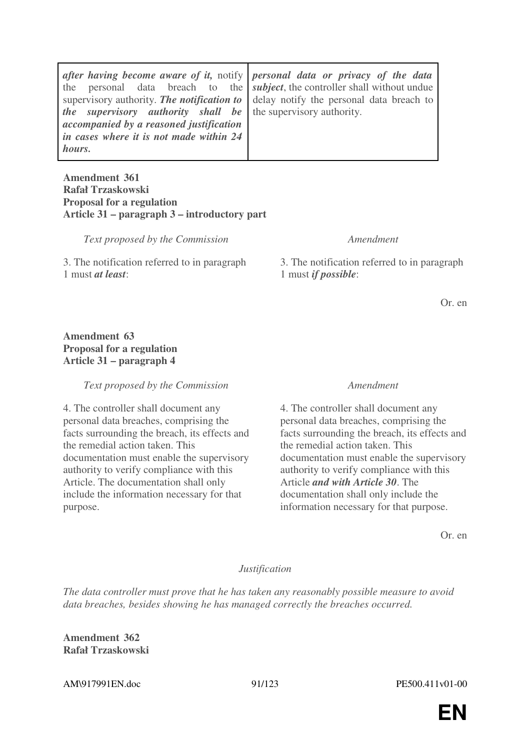| | |
|---|---|
| ***after having become aware of it,*** notify the personal data breach to the supervisory authority. ***The notification to the supervisory authority shall be accompanied by a reasoned justification in cases where it is not made within 24 hours.*** | ***personal data or privacy of the data subject***, the controller shall without undue delay notify the personal data breach to the supervisory authority. |

**Amendment 361**
**Rafał Trzaskowski**
**Proposal for a regulation**
**Article 31 – paragraph 3 – introductory part**

| *Text proposed by the Commission* | *Amendment* |
|---|---|
| 3. The notification referred to in paragraph 1 must ***at least***: | 3. The notification referred to in paragraph 1 must ***if possible***: |

Or. en

**Amendment 63**
**Proposal for a regulation**
**Article 31 – paragraph 4**

| *Text proposed by the Commission* | *Amendment* |
|---|---|
| 4. The controller shall document any personal data breaches, comprising the facts surrounding the breach, its effects and the remedial action taken. This documentation must enable the supervisory authority to verify compliance with this Article. The documentation shall only include the information necessary for that purpose. | 4. The controller shall document any personal data breaches, comprising the facts surrounding the breach, its effects and the remedial action taken. This documentation must enable the supervisory authority to verify compliance with this Article ***and with Article 30***. The documentation shall only include the information necessary for that purpose. |

Or. en

*Justification*

*The data controller must prove that he has taken any reasonably possible measure to avoid data breaches, besides showing he has managed correctly the breaches occurred.*

**Amendment 362**
**Rafał Trzaskowski**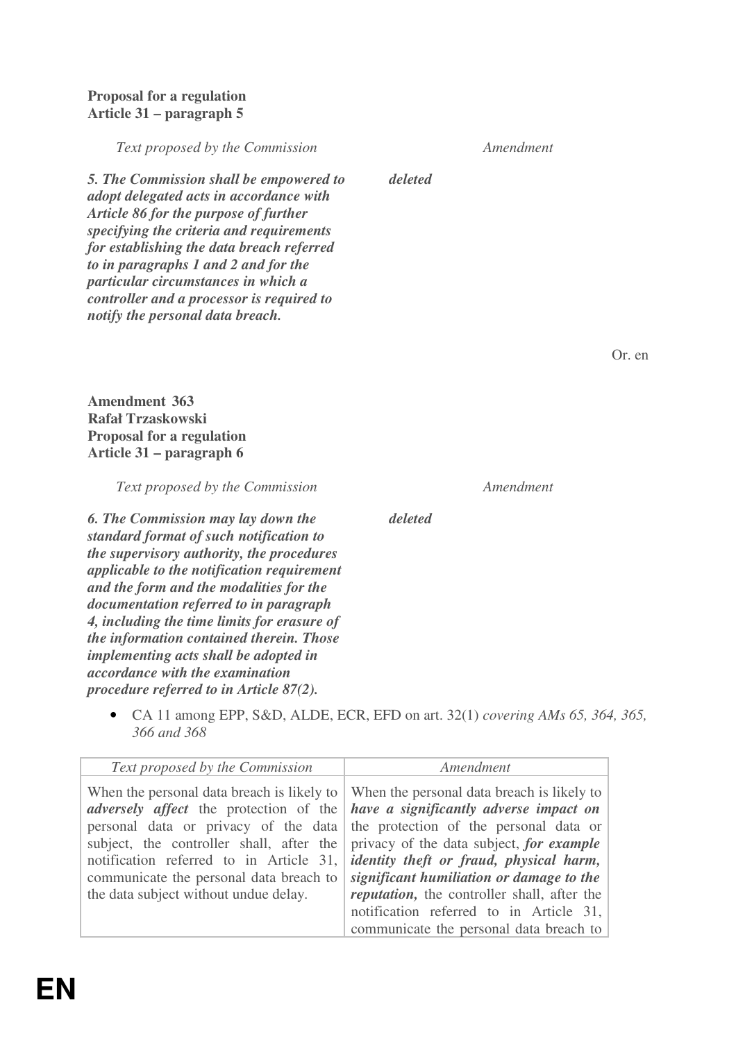**Proposal for a regulation**
**Article 31 – paragraph 5**

| *Text proposed by the Commission* | *Amendment* |
|---|---|
| ***5. The Commission shall be empowered to adopt delegated acts in accordance with Article 86 for the purpose of further specifying the criteria and requirements for establishing the data breach referred to in paragraphs 1 and 2 and for the particular circumstances in which a controller and a processor is required to notify the personal data breach.*** | ***deleted*** |

Or. en

**Amendment 363**
**Rafał Trzaskowski**
**Proposal for a regulation**
**Article 31 – paragraph 6**

| *Text proposed by the Commission* | *Amendment* |
|---|---|
| ***6. The Commission may lay down the standard format of such notification to the supervisory authority, the procedures applicable to the notification requirement and the form and the modalities for the documentation referred to in paragraph 4, including the time limits for erasure of the information contained therein. Those implementing acts shall be adopted in accordance with the examination procedure referred to in Article 87(2).*** | ***deleted*** |

- CA 11 among EPP, S&D, ALDE, ECR, EFD on art. 32(1) *covering AMs 65, 364, 365, 366 and 368*

| *Text proposed by the Commission* | *Amendment* |
|---|---|
| When the personal data breach is likely to ***adversely affect*** the protection of the personal data or privacy of the data subject, the controller shall, after the notification referred to in Article 31, communicate the personal data breach to the data subject without undue delay. | When the personal data breach is likely to ***have a significantly adverse impact on*** the protection of the personal data or privacy of the data subject, ***for example identity theft or fraud, physical harm, significant humiliation or damage to the reputation,*** the controller shall, after the notification referred to in Article 31, communicate the personal data breach to |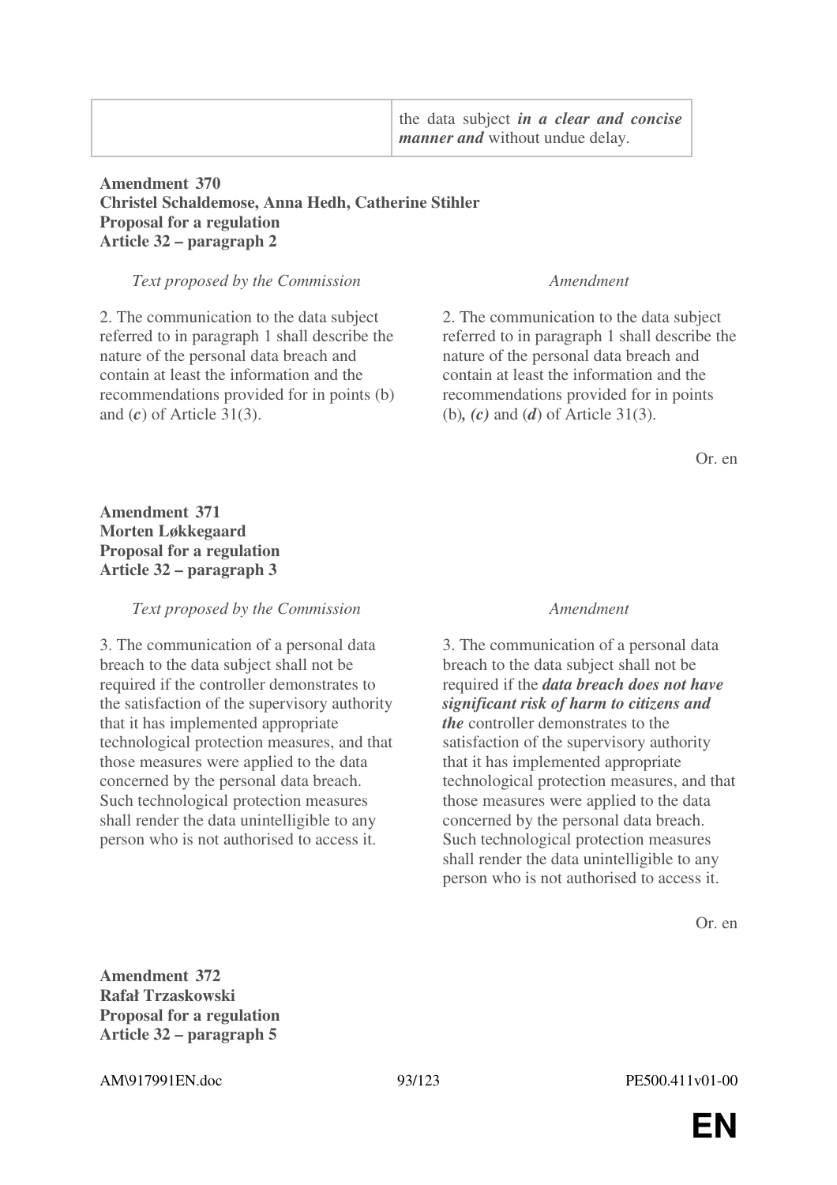| | |
|---|---|
| | the data subject ***in a clear and concise manner and*** without undue delay. |

**Amendment 370**
**Christel Schaldemose, Anna Hedh, Catherine Stihler**
**Proposal for a regulation**
**Article 32 – paragraph 2**

| *Text proposed by the Commission* | *Amendment* |
|---|---|
| 2. The communication to the data subject referred to in paragraph 1 shall describe the nature of the personal data breach and contain at least the information and the recommendations provided for in points (b) and (***c***) of Article 31(3). | 2. The communication to the data subject referred to in paragraph 1 shall describe the nature of the personal data breach and contain at least the information and the recommendations provided for in points (b)***, (c)*** and (***d***) of Article 31(3). |

Or. en

**Amendment 371**
**Morten Løkkegaard**
**Proposal for a regulation**
**Article 32 – paragraph 3**

| *Text proposed by the Commission* | *Amendment* |
|---|---|
| 3. The communication of a personal data breach to the data subject shall not be required if the controller demonstrates to the satisfaction of the supervisory authority that it has implemented appropriate technological protection measures, and that those measures were applied to the data concerned by the personal data breach. Such technological protection measures shall render the data unintelligible to any person who is not authorised to access it. | 3. The communication of a personal data breach to the data subject shall not be required if the ***data breach does not have significant risk of harm to citizens and the*** controller demonstrates to the satisfaction of the supervisory authority that it has implemented appropriate technological protection measures, and that those measures were applied to the data concerned by the personal data breach. Such technological protection measures shall render the data unintelligible to any person who is not authorised to access it. |

Or. en

**Amendment 372**
**Rafał Trzaskowski**
**Proposal for a regulation**
**Article 32 – paragraph 5**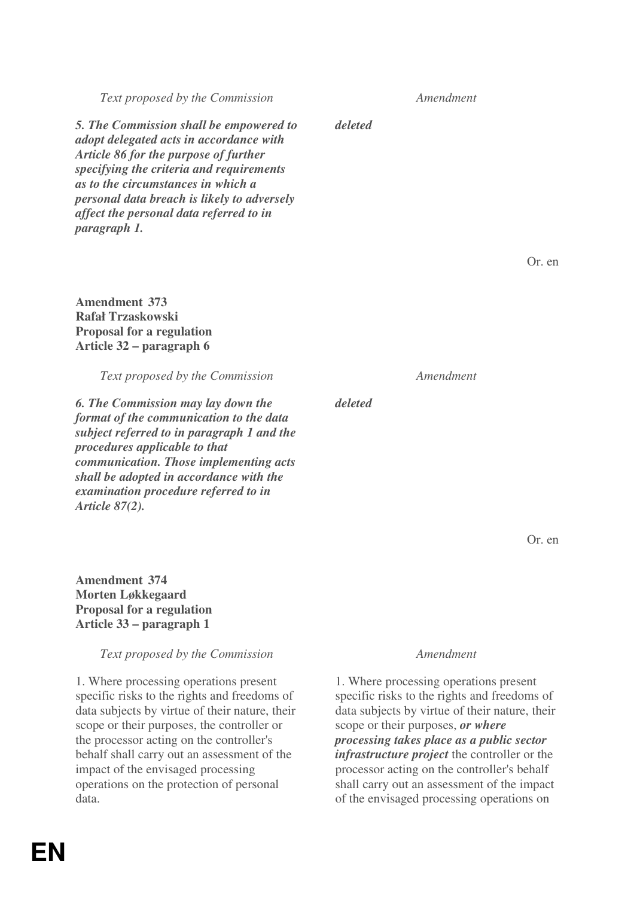| *Text proposed by the Commission* | *Amendment* |
|---|---|
| ***5. The Commission shall be empowered to adopt delegated acts in accordance with Article 86 for the purpose of further specifying the criteria and requirements as to the circumstances in which a personal data breach is likely to adversely affect the personal data referred to in paragraph 1.*** | ***deleted*** |

Or. en

**Amendment 373**
**Rafał Trzaskowski**
**Proposal for a regulation**
**Article 32 – paragraph 6**

| *Text proposed by the Commission* | *Amendment* |
|---|---|
| ***6. The Commission may lay down the format of the communication to the data subject referred to in paragraph 1 and the procedures applicable to that communication. Those implementing acts shall be adopted in accordance with the examination procedure referred to in Article 87(2).*** | ***deleted*** |

Or. en

**Amendment 374**
**Morten Løkkegaard**
**Proposal for a regulation**
**Article 33 – paragraph 1**

| *Text proposed by the Commission* | *Amendment* |
|---|---|
| 1. Where processing operations present specific risks to the rights and freedoms of data subjects by virtue of their nature, their scope or their purposes, the controller or the processor acting on the controller's behalf shall carry out an assessment of the impact of the envisaged processing operations on the protection of personal data. | 1. Where processing operations present specific risks to the rights and freedoms of data subjects by virtue of their nature, their scope or their purposes, ***or where processing takes place as a public sector infrastructure project*** the controller or the processor acting on the controller's behalf shall carry out an assessment of the impact of the envisaged processing operations on |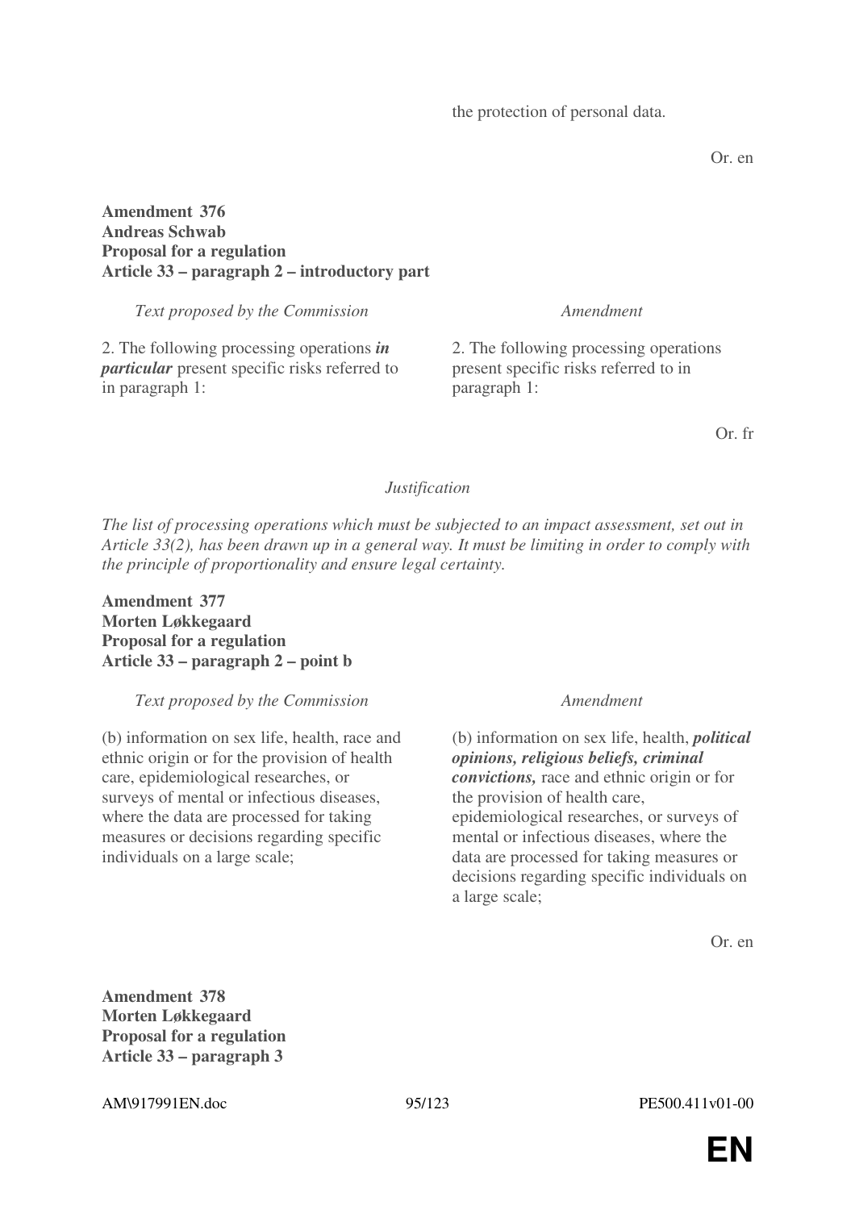the protection of personal data.

Or. en

**Amendment 376**
**Andreas Schwab**
**Proposal for a regulation**
**Article 33 – paragraph 2 – introductory part**

| *Text proposed by the Commission* | *Amendment* |
| --- | --- |
| 2. The following processing operations ***in particular*** present specific risks referred to in paragraph 1: | 2. The following processing operations present specific risks referred to in paragraph 1: |

Or. fr

*Justification*

*The list of processing operations which must be subjected to an impact assessment, set out in Article 33(2), has been drawn up in a general way. It must be limiting in order to comply with the principle of proportionality and ensure legal certainty.*

**Amendment 377**
**Morten Løkkegaard**
**Proposal for a regulation**
**Article 33 – paragraph 2 – point b**

| *Text proposed by the Commission* | *Amendment* |
| --- | --- |
| (b) information on sex life, health, race and ethnic origin or for the provision of health care, epidemiological researches, or surveys of mental or infectious diseases, where the data are processed for taking measures or decisions regarding specific individuals on a large scale; | (b) information on sex life, health, ***political opinions, religious beliefs, criminal convictions,*** race and ethnic origin or for the provision of health care, epidemiological researches, or surveys of mental or infectious diseases, where the data are processed for taking measures or decisions regarding specific individuals on a large scale; |

Or. en

**Amendment 378**
**Morten Løkkegaard**
**Proposal for a regulation**
**Article 33 – paragraph 3**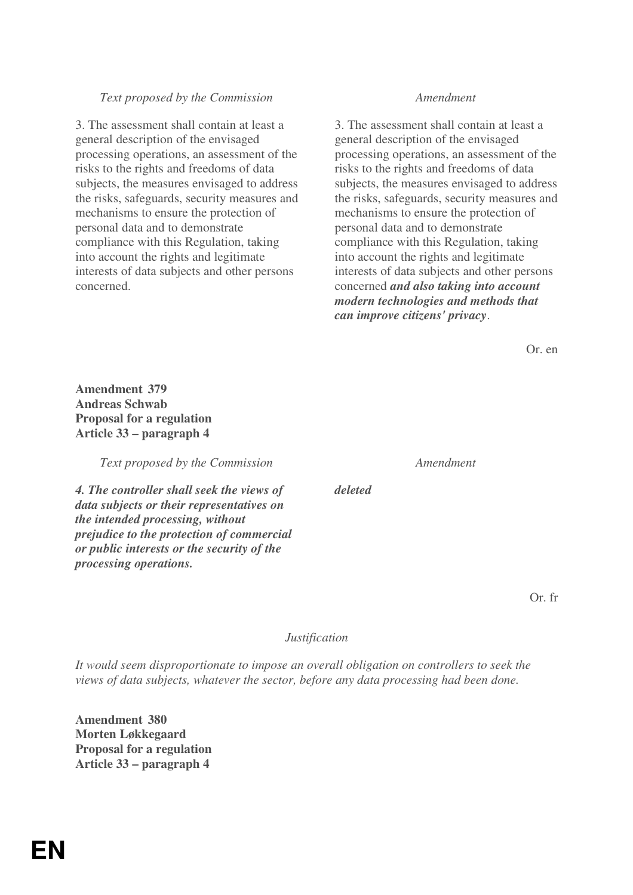| *Text proposed by the Commission* | *Amendment* |
|---|---|
| 3. The assessment shall contain at least a general description of the envisaged processing operations, an assessment of the risks to the rights and freedoms of data subjects, the measures envisaged to address the risks, safeguards, security measures and mechanisms to ensure the protection of personal data and to demonstrate compliance with this Regulation, taking into account the rights and legitimate interests of data subjects and other persons concerned. | 3. The assessment shall contain at least a general description of the envisaged processing operations, an assessment of the risks to the rights and freedoms of data subjects, the measures envisaged to address the risks, safeguards, security measures and mechanisms to ensure the protection of personal data and to demonstrate compliance with this Regulation, taking into account the rights and legitimate interests of data subjects and other persons concerned ***and also taking into account modern technologies and methods that can improve citizens' privacy***. |

Or. en

**Amendment 379**
**Andreas Schwab**
**Proposal for a regulation**
**Article 33 – paragraph 4**

| *Text proposed by the Commission* | *Amendment* |
|---|---|
| ***4. The controller shall seek the views of data subjects or their representatives on the intended processing, without prejudice to the protection of commercial or public interests or the security of the processing operations.*** | ***deleted*** |

Or. fr

*Justification*

*It would seem disproportionate to impose an overall obligation on controllers to seek the views of data subjects, whatever the sector, before any data processing had been done.*

**Amendment 380**
**Morten Løkkegaard**
**Proposal for a regulation**
**Article 33 – paragraph 4**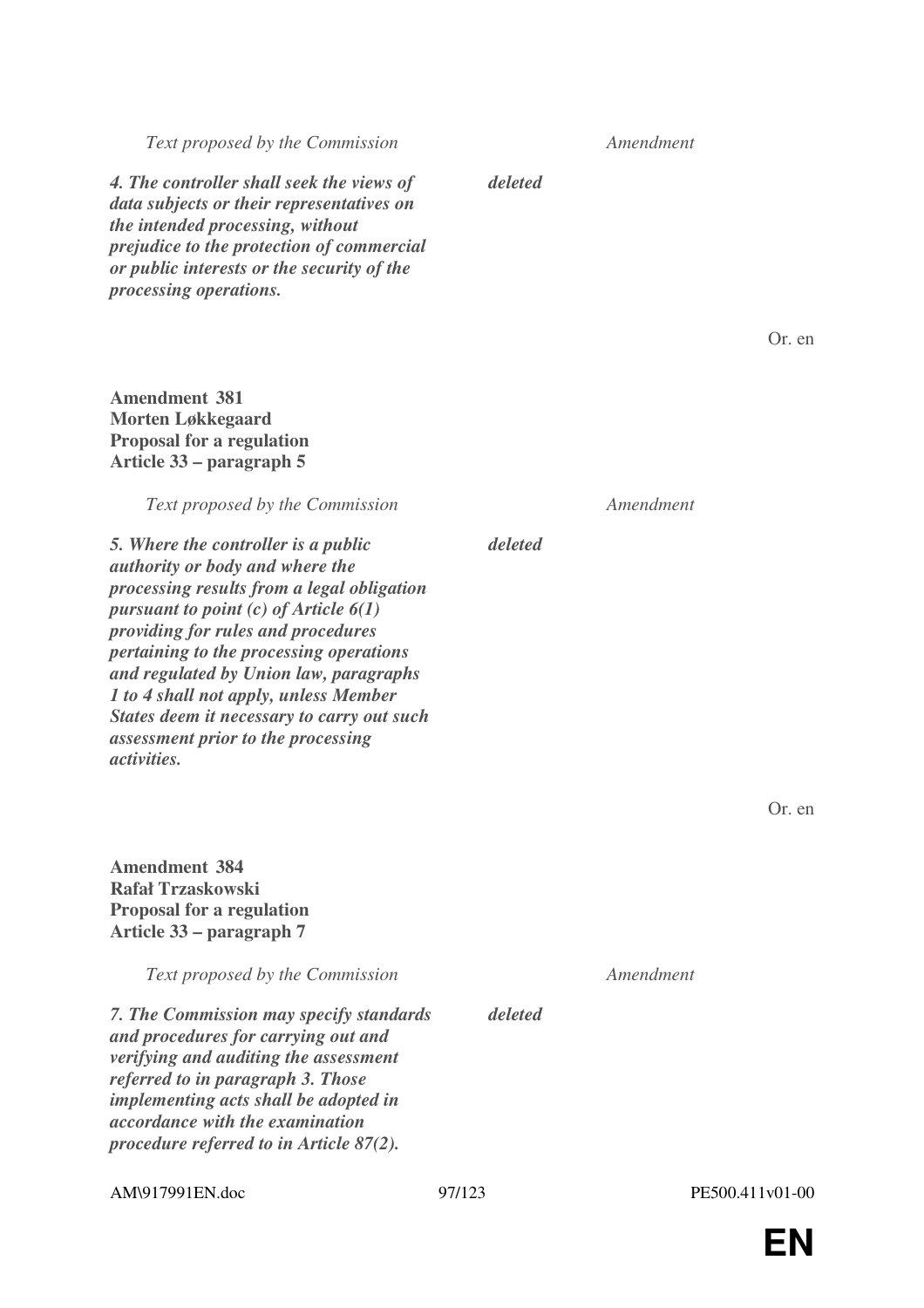| *Text proposed by the Commission* | *Amendment* |
|---|---|
| ***4. The controller shall seek the views of data subjects or their representatives on the intended processing, without prejudice to the protection of commercial or public interests or the security of the processing operations.*** | ***deleted*** |

Or. en

**Amendment 381**
**Morten Løkkegaard**
**Proposal for a regulation**
**Article 33 – paragraph 5**

| *Text proposed by the Commission* | *Amendment* |
|---|---|
| ***5. Where the controller is a public authority or body and where the processing results from a legal obligation pursuant to point (c) of Article 6(1) providing for rules and procedures pertaining to the processing operations and regulated by Union law, paragraphs 1 to 4 shall not apply, unless Member States deem it necessary to carry out such assessment prior to the processing activities.*** | ***deleted*** |

Or. en

**Amendment 384**
**Rafał Trzaskowski**
**Proposal for a regulation**
**Article 33 – paragraph 7**

| *Text proposed by the Commission* | *Amendment* |
|---|---|
| ***7. The Commission may specify standards and procedures for carrying out and verifying and auditing the assessment referred to in paragraph 3. Those implementing acts shall be adopted in accordance with the examination procedure referred to in Article 87(2).*** | ***deleted*** |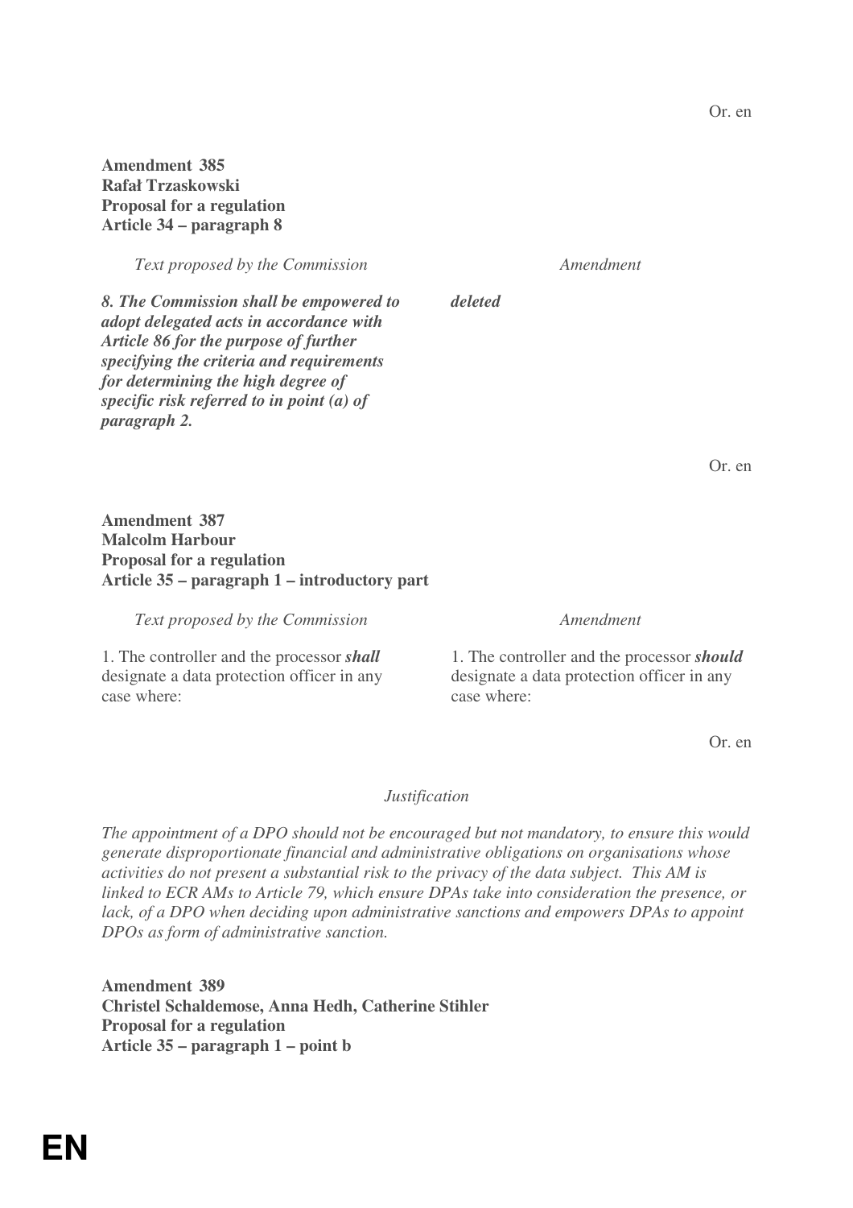Or. en

**Amendment 385**
**Rafał Trzaskowski**
**Proposal for a regulation**
**Article 34 – paragraph 8**

| *Text proposed by the Commission* | *Amendment* |
|---|---|
| ***8. The Commission shall be empowered to adopt delegated acts in accordance with Article 86 for the purpose of further specifying the criteria and requirements for determining the high degree of specific risk referred to in point (a) of paragraph 2.*** | ***deleted*** |

Or. en

**Amendment 387**
**Malcolm Harbour**
**Proposal for a regulation**
**Article 35 – paragraph 1 – introductory part**

| *Text proposed by the Commission* | *Amendment* |
|---|---|
| 1. The controller and the processor ***shall*** designate a data protection officer in any case where: | 1. The controller and the processor ***should*** designate a data protection officer in any case where: |

Or. en

*Justification*

*The appointment of a DPO should not be encouraged but not mandatory, to ensure this would generate disproportionate financial and administrative obligations on organisations whose activities do not present a substantial risk to the privacy of the data subject. This AM is linked to ECR AMs to Article 79, which ensure DPAs take into consideration the presence, or lack, of a DPO when deciding upon administrative sanctions and empowers DPAs to appoint DPOs as form of administrative sanction.*

**Amendment 389**
**Christel Schaldemose, Anna Hedh, Catherine Stihler**
**Proposal for a regulation**
**Article 35 – paragraph 1 – point b**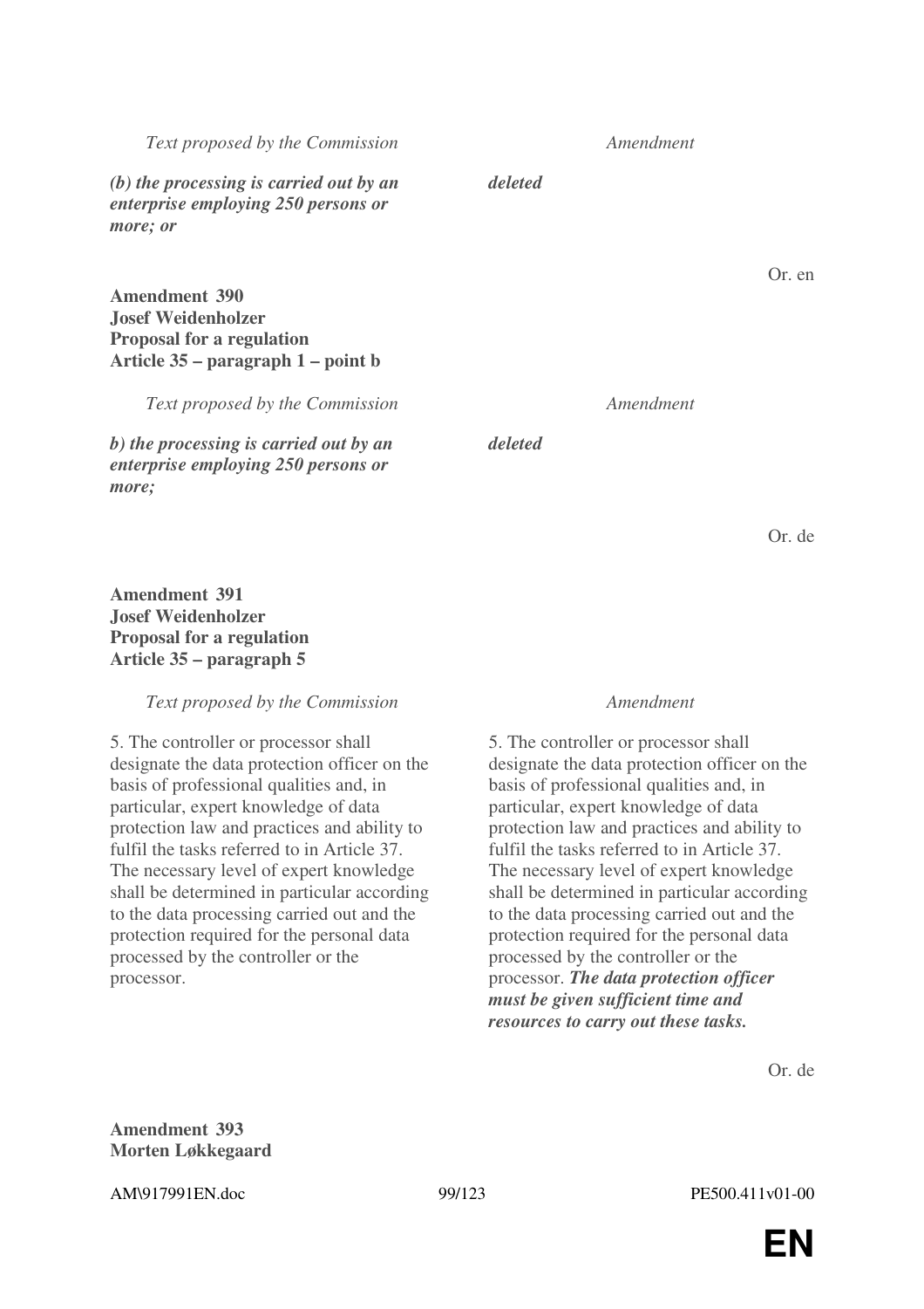| Text proposed by the Commission | Amendment |
|---|---|
| ***(b) the processing is carried out by an enterprise employing 250 persons or more; or*** | ***deleted*** |

Or. en

**Amendment 390**
**Josef Weidenholzer**
**Proposal for a regulation**
**Article 35 – paragraph 1 – point b**

| Text proposed by the Commission | Amendment |
|---|---|
| ***b) the processing is carried out by an enterprise employing 250 persons or more;*** | ***deleted*** |

Or. de

**Amendment 391**
**Josef Weidenholzer**
**Proposal for a regulation**
**Article 35 – paragraph 5**

| Text proposed by the Commission | Amendment |
|---|---|
| 5. The controller or processor shall designate the data protection officer on the basis of professional qualities and, in particular, expert knowledge of data protection law and practices and ability to fulfil the tasks referred to in Article 37. The necessary level of expert knowledge shall be determined in particular according to the data processing carried out and the protection required for the personal data processed by the controller or the processor. | 5. The controller or processor shall designate the data protection officer on the basis of professional qualities and, in particular, expert knowledge of data protection law and practices and ability to fulfil the tasks referred to in Article 37. The necessary level of expert knowledge shall be determined in particular according to the data processing carried out and the protection required for the personal data processed by the controller or the processor. ***The data protection officer must be given sufficient time and resources to carry out these tasks.*** |

Or. de

**Amendment 393**
**Morten Løkkegaard**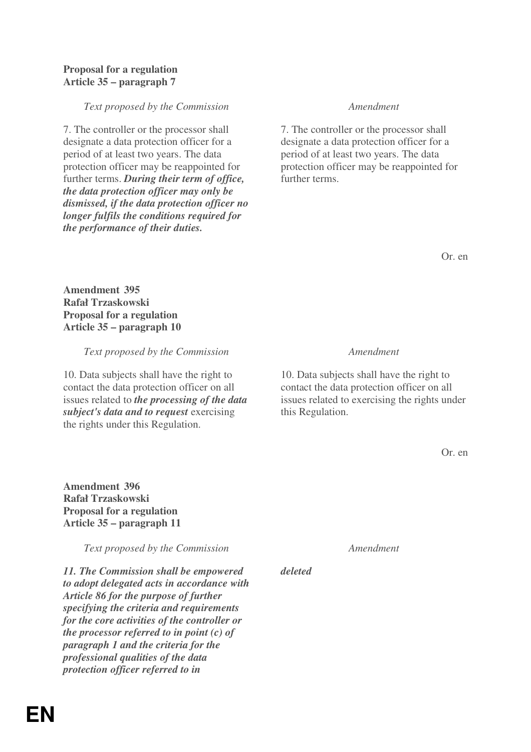**Proposal for a regulation**
**Article 35 – paragraph 7**

| *Text proposed by the Commission* | *Amendment* |
|---|---|
| 7. The controller or the processor shall designate a data protection officer for a period of at least two years. The data protection officer may be reappointed for further terms. ***During their term of office, the data protection officer may only be dismissed, if the data protection officer no longer fulfils the conditions required for the performance of their duties.*** | 7. The controller or the processor shall designate a data protection officer for a period of at least two years. The data protection officer may be reappointed for further terms. |

Or. en

**Amendment 395**
**Rafał Trzaskowski**
**Proposal for a regulation**
**Article 35 – paragraph 10**

| *Text proposed by the Commission* | *Amendment* |
|---|---|
| 10. Data subjects shall have the right to contact the data protection officer on all issues related to ***the processing of the data subject's data and to request*** exercising the rights under this Regulation. | 10. Data subjects shall have the right to contact the data protection officer on all issues related to exercising the rights under this Regulation. |

Or. en

**Amendment 396**
**Rafał Trzaskowski**
**Proposal for a regulation**
**Article 35 – paragraph 11**

| *Text proposed by the Commission* | *Amendment* |
|---|---|
| ***11. The Commission shall be empowered to adopt delegated acts in accordance with Article 86 for the purpose of further specifying the criteria and requirements for the core activities of the controller or the processor referred to in point (c) of paragraph 1 and the criteria for the professional qualities of the data protection officer referred to in*** | ***deleted*** |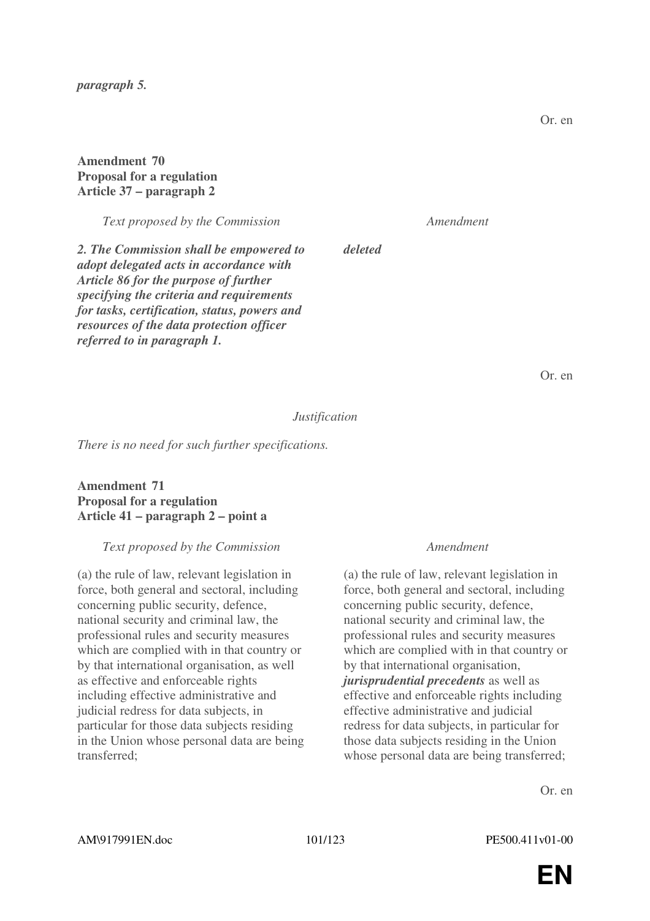*paragraph 5.*

Or. en

**Amendment 70**
**Proposal for a regulation**
**Article 37 – paragraph 2**

| Text proposed by the Commission | Amendment |
|---|---|
| ***2. The Commission shall be empowered to adopt delegated acts in accordance with Article 86 for the purpose of further specifying the criteria and requirements for tasks, certification, status, powers and resources of the data protection officer referred to in paragraph 1.*** | ***deleted*** |

Or. en

*Justification*

*There is no need for such further specifications.*

**Amendment 71**
**Proposal for a regulation**
**Article 41 – paragraph 2 – point a**

| Text proposed by the Commission | Amendment |
|---|---|
| (a) the rule of law, relevant legislation in force, both general and sectoral, including concerning public security, defence, national security and criminal law, the professional rules and security measures which are complied with in that country or by that international organisation, as well as effective and enforceable rights including effective administrative and judicial redress for data subjects, in particular for those data subjects residing in the Union whose personal data are being transferred; | (a) the rule of law, relevant legislation in force, both general and sectoral, including concerning public security, defence, national security and criminal law, the professional rules and security measures which are complied with in that country or by that international organisation, ***jurisprudential precedents*** as well as effective and enforceable rights including effective administrative and judicial redress for data subjects, in particular for those data subjects residing in the Union whose personal data are being transferred; |

Or. en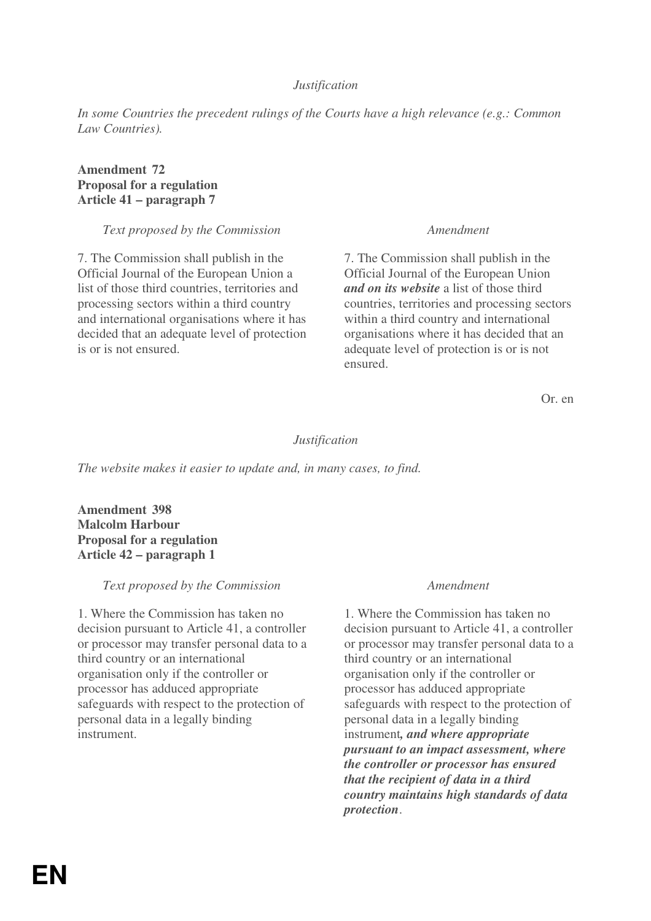*Justification*

*In some Countries the precedent rulings of the Courts have a high relevance (e.g.: Common Law Countries).*

**Amendment 72**
**Proposal for a regulation**
**Article 41 – paragraph 7**

| *Text proposed by the Commission* | *Amendment* |
| --- | --- |
| 7. The Commission shall publish in the Official Journal of the European Union a list of those third countries, territories and processing sectors within a third country and international organisations where it has decided that an adequate level of protection is or is not ensured. | 7. The Commission shall publish in the Official Journal of the European Union ***and on its website*** a list of those third countries, territories and processing sectors within a third country and international organisations where it has decided that an adequate level of protection is or is not ensured. |

Or. en

*Justification*

*The website makes it easier to update and, in many cases, to find.*

**Amendment 398**
**Malcolm Harbour**
**Proposal for a regulation**
**Article 42 – paragraph 1**

| *Text proposed by the Commission* | *Amendment* |
| --- | --- |
| 1. Where the Commission has taken no decision pursuant to Article 41, a controller or processor may transfer personal data to a third country or an international organisation only if the controller or processor has adduced appropriate safeguards with respect to the protection of personal data in a legally binding instrument. | 1. Where the Commission has taken no decision pursuant to Article 41, a controller or processor may transfer personal data to a third country or an international organisation only if the controller or processor has adduced appropriate safeguards with respect to the protection of personal data in a legally binding instrument***, and where appropriate pursuant to an impact assessment, where the controller or processor has ensured that the recipient of data in a third country maintains high standards of data protection***. |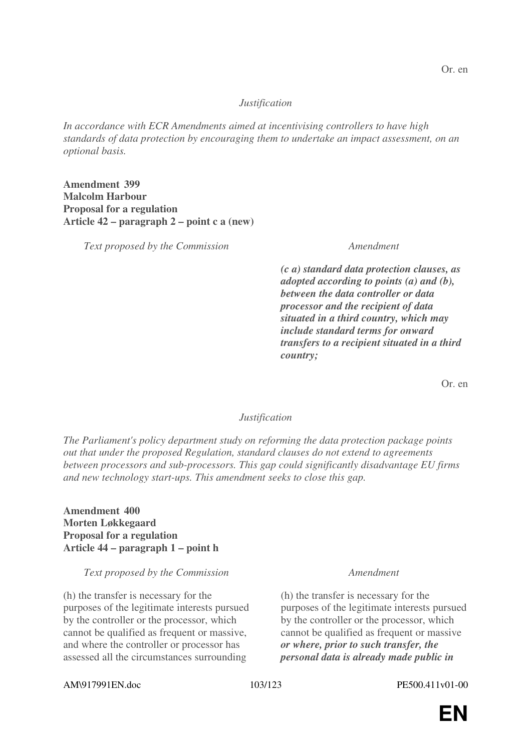Or. en

*Justification*

*In accordance with ECR Amendments aimed at incentivising controllers to have high standards of data protection by encouraging them to undertake an impact assessment, on an optional basis.*

**Amendment 399**
**Malcolm Harbour**
**Proposal for a regulation**
**Article 42 – paragraph 2 – point c a (new)**

| *Text proposed by the Commission* | *Amendment* |
|---|---|
| | ***(c a) standard data protection clauses, as adopted according to points (a) and (b), between the data controller or data processor and the recipient of data situated in a third country, which may include standard terms for onward transfers to a recipient situated in a third country;*** |

Or. en

*Justification*

*The Parliament's policy department study on reforming the data protection package points out that under the proposed Regulation, standard clauses do not extend to agreements between processors and sub-processors. This gap could significantly disadvantage EU firms and new technology start-ups. This amendment seeks to close this gap.*

**Amendment 400**
**Morten Løkkegaard**
**Proposal for a regulation**
**Article 44 – paragraph 1 – point h**

| *Text proposed by the Commission* | *Amendment* |
|---|---|
| (h) the transfer is necessary for the purposes of the legitimate interests pursued by the controller or the processor, which cannot be qualified as frequent or massive, and where the controller or processor has assessed all the circumstances surrounding | (h) the transfer is necessary for the purposes of the legitimate interests pursued by the controller or the processor, which cannot be qualified as frequent or massive ***or where, prior to such transfer, the personal data is already made public in*** |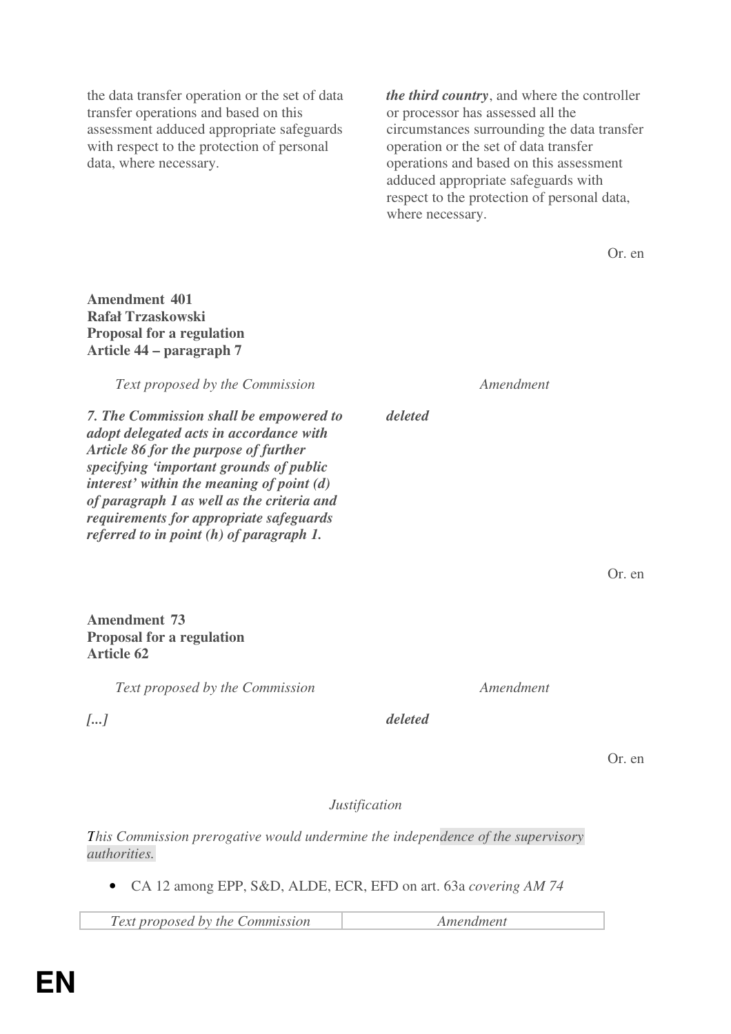| | |
|---|---|
| the data transfer operation or the set of data transfer operations and based on this assessment adduced appropriate safeguards with respect to the protection of personal data, where necessary. | ***the third country***, and where the controller or processor has assessed all the circumstances surrounding the data transfer operation or the set of data transfer operations and based on this assessment adduced appropriate safeguards with respect to the protection of personal data, where necessary. |

Or. en

**Amendment 401**
**Rafał Trzaskowski**
**Proposal for a regulation**
**Article 44 – paragraph 7**

| *Text proposed by the Commission* | *Amendment* |
|---|---|
| ***7. The Commission shall be empowered to adopt delegated acts in accordance with Article 86 for the purpose of further specifying 'important grounds of public interest' within the meaning of point (d) of paragraph 1 as well as the criteria and requirements for appropriate safeguards referred to in point (h) of paragraph 1.*** | ***deleted*** |

Or. en

**Amendment 73**
**Proposal for a regulation**
**Article 62**

| *Text proposed by the Commission* | *Amendment* |
|---|---|
| ***[...]*** | ***deleted*** |

Or. en

*Justification*

*This Commission prerogative would undermine the independence of the supervisory authorities.*

- CA 12 among EPP, S&D, ALDE, ECR, EFD on art. 63a *covering AM 74*

| *Text proposed by the Commission* | *Amendment* |
|---|---|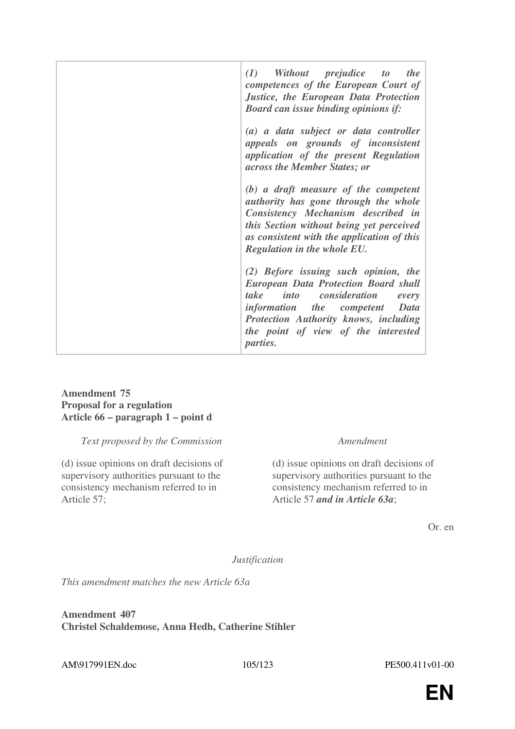| | |
|---|---|
| | ***(1) Without prejudice to the competences of the European Court of Justice, the European Data Protection Board can issue binding opinions if:***<br><br>***(a) a data subject or data controller appeals on grounds of inconsistent application of the present Regulation across the Member States; or***<br><br>***(b) a draft measure of the competent authority has gone through the whole Consistency Mechanism described in this Section without being yet perceived as consistent with the application of this Regulation in the whole EU.***<br><br>***(2) Before issuing such opinion, the European Data Protection Board shall take into consideration every information the competent Data Protection Authority knows, including the point of view of the interested parties.*** |

**Amendment 75**
**Proposal for a regulation**
**Article 66 – paragraph 1 – point d**

| *Text proposed by the Commission* | *Amendment* |
|---|---|
| (d) issue opinions on draft decisions of supervisory authorities pursuant to the consistency mechanism referred to in Article 57; | (d) issue opinions on draft decisions of supervisory authorities pursuant to the consistency mechanism referred to in Article 57 ***and in Article 63a***; |

Or. en

*Justification*

*This amendment matches the new Article 63a*

**Amendment 407**
**Christel Schaldemose, Anna Hedh, Catherine Stihler**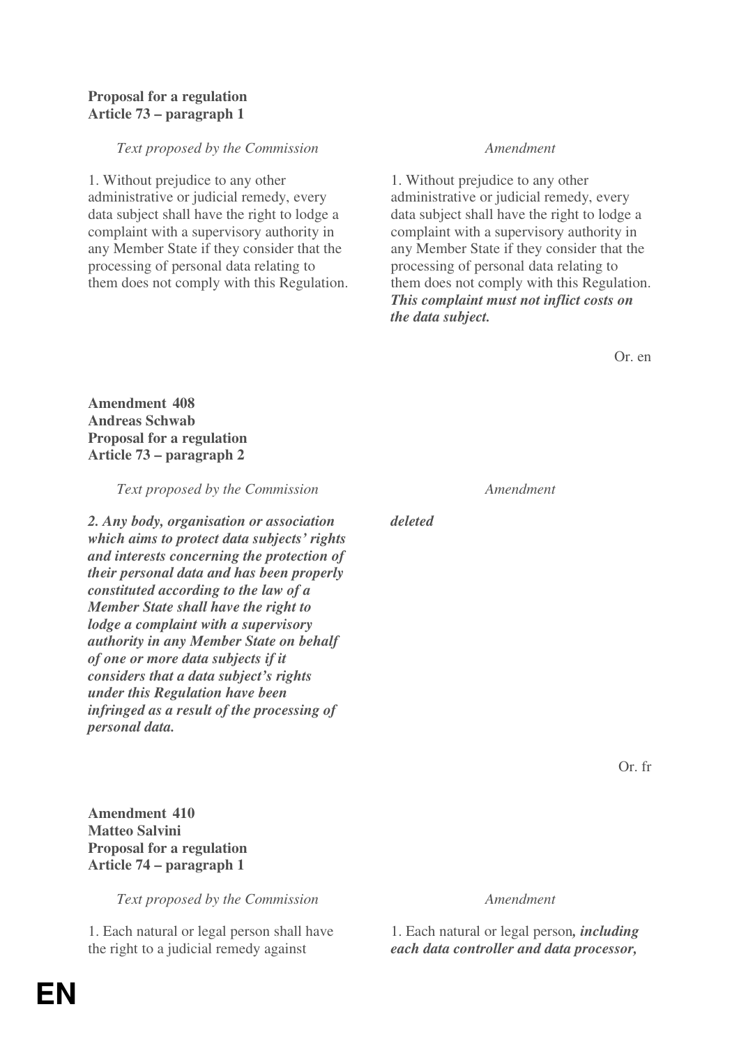**Proposal for a regulation**
**Article 73 – paragraph 1**

| *Text proposed by the Commission* | *Amendment* |
|---|---|
| 1. Without prejudice to any other administrative or judicial remedy, every data subject shall have the right to lodge a complaint with a supervisory authority in any Member State if they consider that the processing of personal data relating to them does not comply with this Regulation. | 1. Without prejudice to any other administrative or judicial remedy, every data subject shall have the right to lodge a complaint with a supervisory authority in any Member State if they consider that the processing of personal data relating to them does not comply with this Regulation. ***This complaint must not inflict costs on the data subject.*** |

Or. en

**Amendment 408**
**Andreas Schwab**
**Proposal for a regulation**
**Article 73 – paragraph 2**

| *Text proposed by the Commission* | *Amendment* |
|---|---|
| ***2. Any body, organisation or association which aims to protect data subjects' rights and interests concerning the protection of their personal data and has been properly constituted according to the law of a Member State shall have the right to lodge a complaint with a supervisory authority in any Member State on behalf of one or more data subjects if it considers that a data subject's rights under this Regulation have been infringed as a result of the processing of personal data.*** | ***deleted*** |

Or. fr

**Amendment 410**
**Matteo Salvini**
**Proposal for a regulation**
**Article 74 – paragraph 1**

| *Text proposed by the Commission* | *Amendment* |
|---|---|
| 1. Each natural or legal person shall have the right to a judicial remedy against | 1. Each natural or legal person***, including each data controller and data processor,*** |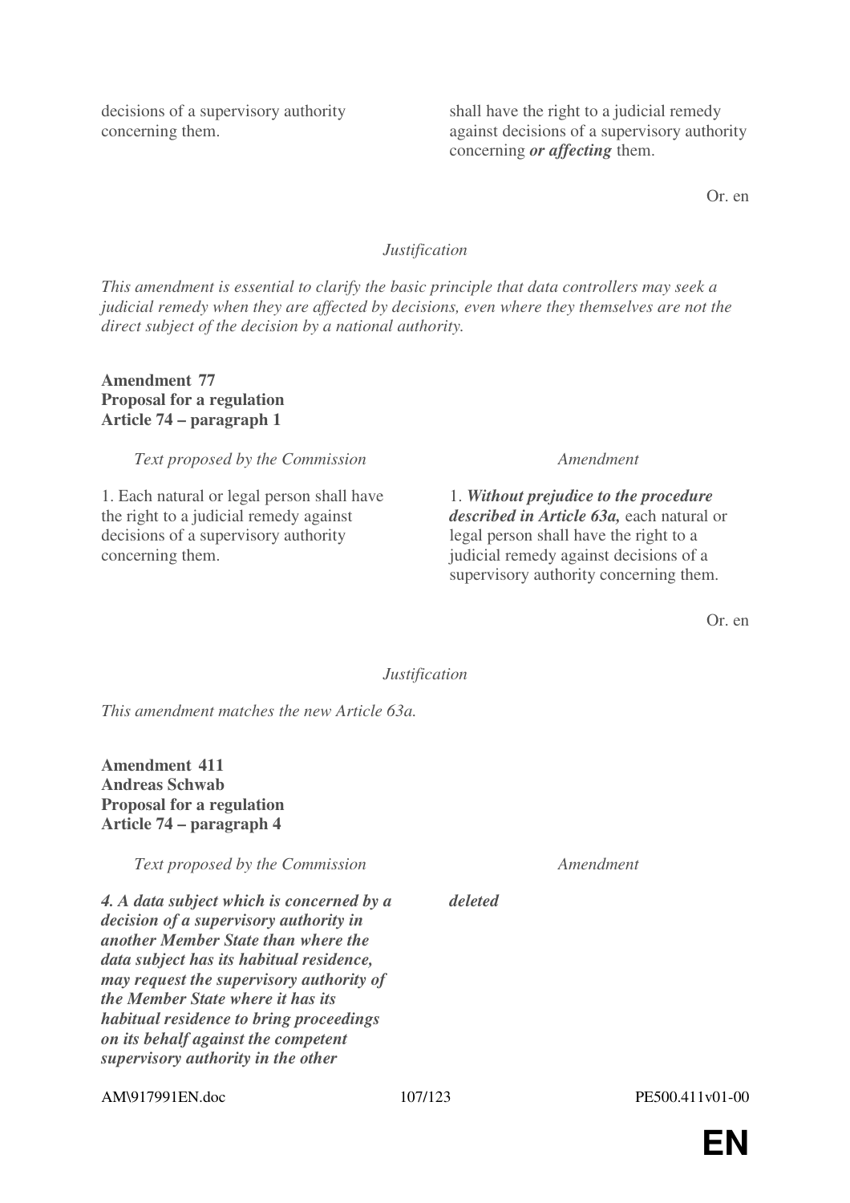| | |
|---|---|
| decisions of a supervisory authority concerning them. | shall have the right to a judicial remedy against decisions of a supervisory authority concerning ***or affecting*** them. |

Or. en

*Justification*

*This amendment is essential to clarify the basic principle that data controllers may seek a judicial remedy when they are affected by decisions, even where they themselves are not the direct subject of the decision by a national authority.*

**Amendment 77**
**Proposal for a regulation**
**Article 74 – paragraph 1**

| *Text proposed by the Commission* | *Amendment* |
|---|---|
| 1. Each natural or legal person shall have the right to a judicial remedy against decisions of a supervisory authority concerning them. | 1. ***Without prejudice to the procedure described in Article 63a,*** each natural or legal person shall have the right to a judicial remedy against decisions of a supervisory authority concerning them. |

Or. en

*Justification*

*This amendment matches the new Article 63a.*

**Amendment 411**
**Andreas Schwab**
**Proposal for a regulation**
**Article 74 – paragraph 4**

| *Text proposed by the Commission* | *Amendment* |
|---|---|
| ***4. A data subject which is concerned by a decision of a supervisory authority in another Member State than where the data subject has its habitual residence, may request the supervisory authority of the Member State where it has its habitual residence to bring proceedings on its behalf against the competent supervisory authority in the other*** | ***deleted*** |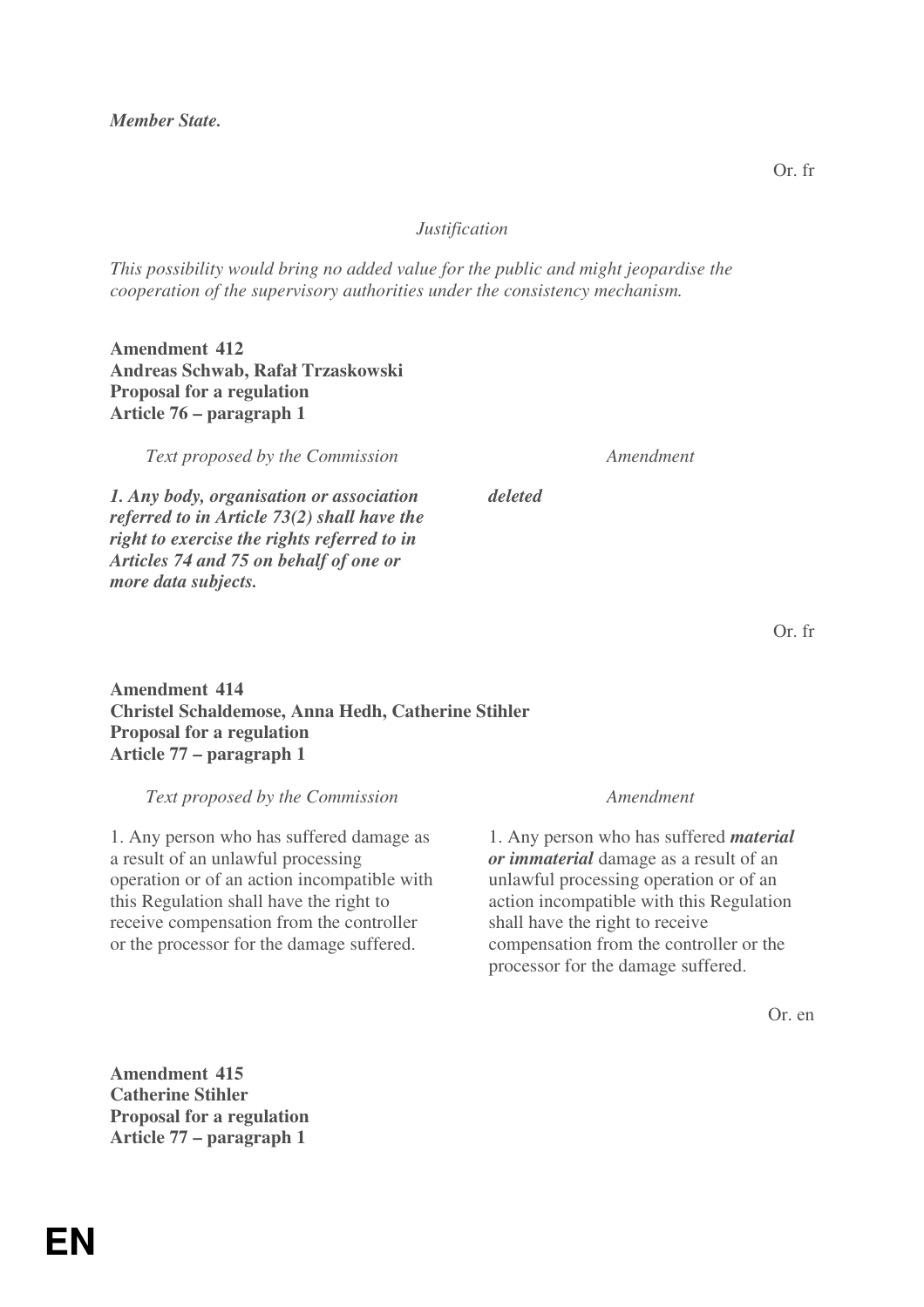***Member State.***

Or. fr

*Justification*

*This possibility would bring no added value for the public and might jeopardise the cooperation of the supervisory authorities under the consistency mechanism.*

**Amendment 412**
**Andreas Schwab, Rafał Trzaskowski**
**Proposal for a regulation**
**Article 76 – paragraph 1**

| *Text proposed by the Commission* | *Amendment* |
|---|---|
| ***1. Any body, organisation or association referred to in Article 73(2) shall have the right to exercise the rights referred to in Articles 74 and 75 on behalf of one or more data subjects.*** | ***deleted*** |

Or. fr

**Amendment 414**
**Christel Schaldemose, Anna Hedh, Catherine Stihler**
**Proposal for a regulation**
**Article 77 – paragraph 1**

| *Text proposed by the Commission* | *Amendment* |
|---|---|
| 1. Any person who has suffered damage as a result of an unlawful processing operation or of an action incompatible with this Regulation shall have the right to receive compensation from the controller or the processor for the damage suffered. | 1. Any person who has suffered ***material or immaterial*** damage as a result of an unlawful processing operation or of an action incompatible with this Regulation shall have the right to receive compensation from the controller or the processor for the damage suffered. |

Or. en

**Amendment 415**
**Catherine Stihler**
**Proposal for a regulation**
**Article 77 – paragraph 1**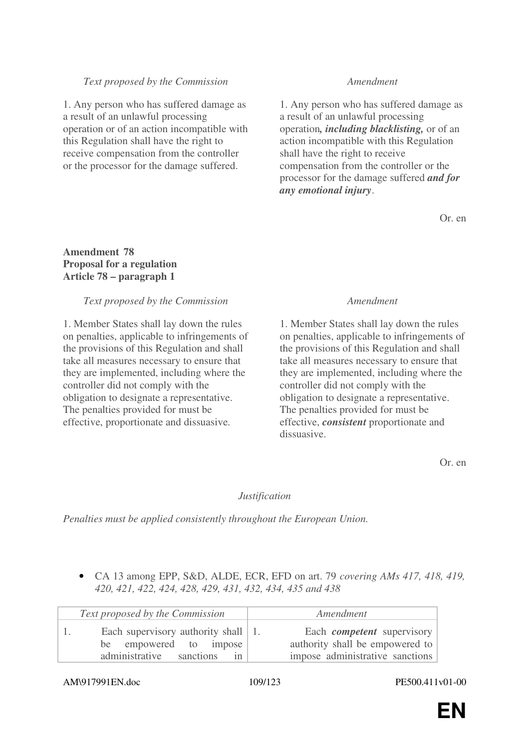| *Text proposed by the Commission* | *Amendment* |
|---|---|
| 1. Any person who has suffered damage as a result of an unlawful processing operation or of an action incompatible with this Regulation shall have the right to receive compensation from the controller or the processor for the damage suffered. | 1. Any person who has suffered damage as a result of an unlawful processing operation***, including blacklisting,*** or of an action incompatible with this Regulation shall have the right to receive compensation from the controller or the processor for the damage suffered ***and for any emotional injury***. |

Or. en

**Amendment 78**
**Proposal for a regulation**
**Article 78 – paragraph 1**

| *Text proposed by the Commission* | *Amendment* |
|---|---|
| 1. Member States shall lay down the rules on penalties, applicable to infringements of the provisions of this Regulation and shall take all measures necessary to ensure that they are implemented, including where the controller did not comply with the obligation to designate a representative. The penalties provided for must be effective, proportionate and dissuasive. | 1. Member States shall lay down the rules on penalties, applicable to infringements of the provisions of this Regulation and shall take all measures necessary to ensure that they are implemented, including where the controller did not comply with the obligation to designate a representative. The penalties provided for must be effective, ***consistent*** proportionate and dissuasive. |

Or. en

*Justification*

*Penalties must be applied consistently throughout the European Union.*

- CA 13 among EPP, S&D, ALDE, ECR, EFD on art. 79 *covering AMs 417, 418, 419, 420, 421, 422, 424, 428, 429, 431, 432, 434, 435 and 438*

| *Text proposed by the Commission* | *Amendment* |
|---|---|
| 1. Each supervisory authority shall be empowered to impose administrative sanctions in | 1. Each ***competent*** supervisory authority shall be empowered to impose administrative sanctions |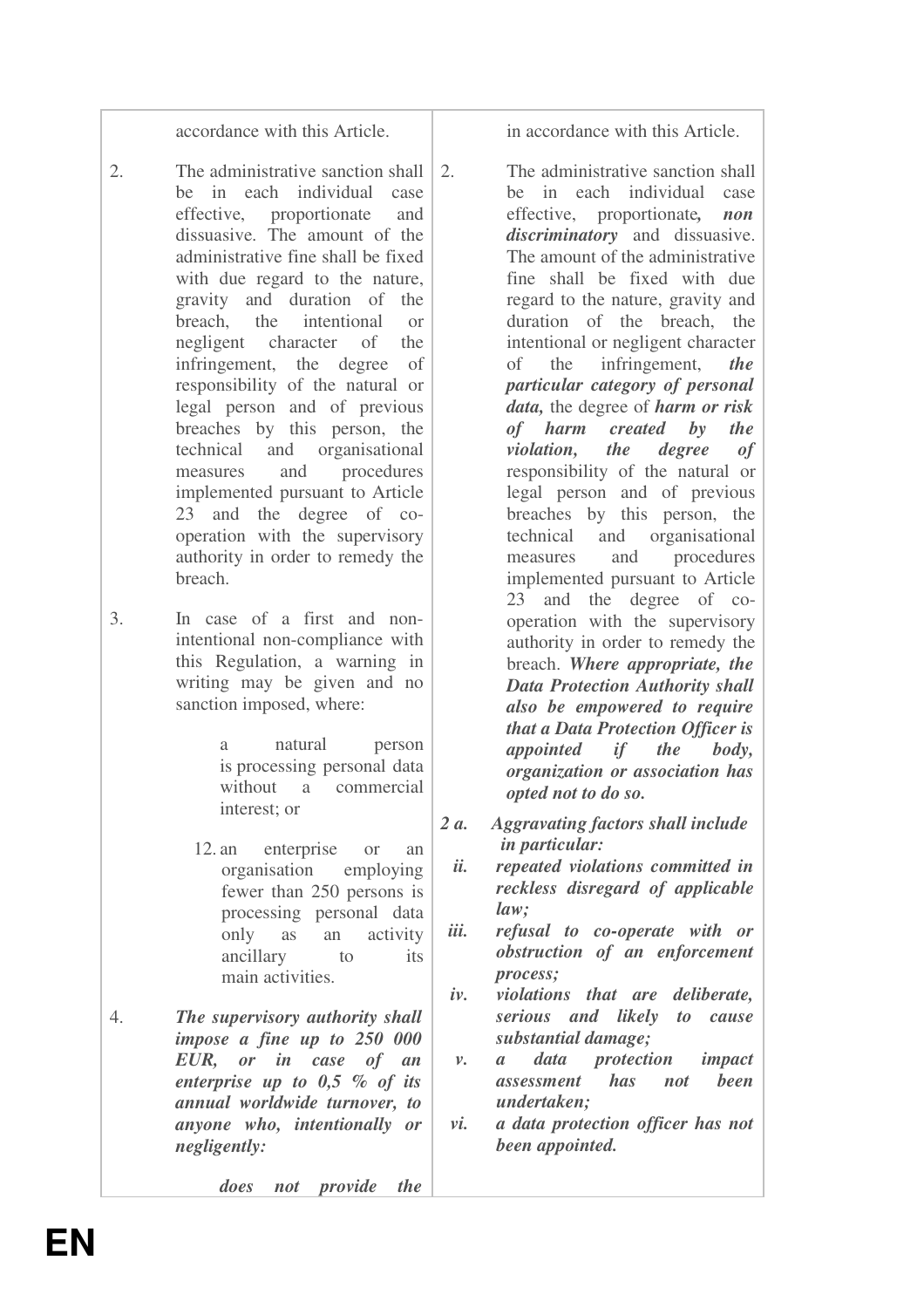| | |
|---|---|
| accordance with this Article. | in accordance with this Article. |
| 2. The administrative sanction shall be in each individual case effective, proportionate and dissuasive. The amount of the administrative fine shall be fixed with due regard to the nature, gravity and duration of the breach, the intentional or negligent character of the infringement, the degree of responsibility of the natural or legal person and of previous breaches by this person, the technical and organisational measures and procedures implemented pursuant to Article 23 and the degree of co-operation with the supervisory authority in order to remedy the breach. | 2. The administrative sanction shall be in each individual case effective, proportionate***, non discriminatory*** and dissuasive. The amount of the administrative fine shall be fixed with due regard to the nature, gravity and duration of the breach, the intentional or negligent character of the infringement, ***the particular category of personal data,*** the degree of ***harm or risk of harm created by the violation, the degree of*** responsibility of the natural or legal person and of previous breaches by this person, the technical and organisational measures and procedures implemented pursuant to Article 23 and the degree of co-operation with the supervisory authority in order to remedy the breach. ***Where appropriate, the Data Protection Authority shall also be empowered to require that a Data Protection Officer is appointed if the body, organization or association has opted not to do so.*** |
| 3. In case of a first and non-intentional non-compliance with this Regulation, a warning in writing may be given and no sanction imposed, where: <br> a natural person is processing personal data without a commercial interest; or <br> 12. an enterprise or an organisation employing fewer than 250 persons is processing personal data only as an activity ancillary to its main activities. | ***2 a. Aggravating factors shall include in particular:*** <br> ***ii. repeated violations committed in reckless disregard of applicable law;*** <br> ***iii. refusal to co-operate with or obstruction of an enforcement process;*** <br> ***iv. violations that are deliberate, serious and likely to cause substantial damage;*** |
| 4. ***The supervisory authority shall impose a fine up to 250 000 EUR, or in case of an enterprise up to 0,5 % of its annual worldwide turnover, to anyone who, intentionally or negligently:*** <br> ***does not provide the*** | ***v. a data protection impact assessment has not been undertaken;*** <br> ***vi. a data protection officer has not been appointed.*** |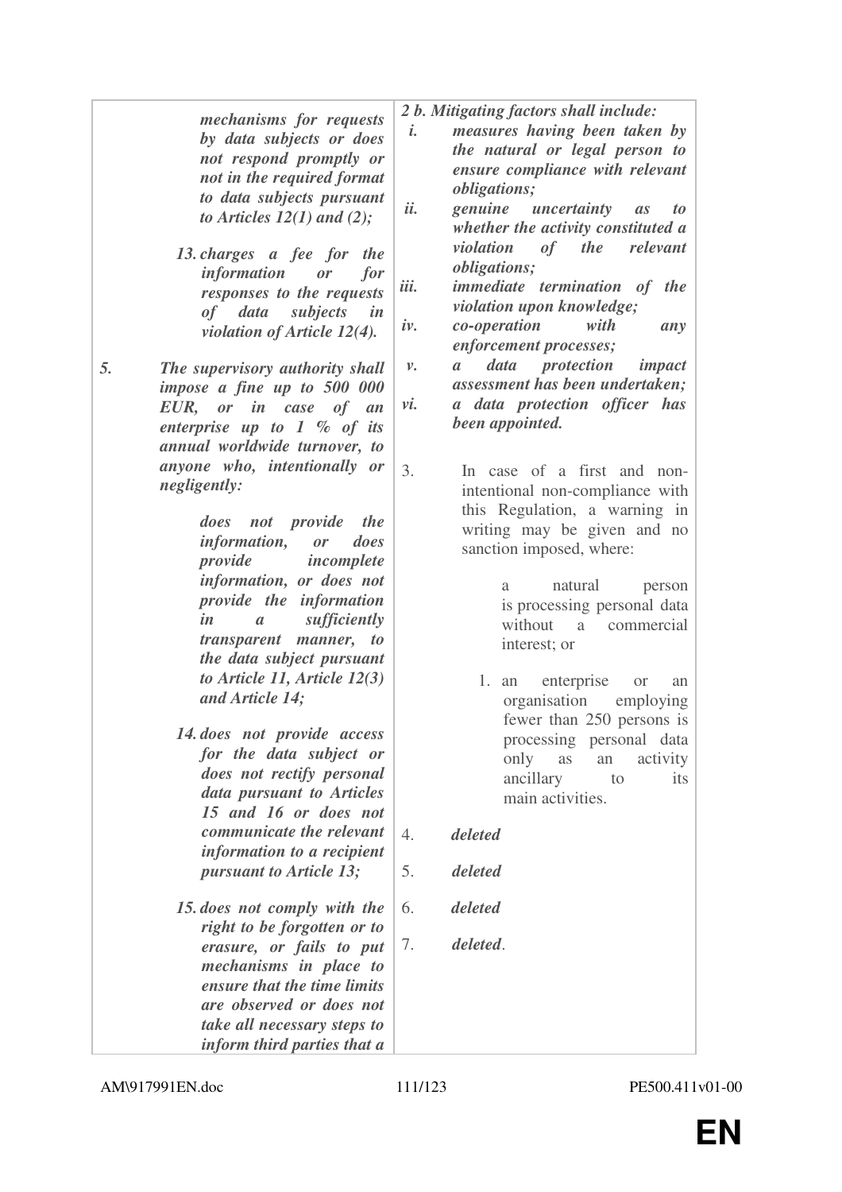| | |
|---|---|
| ***mechanisms for requests by data subjects or does not respond promptly or not in the required format to data subjects pursuant to Articles 12(1) and (2);*** <br><br> ***13. charges a fee for the information or for responses to the requests of data subjects in violation of Article 12(4).*** <br><br> ***5. The supervisory authority shall impose a fine up to 500 000 EUR, or in case of an enterprise up to 1 % of its annual worldwide turnover, to anyone who, intentionally or negligently:*** <br><br> ***does not provide the information, or does provide incomplete information, or does not provide the information in a sufficiently transparent manner, to the data subject pursuant to Article 11, Article 12(3) and Article 14;*** <br><br> ***14. does not provide access for the data subject or does not rectify personal data pursuant to Articles 15 and 16 or does not communicate the relevant information to a recipient pursuant to Article 13;*** <br><br> ***15. does not comply with the right to be forgotten or to erasure, or fails to put mechanisms in place to ensure that the time limits are observed or does not take all necessary steps to inform third parties that a*** | ***2 b. Mitigating factors shall include:*** <br> ***i. measures having been taken by the natural or legal person to ensure compliance with relevant obligations;*** <br> ***ii. genuine uncertainty as to whether the activity constituted a violation of the relevant obligations;*** <br> ***iii. immediate termination of the violation upon knowledge;*** <br> ***iv. co-operation with any enforcement processes;*** <br> ***v. a data protection impact assessment has been undertaken;*** <br> ***vi. a data protection officer has been appointed.*** <br><br> 3. In case of a first and non-intentional non-compliance with this Regulation, a warning in writing may be given and no sanction imposed, where: <br><br> a natural person is processing personal data without a commercial interest; or <br><br> 1. an enterprise or an organisation employing fewer than 250 persons is processing personal data only as an activity ancillary to its main activities. <br><br> 4. ***deleted*** <br><br> 5. ***deleted*** <br><br> 6. ***deleted*** <br><br> 7. ***deleted***. |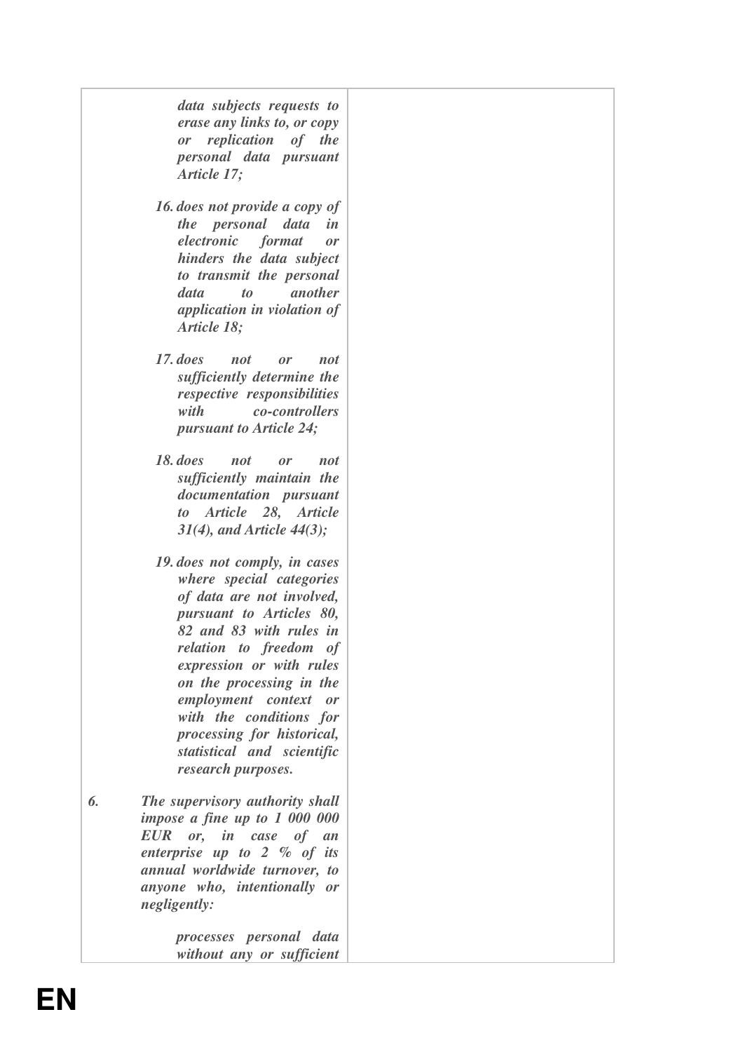| | |
|---|---|
| ***data subjects requests to erase any links to, or copy or replication of the personal data pursuant Article 17;***<br><br>***16. does not provide a copy of the personal data in electronic format or hinders the data subject to transmit the personal data to another application in violation of Article 18;***<br><br>***17. does not or not sufficiently determine the respective responsibilities with co-controllers pursuant to Article 24;***<br><br>***18. does not or not sufficiently maintain the documentation pursuant to Article 28, Article 31(4), and Article 44(3);***<br><br>***19. does not comply, in cases where special categories of data are not involved, pursuant to Articles 80, 82 and 83 with rules in relation to freedom of expression or with rules on the processing in the employment context or with the conditions for processing for historical, statistical and scientific research purposes.***<br><br>***6. The supervisory authority shall impose a fine up to 1 000 000 EUR or, in case of an enterprise up to 2 % of its annual worldwide turnover, to anyone who, intentionally or negligently:***<br><br>***processes personal data without any or sufficient*** | |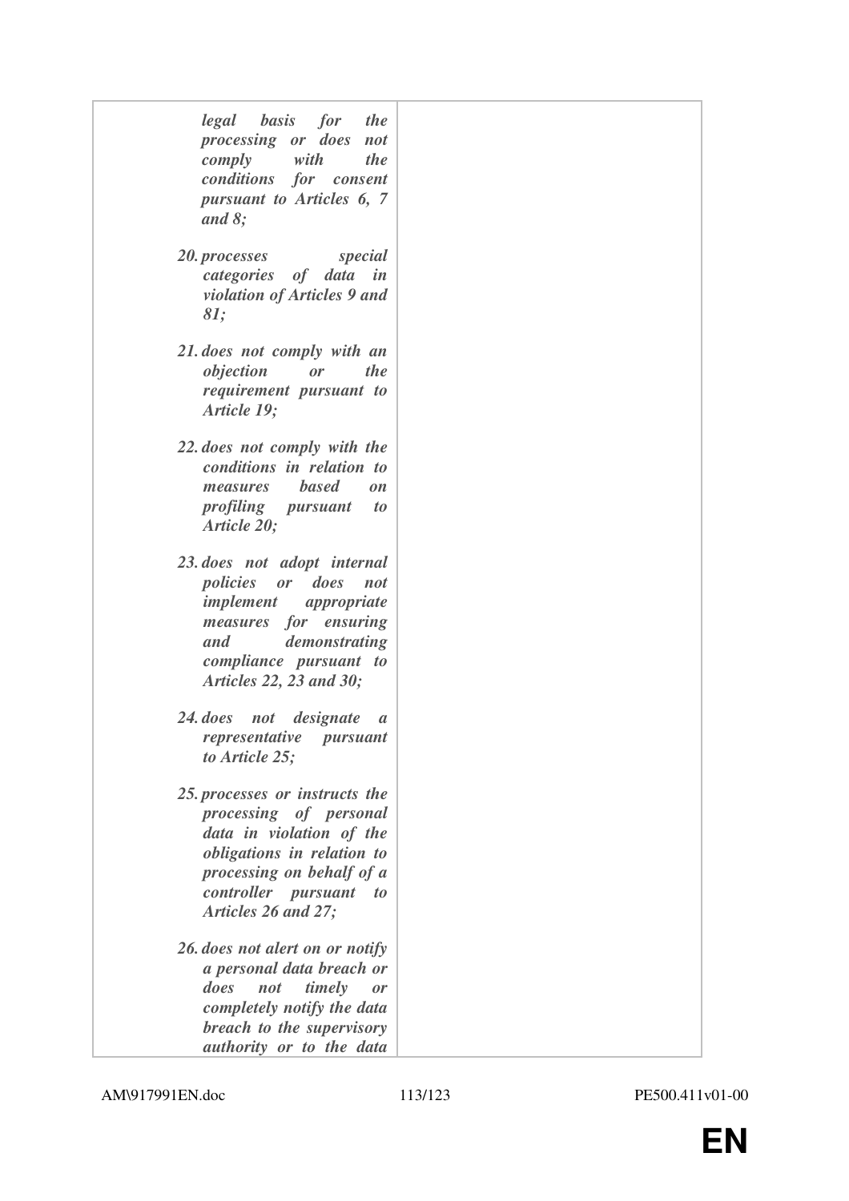| | |
|---|---|
| ***legal basis for the processing or does not comply with the conditions for consent pursuant to Articles 6, 7 and 8;***<br><br>***20. processes special categories of data in violation of Articles 9 and 81;***<br><br>***21. does not comply with an objection or the requirement pursuant to Article 19;***<br><br>***22. does not comply with the conditions in relation to measures based on profiling pursuant to Article 20;***<br><br>***23. does not adopt internal policies or does not implement appropriate measures for ensuring and demonstrating compliance pursuant to Articles 22, 23 and 30;***<br><br>***24. does not designate a representative pursuant to Article 25;***<br><br>***25. processes or instructs the processing of personal data in violation of the obligations in relation to processing on behalf of a controller pursuant to Articles 26 and 27;***<br><br>***26. does not alert on or notify a personal data breach or does not timely or completely notify the data breach to the supervisory authority or to the data*** | |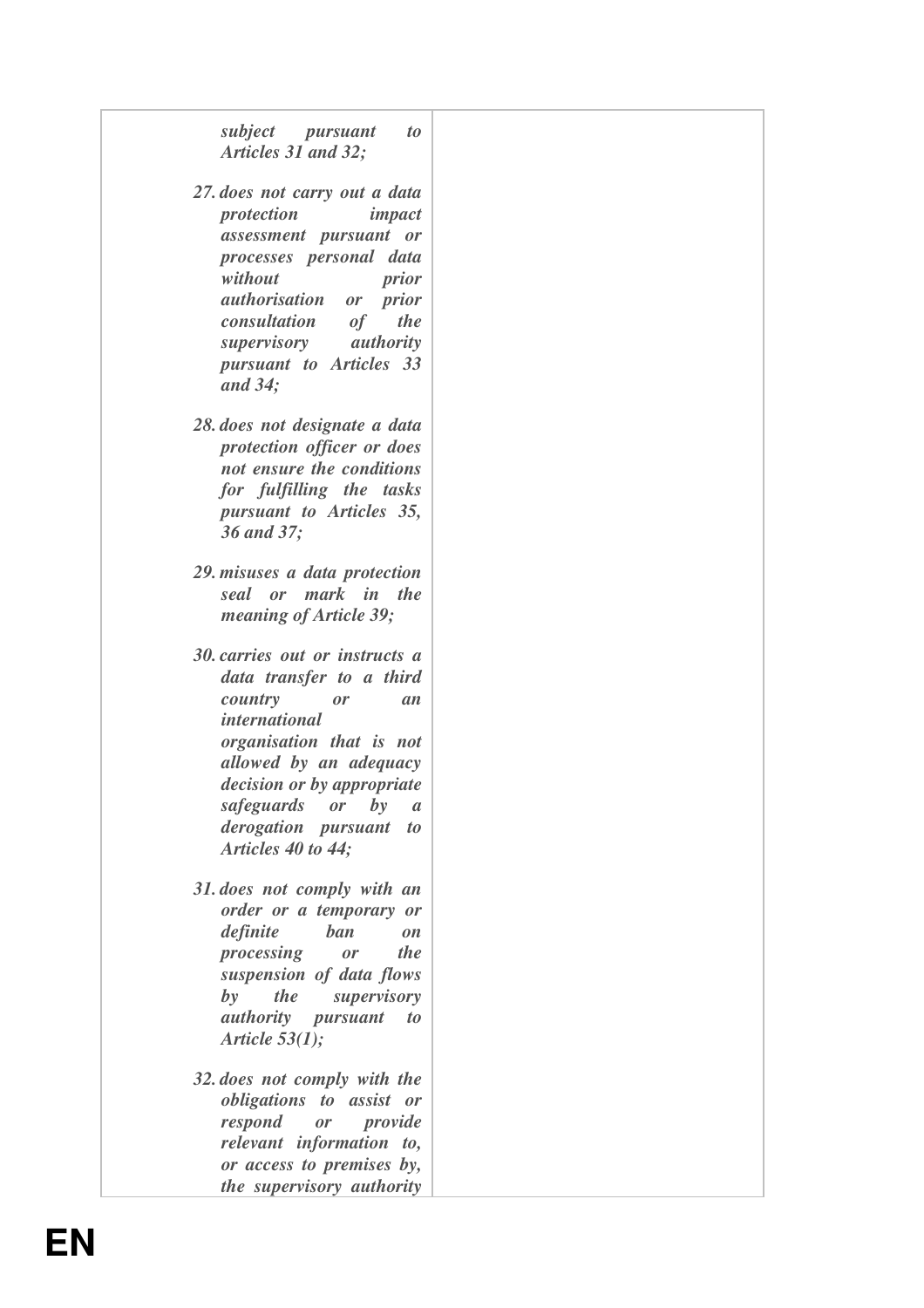| | |
|---|---|
| ***subject pursuant to Articles 31 and 32;*** <br><br> ***27. does not carry out a data protection impact assessment pursuant or processes personal data without prior authorisation or prior consultation of the supervisory authority pursuant to Articles 33 and 34;*** <br><br> ***28. does not designate a data protection officer or does not ensure the conditions for fulfilling the tasks pursuant to Articles 35, 36 and 37;*** <br><br> ***29. misuses a data protection seal or mark in the meaning of Article 39;*** <br><br> ***30. carries out or instructs a data transfer to a third country or an international organisation that is not allowed by an adequacy decision or by appropriate safeguards or by a derogation pursuant to Articles 40 to 44;*** <br><br> ***31. does not comply with an order or a temporary or definite ban on processing or the suspension of data flows by the supervisory authority pursuant to Article 53(1);*** <br><br> ***32. does not comply with the obligations to assist or respond or provide relevant information to, or access to premises by, the supervisory authority*** | |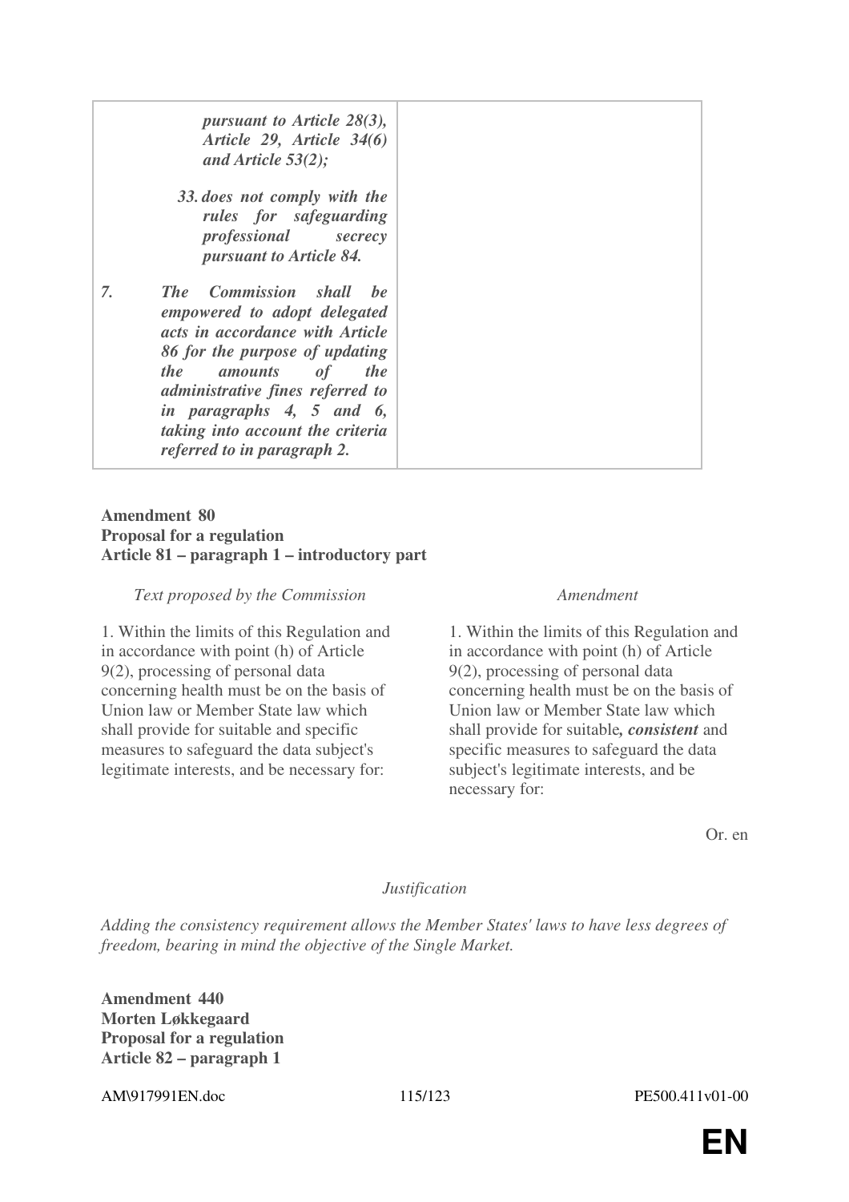| | |
|---|---|
| ***pursuant to Article 28(3), Article 29, Article 34(6) and Article 53(2);*** <br><br> ***33. does not comply with the rules for safeguarding professional secrecy pursuant to Article 84.*** <br><br> ***7. The Commission shall be empowered to adopt delegated acts in accordance with Article 86 for the purpose of updating the amounts of the administrative fines referred to in paragraphs 4, 5 and 6, taking into account the criteria referred to in paragraph 2.*** | |

**Amendment 80**
**Proposal for a regulation**
**Article 81 – paragraph 1 – introductory part**

| *Text proposed by the Commission* | *Amendment* |
|---|---|
| 1. Within the limits of this Regulation and in accordance with point (h) of Article 9(2), processing of personal data concerning health must be on the basis of Union law or Member State law which shall provide for suitable and specific measures to safeguard the data subject's legitimate interests, and be necessary for: | 1. Within the limits of this Regulation and in accordance with point (h) of Article 9(2), processing of personal data concerning health must be on the basis of Union law or Member State law which shall provide for suitable***, consistent*** and specific measures to safeguard the data subject's legitimate interests, and be necessary for: |

Or. en

*Justification*

*Adding the consistency requirement allows the Member States' laws to have less degrees of freedom, bearing in mind the objective of the Single Market.*

**Amendment 440**
**Morten Løkkegaard**
**Proposal for a regulation**
**Article 82 – paragraph 1**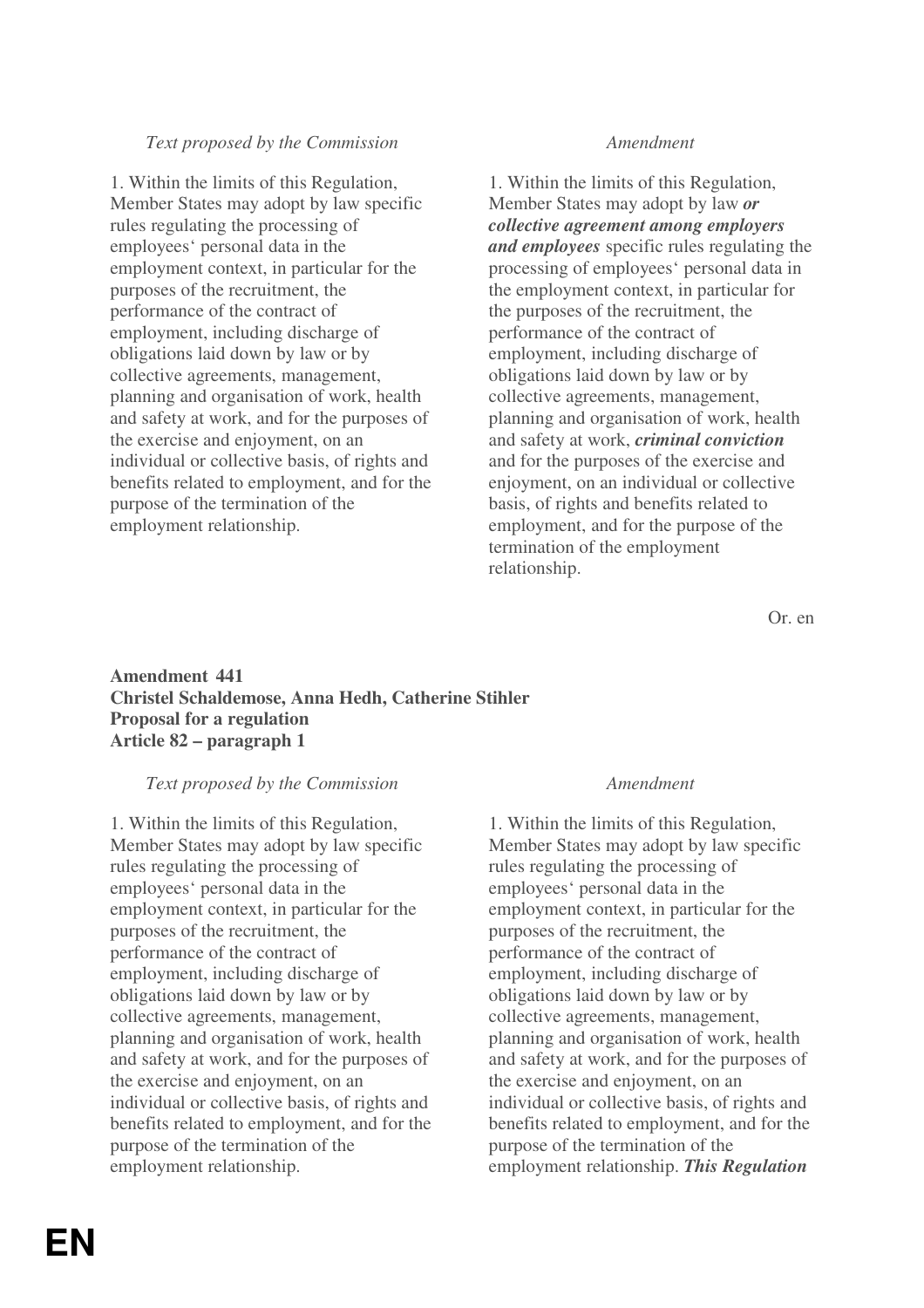| *Text proposed by the Commission* | *Amendment* |
|---|---|
| 1. Within the limits of this Regulation, Member States may adopt by law specific rules regulating the processing of employees' personal data in the employment context, in particular for the purposes of the recruitment, the performance of the contract of employment, including discharge of obligations laid down by law or by collective agreements, management, planning and organisation of work, health and safety at work, and for the purposes of the exercise and enjoyment, on an individual or collective basis, of rights and benefits related to employment, and for the purpose of the termination of the employment relationship. | 1. Within the limits of this Regulation, Member States may adopt by law ***or collective agreement among employers and employees*** specific rules regulating the processing of employees' personal data in the employment context, in particular for the purposes of the recruitment, the performance of the contract of employment, including discharge of obligations laid down by law or by collective agreements, management, planning and organisation of work, health and safety at work, ***criminal conviction*** and for the purposes of the exercise and enjoyment, on an individual or collective basis, of rights and benefits related to employment, and for the purpose of the termination of the employment relationship. |

Or. en

**Amendment 441**
**Christel Schaldemose, Anna Hedh, Catherine Stihler**
**Proposal for a regulation**
**Article 82 – paragraph 1**

| *Text proposed by the Commission* | *Amendment* |
|---|---|
| 1. Within the limits of this Regulation, Member States may adopt by law specific rules regulating the processing of employees' personal data in the employment context, in particular for the purposes of the recruitment, the performance of the contract of employment, including discharge of obligations laid down by law or by collective agreements, management, planning and organisation of work, health and safety at work, and for the purposes of the exercise and enjoyment, on an individual or collective basis, of rights and benefits related to employment, and for the purpose of the termination of the employment relationship. | 1. Within the limits of this Regulation, Member States may adopt by law specific rules regulating the processing of employees' personal data in the employment context, in particular for the purposes of the recruitment, the performance of the contract of employment, including discharge of obligations laid down by law or by collective agreements, management, planning and organisation of work, health and safety at work, and for the purposes of the exercise and enjoyment, on an individual or collective basis, of rights and benefits related to employment, and for the purpose of the termination of the employment relationship. ***This Regulation*** |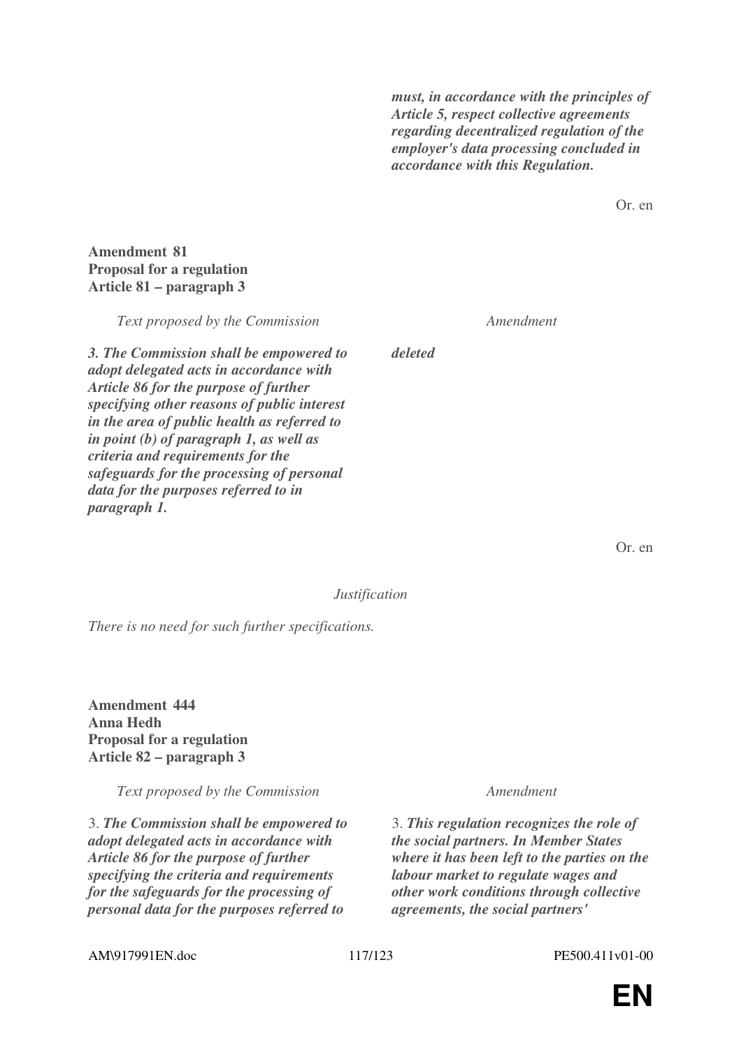| | |
|---|---|
| | ***must, in accordance with the principles of Article 5, respect collective agreements regarding decentralized regulation of the employer's data processing concluded in accordance with this Regulation.*** |

Or. en

**Amendment 81**
**Proposal for a regulation**
**Article 81 – paragraph 3**

| *Text proposed by the Commission* | *Amendment* |
|---|---|
| ***3. The Commission shall be empowered to adopt delegated acts in accordance with Article 86 for the purpose of further specifying other reasons of public interest in the area of public health as referred to in point (b) of paragraph 1, as well as criteria and requirements for the safeguards for the processing of personal data for the purposes referred to in paragraph 1.*** | ***deleted*** |

Or. en

*Justification*

*There is no need for such further specifications.*

**Amendment 444**
**Anna Hedh**
**Proposal for a regulation**
**Article 82 – paragraph 3**

| *Text proposed by the Commission* | *Amendment* |
|---|---|
| 3. ***The Commission shall be empowered to adopt delegated acts in accordance with Article 86 for the purpose of further specifying the criteria and requirements for the safeguards for the processing of personal data for the purposes referred to*** | 3. ***This regulation recognizes the role of the social partners. In Member States where it has been left to the parties on the labour market to regulate wages and other work conditions through collective agreements, the social partners'*** |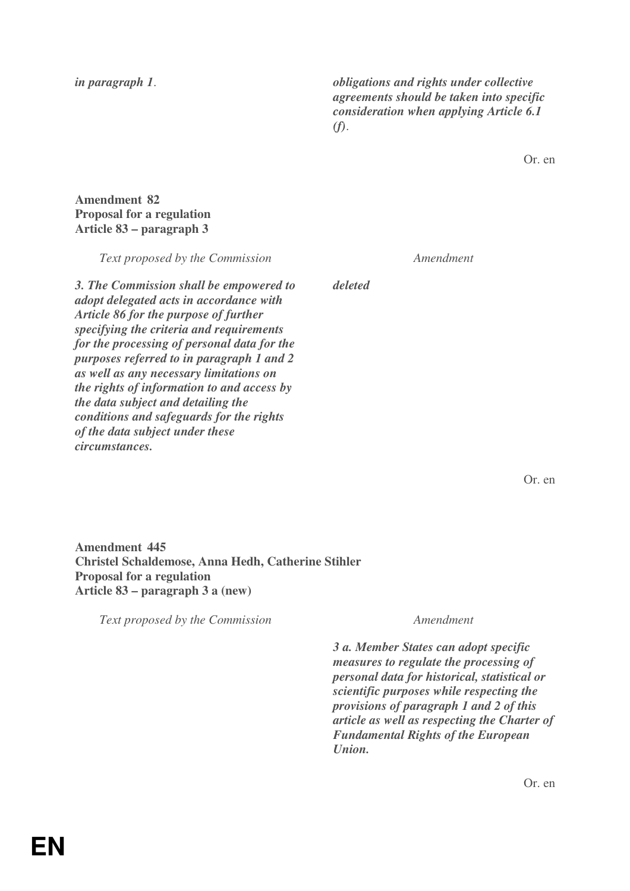| | |
|---|---|
| ***in paragraph 1**.* | ***obligations and rights under collective agreements should be taken into specific consideration when applying Article 6.1 (f)**.* |

Or. en

**Amendment 82**
**Proposal for a regulation**
**Article 83 – paragraph 3**

| *Text proposed by the Commission* | *Amendment* |
|---|---|
| ***3. The Commission shall be empowered to adopt delegated acts in accordance with Article 86 for the purpose of further specifying the criteria and requirements for the processing of personal data for the purposes referred to in paragraph 1 and 2 as well as any necessary limitations on the rights of information to and access by the data subject and detailing the conditions and safeguards for the rights of the data subject under these circumstances.*** | ***deleted*** |

Or. en

**Amendment 445**
**Christel Schaldemose, Anna Hedh, Catherine Stihler**
**Proposal for a regulation**
**Article 83 – paragraph 3 a (new)**

| *Text proposed by the Commission* | *Amendment* |
|---|---|
| | ***3 a. Member States can adopt specific measures to regulate the processing of personal data for historical, statistical or scientific purposes while respecting the provisions of paragraph 1 and 2 of this article as well as respecting the Charter of Fundamental Rights of the European Union.*** |

Or. en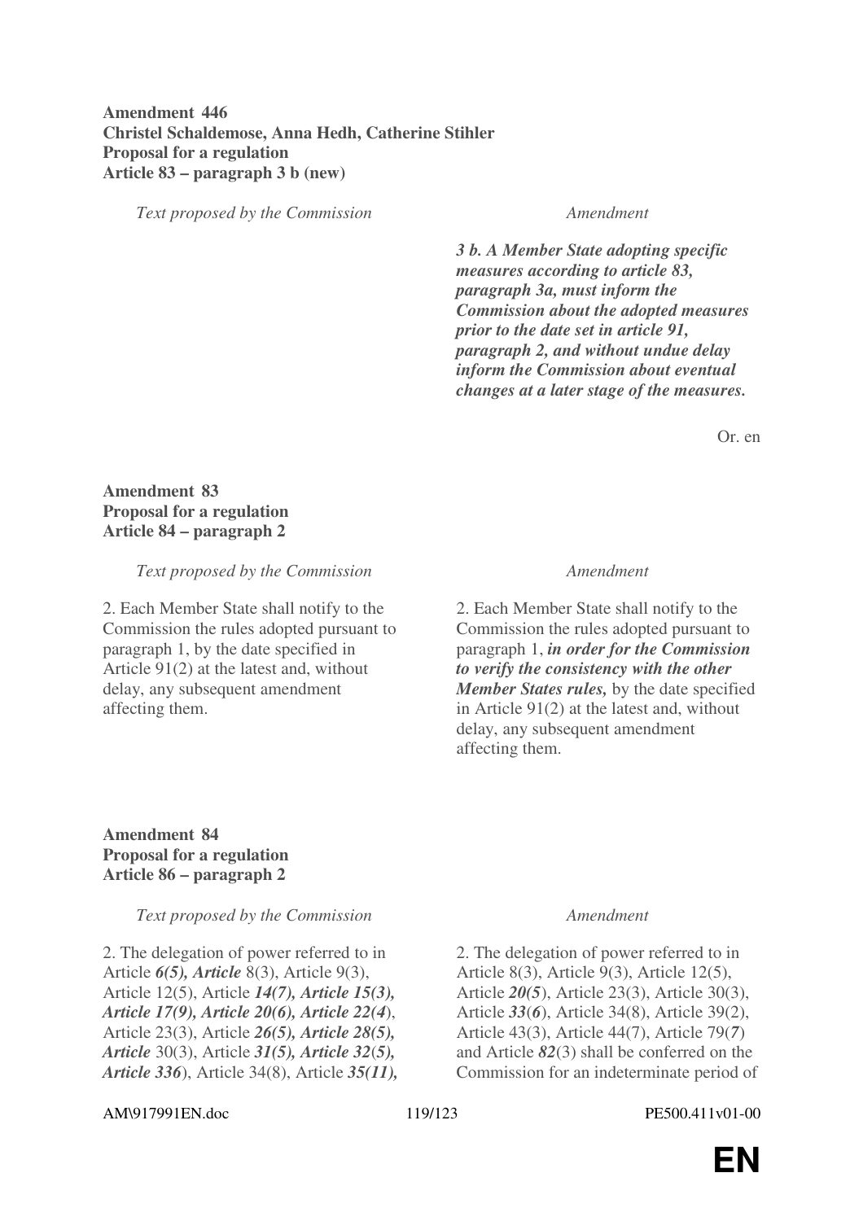**Amendment 446**
**Christel Schaldemose, Anna Hedh, Catherine Stihler**
**Proposal for a regulation**
**Article 83 – paragraph 3 b (new)**

| *Text proposed by the Commission* | *Amendment* |
|---|---|
| | ***3 b. A Member State adopting specific measures according to article 83, paragraph 3a, must inform the Commission about the adopted measures prior to the date set in article 91, paragraph 2, and without undue delay inform the Commission about eventual changes at a later stage of the measures.*** |

Or. en

**Amendment 83**
**Proposal for a regulation**
**Article 84 – paragraph 2**

| *Text proposed by the Commission* | *Amendment* |
|---|---|
| 2. Each Member State shall notify to the Commission the rules adopted pursuant to paragraph 1, by the date specified in Article 91(2) at the latest and, without delay, any subsequent amendment affecting them. | 2. Each Member State shall notify to the Commission the rules adopted pursuant to paragraph 1, ***in order for the Commission to verify the consistency with the other Member States rules,*** by the date specified in Article 91(2) at the latest and, without delay, any subsequent amendment affecting them. |

**Amendment 84**
**Proposal for a regulation**
**Article 86 – paragraph 2**

| *Text proposed by the Commission* | *Amendment* |
|---|---|
| 2. The delegation of power referred to in Article ***6(5), Article*** 8(3), Article 9(3), Article 12(5), Article ***14(7), Article 15(3), Article 17(9), Article 20(6), Article 22(4***), Article 23(3), Article ***26(5), Article 28(5), Article*** 30(3), Article ***31(5), Article 32***(***5), Article 336***), Article 34(8), Article ***35(11),*** | 2. The delegation of power referred to in Article 8(3), Article 9(3), Article 12(5), Article ***20(5***), Article 23(3), Article 30(3), Article ***33***(***6***), Article 34(8), Article 39(2), Article 43(3), Article 44(7), Article 79(***7***) and Article ***82***(3) shall be conferred on the Commission for an indeterminate period of |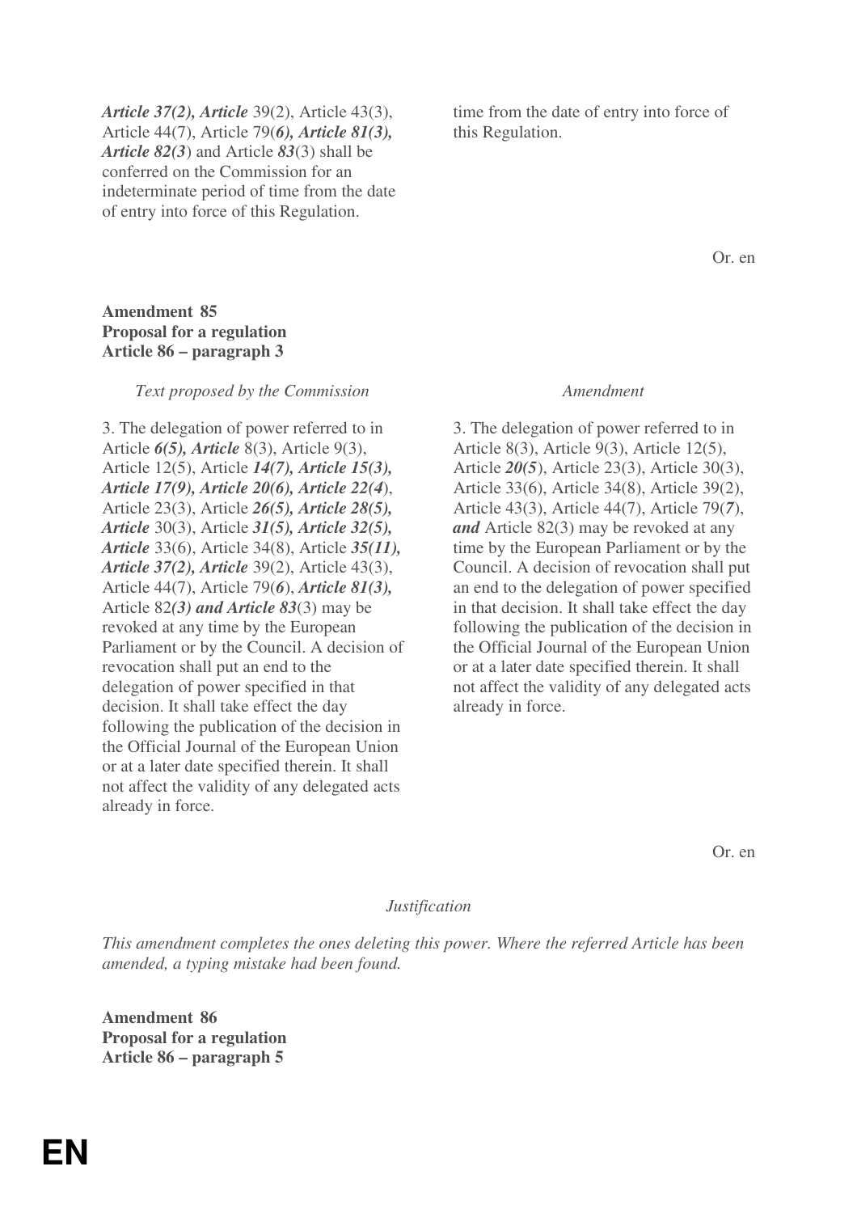| | |
|---|---|
| ***Article 37(2), Article*** 39(2), Article 43(3), Article 44(7), Article 79(***6), Article 81(3), Article 82(3***) and Article ***83***(3) shall be conferred on the Commission for an indeterminate period of time from the date of entry into force of this Regulation. | time from the date of entry into force of this Regulation. |

Or. en

**Amendment 85**
**Proposal for a regulation**
**Article 86 – paragraph 3**

| *Text proposed by the Commission* | *Amendment* |
|---|---|
| 3. The delegation of power referred to in Article ***6(5), Article*** 8(3), Article 9(3), Article 12(5), Article ***14(7), Article 15(3), Article 17(9), Article 20(6), Article 22(4***), Article 23(3), Article ***26(5), Article 28(5), Article*** 30(3), Article ***31(5), Article 32(5), Article*** 33(6), Article 34(8), Article ***35(11), Article 37(2), Article*** 39(2), Article 43(3), Article 44(7), Article 79(***6***), ***Article 81(3),*** Article 82***(3) and Article 83***(3) may be revoked at any time by the European Parliament or by the Council. A decision of revocation shall put an end to the delegation of power specified in that decision. It shall take effect the day following the publication of the decision in the Official Journal of the European Union or at a later date specified therein. It shall not affect the validity of any delegated acts already in force. | 3. The delegation of power referred to in Article 8(3), Article 9(3), Article 12(5), Article ***20(5***), Article 23(3), Article 30(3), Article 33(6), Article 34(8), Article 39(2), Article 43(3), Article 44(7), Article 79(***7***), ***and*** Article 82(3) may be revoked at any time by the European Parliament or by the Council. A decision of revocation shall put an end to the delegation of power specified in that decision. It shall take effect the day following the publication of the decision in the Official Journal of the European Union or at a later date specified therein. It shall not affect the validity of any delegated acts already in force. |

Or. en

*Justification*

*This amendment completes the ones deleting this power. Where the referred Article has been amended, a typing mistake had been found.*

**Amendment 86**
**Proposal for a regulation**
**Article 86 – paragraph 5**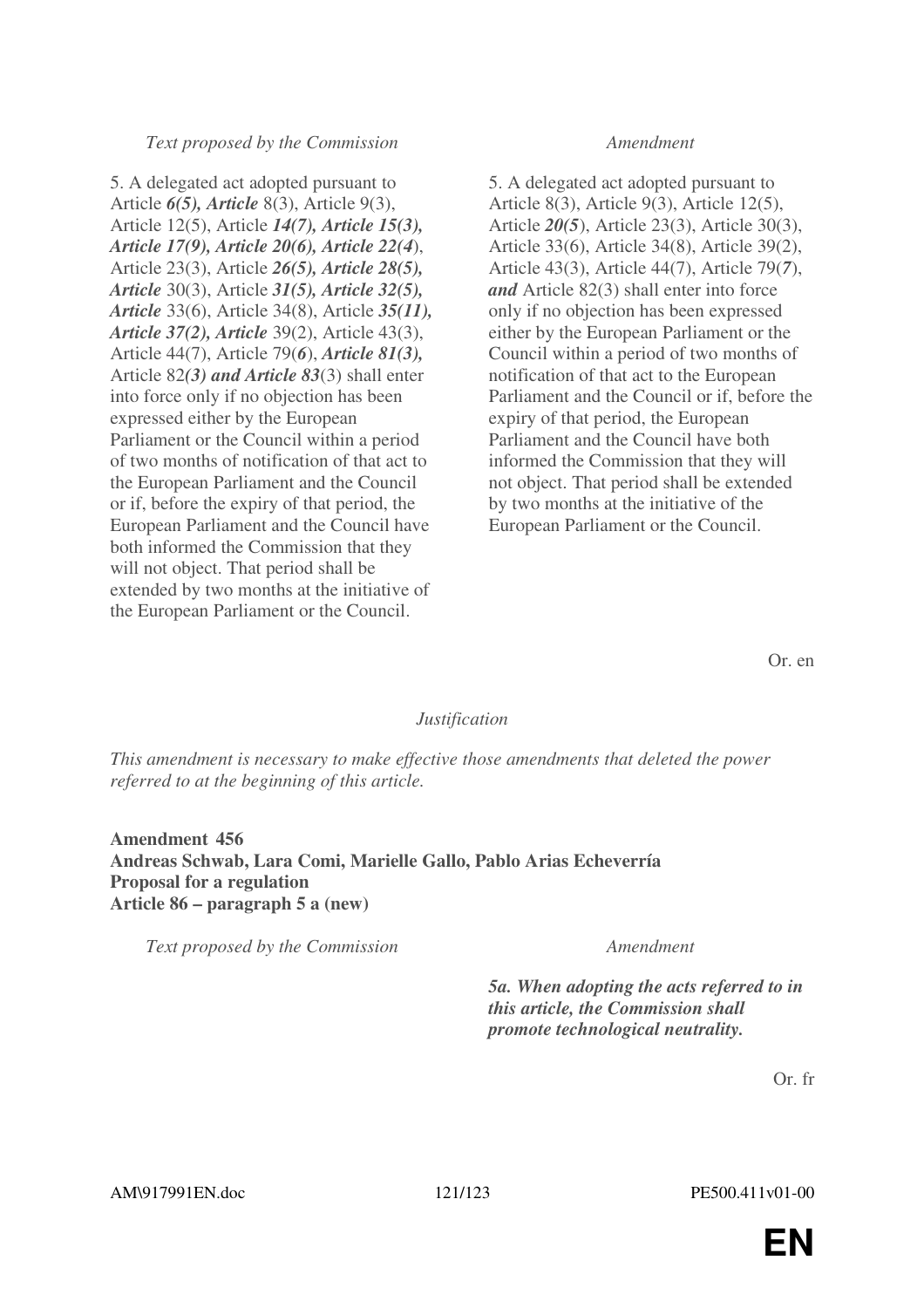| *Text proposed by the Commission* | *Amendment* |
|---|---|
| 5. A delegated act adopted pursuant to Article ***6(5), Article*** 8(3), Article 9(3), Article 12(5), Article ***14(7), Article 15(3), Article 17(9), Article 20(6), Article 22(4***), Article 23(3), Article ***26(5), Article 28(5), Article*** 30(3), Article ***31(5), Article 32(5), Article*** 33(6), Article 34(8), Article ***35(11), Article 37(2), Article*** 39(2), Article 43(3), Article 44(7), Article 79(***6***), ***Article 81(3),*** Article 82***(3) and Article 83***(3) shall enter into force only if no objection has been expressed either by the European Parliament or the Council within a period of two months of notification of that act to the European Parliament and the Council or if, before the expiry of that period, the European Parliament and the Council have both informed the Commission that they will not object. That period shall be extended by two months at the initiative of the European Parliament or the Council. | 5. A delegated act adopted pursuant to Article 8(3), Article 9(3), Article 12(5), Article ***20(5***), Article 23(3), Article 30(3), Article 33(6), Article 34(8), Article 39(2), Article 43(3), Article 44(7), Article 79(***7***), ***and*** Article 82(3) shall enter into force only if no objection has been expressed either by the European Parliament or the Council within a period of two months of notification of that act to the European Parliament and the Council or if, before the expiry of that period, the European Parliament and the Council have both informed the Commission that they will not object. That period shall be extended by two months at the initiative of the European Parliament or the Council. |

Or. en

*Justification*

*This amendment is necessary to make effective those amendments that deleted the power referred to at the beginning of this article.*

**Amendment 456**
**Andreas Schwab, Lara Comi, Marielle Gallo, Pablo Arias Echeverría**
**Proposal for a regulation**
**Article 86 – paragraph 5 a (new)**

| *Text proposed by the Commission* | *Amendment* |
|---|---|
| | ***5a. When adopting the acts referred to in this article, the Commission shall promote technological neutrality.*** |

Or. fr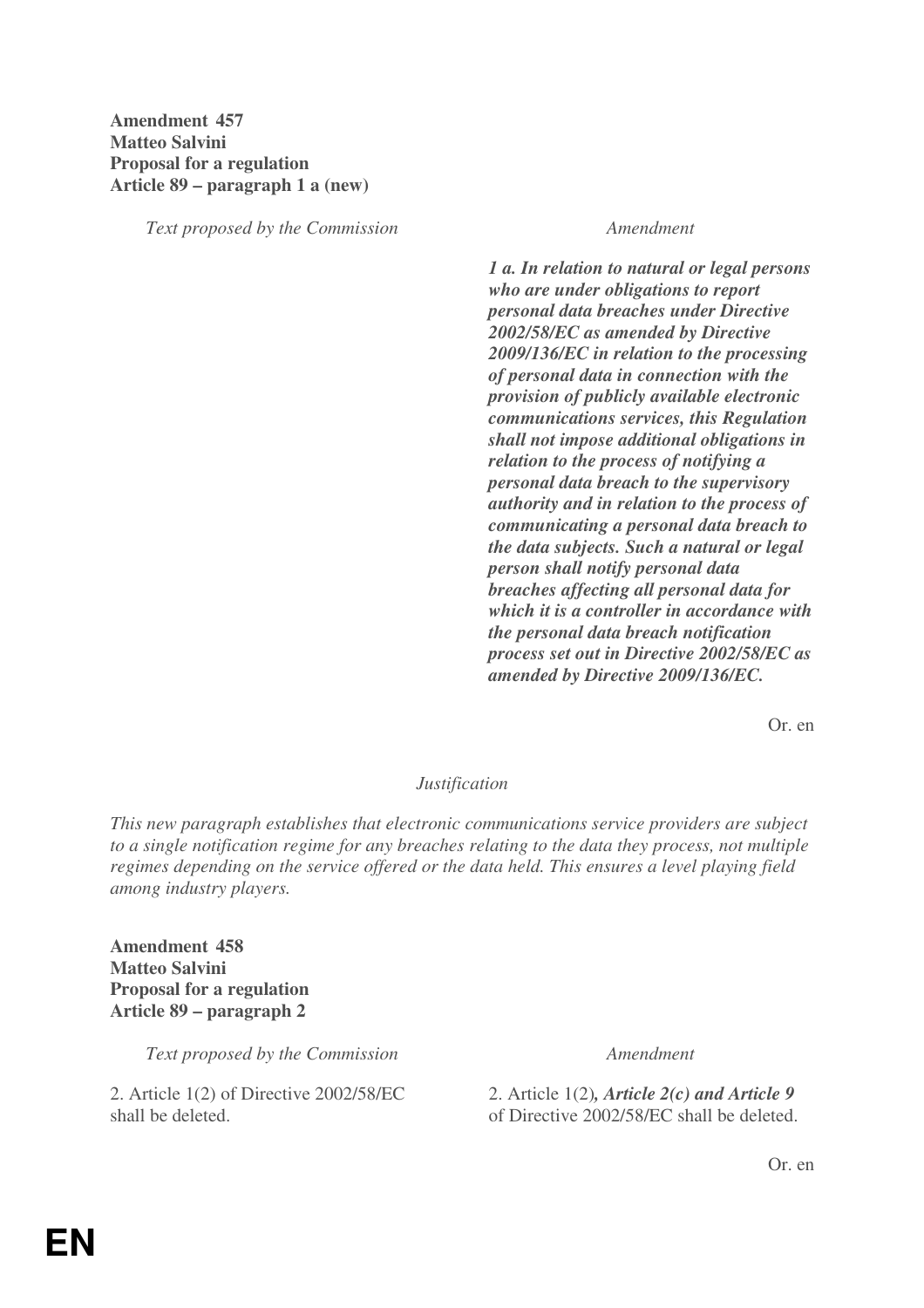**Amendment 457**
**Matteo Salvini**
**Proposal for a regulation**
**Article 89 – paragraph 1 a (new)**

| *Text proposed by the Commission* | *Amendment* |
|---|---|
| | ***1 a. In relation to natural or legal persons who are under obligations to report personal data breaches under Directive 2002/58/EC as amended by Directive 2009/136/EC in relation to the processing of personal data in connection with the provision of publicly available electronic communications services, this Regulation shall not impose additional obligations in relation to the process of notifying a personal data breach to the supervisory authority and in relation to the process of communicating a personal data breach to the data subjects. Such a natural or legal person shall notify personal data breaches affecting all personal data for which it is a controller in accordance with the personal data breach notification process set out in Directive 2002/58/EC as amended by Directive 2009/136/EC.*** |

Or. en

*Justification*

*This new paragraph establishes that electronic communications service providers are subject to a single notification regime for any breaches relating to the data they process, not multiple regimes depending on the service offered or the data held. This ensures a level playing field among industry players.*

**Amendment 458**
**Matteo Salvini**
**Proposal for a regulation**
**Article 89 – paragraph 2**

| *Text proposed by the Commission* | *Amendment* |
|---|---|
| 2. Article 1(2) of Directive 2002/58/EC shall be deleted. | 2. Article 1(2)***, Article 2(c) and Article 9*** of Directive 2002/58/EC shall be deleted. |

Or. en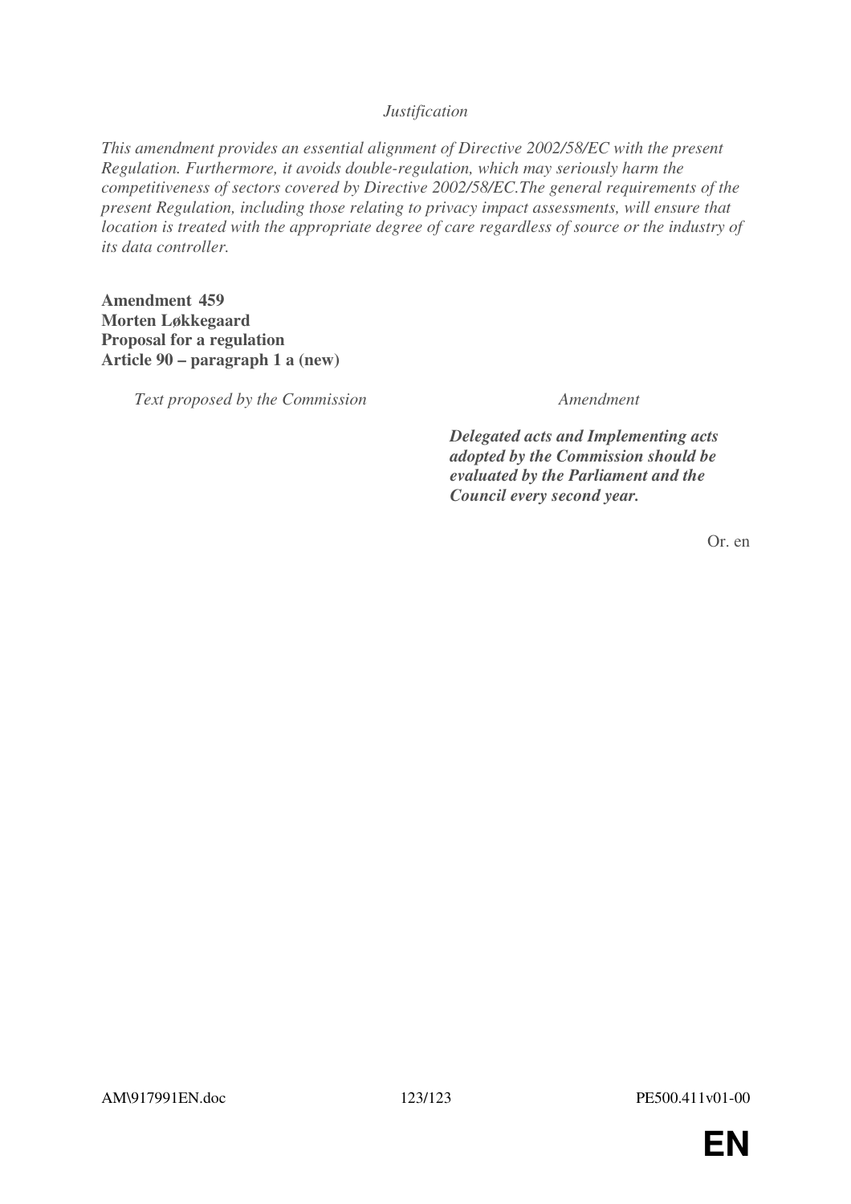*Justification*

*This amendment provides an essential alignment of Directive 2002/58/EC with the present Regulation. Furthermore, it avoids double-regulation, which may seriously harm the competitiveness of sectors covered by Directive 2002/58/EC.The general requirements of the present Regulation, including those relating to privacy impact assessments, will ensure that location is treated with the appropriate degree of care regardless of source or the industry of its data controller.*

**Amendment 459**
**Morten Løkkegaard**
**Proposal for a regulation**
**Article 90 – paragraph 1 a (new)**

| *Text proposed by the Commission* | *Amendment* |
|---|---|
| | ***Delegated acts and Implementing acts adopted by the Commission should be evaluated by the Parliament and the Council every second year.*** |

Or. en